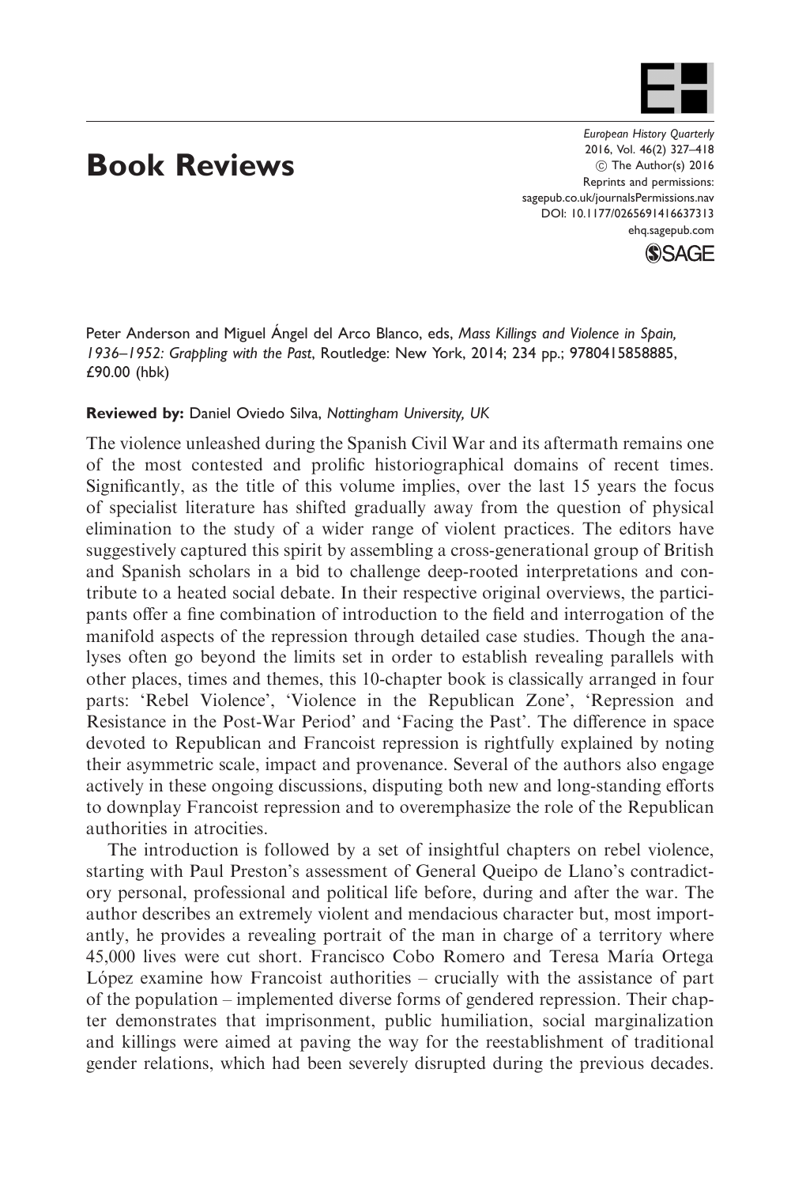# Book Reviews

Peter Anderson and Miguel Ángel del Arco Blanco, eds, *Mass Killings and Violence in Spain, 1936–1952: Grappling with the Past*, Routledge: New York, 2014; 234 pp.; 9780415858885, £90.00 (hbk)

**Reviewed by:** Daniel Oviedo Silva, Nottingham University, UK

The violence unleashed during the Spanish Civil War and its aftermath remains one of the most contested and prolific historiographical domains of recent times. Significantly, as the title of this volume implies, over the last 15 years the focus of specialist literature has shifted gradually away from the question of physical elimination to the study of a wider range of violent practices. The editors have suggestively captured this spirit by assembling a cross-generational group of British and Spanish scholars in a bid to challenge deep-rooted interpretations and contribute to a heated social debate. In their respective original overviews, the participants offer a fine combination of introduction to the field and interrogation of the manifold aspects of the repression through detailed case studies. Though the analyses often go beyond the limits set in order to establish revealing parallels with other places, times and themes, this 10-chapter book is classically arranged in four parts: 'Rebel Violence', 'Violence in the Republican Zone', 'Repression and Resistance in the Post-War Period' and 'Facing the Past'. The difference in space devoted to Republican and Francoist repression is rightfully explained by noting their asymmetric scale, impact and provenance. Several of the authors also engage actively in these ongoing discussions, disputing both new and long-standing efforts to downplay Francoist repression and to overemphasize the role of the Republican authorities in atrocities.

The introduction is followed by a set of insightful chapters on rebel violence, starting with Paul Preston's assessment of General Queipo de Llano's contradictory personal, professional and political life before, during and after the war. The author describes an extremely violent and mendacious character but, most importantly, he provides a revealing portrait of the man in charge of a territory where 45,000 lives were cut short. Francisco Cobo Romero and Teresa María Ortega López examine how Francoist authorities – crucially with the assistance of part of the population – implemented diverse forms of gendered repression. Their chapter demonstrates that imprisonment, public humiliation, social marginalization and killings were aimed at paving the way for the reestablishment of traditional gender relations, which had been severely disrupted during the previous decades.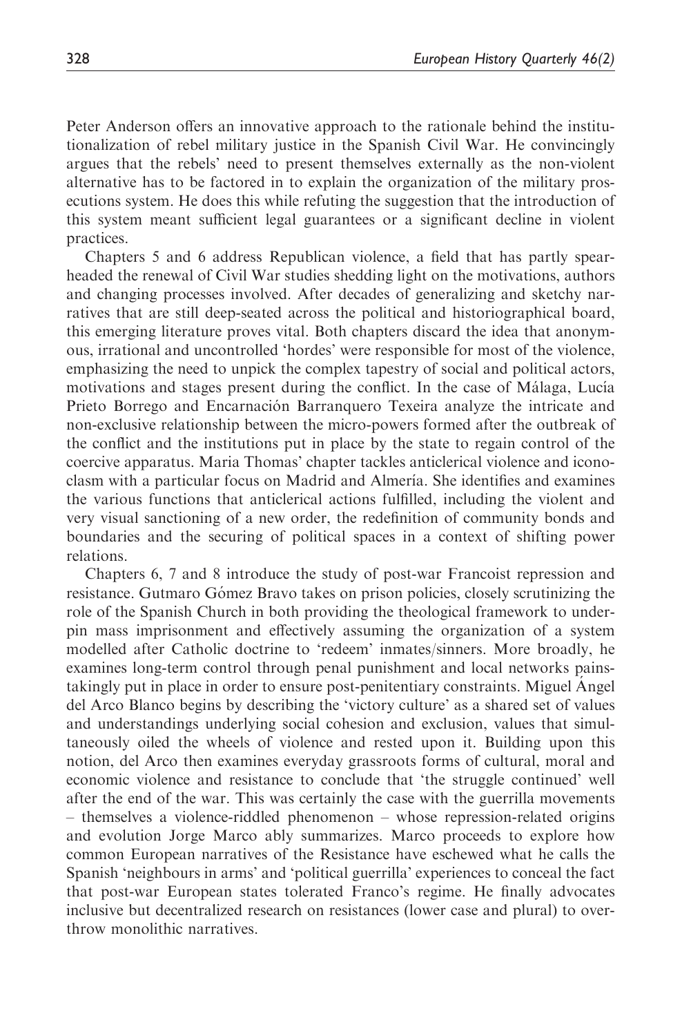Peter Anderson offers an innovative approach to the rationale behind the institutionalization of rebel military justice in the Spanish Civil War. He convincingly argues that the rebels' need to present themselves externally as the non-violent alternative has to be factored in to explain the organization of the military prosecutions system. He does this while refuting the suggestion that the introduction of this system meant sufficient legal guarantees or a significant decline in violent practices.

Chapters 5 and 6 address Republican violence, a field that has partly spearheaded the renewal of Civil War studies shedding light on the motivations, authors and changing processes involved. After decades of generalizing and sketchy narratives that are still deep-seated across the political and historiographical board, this emerging literature proves vital. Both chapters discard the idea that anonymous, irrational and uncontrolled 'hordes' were responsible for most of the violence, emphasizing the need to unpick the complex tapestry of social and political actors, motivations and stages present during the conflict. In the case of Málaga, Lucía Prieto Borrego and Encarnación Barranquero Texeira analyze the intricate and non-exclusive relationship between the micro-powers formed after the outbreak of the conflict and the institutions put in place by the state to regain control of the coercive apparatus. Maria Thomas' chapter tackles anticlerical violence and iconoclasm with a particular focus on Madrid and Almería. She identifies and examines the various functions that anticlerical actions fulfilled, including the violent and very visual sanctioning of a new order, the redefinition of community bonds and boundaries and the securing of political spaces in a context of shifting power relations.

Chapters 6, 7 and 8 introduce the study of post-war Francoist repression and resistance. Gutmaro Gómez Bravo takes on prison policies, closely scrutinizing the role of the Spanish Church in both providing the theological framework to underpin mass imprisonment and effectively assuming the organization of a system modelled after Catholic doctrine to 'redeem' inmates/sinners. More broadly, he examines long-term control through penal punishment and local networks painstakingly put in place in order to ensure post-penitentiary constraints. Miguel Ángel del Arco Blanco begins by describing the 'victory culture' as a shared set of values and understandings underlying social cohesion and exclusion, values that simultaneously oiled the wheels of violence and rested upon it. Building upon this notion, del Arco then examines everyday grassroots forms of cultural, moral and economic violence and resistance to conclude that 'the struggle continued' well after the end of the war. This was certainly the case with the guerrilla movements – themselves a violence-riddled phenomenon – whose repression-related origins and evolution Jorge Marco ably summarizes. Marco proceeds to explore how common European narratives of the Resistance have eschewed what he calls the Spanish 'neighbours in arms' and 'political guerrilla' experiences to conceal the fact that post-war European states tolerated Franco's regime. He finally advocates inclusive but decentralized research on resistances (lower case and plural) to overthrow monolithic narratives.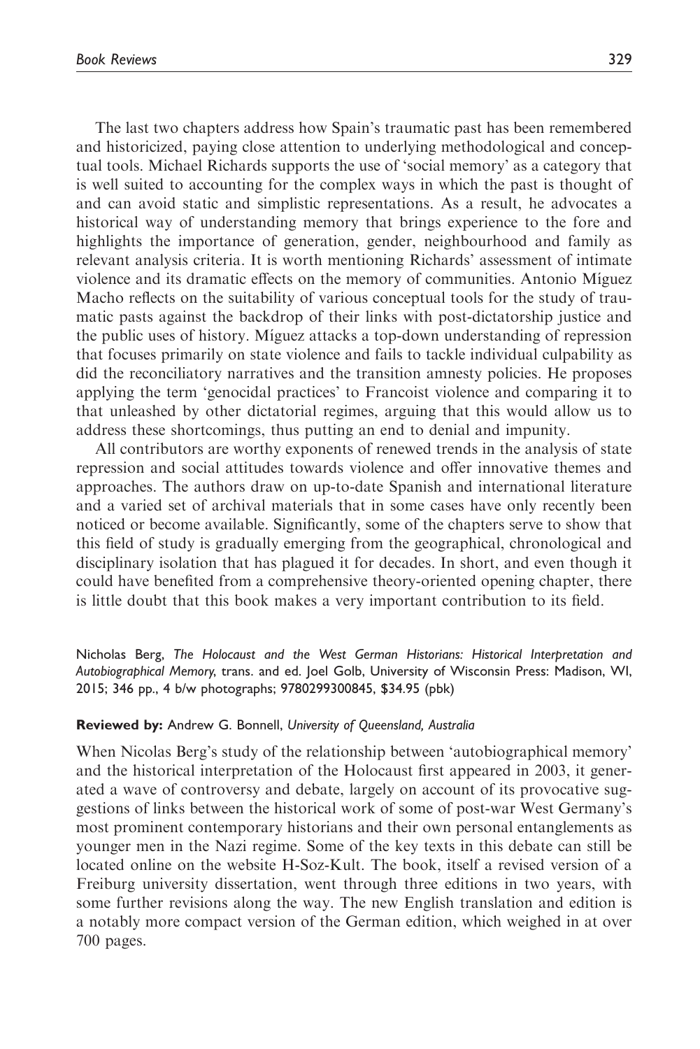The last two chapters address how Spain's traumatic past has been remembered and historicized, paying close attention to underlying methodological and conceptual tools. Michael Richards supports the use of 'social memory' as a category that is well suited to accounting for the complex ways in which the past is thought of and can avoid static and simplistic representations. As a result, he advocates a historical way of understanding memory that brings experience to the fore and highlights the importance of generation, gender, neighbourhood and family as relevant analysis criteria. It is worth mentioning Richards' assessment of intimate violence and its dramatic effects on the memory of communities. Antonio Míguez Macho reflects on the suitability of various conceptual tools for the study of traumatic pasts against the backdrop of their links with post-dictatorship justice and the public uses of history. Míguez attacks a top-down understanding of repression that focuses primarily on state violence and fails to tackle individual culpability as did the reconciliatory narratives and the transition amnesty policies. He proposes applying the term 'genocidal practices' to Francoist violence and comparing it to that unleashed by other dictatorial regimes, arguing that this would allow us to address these shortcomings, thus putting an end to denial and impunity.

All contributors are worthy exponents of renewed trends in the analysis of state repression and social attitudes towards violence and offer innovative themes and approaches. The authors draw on up-to-date Spanish and international literature and a varied set of archival materials that in some cases have only recently been noticed or become available. Significantly, some of the chapters serve to show that this field of study is gradually emerging from the geographical, chronological and disciplinary isolation that has plagued it for decades. In short, and even though it could have benefited from a comprehensive theory-oriented opening chapter, there is little doubt that this book makes a very important contribution to its field.

Nicholas Berg, *The Holocaust and the West German Historians: Historical Interpretation and Autobiographical Memory*, trans. and ed. Joel Golb, University of Wisconsin Press: Madison, WI, 2015; 346 pp., 4 b/w photographs; 9780299300845, $34.95 (pbk)

**Reviewed by:** Andrew G. Bonnell, *University of Queensland, Australia*

When Nicolas Berg's study of the relationship between 'autobiographical memory' and the historical interpretation of the Holocaust first appeared in 2003, it generated a wave of controversy and debate, largely on account of its provocative suggestions of links between the historical work of some of post-war West Germany's most prominent contemporary historians and their own personal entanglements as younger men in the Nazi regime. Some of the key texts in this debate can still be located online on the website H-Soz-Kult. The book, itself a revised version of a Freiburg university dissertation, went through three editions in two years, with some further revisions along the way. The new English translation and edition is a notably more compact version of the German edition, which weighed in at over 700 pages.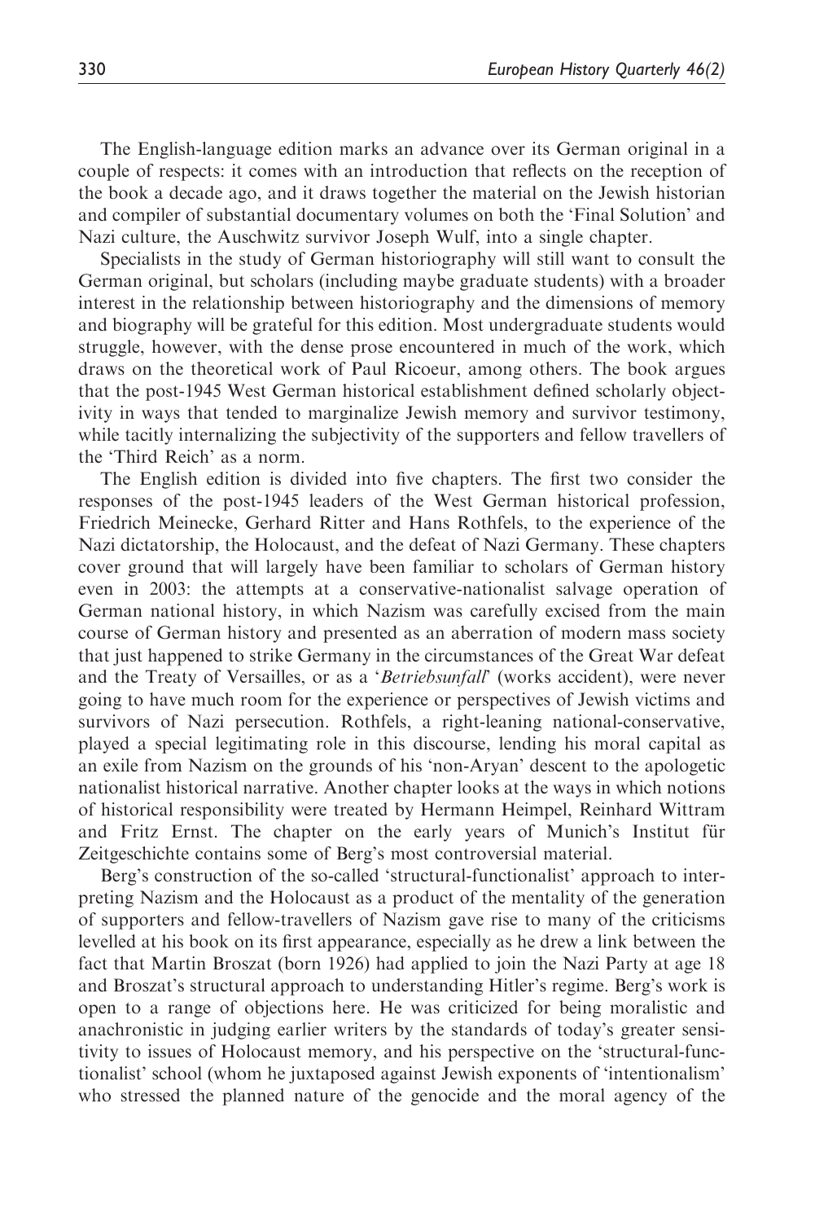The English-language edition marks an advance over its German original in a couple of respects: it comes with an introduction that reflects on the reception of the book a decade ago, and it draws together the material on the Jewish historian and compiler of substantial documentary volumes on both the 'Final Solution' and Nazi culture, the Auschwitz survivor Joseph Wulf, into a single chapter.

Specialists in the study of German historiography will still want to consult the German original, but scholars (including maybe graduate students) with a broader interest in the relationship between historiography and the dimensions of memory and biography will be grateful for this edition. Most undergraduate students would struggle, however, with the dense prose encountered in much of the work, which draws on the theoretical work of Paul Ricoeur, among others. The book argues that the post-1945 West German historical establishment defined scholarly objectivity in ways that tended to marginalize Jewish memory and survivor testimony, while tacitly internalizing the subjectivity of the supporters and fellow travellers of the 'Third Reich' as a norm.

The English edition is divided into five chapters. The first two consider the responses of the post-1945 leaders of the West German historical profession, Friedrich Meinecke, Gerhard Ritter and Hans Rothfels, to the experience of the Nazi dictatorship, the Holocaust, and the defeat of Nazi Germany. These chapters cover ground that will largely have been familiar to scholars of German history even in 2003: the attempts at a conservative-nationalist salvage operation of German national history, in which Nazism was carefully excised from the main course of German history and presented as an aberration of modern mass society that just happened to strike Germany in the circumstances of the Great War defeat and the Treaty of Versailles, or as a '*Betriebsunfall*' (works accident), were never going to have much room for the experience or perspectives of Jewish victims and survivors of Nazi persecution. Rothfels, a right-leaning national-conservative, played a special legitimating role in this discourse, lending his moral capital as an exile from Nazism on the grounds of his 'non-Aryan' descent to the apologetic nationalist historical narrative. Another chapter looks at the ways in which notions of historical responsibility were treated by Hermann Heimpel, Reinhard Wittram and Fritz Ernst. The chapter on the early years of Munich's Institut für Zeitgeschichte contains some of Berg's most controversial material.

Berg's construction of the so-called 'structural-functionalist' approach to interpreting Nazism and the Holocaust as a product of the mentality of the generation of supporters and fellow-travellers of Nazism gave rise to many of the criticisms levelled at his book on its first appearance, especially as he drew a link between the fact that Martin Broszat (born 1926) had applied to join the Nazi Party at age 18 and Broszat's structural approach to understanding Hitler's regime. Berg's work is open to a range of objections here. He was criticized for being moralistic and anachronistic in judging earlier writers by the standards of today's greater sensitivity to issues of Holocaust memory, and his perspective on the 'structural-functionalist' school (whom he juxtaposed against Jewish exponents of 'intentionalism' who stressed the planned nature of the genocide and the moral agency of the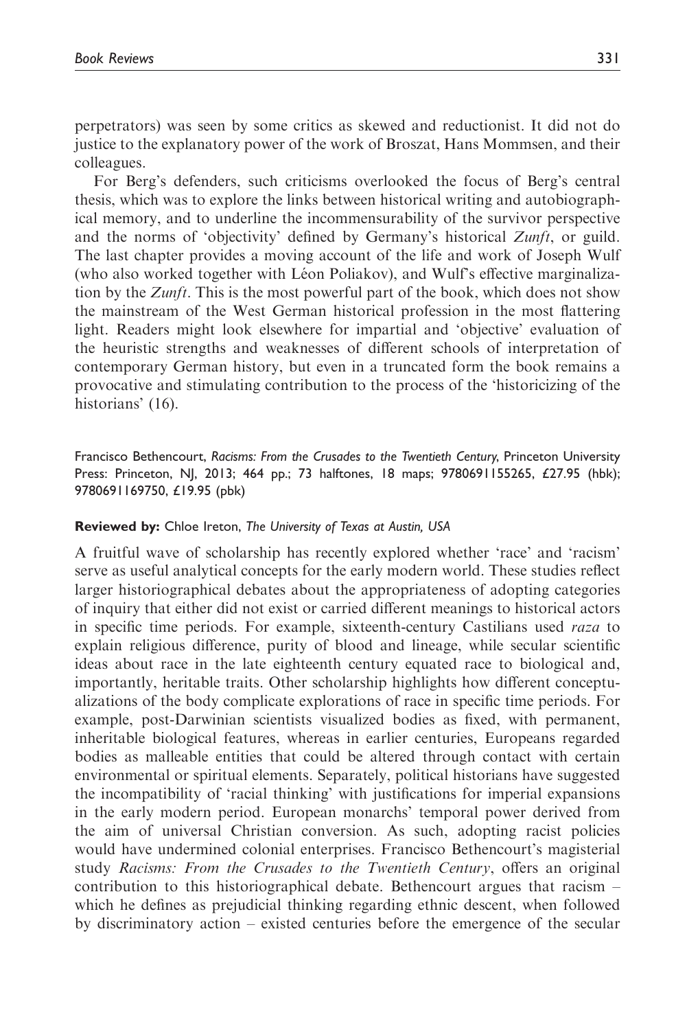perpetrators) was seen by some critics as skewed and reductionist. It did not do justice to the explanatory power of the work of Broszat, Hans Mommsen, and their colleagues.

For Berg's defenders, such criticisms overlooked the focus of Berg's central thesis, which was to explore the links between historical writing and autobiographical memory, and to underline the incommensurability of the survivor perspective and the norms of 'objectivity' defined by Germany's historical *Zunft*, or guild. The last chapter provides a moving account of the life and work of Joseph Wulf (who also worked together with Léon Poliakov), and Wulf's effective marginalization by the *Zunft*. This is the most powerful part of the book, which does not show the mainstream of the West German historical profession in the most flattering light. Readers might look elsewhere for impartial and 'objective' evaluation of the heuristic strengths and weaknesses of different schools of interpretation of contemporary German history, but even in a truncated form the book remains a provocative and stimulating contribution to the process of the 'historicizing of the historians' (16).

Francisco Bethencourt, *Racisms: From the Crusades to the Twentieth Century*, Princeton University Press: Princeton, NJ, 2013; 464 pp.; 73 halftones, 18 maps; 9780691155265, £27.95 (hbk); 9780691169750, £19.95 (pbk)

**Reviewed by:** Chloe Ireton, *The University of Texas at Austin, USA*

A fruitful wave of scholarship has recently explored whether 'race' and 'racism' serve as useful analytical concepts for the early modern world. These studies reflect larger historiographical debates about the appropriateness of adopting categories of inquiry that either did not exist or carried different meanings to historical actors in specific time periods. For example, sixteenth-century Castilians used *raza* to explain religious difference, purity of blood and lineage, while secular scientific ideas about race in the late eighteenth century equated race to biological and, importantly, heritable traits. Other scholarship highlights how different conceptualizations of the body complicate explorations of race in specific time periods. For example, post-Darwinian scientists visualized bodies as fixed, with permanent, inheritable biological features, whereas in earlier centuries, Europeans regarded bodies as malleable entities that could be altered through contact with certain environmental or spiritual elements. Separately, political historians have suggested the incompatibility of 'racial thinking' with justifications for imperial expansions in the early modern period. European monarchs' temporal power derived from the aim of universal Christian conversion. As such, adopting racist policies would have undermined colonial enterprises. Francisco Bethencourt's magisterial study *Racisms: From the Crusades to the Twentieth Century*, offers an original contribution to this historiographical debate. Bethencourt argues that racism – which he defines as prejudicial thinking regarding ethnic descent, when followed by discriminatory action – existed centuries before the emergence of the secular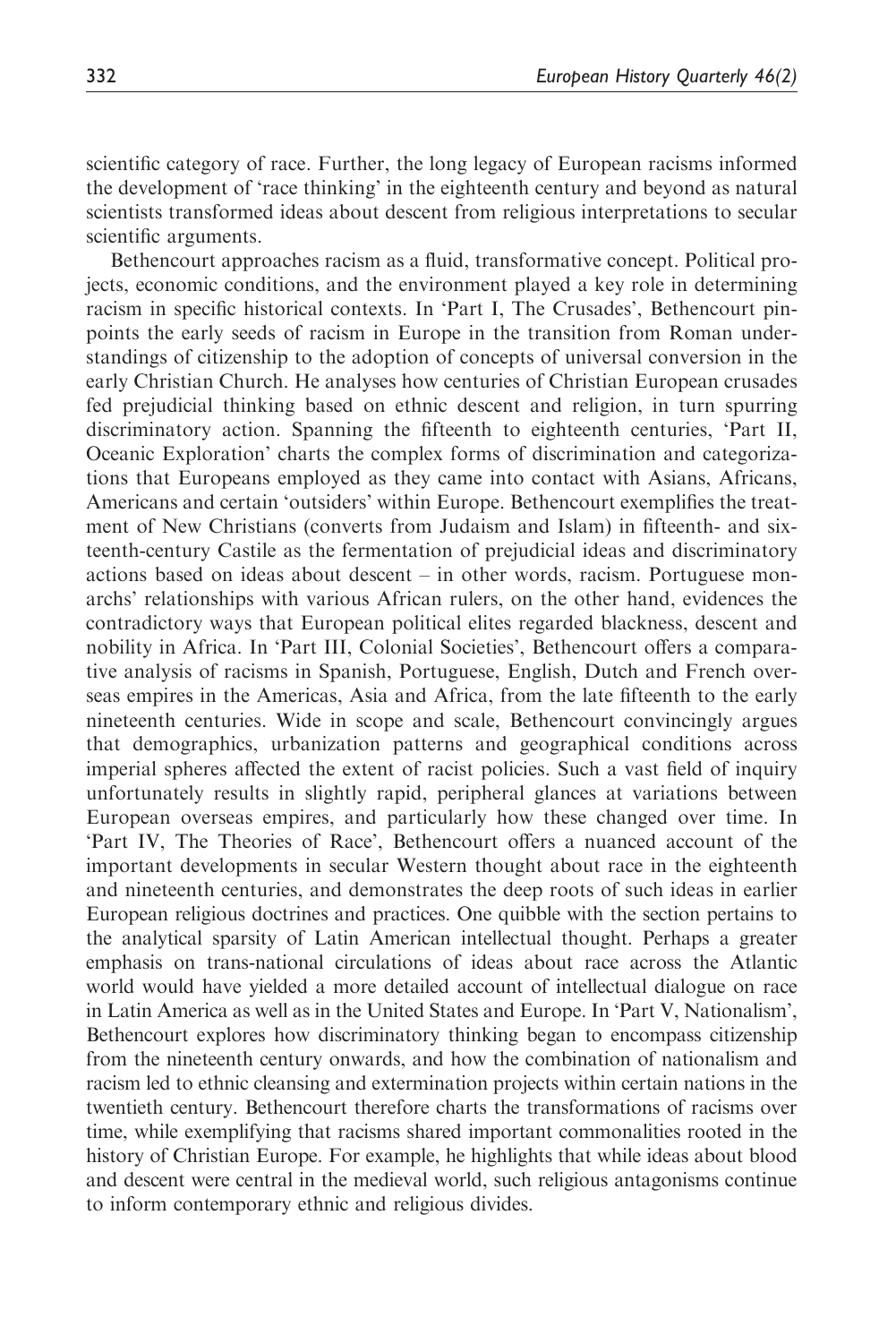scientific category of race. Further, the long legacy of European racisms informed the development of 'race thinking' in the eighteenth century and beyond as natural scientists transformed ideas about descent from religious interpretations to secular scientific arguments.

Bethencourt approaches racism as a fluid, transformative concept. Political projects, economic conditions, and the environment played a key role in determining racism in specific historical contexts. In 'Part I, The Crusades', Bethencourt pinpoints the early seeds of racism in Europe in the transition from Roman understandings of citizenship to the adoption of concepts of universal conversion in the early Christian Church. He analyses how centuries of Christian European crusades fed prejudicial thinking based on ethnic descent and religion, in turn spurring discriminatory action. Spanning the fifteenth to eighteenth centuries, 'Part II, Oceanic Exploration' charts the complex forms of discrimination and categorizations that Europeans employed as they came into contact with Asians, Africans, Americans and certain 'outsiders' within Europe. Bethencourt exemplifies the treatment of New Christians (converts from Judaism and Islam) in fifteenth- and sixteenth-century Castile as the fermentation of prejudicial ideas and discriminatory actions based on ideas about descent – in other words, racism. Portuguese monarchs' relationships with various African rulers, on the other hand, evidences the contradictory ways that European political elites regarded blackness, descent and nobility in Africa. In 'Part III, Colonial Societies', Bethencourt offers a comparative analysis of racisms in Spanish, Portuguese, English, Dutch and French overseas empires in the Americas, Asia and Africa, from the late fifteenth to the early nineteenth centuries. Wide in scope and scale, Bethencourt convincingly argues that demographics, urbanization patterns and geographical conditions across imperial spheres affected the extent of racist policies. Such a vast field of inquiry unfortunately results in slightly rapid, peripheral glances at variations between European overseas empires, and particularly how these changed over time. In 'Part IV, The Theories of Race', Bethencourt offers a nuanced account of the important developments in secular Western thought about race in the eighteenth and nineteenth centuries, and demonstrates the deep roots of such ideas in earlier European religious doctrines and practices. One quibble with the section pertains to the analytical sparsity of Latin American intellectual thought. Perhaps a greater emphasis on trans-national circulations of ideas about race across the Atlantic world would have yielded a more detailed account of intellectual dialogue on race in Latin America as well as in the United States and Europe. In 'Part V, Nationalism', Bethencourt explores how discriminatory thinking began to encompass citizenship from the nineteenth century onwards, and how the combination of nationalism and racism led to ethnic cleansing and extermination projects within certain nations in the twentieth century. Bethencourt therefore charts the transformations of racisms over time, while exemplifying that racisms shared important commonalities rooted in the history of Christian Europe. For example, he highlights that while ideas about blood and descent were central in the medieval world, such religious antagonisms continue to inform contemporary ethnic and religious divides.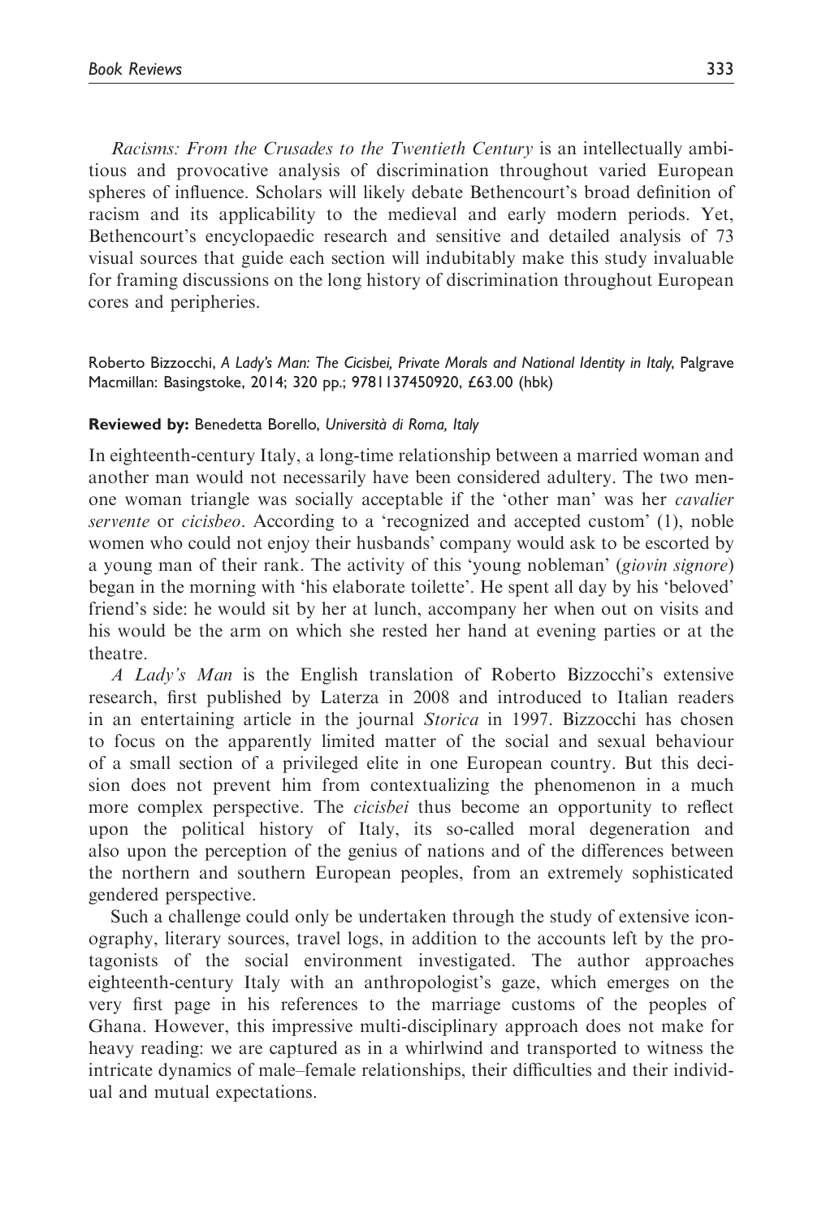*Racisms: From the Crusades to the Twentieth Century* is an intellectually ambitious and provocative analysis of discrimination throughout varied European spheres of influence. Scholars will likely debate Bethencourt's broad definition of racism and its applicability to the medieval and early modern periods. Yet, Bethencourt's encyclopaedic research and sensitive and detailed analysis of 73 visual sources that guide each section will indubitably make this study invaluable for framing discussions on the long history of discrimination throughout European cores and peripheries.

Roberto Bizzocchi, *A Lady's Man: The Cicisbei, Private Morals and National Identity in Italy*, Palgrave Macmillan: Basingstoke, 2014; 320 pp.; 9781137450920, £63.00 (hbk)

**Reviewed by:** Benedetta Borello, *Università di Roma, Italy*

In eighteenth-century Italy, a long-time relationship between a married woman and another man would not necessarily have been considered adultery. The two men-one woman triangle was socially acceptable if the 'other man' was her *cavalier servente* or *cicisbeo*. According to a 'recognized and accepted custom' (1), noble women who could not enjoy their husbands' company would ask to be escorted by a young man of their rank. The activity of this 'young nobleman' (*giovin signore*) began in the morning with 'his elaborate toilette'. He spent all day by his 'beloved' friend's side: he would sit by her at lunch, accompany her when out on visits and his would be the arm on which she rested her hand at evening parties or at the theatre.

*A Lady's Man* is the English translation of Roberto Bizzocchi's extensive research, first published by Laterza in 2008 and introduced to Italian readers in an entertaining article in the journal *Storica* in 1997. Bizzocchi has chosen to focus on the apparently limited matter of the social and sexual behaviour of a small section of a privileged elite in one European country. But this decision does not prevent him from contextualizing the phenomenon in a much more complex perspective. The *cicisbei* thus become an opportunity to reflect upon the political history of Italy, its so-called moral degeneration and also upon the perception of the genius of nations and of the differences between the northern and southern European peoples, from an extremely sophisticated gendered perspective.

Such a challenge could only be undertaken through the study of extensive iconography, literary sources, travel logs, in addition to the accounts left by the protagonists of the social environment investigated. The author approaches eighteenth-century Italy with an anthropologist's gaze, which emerges on the very first page in his references to the marriage customs of the peoples of Ghana. However, this impressive multi-disciplinary approach does not make for heavy reading: we are captured as in a whirlwind and transported to witness the intricate dynamics of male–female relationships, their difficulties and their individual and mutual expectations.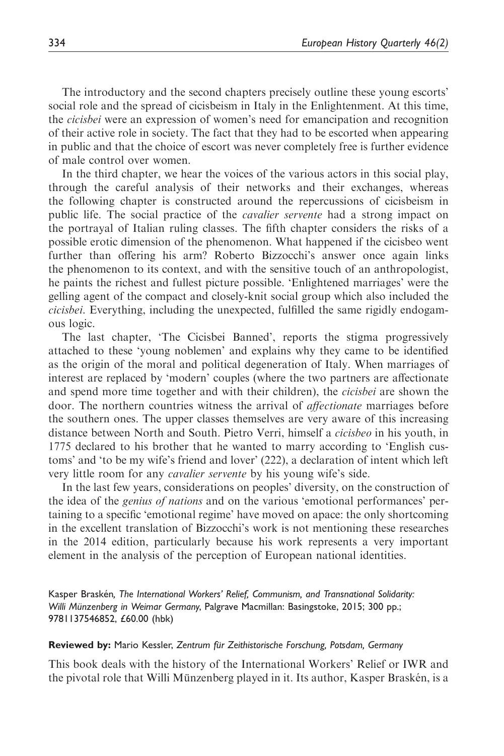The introductory and the second chapters precisely outline these young escorts' social role and the spread of cicisbeism in Italy in the Enlightenment. At this time, the *cicisbei* were an expression of women's need for emancipation and recognition of their active role in society. The fact that they had to be escorted when appearing in public and that the choice of escort was never completely free is further evidence of male control over women.

In the third chapter, we hear the voices of the various actors in this social play, through the careful analysis of their networks and their exchanges, whereas the following chapter is constructed around the repercussions of cicisbeism in public life. The social practice of the *cavalier servente* had a strong impact on the portrayal of Italian ruling classes. The fifth chapter considers the risks of a possible erotic dimension of the phenomenon. What happened if the cicisbeo went further than offering his arm? Roberto Bizzocchi's answer once again links the phenomenon to its context, and with the sensitive touch of an anthropologist, he paints the richest and fullest picture possible. 'Enlightened marriages' were the gelling agent of the compact and closely-knit social group which also included the *cicisbei*. Everything, including the unexpected, fulfilled the same rigidly endogamous logic.

The last chapter, 'The Cicisbei Banned', reports the stigma progressively attached to these 'young noblemen' and explains why they came to be identified as the origin of the moral and political degeneration of Italy. When marriages of interest are replaced by 'modern' couples (where the two partners are affectionate and spend more time together and with their children), the *cicisbei* are shown the door. The northern countries witness the arrival of *affectionate* marriages before the southern ones. The upper classes themselves are very aware of this increasing distance between North and South. Pietro Verri, himself a *cicisbeo* in his youth, in 1775 declared to his brother that he wanted to marry according to 'English customs' and 'to be my wife's friend and lover' (222), a declaration of intent which left very little room for any *cavalier servente* by his young wife's side.

In the last few years, considerations on peoples' diversity, on the construction of the idea of the *genius of nations* and on the various 'emotional performances' pertaining to a specific 'emotional regime' have moved on apace: the only shortcoming in the excellent translation of Bizzocchi's work is not mentioning these researches in the 2014 edition, particularly because his work represents a very important element in the analysis of the perception of European national identities.

Kasper Braskén, *The International Workers' Relief, Communism, and Transnational Solidarity: Willi Münzenberg in Weimar Germany*, Palgrave Macmillan: Basingstoke, 2015; 300 pp.; 9781137546852, £60.00 (hbk)

**Reviewed by:** Mario Kessler, *Zentrum für Zeithistorische Forschung, Potsdam, Germany*

This book deals with the history of the International Workers' Relief or IWR and the pivotal role that Willi Münzenberg played in it. Its author, Kasper Braskén, is a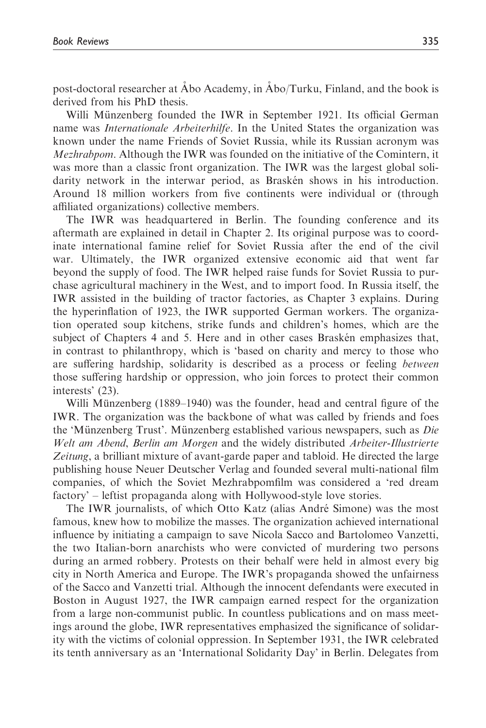post-doctoral researcher at Åbo Academy, in Åbo/Turku, Finland, and the book is derived from his PhD thesis.

Willi Münzenberg founded the IWR in September 1921. Its official German name was *Internationale Arbeiterhilfe*. In the United States the organization was known under the name Friends of Soviet Russia, while its Russian acronym was *Mezhrabpom*. Although the IWR was founded on the initiative of the Comintern, it was more than a classic front organization. The IWR was the largest global solidarity network in the interwar period, as Braskén shows in his introduction. Around 18 million workers from five continents were individual or (through affiliated organizations) collective members.

The IWR was headquartered in Berlin. The founding conference and its aftermath are explained in detail in Chapter 2. Its original purpose was to coordinate international famine relief for Soviet Russia after the end of the civil war. Ultimately, the IWR organized extensive economic aid that went far beyond the supply of food. The IWR helped raise funds for Soviet Russia to purchase agricultural machinery in the West, and to import food. In Russia itself, the IWR assisted in the building of tractor factories, as Chapter 3 explains. During the hyperinflation of 1923, the IWR supported German workers. The organization operated soup kitchens, strike funds and children's homes, which are the subject of Chapters 4 and 5. Here and in other cases Braskén emphasizes that, in contrast to philanthropy, which is 'based on charity and mercy to those who are suffering hardship, solidarity is described as a process or feeling *between* those suffering hardship or oppression, who join forces to protect their common interests' (23).

Willi Münzenberg (1889–1940) was the founder, head and central figure of the IWR. The organization was the backbone of what was called by friends and foes the 'Münzenberg Trust'. Münzenberg established various newspapers, such as *Die Welt am Abend*, *Berlin am Morgen* and the widely distributed *Arbeiter-Illustrierte Zeitung*, a brilliant mixture of avant-garde paper and tabloid. He directed the large publishing house Neuer Deutscher Verlag and founded several multi-national film companies, of which the Soviet Mezhrabpomfilm was considered a 'red dream factory' – leftist propaganda along with Hollywood-style love stories.

The IWR journalists, of which Otto Katz (alias André Simone) was the most famous, knew how to mobilize the masses. The organization achieved international influence by initiating a campaign to save Nicola Sacco and Bartolomeo Vanzetti, the two Italian-born anarchists who were convicted of murdering two persons during an armed robbery. Protests on their behalf were held in almost every big city in North America and Europe. The IWR's propaganda showed the unfairness of the Sacco and Vanzetti trial. Although the innocent defendants were executed in Boston in August 1927, the IWR campaign earned respect for the organization from a large non-communist public. In countless publications and on mass meetings around the globe, IWR representatives emphasized the significance of solidarity with the victims of colonial oppression. In September 1931, the IWR celebrated its tenth anniversary as an 'International Solidarity Day' in Berlin. Delegates from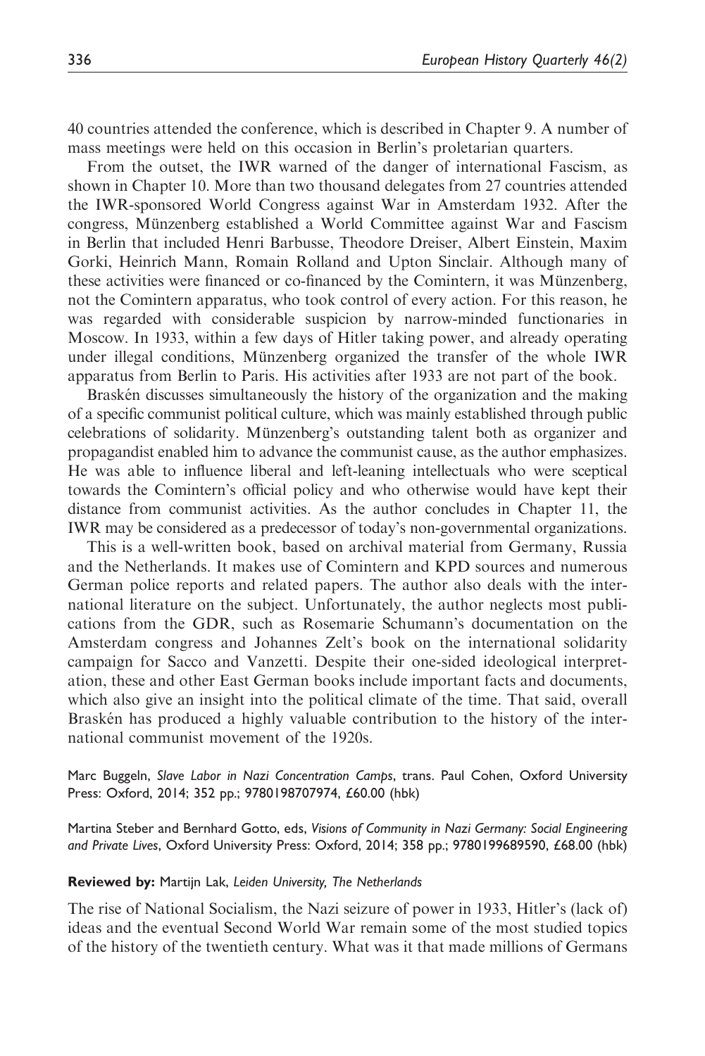40 countries attended the conference, which is described in Chapter 9. A number of mass meetings were held on this occasion in Berlin's proletarian quarters.

From the outset, the IWR warned of the danger of international Fascism, as shown in Chapter 10. More than two thousand delegates from 27 countries attended the IWR-sponsored World Congress against War in Amsterdam 1932. After the congress, Münzenberg established a World Committee against War and Fascism in Berlin that included Henri Barbusse, Theodore Dreiser, Albert Einstein, Maxim Gorki, Heinrich Mann, Romain Rolland and Upton Sinclair. Although many of these activities were financed or co-financed by the Comintern, it was Münzenberg, not the Comintern apparatus, who took control of every action. For this reason, he was regarded with considerable suspicion by narrow-minded functionaries in Moscow. In 1933, within a few days of Hitler taking power, and already operating under illegal conditions, Münzenberg organized the transfer of the whole IWR apparatus from Berlin to Paris. His activities after 1933 are not part of the book.

Braskén discusses simultaneously the history of the organization and the making of a specific communist political culture, which was mainly established through public celebrations of solidarity. Münzenberg's outstanding talent both as organizer and propagandist enabled him to advance the communist cause, as the author emphasizes. He was able to influence liberal and left-leaning intellectuals who were sceptical towards the Comintern's official policy and who otherwise would have kept their distance from communist activities. As the author concludes in Chapter 11, the IWR may be considered as a predecessor of today's non-governmental organizations.

This is a well-written book, based on archival material from Germany, Russia and the Netherlands. It makes use of Comintern and KPD sources and numerous German police reports and related papers. The author also deals with the international literature on the subject. Unfortunately, the author neglects most publications from the GDR, such as Rosemarie Schumann's documentation on the Amsterdam congress and Johannes Zelt's book on the international solidarity campaign for Sacco and Vanzetti. Despite their one-sided ideological interpretation, these and other East German books include important facts and documents, which also give an insight into the political climate of the time. That said, overall Braskén has produced a highly valuable contribution to the history of the international communist movement of the 1920s.

Marc Buggeln, *Slave Labor in Nazi Concentration Camps*, trans. Paul Cohen, Oxford University Press: Oxford, 2014; 352 pp.; 9780198707974, £60.00 (hbk)

Martina Steber and Bernhard Gotto, eds, *Visions of Community in Nazi Germany: Social Engineering and Private Lives*, Oxford University Press: Oxford, 2014; 358 pp.; 9780199689590, £68.00 (hbk)

**Reviewed by:** Martijn Lak, *Leiden University, The Netherlands*

The rise of National Socialism, the Nazi seizure of power in 1933, Hitler's (lack of) ideas and the eventual Second World War remain some of the most studied topics of the history of the twentieth century. What was it that made millions of Germans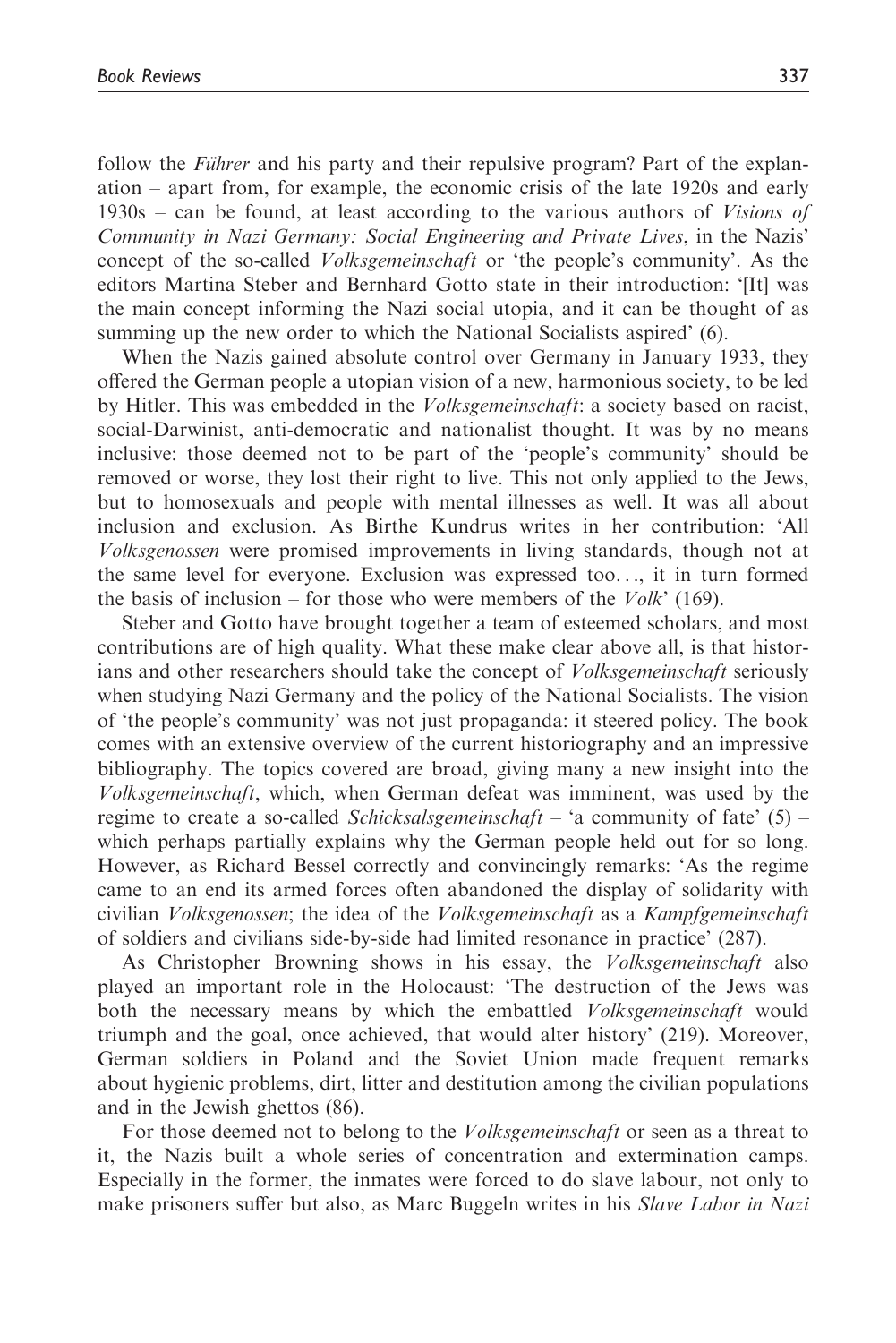follow the *Führer* and his party and their repulsive program? Part of the explanation – apart from, for example, the economic crisis of the late 1920s and early 1930s – can be found, at least according to the various authors of *Visions of Community in Nazi Germany: Social Engineering and Private Lives*, in the Nazis' concept of the so-called *Volksgemeinschaft* or 'the people's community'. As the editors Martina Steber and Bernhard Gotto state in their introduction: '[It] was the main concept informing the Nazi social utopia, and it can be thought of as summing up the new order to which the National Socialists aspired' (6).

When the Nazis gained absolute control over Germany in January 1933, they offered the German people a utopian vision of a new, harmonious society, to be led by Hitler. This was embedded in the *Volksgemeinschaft*: a society based on racist, social-Darwinist, anti-democratic and nationalist thought. It was by no means inclusive: those deemed not to be part of the 'people's community' should be removed or worse, they lost their right to live. This not only applied to the Jews, but to homosexuals and people with mental illnesses as well. It was all about inclusion and exclusion. As Birthe Kundrus writes in her contribution: 'All *Volksgenossen* were promised improvements in living standards, though not at the same level for everyone. Exclusion was expressed too..., it in turn formed the basis of inclusion – for those who were members of the *Volk*' (169).

Steber and Gotto have brought together a team of esteemed scholars, and most contributions are of high quality. What these make clear above all, is that historians and other researchers should take the concept of *Volksgemeinschaft* seriously when studying Nazi Germany and the policy of the National Socialists. The vision of 'the people's community' was not just propaganda: it steered policy. The book comes with an extensive overview of the current historiography and an impressive bibliography. The topics covered are broad, giving many a new insight into the *Volksgemeinschaft*, which, when German defeat was imminent, was used by the regime to create a so-called *Schicksalsgemeinschaft* – 'a community of fate' (5) – which perhaps partially explains why the German people held out for so long. However, as Richard Bessel correctly and convincingly remarks: 'As the regime came to an end its armed forces often abandoned the display of solidarity with civilian *Volksgenossen*; the idea of the *Volksgemeinschaft* as a *Kampfgemeinschaft* of soldiers and civilians side-by-side had limited resonance in practice' (287).

As Christopher Browning shows in his essay, the *Volksgemeinschaft* also played an important role in the Holocaust: 'The destruction of the Jews was both the necessary means by which the embattled *Volksgemeinschaft* would triumph and the goal, once achieved, that would alter history' (219). Moreover, German soldiers in Poland and the Soviet Union made frequent remarks about hygienic problems, dirt, litter and destitution among the civilian populations and in the Jewish ghettos (86).

For those deemed not to belong to the *Volksgemeinschaft* or seen as a threat to it, the Nazis built a whole series of concentration and extermination camps. Especially in the former, the inmates were forced to do slave labour, not only to make prisoners suffer but also, as Marc Buggeln writes in his *Slave Labor in Nazi*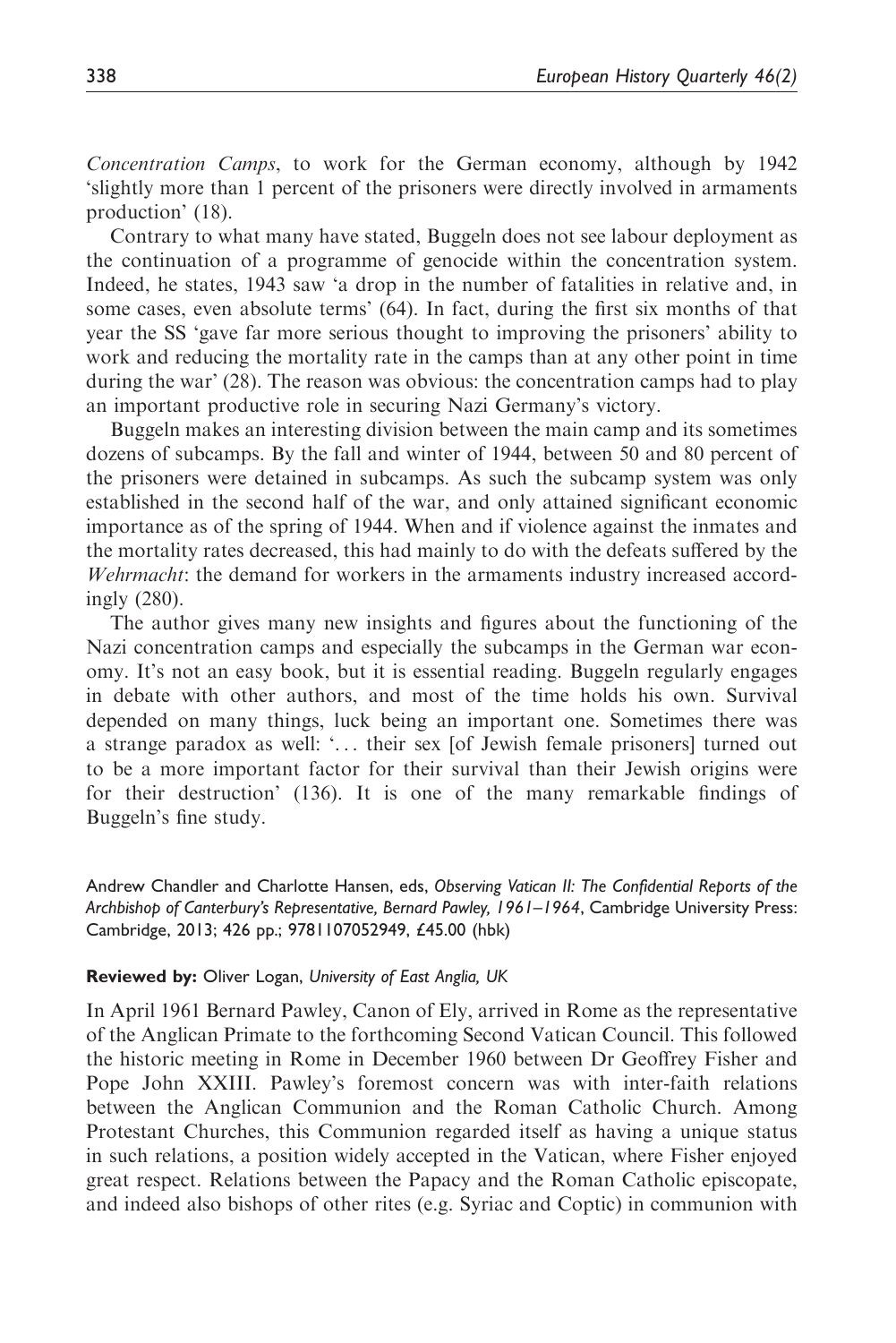*Concentration Camps*, to work for the German economy, although by 1942 'slightly more than 1 percent of the prisoners were directly involved in armaments production' (18).

Contrary to what many have stated, Buggeln does not see labour deployment as the continuation of a programme of genocide within the concentration system. Indeed, he states, 1943 saw 'a drop in the number of fatalities in relative and, in some cases, even absolute terms' (64). In fact, during the first six months of that year the SS 'gave far more serious thought to improving the prisoners' ability to work and reducing the mortality rate in the camps than at any other point in time during the war' (28). The reason was obvious: the concentration camps had to play an important productive role in securing Nazi Germany's victory.

Buggeln makes an interesting division between the main camp and its sometimes dozens of subcamps. By the fall and winter of 1944, between 50 and 80 percent of the prisoners were detained in subcamps. As such the subcamp system was only established in the second half of the war, and only attained significant economic importance as of the spring of 1944. When and if violence against the inmates and the mortality rates decreased, this had mainly to do with the defeats suffered by the *Wehrmacht*: the demand for workers in the armaments industry increased accordingly (280).

The author gives many new insights and figures about the functioning of the Nazi concentration camps and especially the subcamps in the German war economy. It's not an easy book, but it is essential reading. Buggeln regularly engages in debate with other authors, and most of the time holds his own. Survival depended on many things, luck being an important one. Sometimes there was a strange paradox as well: '... their sex [of Jewish female prisoners] turned out to be a more important factor for their survival than their Jewish origins were for their destruction' (136). It is one of the many remarkable findings of Buggeln's fine study.

Andrew Chandler and Charlotte Hansen, eds, *Observing Vatican II: The Confidential Reports of the Archbishop of Canterbury's Representative, Bernard Pawley, 1961–1964*, Cambridge University Press: Cambridge, 2013; 426 pp.; 9781107052949, £45.00 (hbk)

**Reviewed by:** Oliver Logan, *University of East Anglia, UK*

In April 1961 Bernard Pawley, Canon of Ely, arrived in Rome as the representative of the Anglican Primate to the forthcoming Second Vatican Council. This followed the historic meeting in Rome in December 1960 between Dr Geoffrey Fisher and Pope John XXIII. Pawley's foremost concern was with inter-faith relations between the Anglican Communion and the Roman Catholic Church. Among Protestant Churches, this Communion regarded itself as having a unique status in such relations, a position widely accepted in the Vatican, where Fisher enjoyed great respect. Relations between the Papacy and the Roman Catholic episcopate, and indeed also bishops of other rites (e.g. Syriac and Coptic) in communion with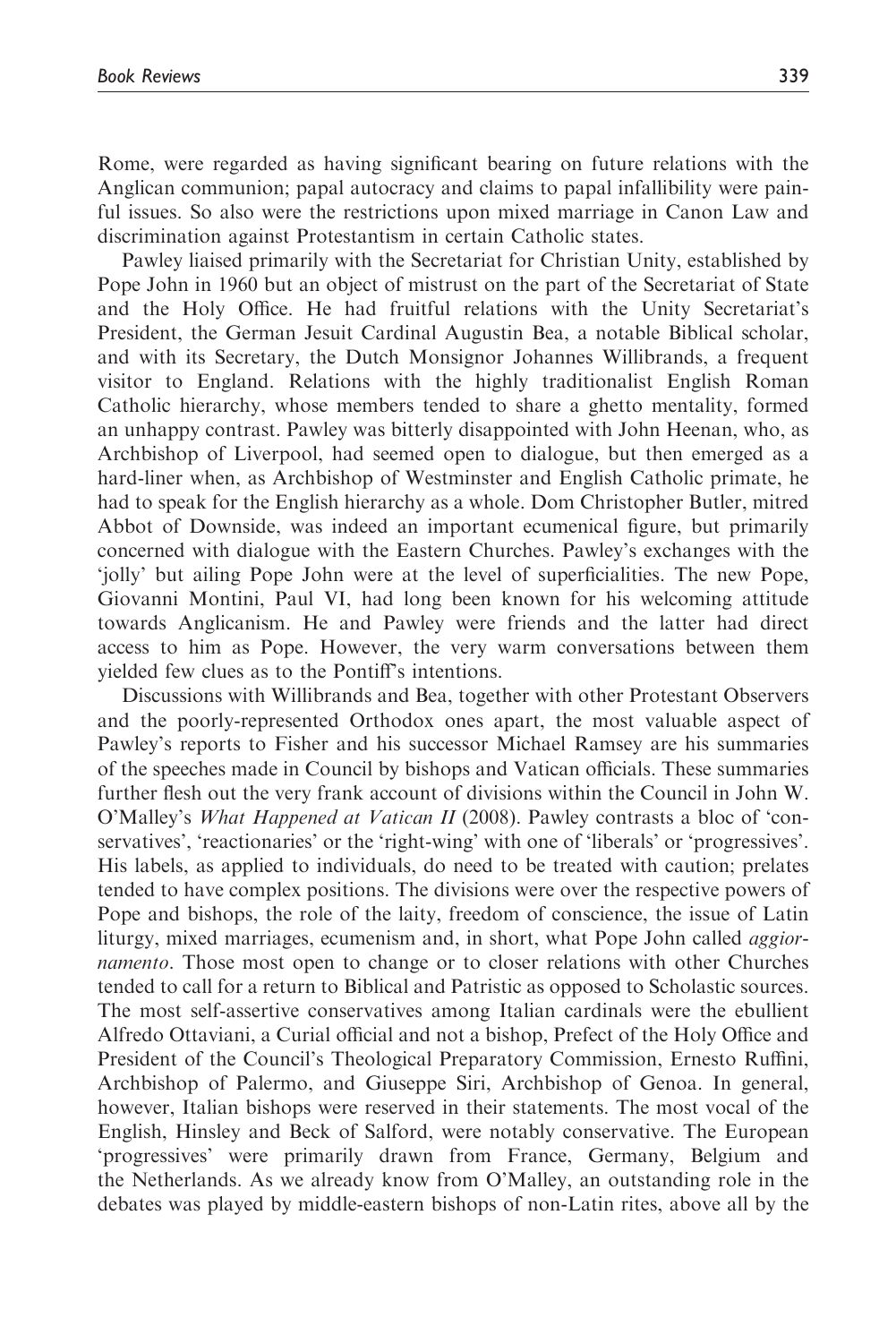Rome, were regarded as having significant bearing on future relations with the Anglican communion; papal autocracy and claims to papal infallibility were painful issues. So also were the restrictions upon mixed marriage in Canon Law and discrimination against Protestantism in certain Catholic states.

Pawley liaised primarily with the Secretariat for Christian Unity, established by Pope John in 1960 but an object of mistrust on the part of the Secretariat of State and the Holy Office. He had fruitful relations with the Unity Secretariat's President, the German Jesuit Cardinal Augustin Bea, a notable Biblical scholar, and with its Secretary, the Dutch Monsignor Johannes Willibrands, a frequent visitor to England. Relations with the highly traditionalist English Roman Catholic hierarchy, whose members tended to share a ghetto mentality, formed an unhappy contrast. Pawley was bitterly disappointed with John Heenan, who, as Archbishop of Liverpool, had seemed open to dialogue, but then emerged as a hard-liner when, as Archbishop of Westminster and English Catholic primate, he had to speak for the English hierarchy as a whole. Dom Christopher Butler, mitred Abbot of Downside, was indeed an important ecumenical figure, but primarily concerned with dialogue with the Eastern Churches. Pawley's exchanges with the 'jolly' but ailing Pope John were at the level of superficialities. The new Pope, Giovanni Montini, Paul VI, had long been known for his welcoming attitude towards Anglicanism. He and Pawley were friends and the latter had direct access to him as Pope. However, the very warm conversations between them yielded few clues as to the Pontiff's intentions.

Discussions with Willibrands and Bea, together with other Protestant Observers and the poorly-represented Orthodox ones apart, the most valuable aspect of Pawley's reports to Fisher and his successor Michael Ramsey are his summaries of the speeches made in Council by bishops and Vatican officials. These summaries further flesh out the very frank account of divisions within the Council in John W. O'Malley's *What Happened at Vatican II* (2008). Pawley contrasts a bloc of 'conservatives', 'reactionaries' or the 'right-wing' with one of 'liberals' or 'progressives'. His labels, as applied to individuals, do need to be treated with caution; prelates tended to have complex positions. The divisions were over the respective powers of Pope and bishops, the role of the laity, freedom of conscience, the issue of Latin liturgy, mixed marriages, ecumenism and, in short, what Pope John called *aggiornamento*. Those most open to change or to closer relations with other Churches tended to call for a return to Biblical and Patristic as opposed to Scholastic sources. The most self-assertive conservatives among Italian cardinals were the ebullient Alfredo Ottaviani, a Curial official and not a bishop, Prefect of the Holy Office and President of the Council's Theological Preparatory Commission, Ernesto Ruffini, Archbishop of Palermo, and Giuseppe Siri, Archbishop of Genoa. In general, however, Italian bishops were reserved in their statements. The most vocal of the English, Hinsley and Beck of Salford, were notably conservative. The European 'progressives' were primarily drawn from France, Germany, Belgium and the Netherlands. As we already know from O'Malley, an outstanding role in the debates was played by middle-eastern bishops of non-Latin rites, above all by the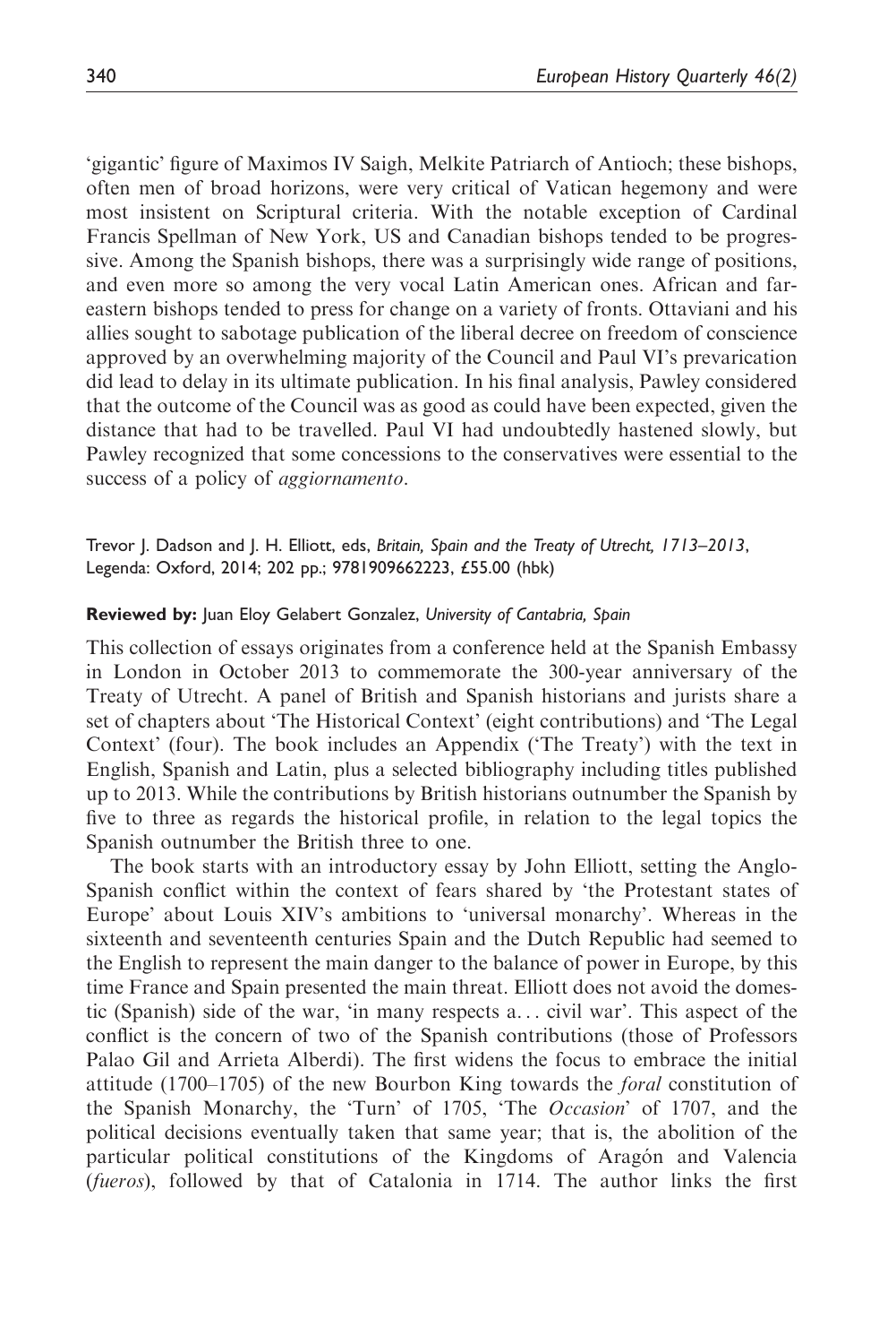'gigantic' figure of Maximos IV Saigh, Melkite Patriarch of Antioch; these bishops, often men of broad horizons, were very critical of Vatican hegemony and were most insistent on Scriptural criteria. With the notable exception of Cardinal Francis Spellman of New York, US and Canadian bishops tended to be progressive. Among the Spanish bishops, there was a surprisingly wide range of positions, and even more so among the very vocal Latin American ones. African and far-eastern bishops tended to press for change on a variety of fronts. Ottaviani and his allies sought to sabotage publication of the liberal decree on freedom of conscience approved by an overwhelming majority of the Council and Paul VI's prevarication did lead to delay in its ultimate publication. In his final analysis, Pawley considered that the outcome of the Council was as good as could have been expected, given the distance that had to be travelled. Paul VI had undoubtedly hastened slowly, but Pawley recognized that some concessions to the conservatives were essential to the success of a policy of *aggiornamento*.

Trevor J. Dadson and J. H. Elliott, eds, *Britain, Spain and the Treaty of Utrecht, 1713–2013*, Legenda: Oxford, 2014; 202 pp.; 9781909662223, £55.00 (hbk)

**Reviewed by:** Juan Eloy Gelabert Gonzalez, *University of Cantabria, Spain*

This collection of essays originates from a conference held at the Spanish Embassy in London in October 2013 to commemorate the 300-year anniversary of the Treaty of Utrecht. A panel of British and Spanish historians and jurists share a set of chapters about 'The Historical Context' (eight contributions) and 'The Legal Context' (four). The book includes an Appendix ('The Treaty') with the text in English, Spanish and Latin, plus a selected bibliography including titles published up to 2013. While the contributions by British historians outnumber the Spanish by five to three as regards the historical profile, in relation to the legal topics the Spanish outnumber the British three to one.

The book starts with an introductory essay by John Elliott, setting the Anglo-Spanish conflict within the context of fears shared by 'the Protestant states of Europe' about Louis XIV's ambitions to 'universal monarchy'. Whereas in the sixteenth and seventeenth centuries Spain and the Dutch Republic had seemed to the English to represent the main danger to the balance of power in Europe, by this time France and Spain presented the main threat. Elliott does not avoid the domestic (Spanish) side of the war, 'in many respects a... civil war'. This aspect of the conflict is the concern of two of the Spanish contributions (those of Professors Palao Gil and Arrieta Alberdi). The first widens the focus to embrace the initial attitude (1700–1705) of the new Bourbon King towards the *foral* constitution of the Spanish Monarchy, the 'Turn' of 1705, 'The *Occasion*' of 1707, and the political decisions eventually taken that same year; that is, the abolition of the particular political constitutions of the Kingdoms of Aragón and Valencia (*fueros*), followed by that of Catalonia in 1714. The author links the first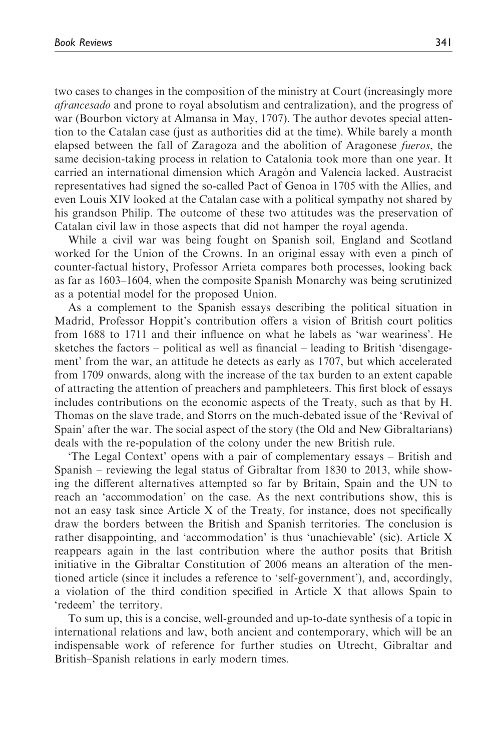two cases to changes in the composition of the ministry at Court (increasingly more *afrancesado* and prone to royal absolutism and centralization), and the progress of war (Bourbon victory at Almansa in May, 1707). The author devotes special attention to the Catalan case (just as authorities did at the time). While barely a month elapsed between the fall of Zaragoza and the abolition of Aragonese *fueros*, the same decision-taking process in relation to Catalonia took more than one year. It carried an international dimension which Aragón and Valencia lacked. Austracist representatives had signed the so-called Pact of Genoa in 1705 with the Allies, and even Louis XIV looked at the Catalan case with a political sympathy not shared by his grandson Philip. The outcome of these two attitudes was the preservation of Catalan civil law in those aspects that did not hamper the royal agenda.

While a civil war was being fought on Spanish soil, England and Scotland worked for the Union of the Crowns. In an original essay with even a pinch of counter-factual history, Professor Arrieta compares both processes, looking back as far as 1603–1604, when the composite Spanish Monarchy was being scrutinized as a potential model for the proposed Union.

As a complement to the Spanish essays describing the political situation in Madrid, Professor Hoppit's contribution offers a vision of British court politics from 1688 to 1711 and their influence on what he labels as 'war weariness'. He sketches the factors – political as well as financial – leading to British 'disengagement' from the war, an attitude he detects as early as 1707, but which accelerated from 1709 onwards, along with the increase of the tax burden to an extent capable of attracting the attention of preachers and pamphleteers. This first block of essays includes contributions on the economic aspects of the Treaty, such as that by H. Thomas on the slave trade, and Storrs on the much-debated issue of the 'Revival of Spain' after the war. The social aspect of the story (the Old and New Gibraltarians) deals with the re-population of the colony under the new British rule.

'The Legal Context' opens with a pair of complementary essays – British and Spanish – reviewing the legal status of Gibraltar from 1830 to 2013, while showing the different alternatives attempted so far by Britain, Spain and the UN to reach an 'accommodation' on the case. As the next contributions show, this is not an easy task since Article X of the Treaty, for instance, does not specifically draw the borders between the British and Spanish territories. The conclusion is rather disappointing, and 'accommodation' is thus 'unachievable' (sic). Article X reappears again in the last contribution where the author posits that British initiative in the Gibraltar Constitution of 2006 means an alteration of the mentioned article (since it includes a reference to 'self-government'), and, accordingly, a violation of the third condition specified in Article X that allows Spain to 'redeem' the territory.

To sum up, this is a concise, well-grounded and up-to-date synthesis of a topic in international relations and law, both ancient and contemporary, which will be an indispensable work of reference for further studies on Utrecht, Gibraltar and British–Spanish relations in early modern times.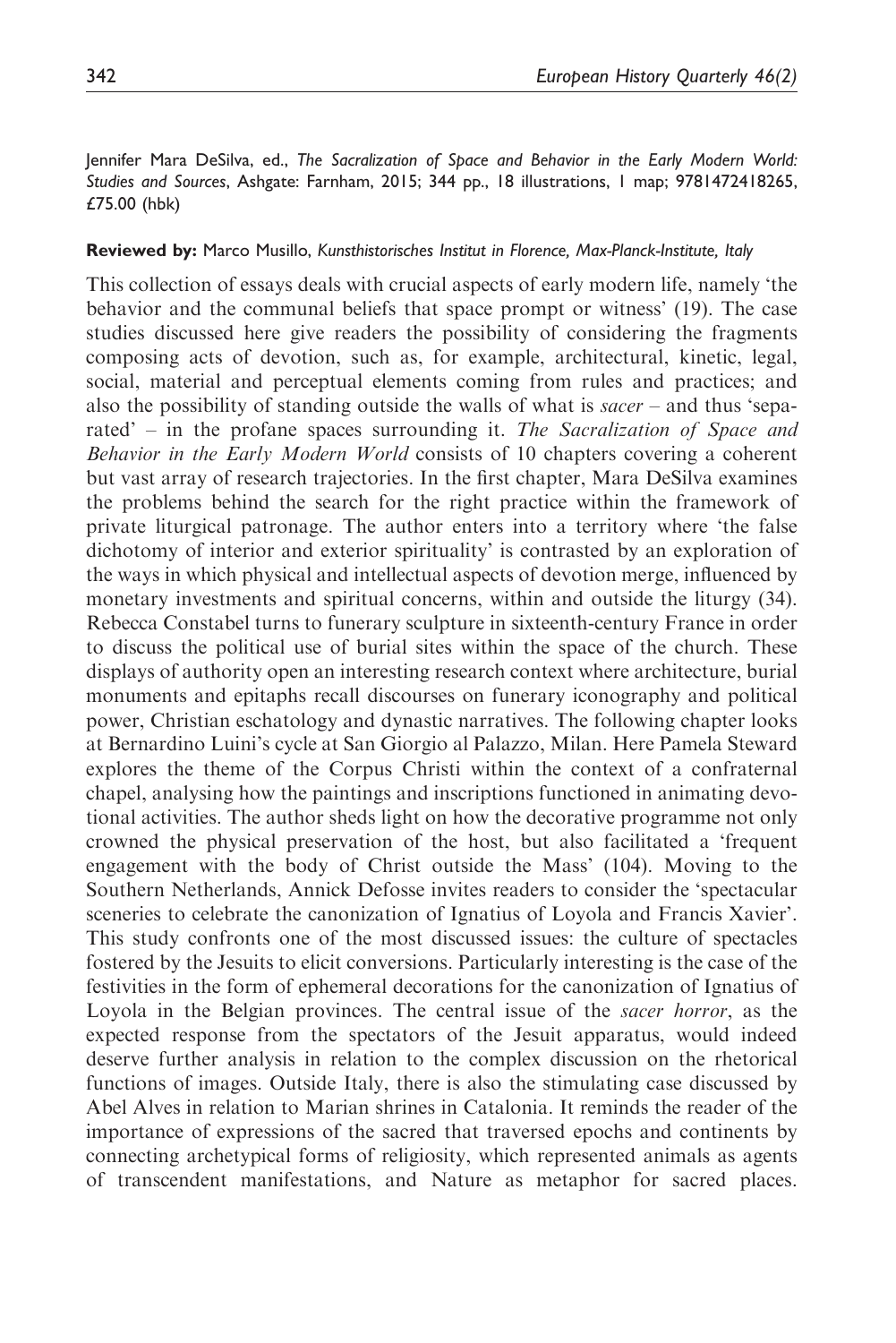Jennifer Mara DeSilva, ed., *The Sacralization of Space and Behavior in the Early Modern World: Studies and Sources*, Ashgate: Farnham, 2015; 344 pp., 18 illustrations, 1 map; 9781472418265, £75.00 (hbk)

**Reviewed by:** Marco Musillo, *Kunsthistorisches Institut in Florence, Max-Planck-Institute, Italy*

This collection of essays deals with crucial aspects of early modern life, namely 'the behavior and the communal beliefs that space prompt or witness' (19). The case studies discussed here give readers the possibility of considering the fragments composing acts of devotion, such as, for example, architectural, kinetic, legal, social, material and perceptual elements coming from rules and practices; and also the possibility of standing outside the walls of what is *sacer* – and thus 'separated' – in the profane spaces surrounding it. *The Sacralization of Space and Behavior in the Early Modern World* consists of 10 chapters covering a coherent but vast array of research trajectories. In the first chapter, Mara DeSilva examines the problems behind the search for the right practice within the framework of private liturgical patronage. The author enters into a territory where 'the false dichotomy of interior and exterior spirituality' is contrasted by an exploration of the ways in which physical and intellectual aspects of devotion merge, influenced by monetary investments and spiritual concerns, within and outside the liturgy (34). Rebecca Constabel turns to funerary sculpture in sixteenth-century France in order to discuss the political use of burial sites within the space of the church. These displays of authority open an interesting research context where architecture, burial monuments and epitaphs recall discourses on funerary iconography and political power, Christian eschatology and dynastic narratives. The following chapter looks at Bernardino Luini's cycle at San Giorgio al Palazzo, Milan. Here Pamela Steward explores the theme of the Corpus Christi within the context of a confraternal chapel, analysing how the paintings and inscriptions functioned in animating devotional activities. The author sheds light on how the decorative programme not only crowned the physical preservation of the host, but also facilitated a 'frequent engagement with the body of Christ outside the Mass' (104). Moving to the Southern Netherlands, Annick Defosse invites readers to consider the 'spectacular sceneries to celebrate the canonization of Ignatius of Loyola and Francis Xavier'. This study confronts one of the most discussed issues: the culture of spectacles fostered by the Jesuits to elicit conversions. Particularly interesting is the case of the festivities in the form of ephemeral decorations for the canonization of Ignatius of Loyola in the Belgian provinces. The central issue of the *sacer horror*, as the expected response from the spectators of the Jesuit apparatus, would indeed deserve further analysis in relation to the complex discussion on the rhetorical functions of images. Outside Italy, there is also the stimulating case discussed by Abel Alves in relation to Marian shrines in Catalonia. It reminds the reader of the importance of expressions of the sacred that traversed epochs and continents by connecting archetypical forms of religiosity, which represented animals as agents of transcendent manifestations, and Nature as metaphor for sacred places.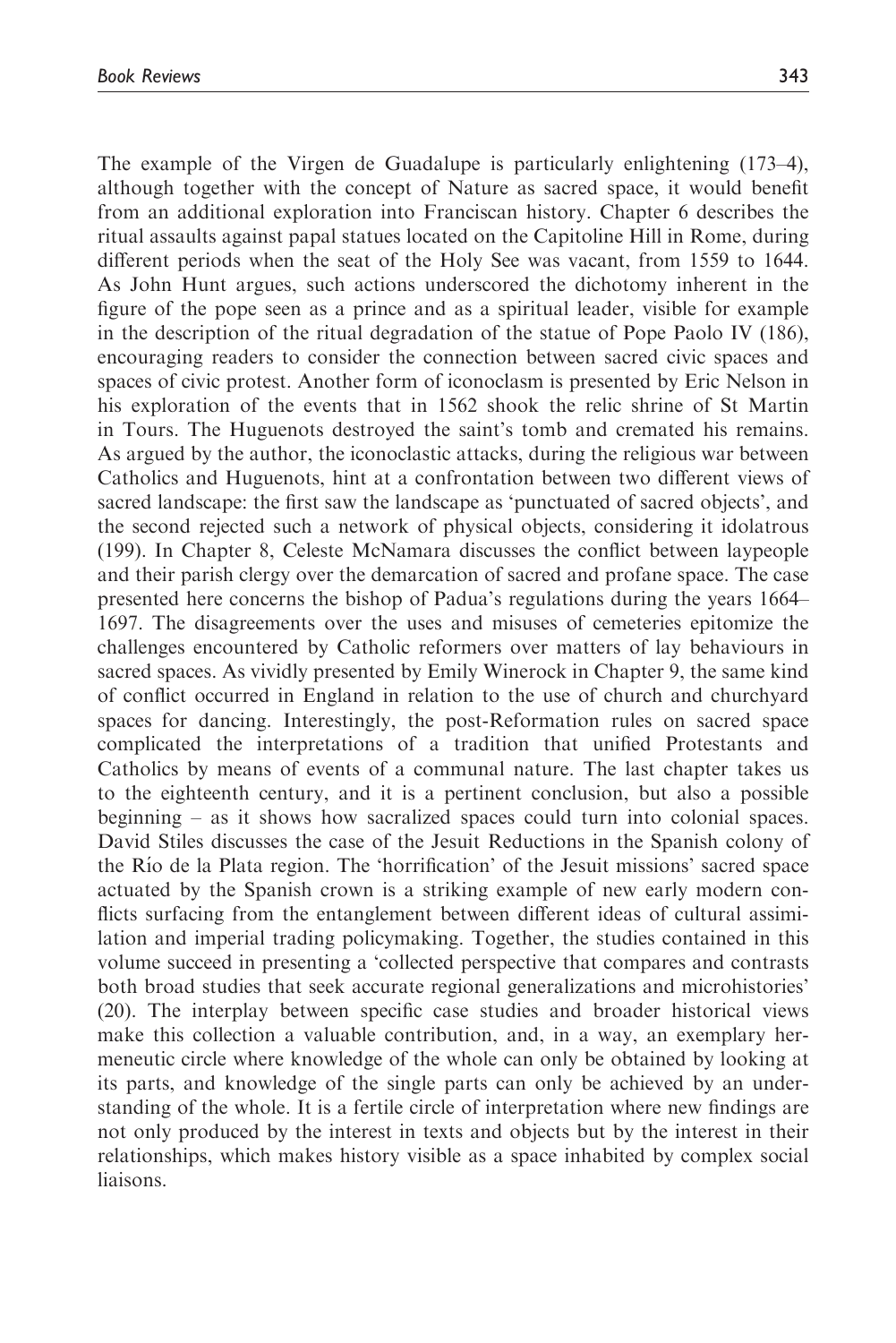The example of the Virgen de Guadalupe is particularly enlightening (173–4), although together with the concept of Nature as sacred space, it would benefit from an additional exploration into Franciscan history. Chapter 6 describes the ritual assaults against papal statues located on the Capitoline Hill in Rome, during different periods when the seat of the Holy See was vacant, from 1559 to 1644. As John Hunt argues, such actions underscored the dichotomy inherent in the figure of the pope seen as a prince and as a spiritual leader, visible for example in the description of the ritual degradation of the statue of Pope Paolo IV (186), encouraging readers to consider the connection between sacred civic spaces and spaces of civic protest. Another form of iconoclasm is presented by Eric Nelson in his exploration of the events that in 1562 shook the relic shrine of St Martin in Tours. The Huguenots destroyed the saint's tomb and cremated his remains. As argued by the author, the iconoclastic attacks, during the religious war between Catholics and Huguenots, hint at a confrontation between two different views of sacred landscape: the first saw the landscape as 'punctuated of sacred objects', and the second rejected such a network of physical objects, considering it idolatrous (199). In Chapter 8, Celeste McNamara discusses the conflict between laypeople and their parish clergy over the demarcation of sacred and profane space. The case presented here concerns the bishop of Padua's regulations during the years 1664–1697. The disagreements over the uses and misuses of cemeteries epitomize the challenges encountered by Catholic reformers over matters of lay behaviours in sacred spaces. As vividly presented by Emily Winerock in Chapter 9, the same kind of conflict occurred in England in relation to the use of church and churchyard spaces for dancing. Interestingly, the post-Reformation rules on sacred space complicated the interpretations of a tradition that unified Protestants and Catholics by means of events of a communal nature. The last chapter takes us to the eighteenth century, and it is a pertinent conclusion, but also a possible beginning – as it shows how sacralized spaces could turn into colonial spaces. David Stiles discusses the case of the Jesuit Reductions in the Spanish colony of the Río de la Plata region. The 'horrification' of the Jesuit missions' sacred space actuated by the Spanish crown is a striking example of new early modern conflicts surfacing from the entanglement between different ideas of cultural assimilation and imperial trading policymaking. Together, the studies contained in this volume succeed in presenting a 'collected perspective that compares and contrasts both broad studies that seek accurate regional generalizations and microhistories' (20). The interplay between specific case studies and broader historical views make this collection a valuable contribution, and, in a way, an exemplary hermeneutic circle where knowledge of the whole can only be obtained by looking at its parts, and knowledge of the single parts can only be achieved by an understanding of the whole. It is a fertile circle of interpretation where new findings are not only produced by the interest in texts and objects but by the interest in their relationships, which makes history visible as a space inhabited by complex social liaisons.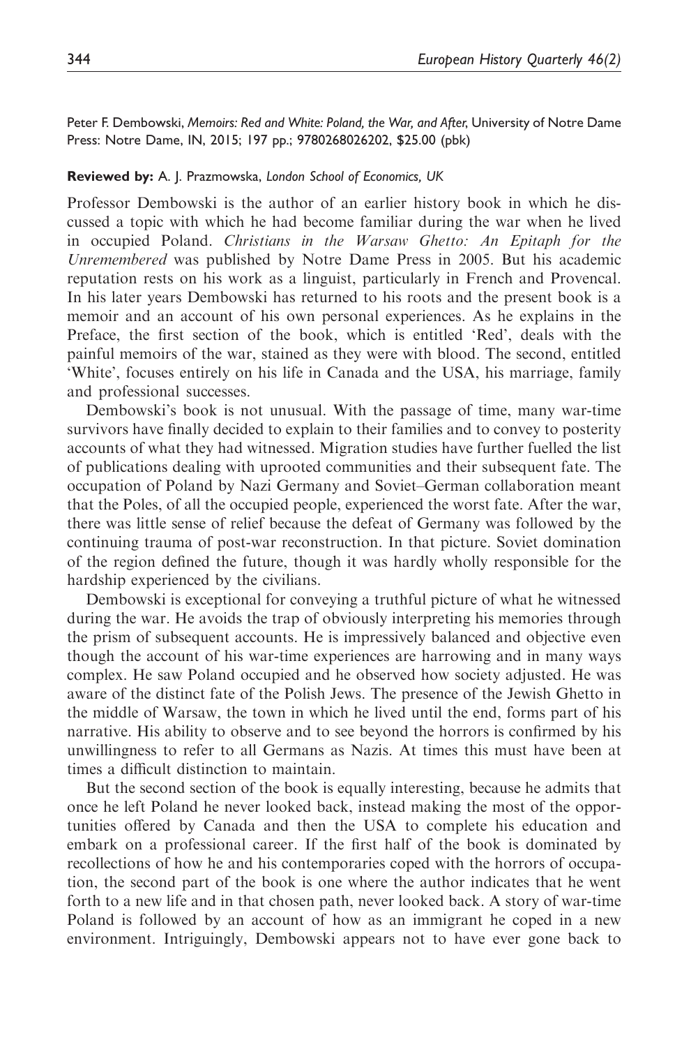Peter F. Dembowski, *Memoirs: Red and White: Poland, the War, and After*, University of Notre Dame Press: Notre Dame, IN, 2015; 197 pp.; 9780268026202, $25.00 (pbk)

**Reviewed by:** A. J. Prazmowska, *London School of Economics, UK*

Professor Dembowski is the author of an earlier history book in which he discussed a topic with which he had become familiar during the war when he lived in occupied Poland. *Christians in the Warsaw Ghetto: An Epitaph for the Unremembered* was published by Notre Dame Press in 2005. But his academic reputation rests on his work as a linguist, particularly in French and Provencal. In his later years Dembowski has returned to his roots and the present book is a memoir and an account of his own personal experiences. As he explains in the Preface, the first section of the book, which is entitled 'Red', deals with the painful memoirs of the war, stained as they were with blood. The second, entitled 'White', focuses entirely on his life in Canada and the USA, his marriage, family and professional successes.

Dembowski's book is not unusual. With the passage of time, many war-time survivors have finally decided to explain to their families and to convey to posterity accounts of what they had witnessed. Migration studies have further fuelled the list of publications dealing with uprooted communities and their subsequent fate. The occupation of Poland by Nazi Germany and Soviet–German collaboration meant that the Poles, of all the occupied people, experienced the worst fate. After the war, there was little sense of relief because the defeat of Germany was followed by the continuing trauma of post-war reconstruction. In that picture. Soviet domination of the region defined the future, though it was hardly wholly responsible for the hardship experienced by the civilians.

Dembowski is exceptional for conveying a truthful picture of what he witnessed during the war. He avoids the trap of obviously interpreting his memories through the prism of subsequent accounts. He is impressively balanced and objective even though the account of his war-time experiences are harrowing and in many ways complex. He saw Poland occupied and he observed how society adjusted. He was aware of the distinct fate of the Polish Jews. The presence of the Jewish Ghetto in the middle of Warsaw, the town in which he lived until the end, forms part of his narrative. His ability to observe and to see beyond the horrors is confirmed by his unwillingness to refer to all Germans as Nazis. At times this must have been at times a difficult distinction to maintain.

But the second section of the book is equally interesting, because he admits that once he left Poland he never looked back, instead making the most of the opportunities offered by Canada and then the USA to complete his education and embark on a professional career. If the first half of the book is dominated by recollections of how he and his contemporaries coped with the horrors of occupation, the second part of the book is one where the author indicates that he went forth to a new life and in that chosen path, never looked back. A story of war-time Poland is followed by an account of how as an immigrant he coped in a new environment. Intriguingly, Dembowski appears not to have ever gone back to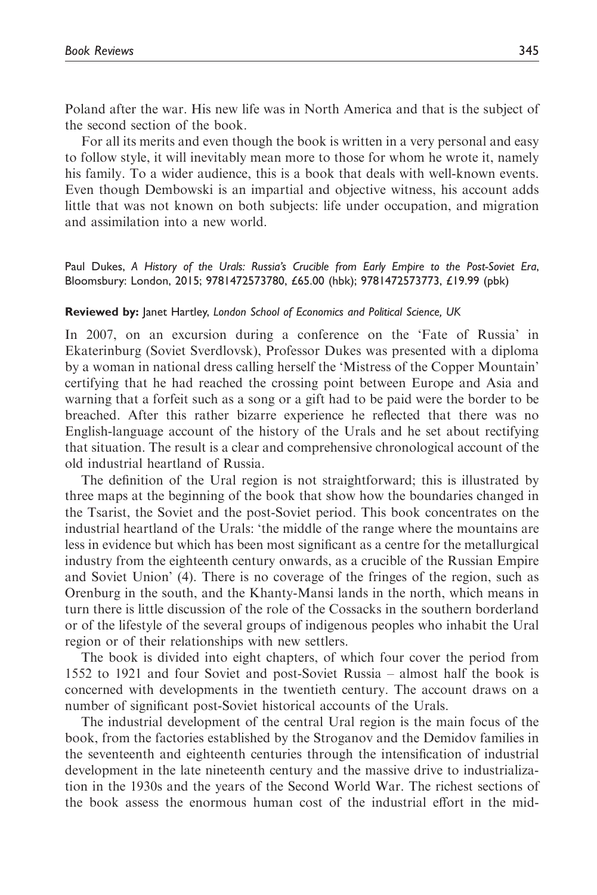Poland after the war. His new life was in North America and that is the subject of the second section of the book.

For all its merits and even though the book is written in a very personal and easy to follow style, it will inevitably mean more to those for whom he wrote it, namely his family. To a wider audience, this is a book that deals with well-known events. Even though Dembowski is an impartial and objective witness, his account adds little that was not known on both subjects: life under occupation, and migration and assimilation into a new world.

Paul Dukes, *A History of the Urals: Russia's Crucible from Early Empire to the Post-Soviet Era*, Bloomsbury: London, 2015; 9781472573780, £65.00 (hbk); 9781472573773, £19.99 (pbk)

**Reviewed by:** Janet Hartley, *London School of Economics and Political Science, UK*

In 2007, on an excursion during a conference on the 'Fate of Russia' in Ekaterinburg (Soviet Sverdlovsk), Professor Dukes was presented with a diploma by a woman in national dress calling herself the 'Mistress of the Copper Mountain' certifying that he had reached the crossing point between Europe and Asia and warning that a forfeit such as a song or a gift had to be paid were the border to be breached. After this rather bizarre experience he reflected that there was no English-language account of the history of the Urals and he set about rectifying that situation. The result is a clear and comprehensive chronological account of the old industrial heartland of Russia.

The definition of the Ural region is not straightforward; this is illustrated by three maps at the beginning of the book that show how the boundaries changed in the Tsarist, the Soviet and the post-Soviet period. This book concentrates on the industrial heartland of the Urals: 'the middle of the range where the mountains are less in evidence but which has been most significant as a centre for the metallurgical industry from the eighteenth century onwards, as a crucible of the Russian Empire and Soviet Union' (4). There is no coverage of the fringes of the region, such as Orenburg in the south, and the Khanty-Mansi lands in the north, which means in turn there is little discussion of the role of the Cossacks in the southern borderland or of the lifestyle of the several groups of indigenous peoples who inhabit the Ural region or of their relationships with new settlers.

The book is divided into eight chapters, of which four cover the period from 1552 to 1921 and four Soviet and post-Soviet Russia – almost half the book is concerned with developments in the twentieth century. The account draws on a number of significant post-Soviet historical accounts of the Urals.

The industrial development of the central Ural region is the main focus of the book, from the factories established by the Stroganov and the Demidov families in the seventeenth and eighteenth centuries through the intensification of industrial development in the late nineteenth century and the massive drive to industrialization in the 1930s and the years of the Second World War. The richest sections of the book assess the enormous human cost of the industrial effort in the mid-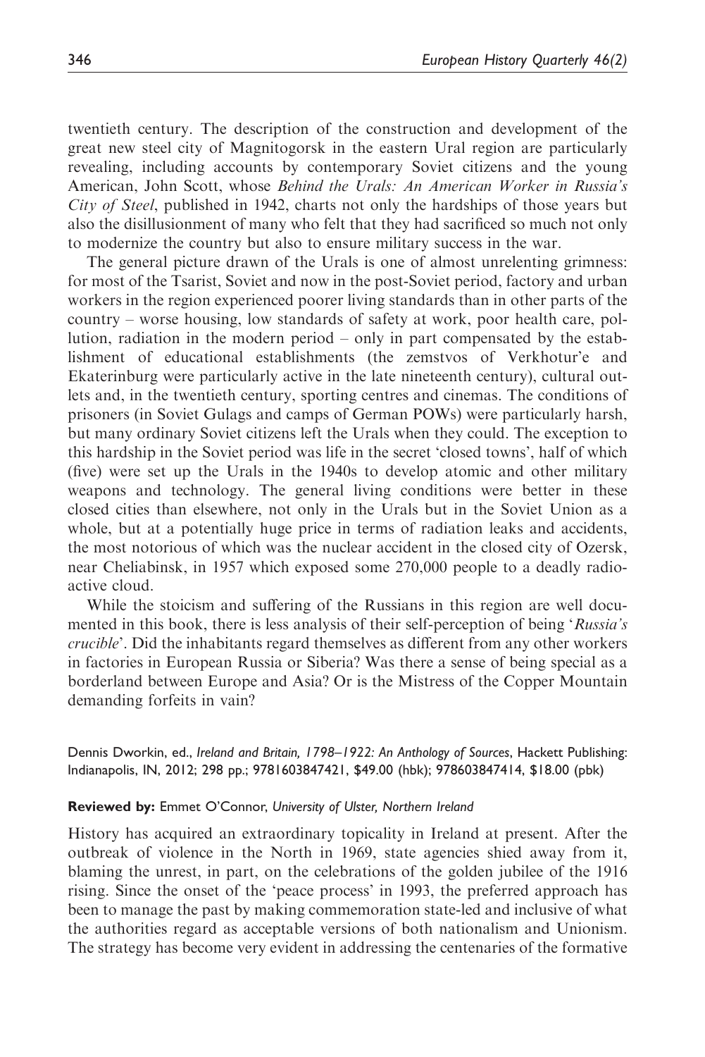twentieth century. The description of the construction and development of the great new steel city of Magnitogorsk in the eastern Ural region are particularly revealing, including accounts by contemporary Soviet citizens and the young American, John Scott, whose *Behind the Urals: An American Worker in Russia's City of Steel*, published in 1942, charts not only the hardships of those years but also the disillusionment of many who felt that they had sacrificed so much not only to modernize the country but also to ensure military success in the war.

The general picture drawn of the Urals is one of almost unrelenting grimness: for most of the Tsarist, Soviet and now in the post-Soviet period, factory and urban workers in the region experienced poorer living standards than in other parts of the country – worse housing, low standards of safety at work, poor health care, pollution, radiation in the modern period – only in part compensated by the establishment of educational establishments (the zemstvos of Verkhotur'e and Ekaterinburg were particularly active in the late nineteenth century), cultural outlets and, in the twentieth century, sporting centres and cinemas. The conditions of prisoners (in Soviet Gulags and camps of German POWs) were particularly harsh, but many ordinary Soviet citizens left the Urals when they could. The exception to this hardship in the Soviet period was life in the secret 'closed towns', half of which (five) were set up the Urals in the 1940s to develop atomic and other military weapons and technology. The general living conditions were better in these closed cities than elsewhere, not only in the Urals but in the Soviet Union as a whole, but at a potentially huge price in terms of radiation leaks and accidents, the most notorious of which was the nuclear accident in the closed city of Ozersk, near Cheliabinsk, in 1957 which exposed some 270,000 people to a deadly radioactive cloud.

While the stoicism and suffering of the Russians in this region are well documented in this book, there is less analysis of their self-perception of being '*Russia's crucible*'. Did the inhabitants regard themselves as different from any other workers in factories in European Russia or Siberia? Was there a sense of being special as a borderland between Europe and Asia? Or is the Mistress of the Copper Mountain demanding forfeits in vain?

Dennis Dworkin, ed., *Ireland and Britain, 1798–1922: An Anthology of Sources*, Hackett Publishing: Indianapolis, IN, 2012; 298 pp.; 9781603847421, $49.00 (hbk); 978603847414, $18.00 (pbk)

**Reviewed by:** Emmet O'Connor, *University of Ulster, Northern Ireland*

History has acquired an extraordinary topicality in Ireland at present. After the outbreak of violence in the North in 1969, state agencies shied away from it, blaming the unrest, in part, on the celebrations of the golden jubilee of the 1916 rising. Since the onset of the 'peace process' in 1993, the preferred approach has been to manage the past by making commemoration state-led and inclusive of what the authorities regard as acceptable versions of both nationalism and Unionism. The strategy has become very evident in addressing the centenaries of the formative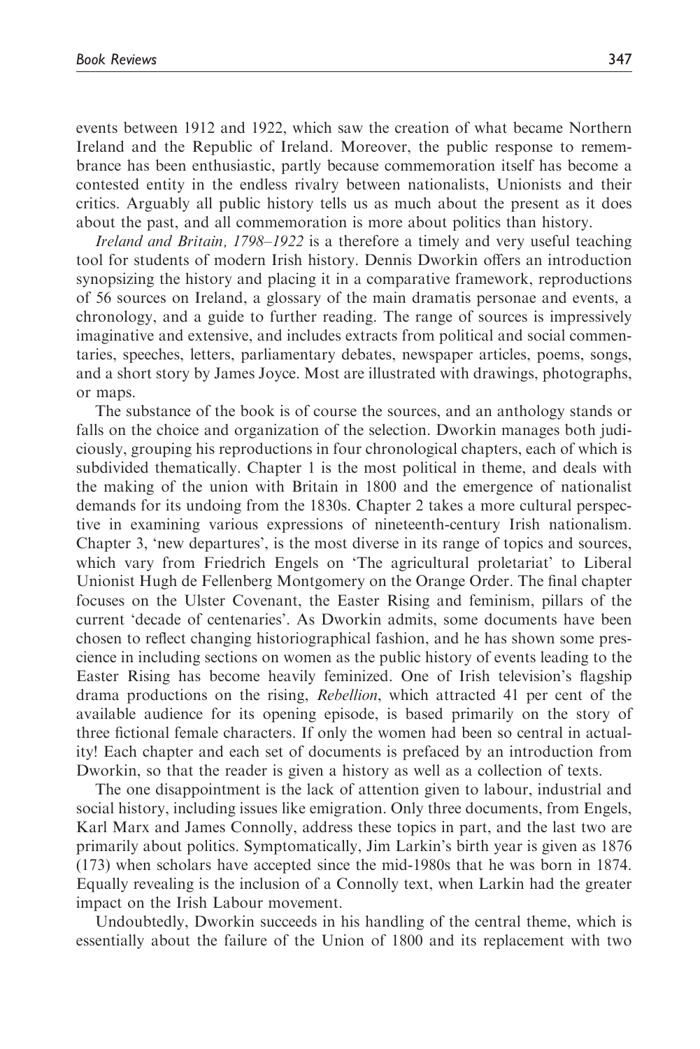events between 1912 and 1922, which saw the creation of what became Northern Ireland and the Republic of Ireland. Moreover, the public response to remembrance has been enthusiastic, partly because commemoration itself has become a contested entity in the endless rivalry between nationalists, Unionists and their critics. Arguably all public history tells us as much about the present as it does about the past, and all commemoration is more about politics than history.

*Ireland and Britain, 1798–1922* is a therefore a timely and very useful teaching tool for students of modern Irish history. Dennis Dworkin offers an introduction synopsizing the history and placing it in a comparative framework, reproductions of 56 sources on Ireland, a glossary of the main dramatis personae and events, a chronology, and a guide to further reading. The range of sources is impressively imaginative and extensive, and includes extracts from political and social commentaries, speeches, letters, parliamentary debates, newspaper articles, poems, songs, and a short story by James Joyce. Most are illustrated with drawings, photographs, or maps.

The substance of the book is of course the sources, and an anthology stands or falls on the choice and organization of the selection. Dworkin manages both judiciously, grouping his reproductions in four chronological chapters, each of which is subdivided thematically. Chapter 1 is the most political in theme, and deals with the making of the union with Britain in 1800 and the emergence of nationalist demands for its undoing from the 1830s. Chapter 2 takes a more cultural perspective in examining various expressions of nineteenth-century Irish nationalism. Chapter 3, 'new departures', is the most diverse in its range of topics and sources, which vary from Friedrich Engels on 'The agricultural proletariat' to Liberal Unionist Hugh de Fellenberg Montgomery on the Orange Order. The final chapter focuses on the Ulster Covenant, the Easter Rising and feminism, pillars of the current 'decade of centenaries'. As Dworkin admits, some documents have been chosen to reflect changing historiographical fashion, and he has shown some prescience in including sections on women as the public history of events leading to the Easter Rising has become heavily feminized. One of Irish television's flagship drama productions on the rising, *Rebellion*, which attracted 41 per cent of the available audience for its opening episode, is based primarily on the story of three fictional female characters. If only the women had been so central in actuality! Each chapter and each set of documents is prefaced by an introduction from Dworkin, so that the reader is given a history as well as a collection of texts.

The one disappointment is the lack of attention given to labour, industrial and social history, including issues like emigration. Only three documents, from Engels, Karl Marx and James Connolly, address these topics in part, and the last two are primarily about politics. Symptomatically, Jim Larkin's birth year is given as 1876 (173) when scholars have accepted since the mid-1980s that he was born in 1874. Equally revealing is the inclusion of a Connolly text, when Larkin had the greater impact on the Irish Labour movement.

Undoubtedly, Dworkin succeeds in his handling of the central theme, which is essentially about the failure of the Union of 1800 and its replacement with two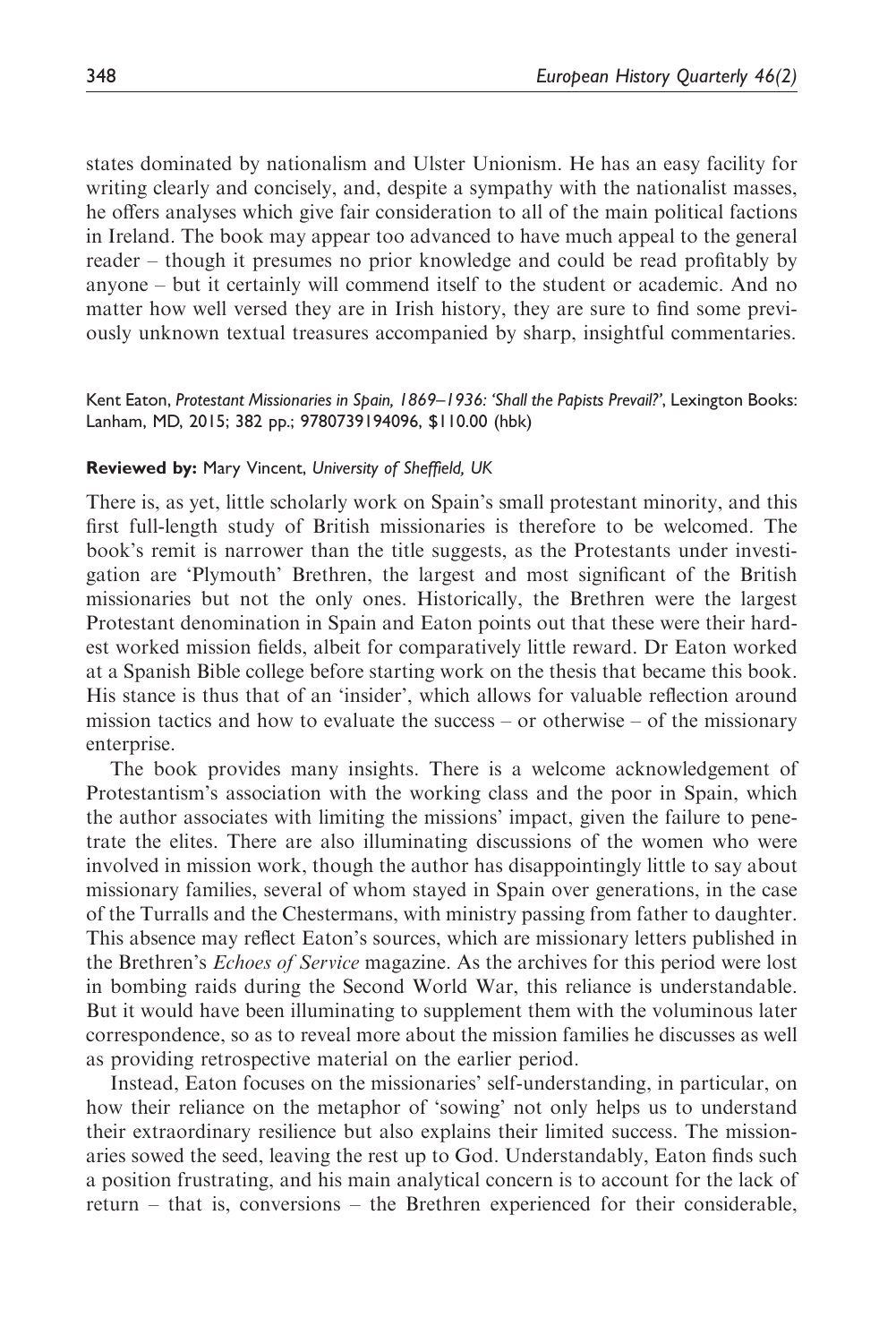states dominated by nationalism and Ulster Unionism. He has an easy facility for writing clearly and concisely, and, despite a sympathy with the nationalist masses, he offers analyses which give fair consideration to all of the main political factions in Ireland. The book may appear too advanced to have much appeal to the general reader – though it presumes no prior knowledge and could be read profitably by anyone – but it certainly will commend itself to the student or academic. And no matter how well versed they are in Irish history, they are sure to find some previously unknown textual treasures accompanied by sharp, insightful commentaries.

Kent Eaton, *Protestant Missionaries in Spain, 1869–1936: 'Shall the Papists Prevail?'*, Lexington Books: Lanham, MD, 2015; 382 pp.; 9780739194096, $110.00 (hbk)

**Reviewed by:** Mary Vincent, *University of Sheffield, UK*

There is, as yet, little scholarly work on Spain's small protestant minority, and this first full-length study of British missionaries is therefore to be welcomed. The book's remit is narrower than the title suggests, as the Protestants under investigation are 'Plymouth' Brethren, the largest and most significant of the British missionaries but not the only ones. Historically, the Brethren were the largest Protestant denomination in Spain and Eaton points out that these were their hardest worked mission fields, albeit for comparatively little reward. Dr Eaton worked at a Spanish Bible college before starting work on the thesis that became this book. His stance is thus that of an 'insider', which allows for valuable reflection around mission tactics and how to evaluate the success – or otherwise – of the missionary enterprise.

The book provides many insights. There is a welcome acknowledgement of Protestantism's association with the working class and the poor in Spain, which the author associates with limiting the missions' impact, given the failure to penetrate the elites. There are also illuminating discussions of the women who were involved in mission work, though the author has disappointingly little to say about missionary families, several of whom stayed in Spain over generations, in the case of the Turralls and the Chestermans, with ministry passing from father to daughter. This absence may reflect Eaton's sources, which are missionary letters published in the Brethren's *Echoes of Service* magazine. As the archives for this period were lost in bombing raids during the Second World War, this reliance is understandable. But it would have been illuminating to supplement them with the voluminous later correspondence, so as to reveal more about the mission families he discusses as well as providing retrospective material on the earlier period.

Instead, Eaton focuses on the missionaries' self-understanding, in particular, on how their reliance on the metaphor of 'sowing' not only helps us to understand their extraordinary resilience but also explains their limited success. The missionaries sowed the seed, leaving the rest up to God. Understandably, Eaton finds such a position frustrating, and his main analytical concern is to account for the lack of return – that is, conversions – the Brethren experienced for their considerable,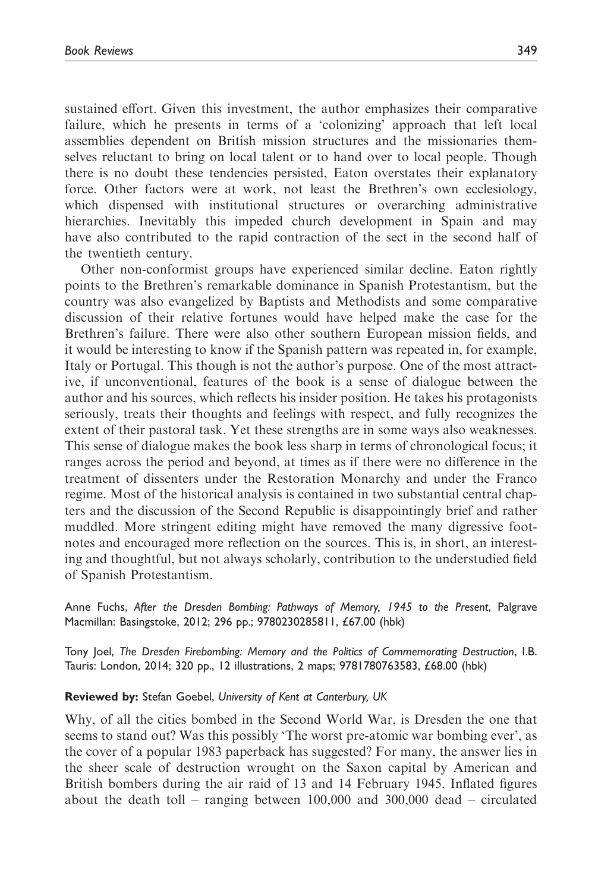sustained effort. Given this investment, the author emphasizes their comparative failure, which he presents in terms of a 'colonizing' approach that left local assemblies dependent on British mission structures and the missionaries themselves reluctant to bring on local talent or to hand over to local people. Though there is no doubt these tendencies persisted, Eaton overstates their explanatory force. Other factors were at work, not least the Brethren's own ecclesiology, which dispensed with institutional structures or overarching administrative hierarchies. Inevitably this impeded church development in Spain and may have also contributed to the rapid contraction of the sect in the second half of the twentieth century.

Other non-conformist groups have experienced similar decline. Eaton rightly points to the Brethren's remarkable dominance in Spanish Protestantism, but the country was also evangelized by Baptists and Methodists and some comparative discussion of their relative fortunes would have helped make the case for the Brethren's failure. There were also other southern European mission fields, and it would be interesting to know if the Spanish pattern was repeated in, for example, Italy or Portugal. This though is not the author's purpose. One of the most attractive, if unconventional, features of the book is a sense of dialogue between the author and his sources, which reflects his insider position. He takes his protagonists seriously, treats their thoughts and feelings with respect, and fully recognizes the extent of their pastoral task. Yet these strengths are in some ways also weaknesses. This sense of dialogue makes the book less sharp in terms of chronological focus; it ranges across the period and beyond, at times as if there were no difference in the treatment of dissenters under the Restoration Monarchy and under the Franco regime. Most of the historical analysis is contained in two substantial central chapters and the discussion of the Second Republic is disappointingly brief and rather muddled. More stringent editing might have removed the many digressive footnotes and encouraged more reflection on the sources. This is, in short, an interesting and thoughtful, but not always scholarly, contribution to the understudied field of Spanish Protestantism.

Anne Fuchs, *After the Dresden Bombing: Pathways of Memory, 1945 to the Present*, Palgrave Macmillan: Basingstoke, 2012; 296 pp.; 9780230285811, £67.00 (hbk)

Tony Joel, *The Dresden Firebombing: Memory and the Politics of Commemorating Destruction*, I.B. Tauris: London, 2014; 320 pp., 12 illustrations, 2 maps; 9781780763583, £68.00 (hbk)

**Reviewed by:** Stefan Goebel, *University of Kent at Canterbury, UK*

Why, of all the cities bombed in the Second World War, is Dresden the one that seems to stand out? Was this possibly 'The worst pre-atomic war bombing ever', as the cover of a popular 1983 paperback has suggested? For many, the answer lies in the sheer scale of destruction wrought on the Saxon capital by American and British bombers during the air raid of 13 and 14 February 1945. Inflated figures about the death toll – ranging between 100,000 and 300,000 dead – circulated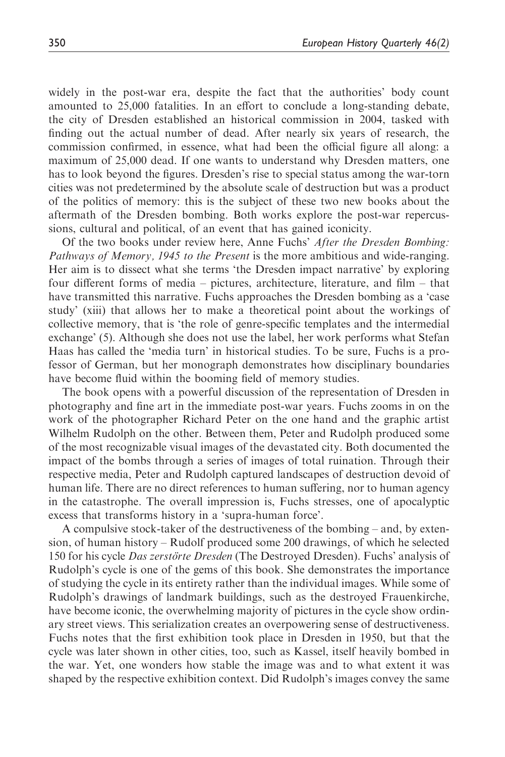widely in the post-war era, despite the fact that the authorities' body count amounted to 25,000 fatalities. In an effort to conclude a long-standing debate, the city of Dresden established an historical commission in 2004, tasked with finding out the actual number of dead. After nearly six years of research, the commission confirmed, in essence, what had been the official figure all along: a maximum of 25,000 dead. If one wants to understand why Dresden matters, one has to look beyond the figures. Dresden's rise to special status among the war-torn cities was not predetermined by the absolute scale of destruction but was a product of the politics of memory: this is the subject of these two new books about the aftermath of the Dresden bombing. Both works explore the post-war repercussions, cultural and political, of an event that has gained iconicity.

Of the two books under review here, Anne Fuchs' *After the Dresden Bombing: Pathways of Memory, 1945 to the Present* is the more ambitious and wide-ranging. Her aim is to dissect what she terms 'the Dresden impact narrative' by exploring four different forms of media – pictures, architecture, literature, and film – that have transmitted this narrative. Fuchs approaches the Dresden bombing as a 'case study' (xiii) that allows her to make a theoretical point about the workings of collective memory, that is 'the role of genre-specific templates and the intermedial exchange' (5). Although she does not use the label, her work performs what Stefan Haas has called the 'media turn' in historical studies. To be sure, Fuchs is a professor of German, but her monograph demonstrates how disciplinary boundaries have become fluid within the booming field of memory studies.

The book opens with a powerful discussion of the representation of Dresden in photography and fine art in the immediate post-war years. Fuchs zooms in on the work of the photographer Richard Peter on the one hand and the graphic artist Wilhelm Rudolph on the other. Between them, Peter and Rudolph produced some of the most recognizable visual images of the devastated city. Both documented the impact of the bombs through a series of images of total ruination. Through their respective media, Peter and Rudolph captured landscapes of destruction devoid of human life. There are no direct references to human suffering, nor to human agency in the catastrophe. The overall impression is, Fuchs stresses, one of apocalyptic excess that transforms history in a 'supra-human force'.

A compulsive stock-taker of the destructiveness of the bombing – and, by extension, of human history – Rudolf produced some 200 drawings, of which he selected 150 for his cycle *Das zerstörte Dresden* (The Destroyed Dresden). Fuchs' analysis of Rudolph's cycle is one of the gems of this book. She demonstrates the importance of studying the cycle in its entirety rather than the individual images. While some of Rudolph's drawings of landmark buildings, such as the destroyed Frauenkirche, have become iconic, the overwhelming majority of pictures in the cycle show ordinary street views. This serialization creates an overpowering sense of destructiveness. Fuchs notes that the first exhibition took place in Dresden in 1950, but that the cycle was later shown in other cities, too, such as Kassel, itself heavily bombed in the war. Yet, one wonders how stable the image was and to what extent it was shaped by the respective exhibition context. Did Rudolph's images convey the same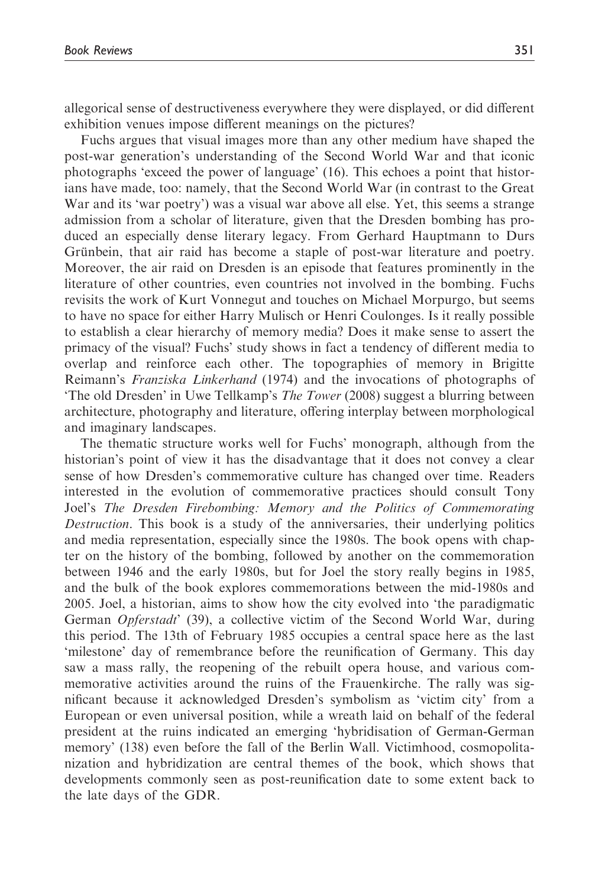allegorical sense of destructiveness everywhere they were displayed, or did different exhibition venues impose different meanings on the pictures?

Fuchs argues that visual images more than any other medium have shaped the post-war generation's understanding of the Second World War and that iconic photographs 'exceed the power of language' (16). This echoes a point that historians have made, too: namely, that the Second World War (in contrast to the Great War and its 'war poetry') was a visual war above all else. Yet, this seems a strange admission from a scholar of literature, given that the Dresden bombing has produced an especially dense literary legacy. From Gerhard Hauptmann to Durs Grünbein, that air raid has become a staple of post-war literature and poetry. Moreover, the air raid on Dresden is an episode that features prominently in the literature of other countries, even countries not involved in the bombing. Fuchs revisits the work of Kurt Vonnegut and touches on Michael Morpurgo, but seems to have no space for either Harry Mulisch or Henri Coulonges. Is it really possible to establish a clear hierarchy of memory media? Does it make sense to assert the primacy of the visual? Fuchs' study shows in fact a tendency of different media to overlap and reinforce each other. The topographies of memory in Brigitte Reimann's *Franziska Linkerhand* (1974) and the invocations of photographs of 'The old Dresden' in Uwe Tellkamp's *The Tower* (2008) suggest a blurring between architecture, photography and literature, offering interplay between morphological and imaginary landscapes.

The thematic structure works well for Fuchs' monograph, although from the historian's point of view it has the disadvantage that it does not convey a clear sense of how Dresden's commemorative culture has changed over time. Readers interested in the evolution of commemorative practices should consult Tony Joel's *The Dresden Firebombing: Memory and the Politics of Commemorating Destruction*. This book is a study of the anniversaries, their underlying politics and media representation, especially since the 1980s. The book opens with chapter on the history of the bombing, followed by another on the commemoration between 1946 and the early 1980s, but for Joel the story really begins in 1985, and the bulk of the book explores commemorations between the mid-1980s and 2005. Joel, a historian, aims to show how the city evolved into 'the paradigmatic German *Opferstadt*' (39), a collective victim of the Second World War, during this period. The 13th of February 1985 occupies a central space here as the last 'milestone' day of remembrance before the reunification of Germany. This day saw a mass rally, the reopening of the rebuilt opera house, and various commemorative activities around the ruins of the Frauenkirche. The rally was significant because it acknowledged Dresden's symbolism as 'victim city' from a European or even universal position, while a wreath laid on behalf of the federal president at the ruins indicated an emerging 'hybridisation of German-German memory' (138) even before the fall of the Berlin Wall. Victimhood, cosmopolitanization and hybridization are central themes of the book, which shows that developments commonly seen as post-reunification date to some extent back to the late days of the GDR.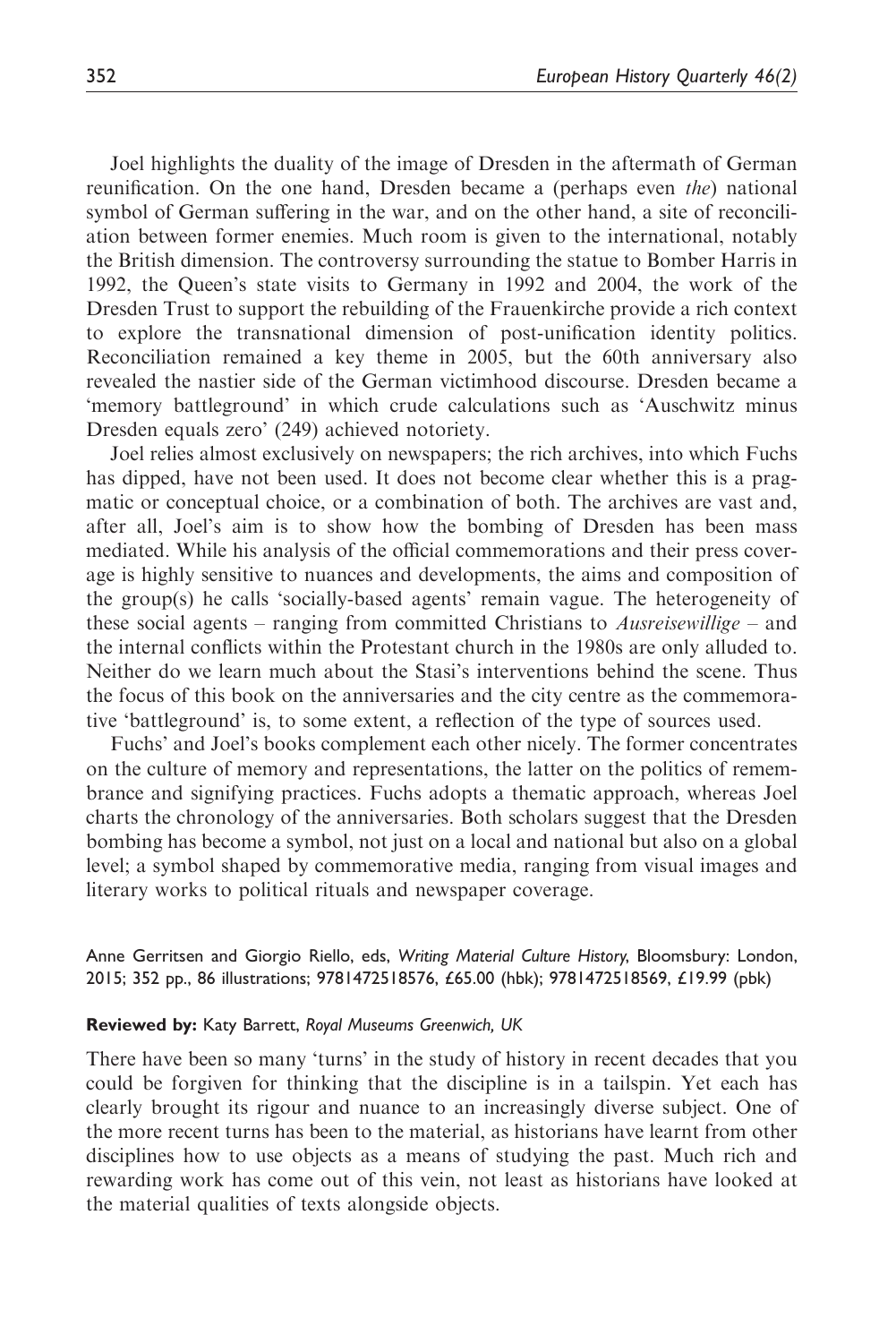Joel highlights the duality of the image of Dresden in the aftermath of German reunification. On the one hand, Dresden became a (perhaps even *the*) national symbol of German suffering in the war, and on the other hand, a site of reconciliation between former enemies. Much room is given to the international, notably the British dimension. The controversy surrounding the statue to Bomber Harris in 1992, the Queen's state visits to Germany in 1992 and 2004, the work of the Dresden Trust to support the rebuilding of the Frauenkirche provide a rich context to explore the transnational dimension of post-unification identity politics. Reconciliation remained a key theme in 2005, but the 60th anniversary also revealed the nastier side of the German victimhood discourse. Dresden became a 'memory battleground' in which crude calculations such as 'Auschwitz minus Dresden equals zero' (249) achieved notoriety.

Joel relies almost exclusively on newspapers; the rich archives, into which Fuchs has dipped, have not been used. It does not become clear whether this is a pragmatic or conceptual choice, or a combination of both. The archives are vast and, after all, Joel's aim is to show how the bombing of Dresden has been mass mediated. While his analysis of the official commemorations and their press coverage is highly sensitive to nuances and developments, the aims and composition of the group(s) he calls 'socially-based agents' remain vague. The heterogeneity of these social agents – ranging from committed Christians to *Ausreisewillige* – and the internal conflicts within the Protestant church in the 1980s are only alluded to. Neither do we learn much about the Stasi's interventions behind the scene. Thus the focus of this book on the anniversaries and the city centre as the commemorative 'battleground' is, to some extent, a reflection of the type of sources used.

Fuchs' and Joel's books complement each other nicely. The former concentrates on the culture of memory and representations, the latter on the politics of remembrance and signifying practices. Fuchs adopts a thematic approach, whereas Joel charts the chronology of the anniversaries. Both scholars suggest that the Dresden bombing has become a symbol, not just on a local and national but also on a global level; a symbol shaped by commemorative media, ranging from visual images and literary works to political rituals and newspaper coverage.

Anne Gerritsen and Giorgio Riello, eds, *Writing Material Culture History*, Bloomsbury: London, 2015; 352 pp., 86 illustrations; 9781472518576, £65.00 (hbk); 9781472518569, £19.99 (pbk)

**Reviewed by:** Katy Barrett, *Royal Museums Greenwich, UK*

There have been so many 'turns' in the study of history in recent decades that you could be forgiven for thinking that the discipline is in a tailspin. Yet each has clearly brought its rigour and nuance to an increasingly diverse subject. One of the more recent turns has been to the material, as historians have learnt from other disciplines how to use objects as a means of studying the past. Much rich and rewarding work has come out of this vein, not least as historians have looked at the material qualities of texts alongside objects.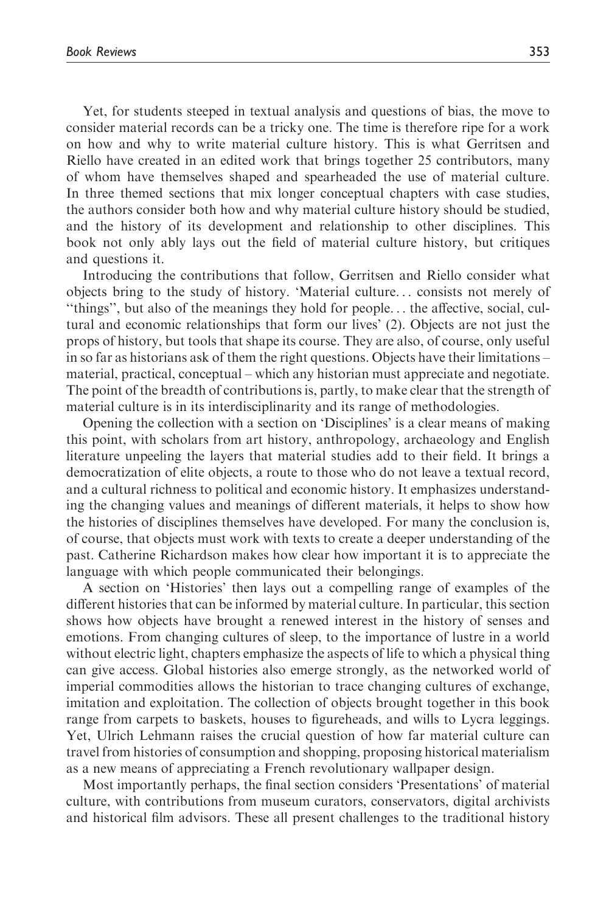Yet, for students steeped in textual analysis and questions of bias, the move to consider material records can be a tricky one. The time is therefore ripe for a work on how and why to write material culture history. This is what Gerritsen and Riello have created in an edited work that brings together 25 contributors, many of whom have themselves shaped and spearheaded the use of material culture. In three themed sections that mix longer conceptual chapters with case studies, the authors consider both how and why material culture history should be studied, and the history of its development and relationship to other disciplines. This book not only ably lays out the field of material culture history, but critiques and questions it.

Introducing the contributions that follow, Gerritsen and Riello consider what objects bring to the study of history. 'Material culture... consists not merely of "things", but also of the meanings they hold for people... the affective, social, cultural and economic relationships that form our lives' (2). Objects are not just the props of history, but tools that shape its course. They are also, of course, only useful in so far as historians ask of them the right questions. Objects have their limitations – material, practical, conceptual – which any historian must appreciate and negotiate. The point of the breadth of contributions is, partly, to make clear that the strength of material culture is in its interdisciplinarity and its range of methodologies.

Opening the collection with a section on 'Disciplines' is a clear means of making this point, with scholars from art history, anthropology, archaeology and English literature unpeeling the layers that material studies add to their field. It brings a democratization of elite objects, a route to those who do not leave a textual record, and a cultural richness to political and economic history. It emphasizes understanding the changing values and meanings of different materials, it helps to show how the histories of disciplines themselves have developed. For many the conclusion is, of course, that objects must work with texts to create a deeper understanding of the past. Catherine Richardson makes how clear how important it is to appreciate the language with which people communicated their belongings.

A section on 'Histories' then lays out a compelling range of examples of the different histories that can be informed by material culture. In particular, this section shows how objects have brought a renewed interest in the history of senses and emotions. From changing cultures of sleep, to the importance of lustre in a world without electric light, chapters emphasize the aspects of life to which a physical thing can give access. Global histories also emerge strongly, as the networked world of imperial commodities allows the historian to trace changing cultures of exchange, imitation and exploitation. The collection of objects brought together in this book range from carpets to baskets, houses to figureheads, and wills to Lycra leggings. Yet, Ulrich Lehmann raises the crucial question of how far material culture can travel from histories of consumption and shopping, proposing historical materialism as a new means of appreciating a French revolutionary wallpaper design.

Most importantly perhaps, the final section considers 'Presentations' of material culture, with contributions from museum curators, conservators, digital archivists and historical film advisors. These all present challenges to the traditional history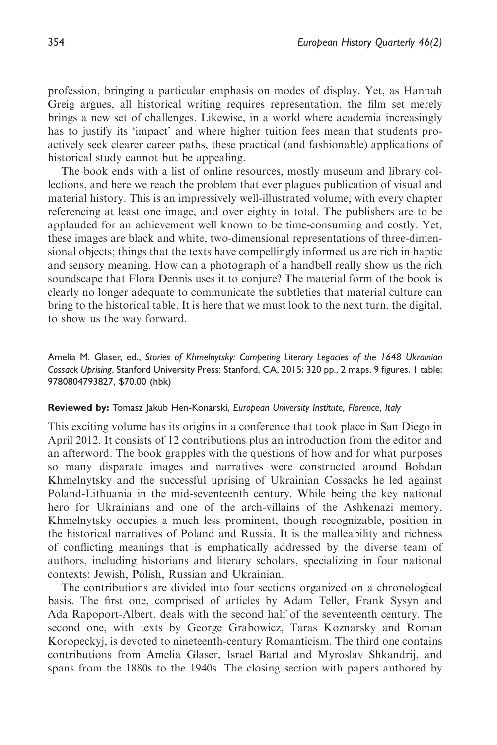profession, bringing a particular emphasis on modes of display. Yet, as Hannah Greig argues, all historical writing requires representation, the film set merely brings a new set of challenges. Likewise, in a world where academia increasingly has to justify its 'impact' and where higher tuition fees mean that students pro-actively seek clearer career paths, these practical (and fashionable) applications of historical study cannot but be appealing.

The book ends with a list of online resources, mostly museum and library collections, and here we reach the problem that ever plagues publication of visual and material history. This is an impressively well-illustrated volume, with every chapter referencing at least one image, and over eighty in total. The publishers are to be applauded for an achievement well known to be time-consuming and costly. Yet, these images are black and white, two-dimensional representations of three-dimensional objects; things that the texts have compellingly informed us are rich in haptic and sensory meaning. How can a photograph of a handbell really show us the rich soundscape that Flora Dennis uses it to conjure? The material form of the book is clearly no longer adequate to communicate the subtleties that material culture can bring to the historical table. It is here that we must look to the next turn, the digital, to show us the way forward.

Amelia M. Glaser, ed., *Stories of Khmelnytsky: Competing Literary Legacies of the 1648 Ukrainian Cossack Uprising*, Stanford University Press: Stanford, CA, 2015; 320 pp., 2 maps, 9 figures, 1 table; 9780804793827, $70.00 (hbk)

**Reviewed by:** Tomasz Jakub Hen-Konarski, *European University Institute, Florence, Italy*

This exciting volume has its origins in a conference that took place in San Diego in April 2012. It consists of 12 contributions plus an introduction from the editor and an afterword. The book grapples with the questions of how and for what purposes so many disparate images and narratives were constructed around Bohdan Khmelnytsky and the successful uprising of Ukrainian Cossacks he led against Poland-Lithuania in the mid-seventeenth century. While being the key national hero for Ukrainians and one of the arch-villains of the Ashkenazi memory, Khmelnytsky occupies a much less prominent, though recognizable, position in the historical narratives of Poland and Russia. It is the malleability and richness of conflicting meanings that is emphatically addressed by the diverse team of authors, including historians and literary scholars, specializing in four national contexts: Jewish, Polish, Russian and Ukrainian.

The contributions are divided into four sections organized on a chronological basis. The first one, comprised of articles by Adam Teller, Frank Sysyn and Ada Rapoport-Albert, deals with the second half of the seventeenth century. The second one, with texts by George Grabowicz, Taras Koznarsky and Roman Koropeckyj, is devoted to nineteenth-century Romanticism. The third one contains contributions from Amelia Glaser, Israel Bartal and Myroslav Shkandrij, and spans from the 1880s to the 1940s. The closing section with papers authored by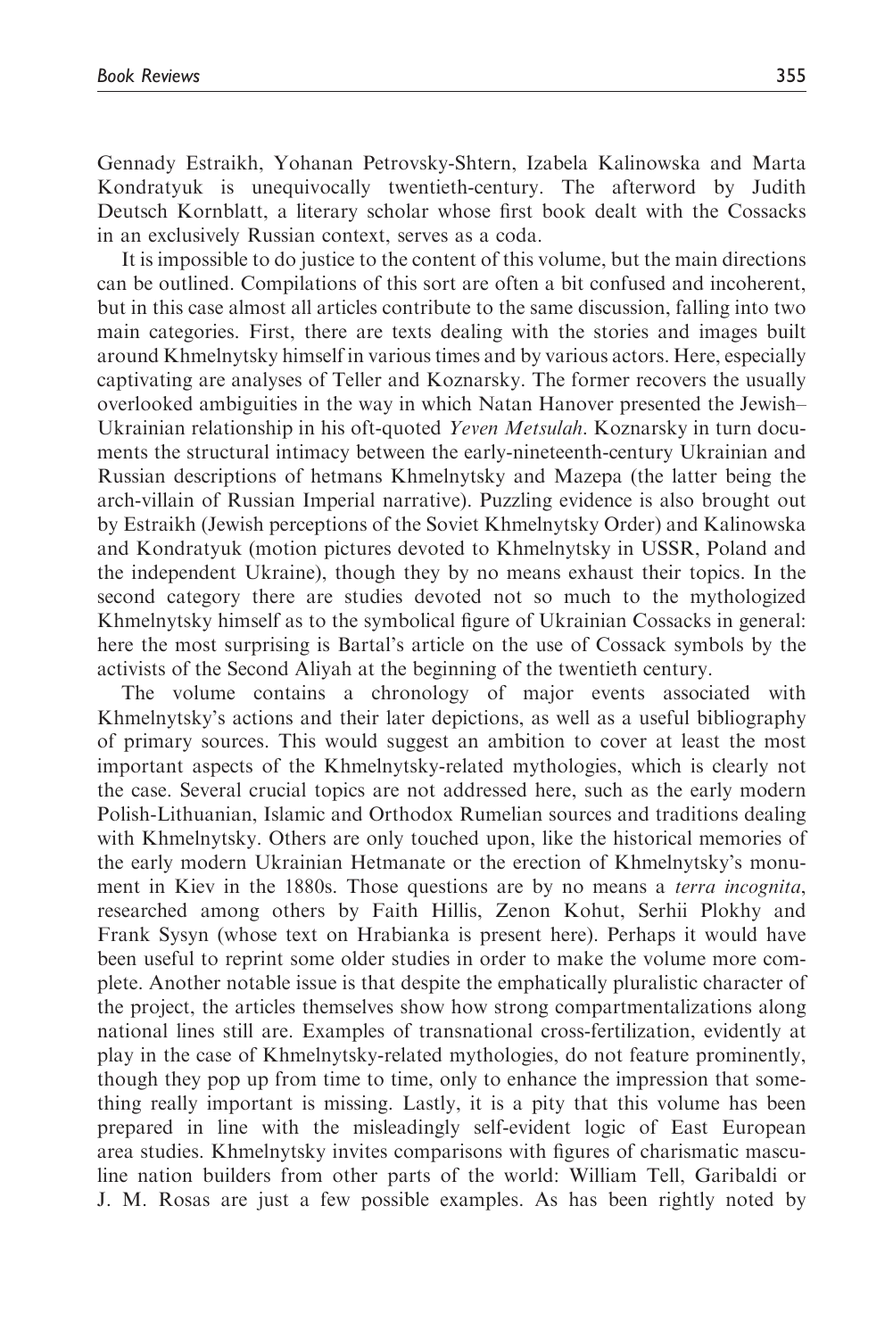Gennady Estraikh, Yohanan Petrovsky-Shtern, Izabela Kalinowska and Marta Kondratyuk is unequivocally twentieth-century. The afterword by Judith Deutsch Kornblatt, a literary scholar whose first book dealt with the Cossacks in an exclusively Russian context, serves as a coda.

It is impossible to do justice to the content of this volume, but the main directions can be outlined. Compilations of this sort are often a bit confused and incoherent, but in this case almost all articles contribute to the same discussion, falling into two main categories. First, there are texts dealing with the stories and images built around Khmelnytsky himself in various times and by various actors. Here, especially captivating are analyses of Teller and Koznarsky. The former recovers the usually overlooked ambiguities in the way in which Natan Hanover presented the Jewish–Ukrainian relationship in his oft-quoted *Yeven Metsulah*. Koznarsky in turn documents the structural intimacy between the early-nineteenth-century Ukrainian and Russian descriptions of hetmans Khmelnytsky and Mazepa (the latter being the arch-villain of Russian Imperial narrative). Puzzling evidence is also brought out by Estraikh (Jewish perceptions of the Soviet Khmelnytsky Order) and Kalinowska and Kondratyuk (motion pictures devoted to Khmelnytsky in USSR, Poland and the independent Ukraine), though they by no means exhaust their topics. In the second category there are studies devoted not so much to the mythologized Khmelnytsky himself as to the symbolical figure of Ukrainian Cossacks in general: here the most surprising is Bartal's article on the use of Cossack symbols by the activists of the Second Aliyah at the beginning of the twentieth century.

The volume contains a chronology of major events associated with Khmelnytsky's actions and their later depictions, as well as a useful bibliography of primary sources. This would suggest an ambition to cover at least the most important aspects of the Khmelnytsky-related mythologies, which is clearly not the case. Several crucial topics are not addressed here, such as the early modern Polish-Lithuanian, Islamic and Orthodox Rumelian sources and traditions dealing with Khmelnytsky. Others are only touched upon, like the historical memories of the early modern Ukrainian Hetmanate or the erection of Khmelnytsky's monument in Kiev in the 1880s. Those questions are by no means a *terra incognita*, researched among others by Faith Hillis, Zenon Kohut, Serhii Plokhy and Frank Sysyn (whose text on Hrabianka is present here). Perhaps it would have been useful to reprint some older studies in order to make the volume more complete. Another notable issue is that despite the emphatically pluralistic character of the project, the articles themselves show how strong compartmentalizations along national lines still are. Examples of transnational cross-fertilization, evidently at play in the case of Khmelnytsky-related mythologies, do not feature prominently, though they pop up from time to time, only to enhance the impression that something really important is missing. Lastly, it is a pity that this volume has been prepared in line with the misleadingly self-evident logic of East European area studies. Khmelnytsky invites comparisons with figures of charismatic masculine nation builders from other parts of the world: William Tell, Garibaldi or J. M. Rosas are just a few possible examples. As has been rightly noted by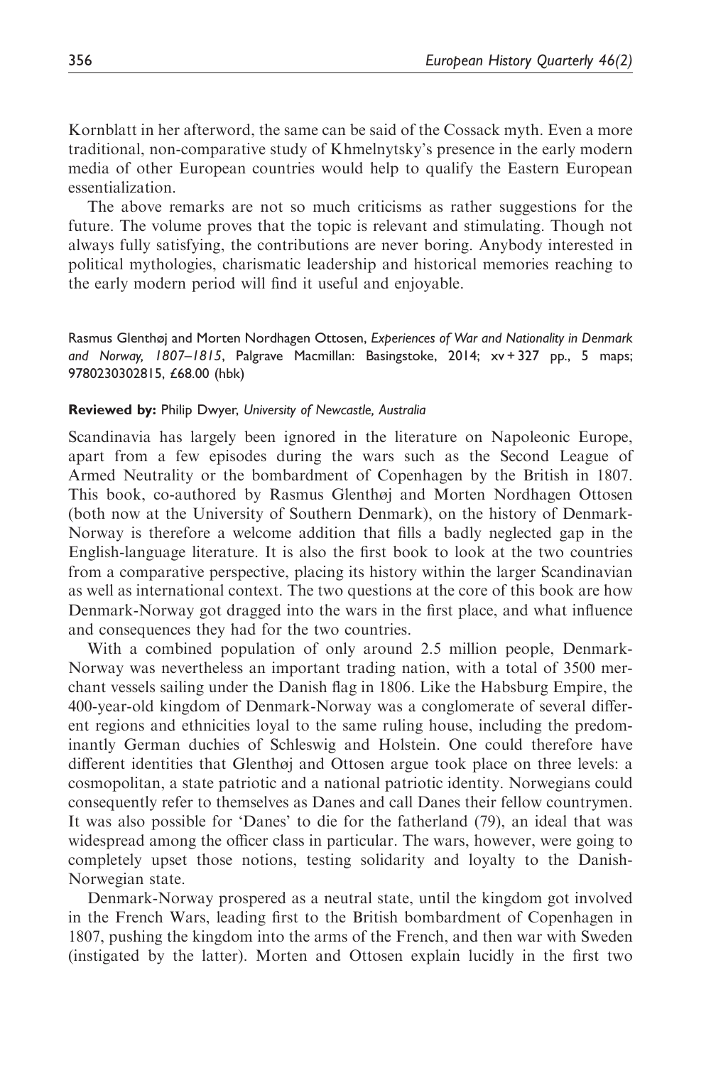Kornblatt in her afterword, the same can be said of the Cossack myth. Even a more traditional, non-comparative study of Khmelnytsky's presence in the early modern media of other European countries would help to qualify the Eastern European essentialization.

The above remarks are not so much criticisms as rather suggestions for the future. The volume proves that the topic is relevant and stimulating. Though not always fully satisfying, the contributions are never boring. Anybody interested in political mythologies, charismatic leadership and historical memories reaching to the early modern period will find it useful and enjoyable.

Rasmus Glenthøj and Morten Nordhagen Ottosen, *Experiences of War and Nationality in Denmark and Norway, 1807–1815*, Palgrave Macmillan: Basingstoke, 2014; xv + 327 pp., 5 maps; 9780230302815, £68.00 (hbk)

**Reviewed by:** Philip Dwyer, *University of Newcastle, Australia*

Scandinavia has largely been ignored in the literature on Napoleonic Europe, apart from a few episodes during the wars such as the Second League of Armed Neutrality or the bombardment of Copenhagen by the British in 1807. This book, co-authored by Rasmus Glenthøj and Morten Nordhagen Ottosen (both now at the University of Southern Denmark), on the history of Denmark-Norway is therefore a welcome addition that fills a badly neglected gap in the English-language literature. It is also the first book to look at the two countries from a comparative perspective, placing its history within the larger Scandinavian as well as international context. The two questions at the core of this book are how Denmark-Norway got dragged into the wars in the first place, and what influence and consequences they had for the two countries.

With a combined population of only around 2.5 million people, Denmark-Norway was nevertheless an important trading nation, with a total of 3500 merchant vessels sailing under the Danish flag in 1806. Like the Habsburg Empire, the 400-year-old kingdom of Denmark-Norway was a conglomerate of several different regions and ethnicities loyal to the same ruling house, including the predominantly German duchies of Schleswig and Holstein. One could therefore have different identities that Glenthøj and Ottosen argue took place on three levels: a cosmopolitan, a state patriotic and a national patriotic identity. Norwegians could consequently refer to themselves as Danes and call Danes their fellow countrymen. It was also possible for 'Danes' to die for the fatherland (79), an ideal that was widespread among the officer class in particular. The wars, however, were going to completely upset those notions, testing solidarity and loyalty to the Danish-Norwegian state.

Denmark-Norway prospered as a neutral state, until the kingdom got involved in the French Wars, leading first to the British bombardment of Copenhagen in 1807, pushing the kingdom into the arms of the French, and then war with Sweden (instigated by the latter). Morten and Ottosen explain lucidly in the first two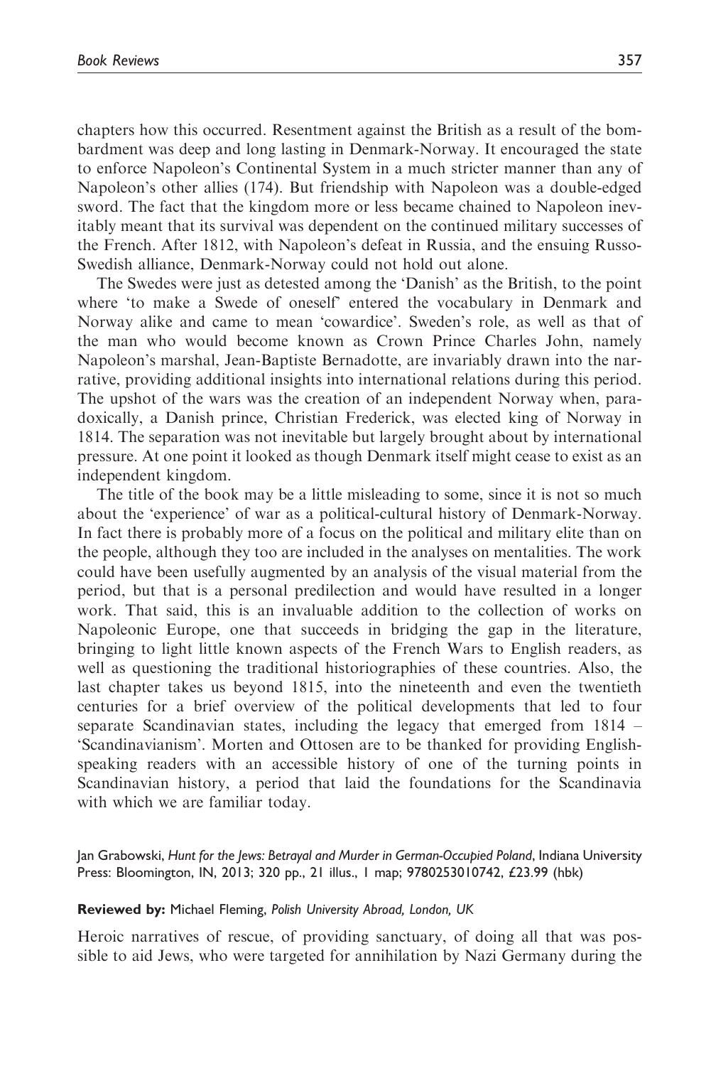chapters how this occurred. Resentment against the British as a result of the bombardment was deep and long lasting in Denmark-Norway. It encouraged the state to enforce Napoleon's Continental System in a much stricter manner than any of Napoleon's other allies (174). But friendship with Napoleon was a double-edged sword. The fact that the kingdom more or less became chained to Napoleon inevitably meant that its survival was dependent on the continued military successes of the French. After 1812, with Napoleon's defeat in Russia, and the ensuing Russo-Swedish alliance, Denmark-Norway could not hold out alone.

The Swedes were just as detested among the 'Danish' as the British, to the point where 'to make a Swede of oneself' entered the vocabulary in Denmark and Norway alike and came to mean 'cowardice'. Sweden's role, as well as that of the man who would become known as Crown Prince Charles John, namely Napoleon's marshal, Jean-Baptiste Bernadotte, are invariably drawn into the narrative, providing additional insights into international relations during this period. The upshot of the wars was the creation of an independent Norway when, paradoxically, a Danish prince, Christian Frederick, was elected king of Norway in 1814. The separation was not inevitable but largely brought about by international pressure. At one point it looked as though Denmark itself might cease to exist as an independent kingdom.

The title of the book may be a little misleading to some, since it is not so much about the 'experience' of war as a political-cultural history of Denmark-Norway. In fact there is probably more of a focus on the political and military elite than on the people, although they too are included in the analyses on mentalities. The work could have been usefully augmented by an analysis of the visual material from the period, but that is a personal predilection and would have resulted in a longer work. That said, this is an invaluable addition to the collection of works on Napoleonic Europe, one that succeeds in bridging the gap in the literature, bringing to light little known aspects of the French Wars to English readers, as well as questioning the traditional historiographies of these countries. Also, the last chapter takes us beyond 1815, into the nineteenth and even the twentieth centuries for a brief overview of the political developments that led to four separate Scandinavian states, including the legacy that emerged from 1814 – 'Scandinavianism'. Morten and Ottosen are to be thanked for providing English-speaking readers with an accessible history of one of the turning points in Scandinavian history, a period that laid the foundations for the Scandinavia with which we are familiar today.

Jan Grabowski, *Hunt for the Jews: Betrayal and Murder in German-Occupied Poland*, Indiana University Press: Bloomington, IN, 2013; 320 pp., 21 illus., 1 map; 9780253010742, £23.99 (hbk)

**Reviewed by:** Michael Fleming, *Polish University Abroad, London, UK*

Heroic narratives of rescue, of providing sanctuary, of doing all that was possible to aid Jews, who were targeted for annihilation by Nazi Germany during the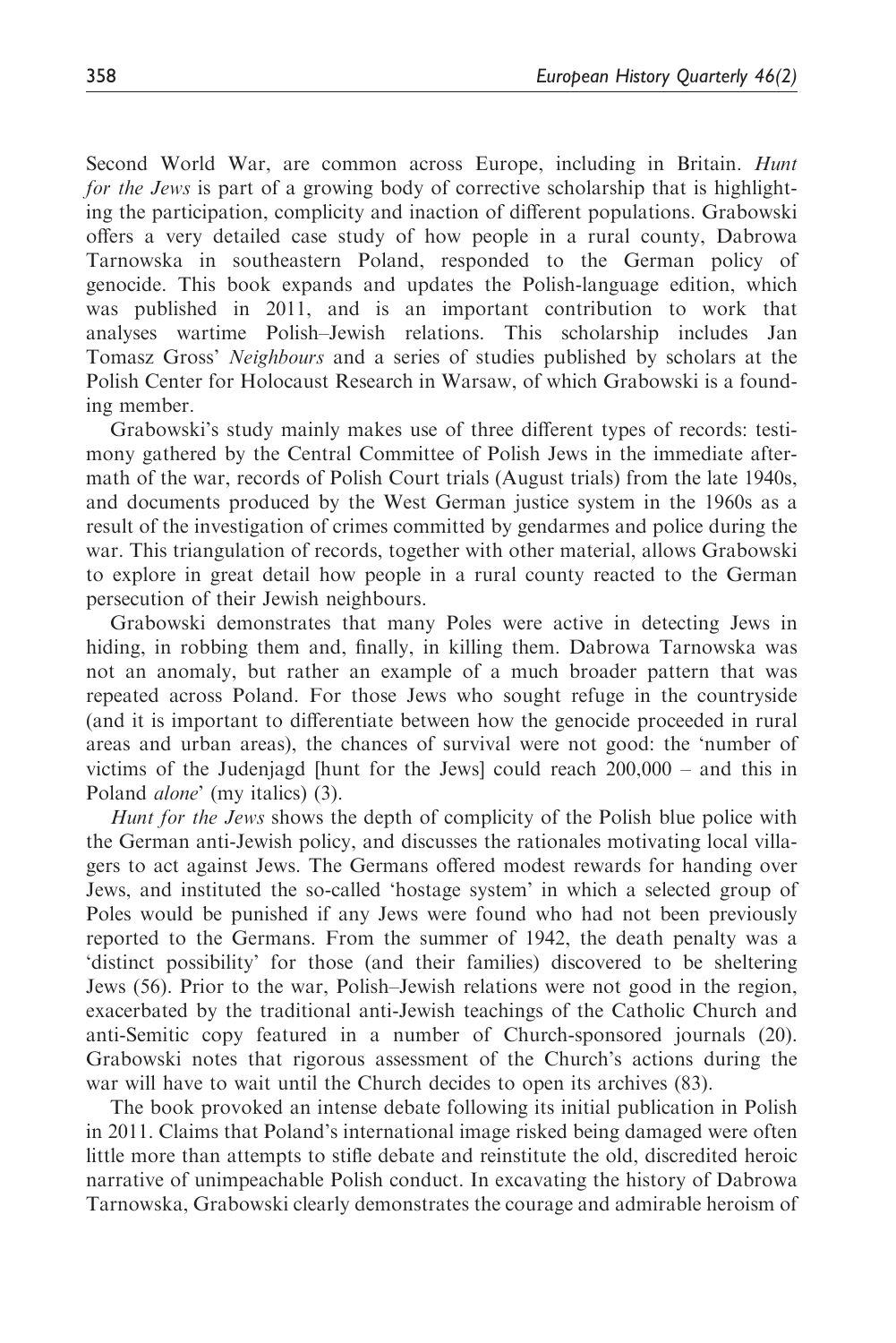Second World War, are common across Europe, including in Britain. *Hunt for the Jews* is part of a growing body of corrective scholarship that is highlighting the participation, complicity and inaction of different populations. Grabowski offers a very detailed case study of how people in a rural county, Dabrowa Tarnowska in southeastern Poland, responded to the German policy of genocide. This book expands and updates the Polish-language edition, which was published in 2011, and is an important contribution to work that analyses wartime Polish–Jewish relations. This scholarship includes Jan Tomasz Gross' *Neighbours* and a series of studies published by scholars at the Polish Center for Holocaust Research in Warsaw, of which Grabowski is a founding member.

Grabowski's study mainly makes use of three different types of records: testimony gathered by the Central Committee of Polish Jews in the immediate aftermath of the war, records of Polish Court trials (August trials) from the late 1940s, and documents produced by the West German justice system in the 1960s as a result of the investigation of crimes committed by gendarmes and police during the war. This triangulation of records, together with other material, allows Grabowski to explore in great detail how people in a rural county reacted to the German persecution of their Jewish neighbours.

Grabowski demonstrates that many Poles were active in detecting Jews in hiding, in robbing them and, finally, in killing them. Dabrowa Tarnowska was not an anomaly, but rather an example of a much broader pattern that was repeated across Poland. For those Jews who sought refuge in the countryside (and it is important to differentiate between how the genocide proceeded in rural areas and urban areas), the chances of survival were not good: the 'number of victims of the Judenjagd [hunt for the Jews] could reach 200,000 – and this in Poland *alone*' (my italics) (3).

*Hunt for the Jews* shows the depth of complicity of the Polish blue police with the German anti-Jewish policy, and discusses the rationales motivating local villagers to act against Jews. The Germans offered modest rewards for handing over Jews, and instituted the so-called 'hostage system' in which a selected group of Poles would be punished if any Jews were found who had not been previously reported to the Germans. From the summer of 1942, the death penalty was a 'distinct possibility' for those (and their families) discovered to be sheltering Jews (56). Prior to the war, Polish–Jewish relations were not good in the region, exacerbated by the traditional anti-Jewish teachings of the Catholic Church and anti-Semitic copy featured in a number of Church-sponsored journals (20). Grabowski notes that rigorous assessment of the Church's actions during the war will have to wait until the Church decides to open its archives (83).

The book provoked an intense debate following its initial publication in Polish in 2011. Claims that Poland's international image risked being damaged were often little more than attempts to stifle debate and reinstitute the old, discredited heroic narrative of unimpeachable Polish conduct. In excavating the history of Dabrowa Tarnowska, Grabowski clearly demonstrates the courage and admirable heroism of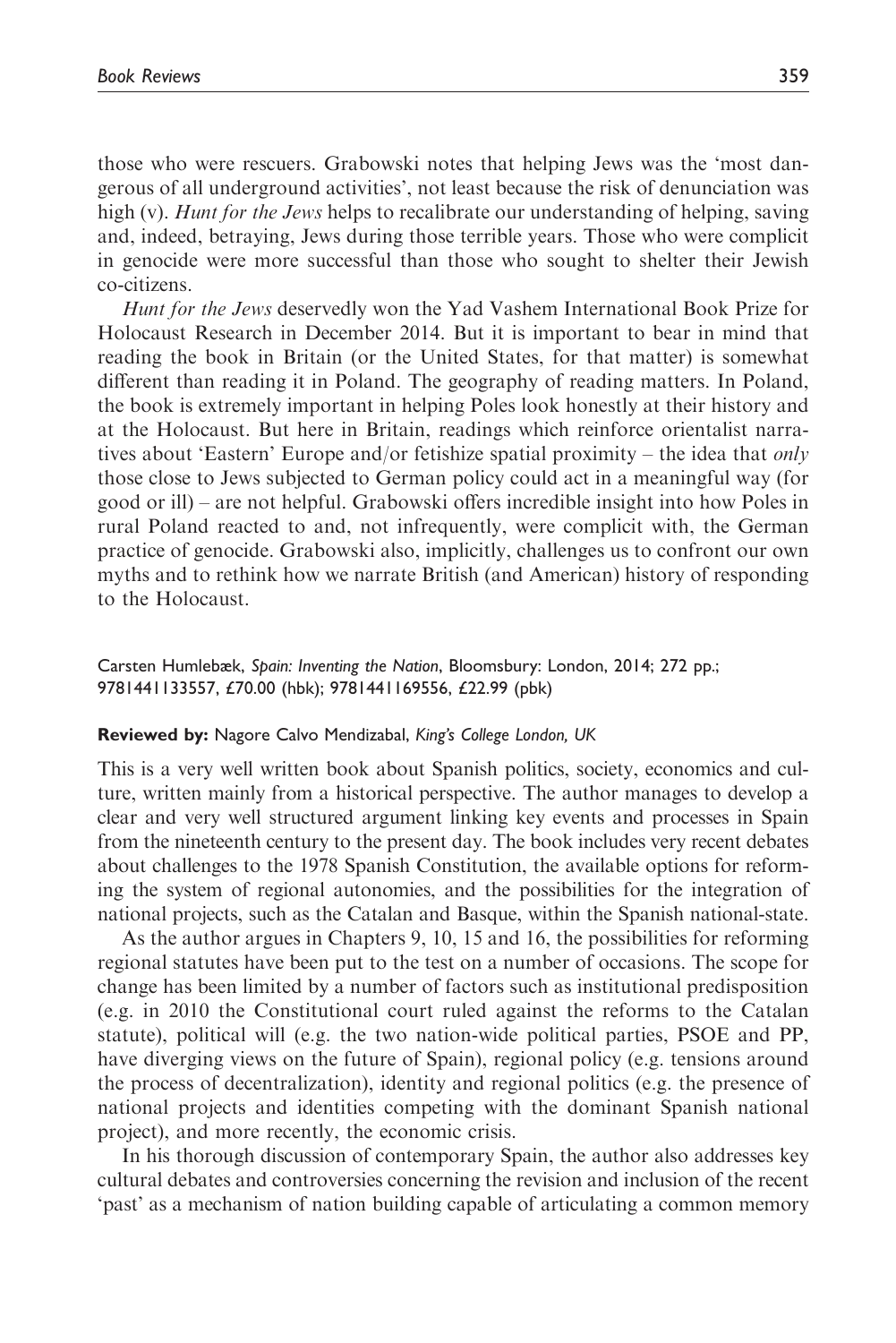those who were rescuers. Grabowski notes that helping Jews was the 'most dangerous of all underground activities', not least because the risk of denunciation was high (v). *Hunt for the Jews* helps to recalibrate our understanding of helping, saving and, indeed, betraying, Jews during those terrible years. Those who were complicit in genocide were more successful than those who sought to shelter their Jewish co-citizens.

*Hunt for the Jews* deservedly won the Yad Vashem International Book Prize for Holocaust Research in December 2014. But it is important to bear in mind that reading the book in Britain (or the United States, for that matter) is somewhat different than reading it in Poland. The geography of reading matters. In Poland, the book is extremely important in helping Poles look honestly at their history and at the Holocaust. But here in Britain, readings which reinforce orientalist narratives about 'Eastern' Europe and/or fetishize spatial proximity – the idea that *only* those close to Jews subjected to German policy could act in a meaningful way (for good or ill) – are not helpful. Grabowski offers incredible insight into how Poles in rural Poland reacted to and, not infrequently, were complicit with, the German practice of genocide. Grabowski also, implicitly, challenges us to confront our own myths and to rethink how we narrate British (and American) history of responding to the Holocaust.

Carsten Humlebæk, *Spain: Inventing the Nation*, Bloomsbury: London, 2014; 272 pp.; 9781441133557, £70.00 (hbk); 9781441169556, £22.99 (pbk)

**Reviewed by:** Nagore Calvo Mendizabal, *King's College London, UK*

This is a very well written book about Spanish politics, society, economics and culture, written mainly from a historical perspective. The author manages to develop a clear and very well structured argument linking key events and processes in Spain from the nineteenth century to the present day. The book includes very recent debates about challenges to the 1978 Spanish Constitution, the available options for reforming the system of regional autonomies, and the possibilities for the integration of national projects, such as the Catalan and Basque, within the Spanish national-state.

As the author argues in Chapters 9, 10, 15 and 16, the possibilities for reforming regional statutes have been put to the test on a number of occasions. The scope for change has been limited by a number of factors such as institutional predisposition (e.g. in 2010 the Constitutional court ruled against the reforms to the Catalan statute), political will (e.g. the two nation-wide political parties, PSOE and PP, have diverging views on the future of Spain), regional policy (e.g. tensions around the process of decentralization), identity and regional politics (e.g. the presence of national projects and identities competing with the dominant Spanish national project), and more recently, the economic crisis.

In his thorough discussion of contemporary Spain, the author also addresses key cultural debates and controversies concerning the revision and inclusion of the recent 'past' as a mechanism of nation building capable of articulating a common memory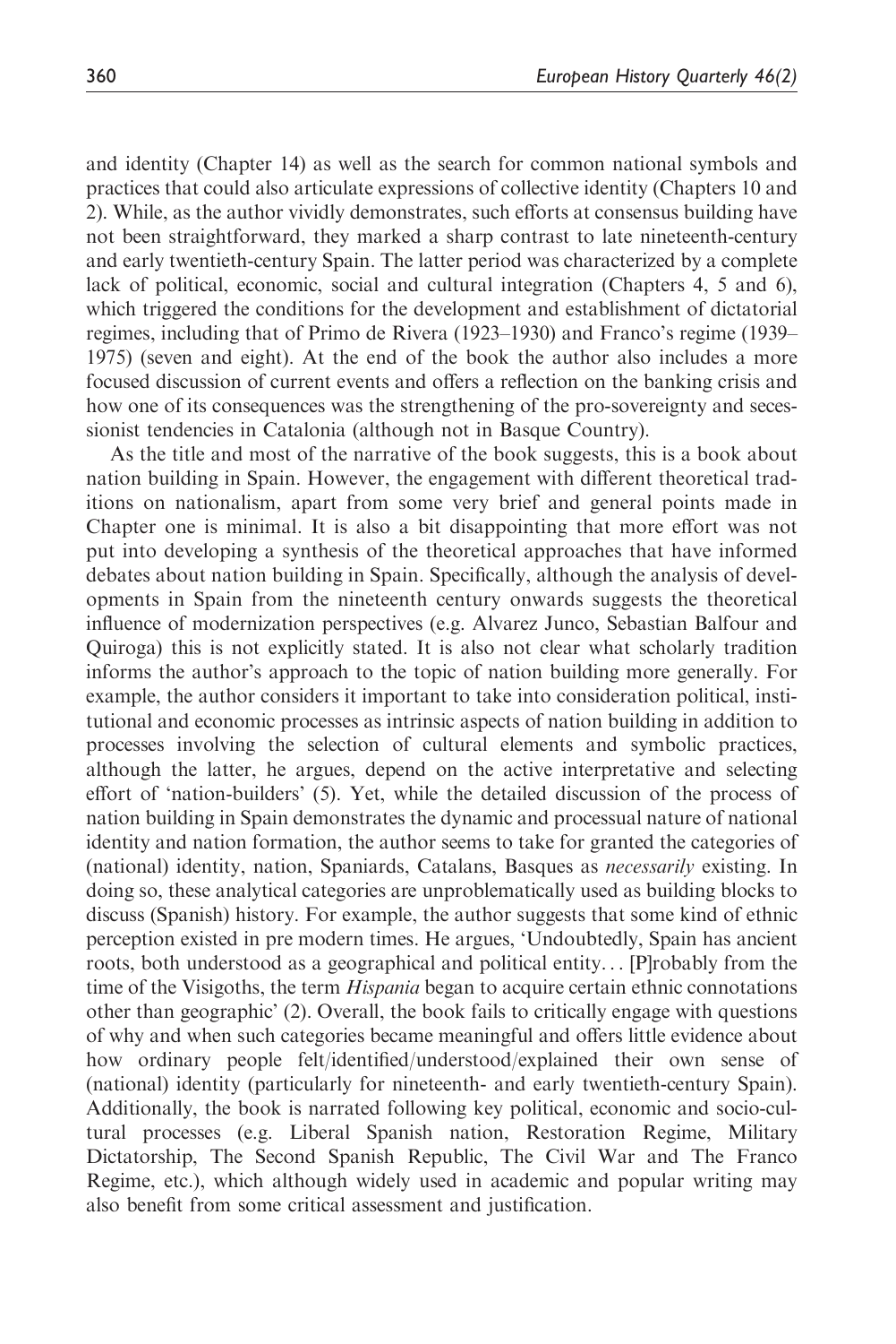and identity (Chapter 14) as well as the search for common national symbols and practices that could also articulate expressions of collective identity (Chapters 10 and 2). While, as the author vividly demonstrates, such efforts at consensus building have not been straightforward, they marked a sharp contrast to late nineteenth-century and early twentieth-century Spain. The latter period was characterized by a complete lack of political, economic, social and cultural integration (Chapters 4, 5 and 6), which triggered the conditions for the development and establishment of dictatorial regimes, including that of Primo de Rivera (1923–1930) and Franco's regime (1939–1975) (seven and eight). At the end of the book the author also includes a more focused discussion of current events and offers a reflection on the banking crisis and how one of its consequences was the strengthening of the pro-sovereignty and secessionist tendencies in Catalonia (although not in Basque Country).

As the title and most of the narrative of the book suggests, this is a book about nation building in Spain. However, the engagement with different theoretical traditions on nationalism, apart from some very brief and general points made in Chapter one is minimal. It is also a bit disappointing that more effort was not put into developing a synthesis of the theoretical approaches that have informed debates about nation building in Spain. Specifically, although the analysis of developments in Spain from the nineteenth century onwards suggests the theoretical influence of modernization perspectives (e.g. Alvarez Junco, Sebastian Balfour and Quiroga) this is not explicitly stated. It is also not clear what scholarly tradition informs the author's approach to the topic of nation building more generally. For example, the author considers it important to take into consideration political, institutional and economic processes as intrinsic aspects of nation building in addition to processes involving the selection of cultural elements and symbolic practices, although the latter, he argues, depend on the active interpretative and selecting effort of 'nation-builders' (5). Yet, while the detailed discussion of the process of nation building in Spain demonstrates the dynamic and processual nature of national identity and nation formation, the author seems to take for granted the categories of (national) identity, nation, Spaniards, Catalans, Basques as *necessarily* existing. In doing so, these analytical categories are unproblematically used as building blocks to discuss (Spanish) history. For example, the author suggests that some kind of ethnic perception existed in pre modern times. He argues, 'Undoubtedly, Spain has ancient roots, both understood as a geographical and political entity... [P]robably from the time of the Visigoths, the term *Hispania* began to acquire certain ethnic connotations other than geographic' (2). Overall, the book fails to critically engage with questions of why and when such categories became meaningful and offers little evidence about how ordinary people felt/identified/understood/explained their own sense of (national) identity (particularly for nineteenth- and early twentieth-century Spain). Additionally, the book is narrated following key political, economic and socio-cultural processes (e.g. Liberal Spanish nation, Restoration Regime, Military Dictatorship, The Second Spanish Republic, The Civil War and The Franco Regime, etc.), which although widely used in academic and popular writing may also benefit from some critical assessment and justification.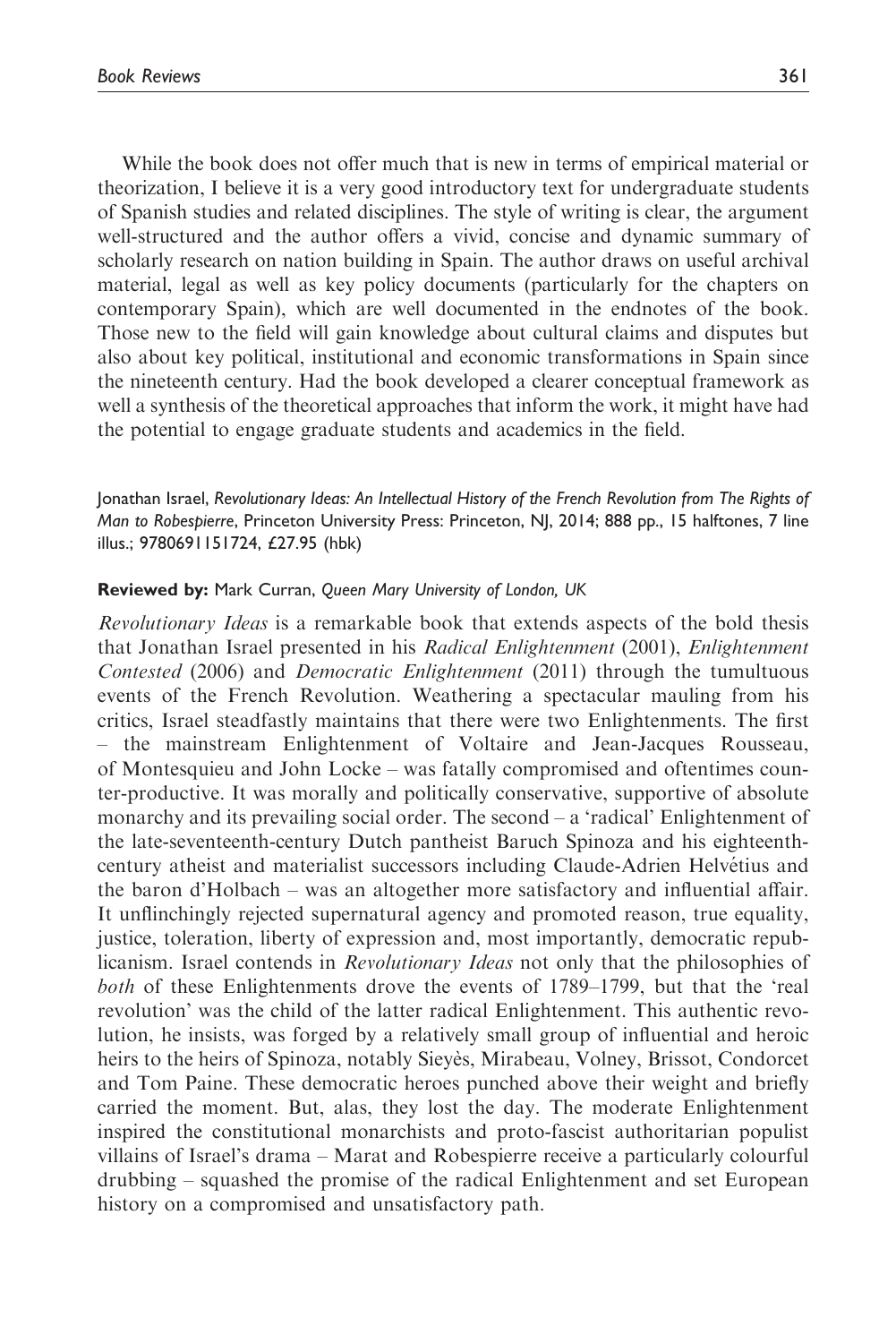While the book does not offer much that is new in terms of empirical material or theorization, I believe it is a very good introductory text for undergraduate students of Spanish studies and related disciplines. The style of writing is clear, the argument well-structured and the author offers a vivid, concise and dynamic summary of scholarly research on nation building in Spain. The author draws on useful archival material, legal as well as key policy documents (particularly for the chapters on contemporary Spain), which are well documented in the endnotes of the book. Those new to the field will gain knowledge about cultural claims and disputes but also about key political, institutional and economic transformations in Spain since the nineteenth century. Had the book developed a clearer conceptual framework as well a synthesis of the theoretical approaches that inform the work, it might have had the potential to engage graduate students and academics in the field.

Jonathan Israel, *Revolutionary Ideas: An Intellectual History of the French Revolution from The Rights of Man to Robespierre*, Princeton University Press: Princeton, NJ, 2014; 888 pp., 15 halftones, 7 line illus.; 9780691151724, £27.95 (hbk)

**Reviewed by:** Mark Curran, *Queen Mary University of London, UK*

*Revolutionary Ideas* is a remarkable book that extends aspects of the bold thesis that Jonathan Israel presented in his *Radical Enlightenment* (2001), *Enlightenment Contested* (2006) and *Democratic Enlightenment* (2011) through the tumultuous events of the French Revolution. Weathering a spectacular mauling from his critics, Israel steadfastly maintains that there were two Enlightenments. The first – the mainstream Enlightenment of Voltaire and Jean-Jacques Rousseau, of Montesquieu and John Locke – was fatally compromised and oftentimes counter-productive. It was morally and politically conservative, supportive of absolute monarchy and its prevailing social order. The second – a 'radical' Enlightenment of the late-seventeenth-century Dutch pantheist Baruch Spinoza and his eighteenth-century atheist and materialist successors including Claude-Adrien Helvétius and the baron d'Holbach – was an altogether more satisfactory and influential affair. It unflinchingly rejected supernatural agency and promoted reason, true equality, justice, toleration, liberty of expression and, most importantly, democratic republicanism. Israel contends in *Revolutionary Ideas* not only that the philosophies of *both* of these Enlightenments drove the events of 1789–1799, but that the 'real revolution' was the child of the latter radical Enlightenment. This authentic revolution, he insists, was forged by a relatively small group of influential and heroic heirs to the heirs of Spinoza, notably Sieyès, Mirabeau, Volney, Brissot, Condorcet and Tom Paine. These democratic heroes punched above their weight and briefly carried the moment. But, alas, they lost the day. The moderate Enlightenment inspired the constitutional monarchists and proto-fascist authoritarian populist villains of Israel's drama – Marat and Robespierre receive a particularly colourful drubbing – squashed the promise of the radical Enlightenment and set European history on a compromised and unsatisfactory path.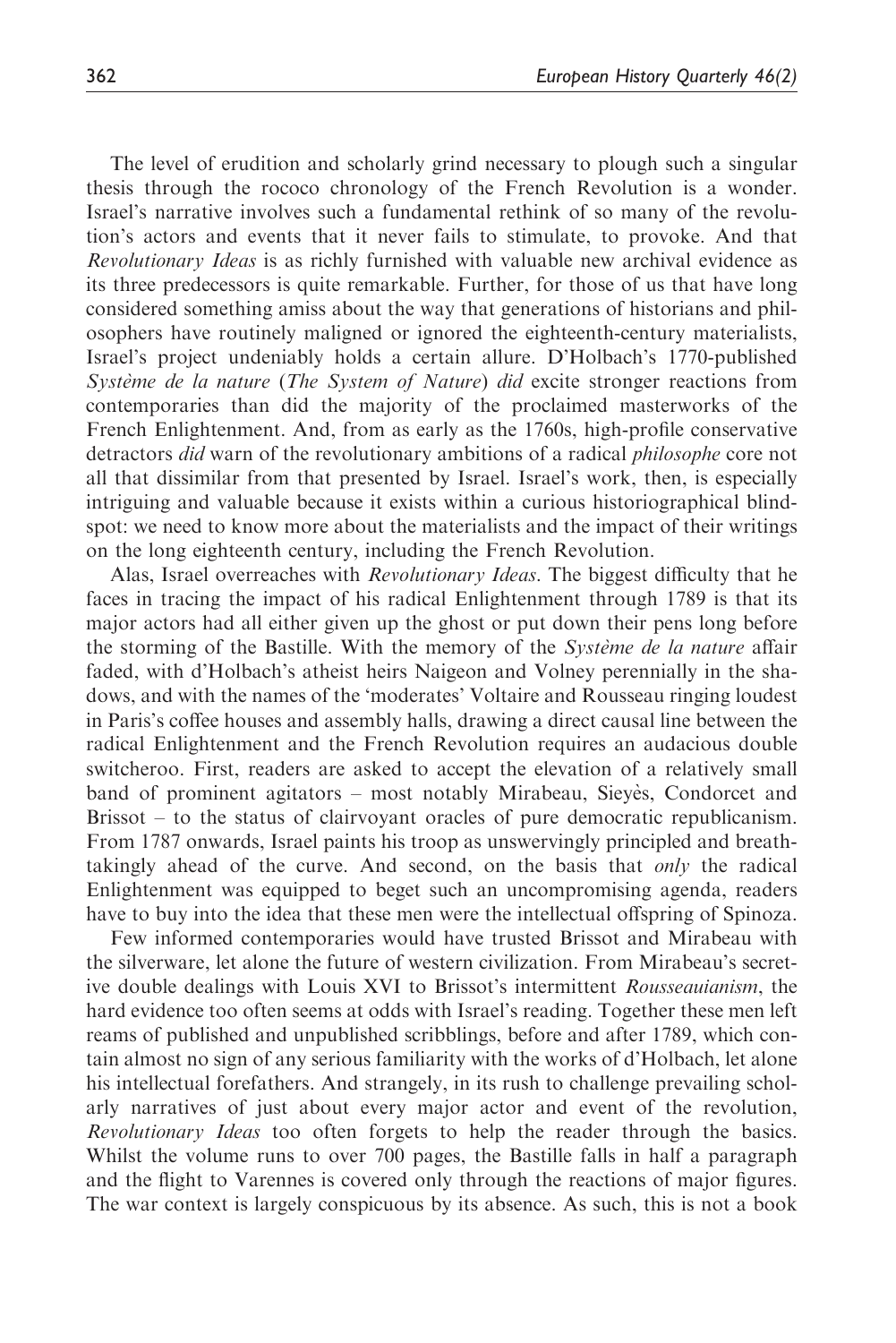The level of erudition and scholarly grind necessary to plough such a singular thesis through the rococo chronology of the French Revolution is a wonder. Israel's narrative involves such a fundamental rethink of so many of the revolution's actors and events that it never fails to stimulate, to provoke. And that *Revolutionary Ideas* is as richly furnished with valuable new archival evidence as its three predecessors is quite remarkable. Further, for those of us that have long considered something amiss about the way that generations of historians and philosophers have routinely maligned or ignored the eighteenth-century materialists, Israel's project undeniably holds a certain allure. D'Holbach's 1770-published *Système de la nature* (*The System of Nature*) *did* excite stronger reactions from contemporaries than did the majority of the proclaimed masterworks of the French Enlightenment. And, from as early as the 1760s, high-profile conservative detractors *did* warn of the revolutionary ambitions of a radical *philosophe* core not all that dissimilar from that presented by Israel. Israel's work, then, is especially intriguing and valuable because it exists within a curious historiographical blind-spot: we need to know more about the materialists and the impact of their writings on the long eighteenth century, including the French Revolution.

Alas, Israel overreaches with *Revolutionary Ideas*. The biggest difficulty that he faces in tracing the impact of his radical Enlightenment through 1789 is that its major actors had all either given up the ghost or put down their pens long before the storming of the Bastille. With the memory of the *Système de la nature* affair faded, with d'Holbach's atheist heirs Naigeon and Volney perennially in the shadows, and with the names of the 'moderates' Voltaire and Rousseau ringing loudest in Paris's coffee houses and assembly halls, drawing a direct causal line between the radical Enlightenment and the French Revolution requires an audacious double switcheroo. First, readers are asked to accept the elevation of a relatively small band of prominent agitators – most notably Mirabeau, Sieyès, Condorcet and Brissot – to the status of clairvoyant oracles of pure democratic republicanism. From 1787 onwards, Israel paints his troop as unswervingly principled and breath-takingly ahead of the curve. And second, on the basis that *only* the radical Enlightenment was equipped to beget such an uncompromising agenda, readers have to buy into the idea that these men were the intellectual offspring of Spinoza.

Few informed contemporaries would have trusted Brissot and Mirabeau with the silverware, let alone the future of western civilization. From Mirabeau's secretive double dealings with Louis XVI to Brissot's intermittent *Rousseauianism*, the hard evidence too often seems at odds with Israel's reading. Together these men left reams of published and unpublished scribblings, before and after 1789, which contain almost no sign of any serious familiarity with the works of d'Holbach, let alone his intellectual forefathers. And strangely, in its rush to challenge prevailing scholarly narratives of just about every major actor and event of the revolution, *Revolutionary Ideas* too often forgets to help the reader through the basics. Whilst the volume runs to over 700 pages, the Bastille falls in half a paragraph and the flight to Varennes is covered only through the reactions of major figures. The war context is largely conspicuous by its absence. As such, this is not a book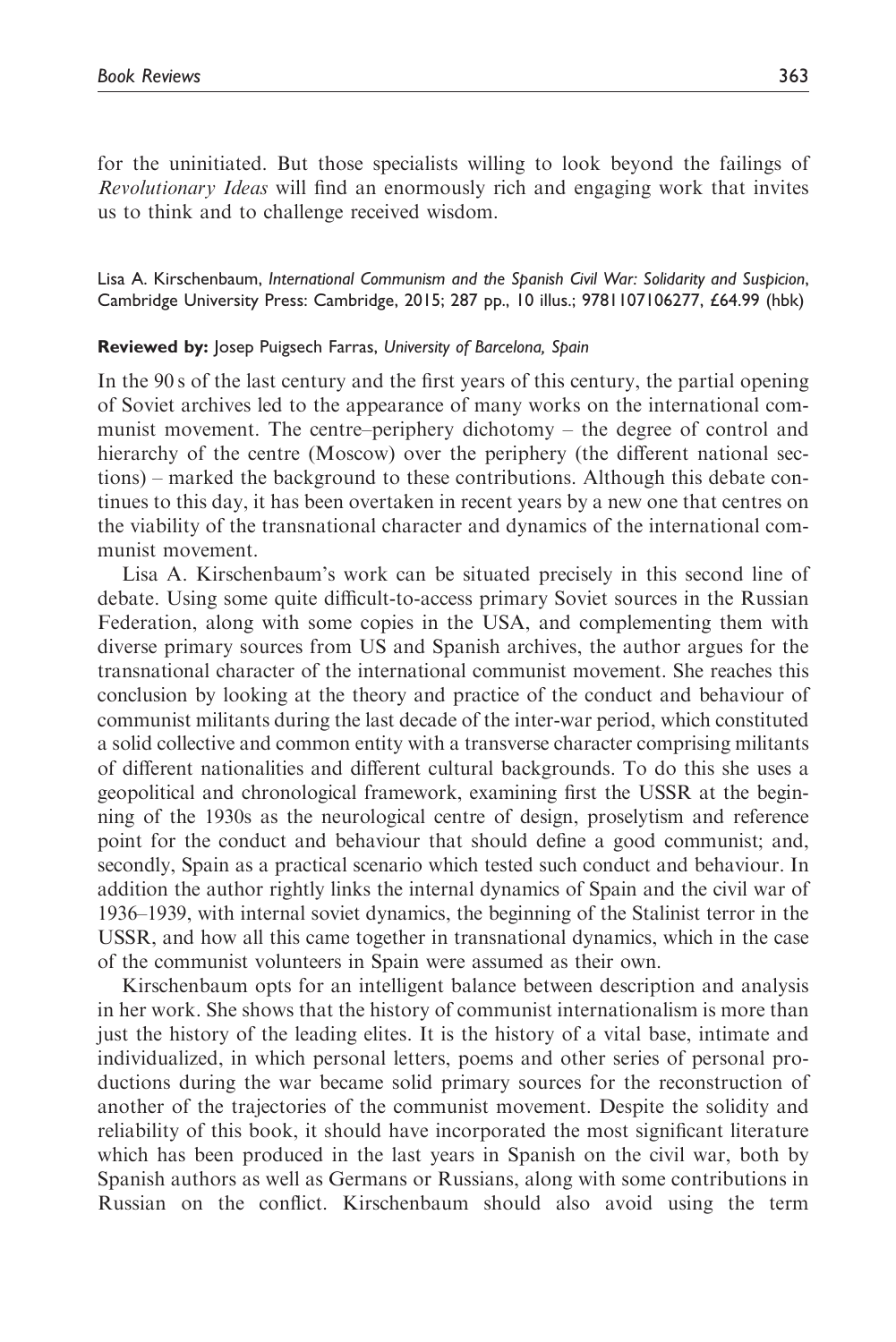for the uninitiated. But those specialists willing to look beyond the failings of *Revolutionary Ideas* will find an enormously rich and engaging work that invites us to think and to challenge received wisdom.

Lisa A. Kirschenbaum, *International Communism and the Spanish Civil War: Solidarity and Suspicion*, Cambridge University Press: Cambridge, 2015; 287 pp., 10 illus.; 9781107106277, £64.99 (hbk)

**Reviewed by:** Josep Puigsech Farras, *University of Barcelona, Spain*

In the 90 s of the last century and the first years of this century, the partial opening of Soviet archives led to the appearance of many works on the international communist movement. The centre–periphery dichotomy – the degree of control and hierarchy of the centre (Moscow) over the periphery (the different national sections) – marked the background to these contributions. Although this debate continues to this day, it has been overtaken in recent years by a new one that centres on the viability of the transnational character and dynamics of the international communist movement.

Lisa A. Kirschenbaum's work can be situated precisely in this second line of debate. Using some quite difficult-to-access primary Soviet sources in the Russian Federation, along with some copies in the USA, and complementing them with diverse primary sources from US and Spanish archives, the author argues for the transnational character of the international communist movement. She reaches this conclusion by looking at the theory and practice of the conduct and behaviour of communist militants during the last decade of the inter-war period, which constituted a solid collective and common entity with a transverse character comprising militants of different nationalities and different cultural backgrounds. To do this she uses a geopolitical and chronological framework, examining first the USSR at the beginning of the 1930s as the neurological centre of design, proselytism and reference point for the conduct and behaviour that should define a good communist; and, secondly, Spain as a practical scenario which tested such conduct and behaviour. In addition the author rightly links the internal dynamics of Spain and the civil war of 1936–1939, with internal soviet dynamics, the beginning of the Stalinist terror in the USSR, and how all this came together in transnational dynamics, which in the case of the communist volunteers in Spain were assumed as their own.

Kirschenbaum opts for an intelligent balance between description and analysis in her work. She shows that the history of communist internationalism is more than just the history of the leading elites. It is the history of a vital base, intimate and individualized, in which personal letters, poems and other series of personal productions during the war became solid primary sources for the reconstruction of another of the trajectories of the communist movement. Despite the solidity and reliability of this book, it should have incorporated the most significant literature which has been produced in the last years in Spanish on the civil war, both by Spanish authors as well as Germans or Russians, along with some contributions in Russian on the conflict. Kirschenbaum should also avoid using the term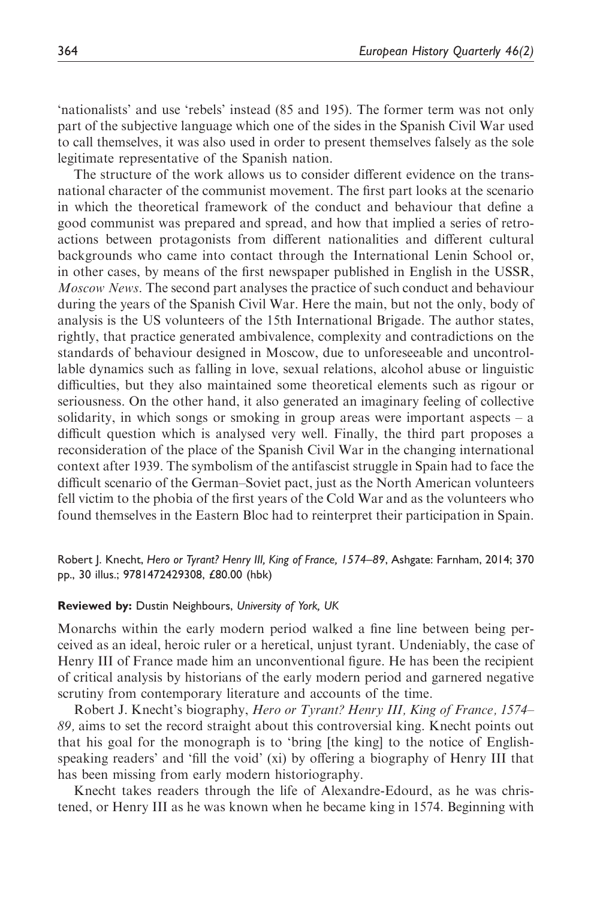'nationalists' and use 'rebels' instead (85 and 195). The former term was not only part of the subjective language which one of the sides in the Spanish Civil War used to call themselves, it was also used in order to present themselves falsely as the sole legitimate representative of the Spanish nation.

The structure of the work allows us to consider different evidence on the transnational character of the communist movement. The first part looks at the scenario in which the theoretical framework of the conduct and behaviour that define a good communist was prepared and spread, and how that implied a series of retroactions between protagonists from different nationalities and different cultural backgrounds who came into contact through the International Lenin School or, in other cases, by means of the first newspaper published in English in the USSR, *Moscow News*. The second part analyses the practice of such conduct and behaviour during the years of the Spanish Civil War. Here the main, but not the only, body of analysis is the US volunteers of the 15th International Brigade. The author states, rightly, that practice generated ambivalence, complexity and contradictions on the standards of behaviour designed in Moscow, due to unforeseeable and uncontrollable dynamics such as falling in love, sexual relations, alcohol abuse or linguistic difficulties, but they also maintained some theoretical elements such as rigour or seriousness. On the other hand, it also generated an imaginary feeling of collective solidarity, in which songs or smoking in group areas were important aspects – a difficult question which is analysed very well. Finally, the third part proposes a reconsideration of the place of the Spanish Civil War in the changing international context after 1939. The symbolism of the antifascist struggle in Spain had to face the difficult scenario of the German–Soviet pact, just as the North American volunteers fell victim to the phobia of the first years of the Cold War and as the volunteers who found themselves in the Eastern Bloc had to reinterpret their participation in Spain.

Robert J. Knecht, *Hero or Tyrant? Henry III, King of France, 1574–89*, Ashgate: Farnham, 2014; 370 pp., 30 illus.; 9781472429308, £80.00 (hbk)

**Reviewed by:** Dustin Neighbours, *University of York, UK*

Monarchs within the early modern period walked a fine line between being perceived as an ideal, heroic ruler or a heretical, unjust tyrant. Undeniably, the case of Henry III of France made him an unconventional figure. He has been the recipient of critical analysis by historians of the early modern period and garnered negative scrutiny from contemporary literature and accounts of the time.

Robert J. Knecht's biography, *Hero or Tyrant? Henry III, King of France, 1574–89,* aims to set the record straight about this controversial king. Knecht points out that his goal for the monograph is to 'bring [the king] to the notice of English-speaking readers' and 'fill the void' (xi) by offering a biography of Henry III that has been missing from early modern historiography.

Knecht takes readers through the life of Alexandre-Edourd, as he was christened, or Henry III as he was known when he became king in 1574. Beginning with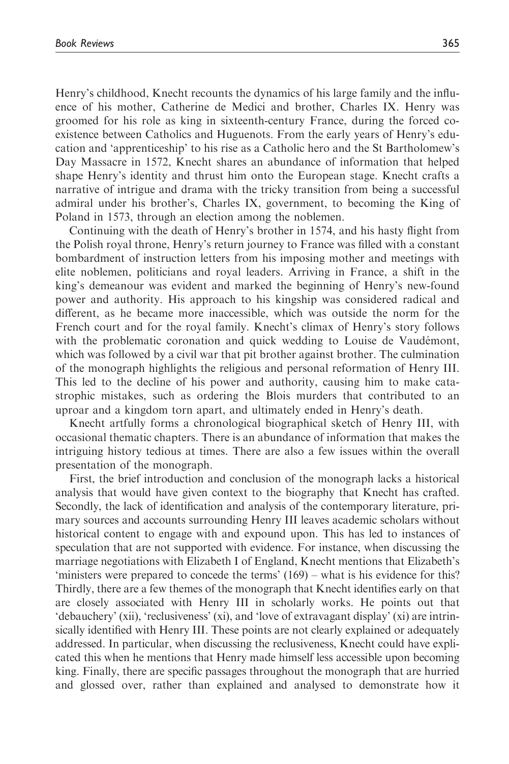Henry's childhood, Knecht recounts the dynamics of his large family and the influence of his mother, Catherine de Medici and brother, Charles IX. Henry was groomed for his role as king in sixteenth-century France, during the forced coexistence between Catholics and Huguenots. From the early years of Henry's education and 'apprenticeship' to his rise as a Catholic hero and the St Bartholomew's Day Massacre in 1572, Knecht shares an abundance of information that helped shape Henry's identity and thrust him onto the European stage. Knecht crafts a narrative of intrigue and drama with the tricky transition from being a successful admiral under his brother's, Charles IX, government, to becoming the King of Poland in 1573, through an election among the noblemen.

Continuing with the death of Henry's brother in 1574, and his hasty flight from the Polish royal throne, Henry's return journey to France was filled with a constant bombardment of instruction letters from his imposing mother and meetings with elite noblemen, politicians and royal leaders. Arriving in France, a shift in the king's demeanour was evident and marked the beginning of Henry's new-found power and authority. His approach to his kingship was considered radical and different, as he became more inaccessible, which was outside the norm for the French court and for the royal family. Knecht's climax of Henry's story follows with the problematic coronation and quick wedding to Louise de Vaudémont, which was followed by a civil war that pit brother against brother. The culmination of the monograph highlights the religious and personal reformation of Henry III. This led to the decline of his power and authority, causing him to make catastrophic mistakes, such as ordering the Blois murders that contributed to an uproar and a kingdom torn apart, and ultimately ended in Henry's death.

Knecht artfully forms a chronological biographical sketch of Henry III, with occasional thematic chapters. There is an abundance of information that makes the intriguing history tedious at times. There are also a few issues within the overall presentation of the monograph.

First, the brief introduction and conclusion of the monograph lacks a historical analysis that would have given context to the biography that Knecht has crafted. Secondly, the lack of identification and analysis of the contemporary literature, primary sources and accounts surrounding Henry III leaves academic scholars without historical content to engage with and expound upon. This has led to instances of speculation that are not supported with evidence. For instance, when discussing the marriage negotiations with Elizabeth I of England, Knecht mentions that Elizabeth's 'ministers were prepared to concede the terms' (169) – what is his evidence for this? Thirdly, there are a few themes of the monograph that Knecht identifies early on that are closely associated with Henry III in scholarly works. He points out that 'debauchery' (xii), 'reclusiveness' (xi), and 'love of extravagant display' (xi) are intrinsically identified with Henry III. These points are not clearly explained or adequately addressed. In particular, when discussing the reclusiveness, Knecht could have explicated this when he mentions that Henry made himself less accessible upon becoming king. Finally, there are specific passages throughout the monograph that are hurried and glossed over, rather than explained and analysed to demonstrate how it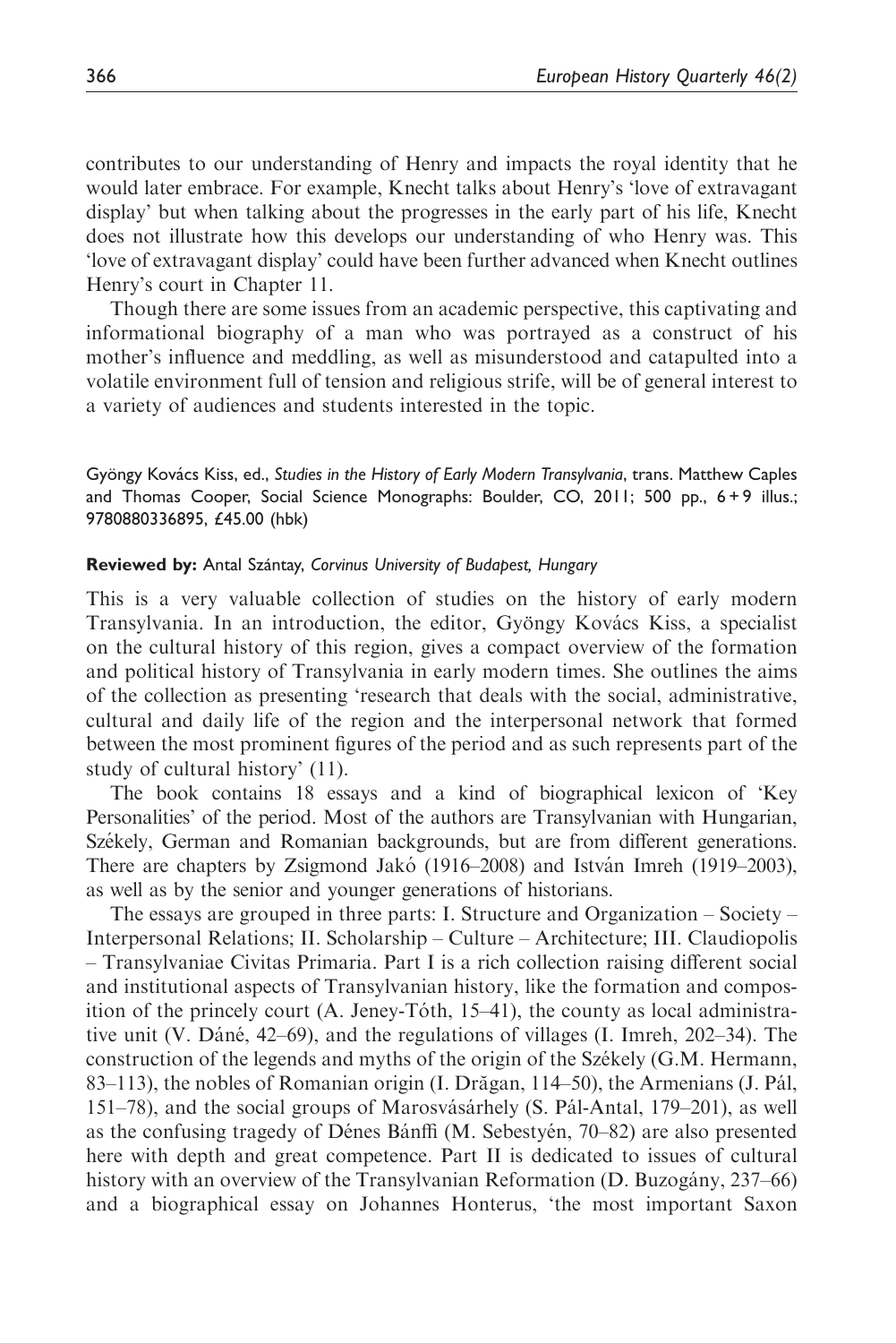contributes to our understanding of Henry and impacts the royal identity that he would later embrace. For example, Knecht talks about Henry's 'love of extravagant display' but when talking about the progresses in the early part of his life, Knecht does not illustrate how this develops our understanding of who Henry was. This 'love of extravagant display' could have been further advanced when Knecht outlines Henry's court in Chapter 11.

Though there are some issues from an academic perspective, this captivating and informational biography of a man who was portrayed as a construct of his mother's influence and meddling, as well as misunderstood and catapulted into a volatile environment full of tension and religious strife, will be of general interest to a variety of audiences and students interested in the topic.

Gyöngy Kovács Kiss, ed., *Studies in the History of Early Modern Transylvania*, trans. Matthew Caples and Thomas Cooper, Social Science Monographs: Boulder, CO, 2011; 500 pp., 6 + 9 illus.; 9780880336895, £45.00 (hbk)

**Reviewed by:** Antal Szántay, *Corvinus University of Budapest, Hungary*

This is a very valuable collection of studies on the history of early modern Transylvania. In an introduction, the editor, Gyöngy Kovács Kiss, a specialist on the cultural history of this region, gives a compact overview of the formation and political history of Transylvania in early modern times. She outlines the aims of the collection as presenting 'research that deals with the social, administrative, cultural and daily life of the region and the interpersonal network that formed between the most prominent figures of the period and as such represents part of the study of cultural history' (11).

The book contains 18 essays and a kind of biographical lexicon of 'Key Personalities' of the period. Most of the authors are Transylvanian with Hungarian, Székely, German and Romanian backgrounds, but are from different generations. There are chapters by Zsigmond Jakó (1916–2008) and István Imreh (1919–2003), as well as by the senior and younger generations of historians.

The essays are grouped in three parts: I. Structure and Organization – Society – Interpersonal Relations; II. Scholarship – Culture – Architecture; III. Claudiopolis – Transylvaniae Civitas Primaria. Part I is a rich collection raising different social and institutional aspects of Transylvanian history, like the formation and composition of the princely court (A. Jeney-Tóth, 15–41), the county as local administrative unit (V. Dáné, 42–69), and the regulations of villages (I. Imreh, 202–34). The construction of the legends and myths of the origin of the Székely (G.M. Hermann, 83–113), the nobles of Romanian origin (I. Drăgan, 114–50), the Armenians (J. Pál, 151–78), and the social groups of Marosvásárhely (S. Pál-Antal, 179–201), as well as the confusing tragedy of Dénes Bánffi (M. Sebestyén, 70–82) are also presented here with depth and great competence. Part II is dedicated to issues of cultural history with an overview of the Transylvanian Reformation (D. Buzogány, 237–66) and a biographical essay on Johannes Honterus, 'the most important Saxon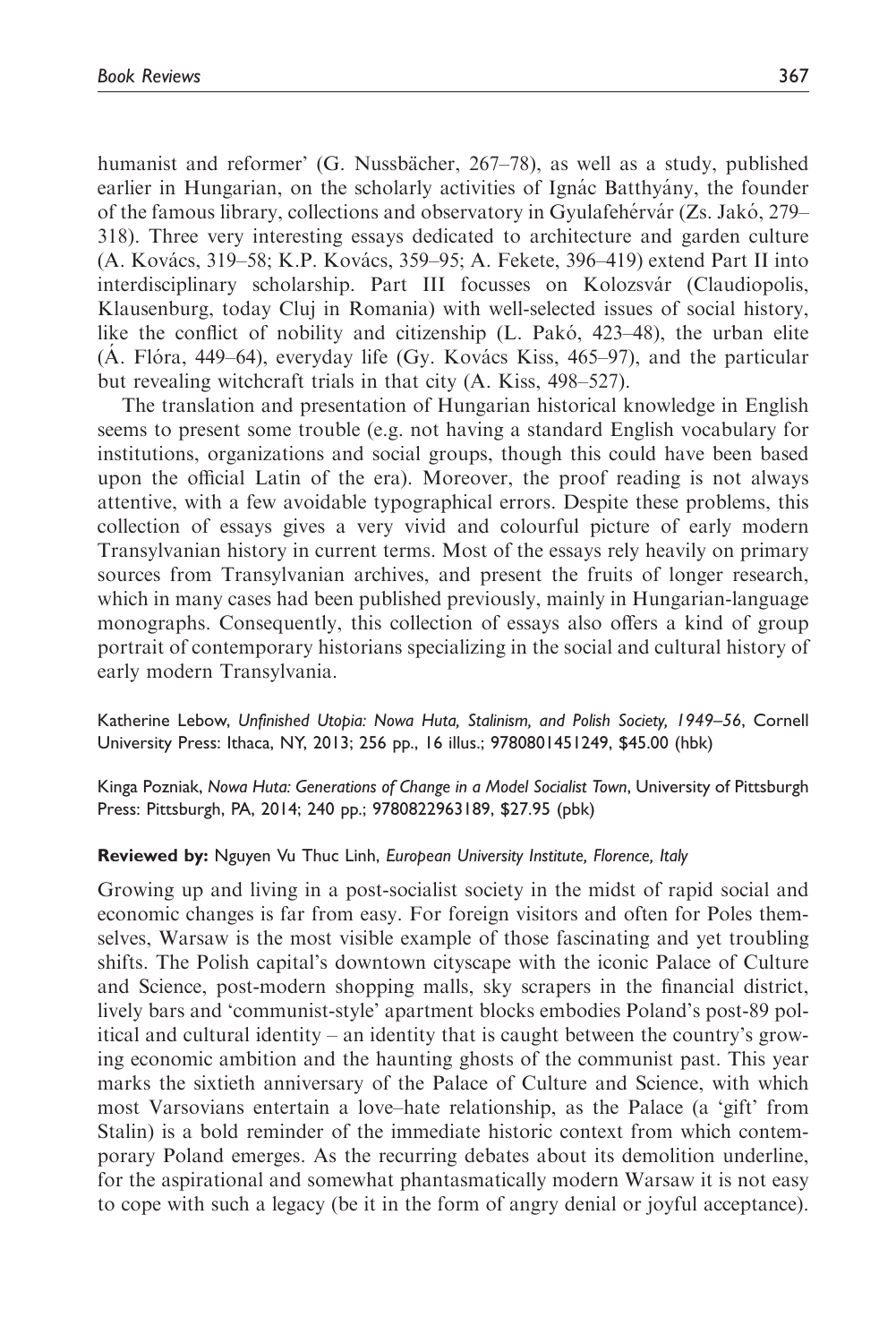humanist and reformer' (G. Nussbächer, 267–78), as well as a study, published earlier in Hungarian, on the scholarly activities of Ignác Batthyány, the founder of the famous library, collections and observatory in Gyulafehérvár (Zs. Jakó, 279–318). Three very interesting essays dedicated to architecture and garden culture (A. Kovács, 319–58; K.P. Kovács, 359–95; A. Fekete, 396–419) extend Part II into interdisciplinary scholarship. Part III focusses on Kolozsvár (Claudiopolis, Klausenburg, today Cluj in Romania) with well-selected issues of social history, like the conflict of nobility and citizenship (L. Pakó, 423–48), the urban elite (Á. Flóra, 449–64), everyday life (Gy. Kovács Kiss, 465–97), and the particular but revealing witchcraft trials in that city (A. Kiss, 498–527).

The translation and presentation of Hungarian historical knowledge in English seems to present some trouble (e.g. not having a standard English vocabulary for institutions, organizations and social groups, though this could have been based upon the official Latin of the era). Moreover, the proof reading is not always attentive, with a few avoidable typographical errors. Despite these problems, this collection of essays gives a very vivid and colourful picture of early modern Transylvanian history in current terms. Most of the essays rely heavily on primary sources from Transylvanian archives, and present the fruits of longer research, which in many cases had been published previously, mainly in Hungarian-language monographs. Consequently, this collection of essays also offers a kind of group portrait of contemporary historians specializing in the social and cultural history of early modern Transylvania.

Katherine Lebow, *Unfinished Utopia: Nowa Huta, Stalinism, and Polish Society, 1949–56*, Cornell University Press: Ithaca, NY, 2013; 256 pp., 16 illus.; 9780801451249, $45.00 (hbk)

Kinga Pozniak, *Nowa Huta: Generations of Change in a Model Socialist Town*, University of Pittsburgh Press: Pittsburgh, PA, 2014; 240 pp.; 9780822963189, $27.95 (pbk)

**Reviewed by:** Nguyen Vu Thuc Linh, *European University Institute, Florence, Italy*

Growing up and living in a post-socialist society in the midst of rapid social and economic changes is far from easy. For foreign visitors and often for Poles themselves, Warsaw is the most visible example of those fascinating and yet troubling shifts. The Polish capital's downtown cityscape with the iconic Palace of Culture and Science, post-modern shopping malls, sky scrapers in the financial district, lively bars and 'communist-style' apartment blocks embodies Poland's post-89 political and cultural identity – an identity that is caught between the country's growing economic ambition and the haunting ghosts of the communist past. This year marks the sixtieth anniversary of the Palace of Culture and Science, with which most Varsovians entertain a love–hate relationship, as the Palace (a 'gift' from Stalin) is a bold reminder of the immediate historic context from which contemporary Poland emerges. As the recurring debates about its demolition underline, for the aspirational and somewhat phantasmatically modern Warsaw it is not easy to cope with such a legacy (be it in the form of angry denial or joyful acceptance).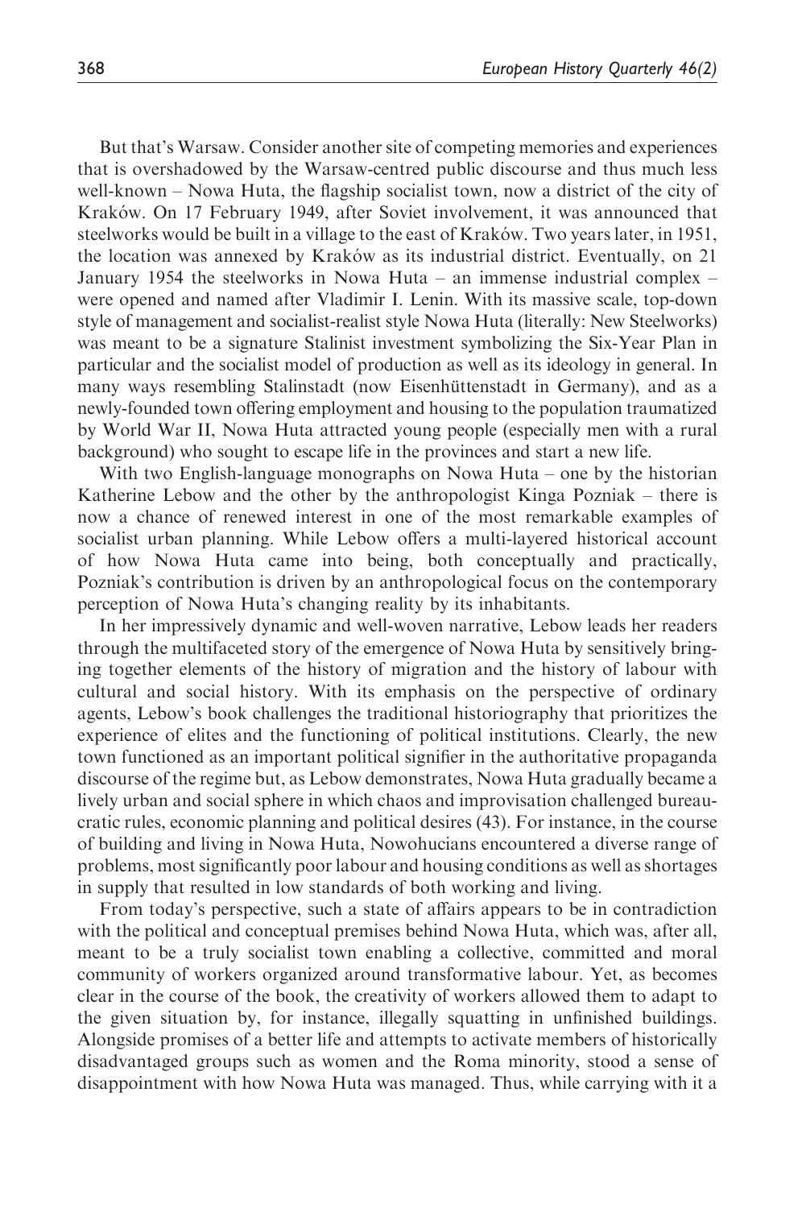But that's Warsaw. Consider another site of competing memories and experiences that is overshadowed by the Warsaw-centred public discourse and thus much less well-known – Nowa Huta, the flagship socialist town, now a district of the city of Kraków. On 17 February 1949, after Soviet involvement, it was announced that steelworks would be built in a village to the east of Kraków. Two years later, in 1951, the location was annexed by Kraków as its industrial district. Eventually, on 21 January 1954 the steelworks in Nowa Huta – an immense industrial complex – were opened and named after Vladimir I. Lenin. With its massive scale, top-down style of management and socialist-realist style Nowa Huta (literally: New Steelworks) was meant to be a signature Stalinist investment symbolizing the Six-Year Plan in particular and the socialist model of production as well as its ideology in general. In many ways resembling Stalinstadt (now Eisenhüttenstadt in Germany), and as a newly-founded town offering employment and housing to the population traumatized by World War II, Nowa Huta attracted young people (especially men with a rural background) who sought to escape life in the provinces and start a new life.

With two English-language monographs on Nowa Huta – one by the historian Katherine Lebow and the other by the anthropologist Kinga Pozniak – there is now a chance of renewed interest in one of the most remarkable examples of socialist urban planning. While Lebow offers a multi-layered historical account of how Nowa Huta came into being, both conceptually and practically, Pozniak's contribution is driven by an anthropological focus on the contemporary perception of Nowa Huta's changing reality by its inhabitants.

In her impressively dynamic and well-woven narrative, Lebow leads her readers through the multifaceted story of the emergence of Nowa Huta by sensitively bringing together elements of the history of migration and the history of labour with cultural and social history. With its emphasis on the perspective of ordinary agents, Lebow's book challenges the traditional historiography that prioritizes the experience of elites and the functioning of political institutions. Clearly, the new town functioned as an important political signifier in the authoritative propaganda discourse of the regime but, as Lebow demonstrates, Nowa Huta gradually became a lively urban and social sphere in which chaos and improvisation challenged bureaucratic rules, economic planning and political desires (43). For instance, in the course of building and living in Nowa Huta, Nowohucians encountered a diverse range of problems, most significantly poor labour and housing conditions as well as shortages in supply that resulted in low standards of both working and living.

From today's perspective, such a state of affairs appears to be in contradiction with the political and conceptual premises behind Nowa Huta, which was, after all, meant to be a truly socialist town enabling a collective, committed and moral community of workers organized around transformative labour. Yet, as becomes clear in the course of the book, the creativity of workers allowed them to adapt to the given situation by, for instance, illegally squatting in unfinished buildings. Alongside promises of a better life and attempts to activate members of historically disadvantaged groups such as women and the Roma minority, stood a sense of disappointment with how Nowa Huta was managed. Thus, while carrying with it a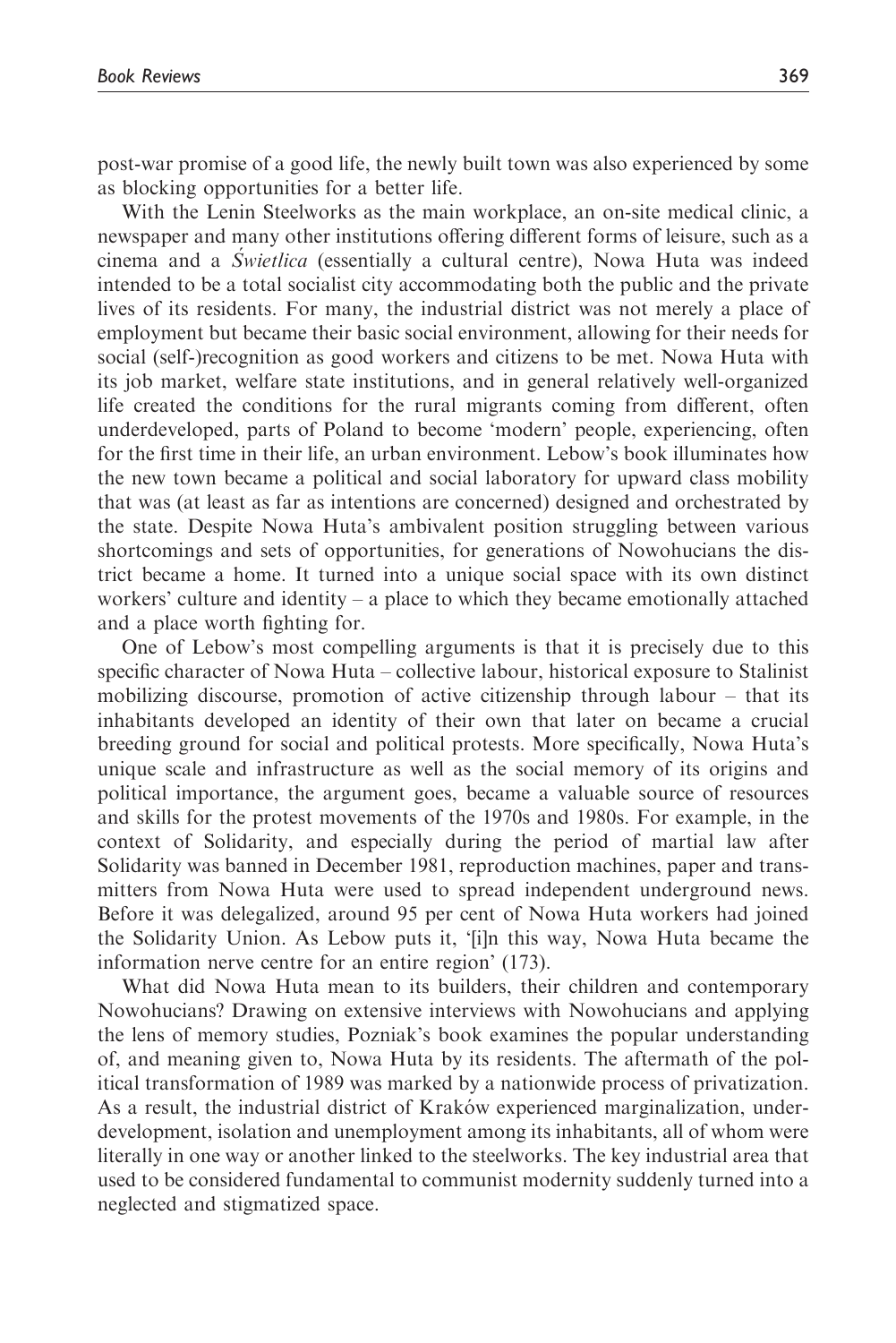post-war promise of a good life, the newly built town was also experienced by some as blocking opportunities for a better life.

With the Lenin Steelworks as the main workplace, an on-site medical clinic, a newspaper and many other institutions offering different forms of leisure, such as a cinema and a *Świetlica* (essentially a cultural centre), Nowa Huta was indeed intended to be a total socialist city accommodating both the public and the private lives of its residents. For many, the industrial district was not merely a place of employment but became their basic social environment, allowing for their needs for social (self-)recognition as good workers and citizens to be met. Nowa Huta with its job market, welfare state institutions, and in general relatively well-organized life created the conditions for the rural migrants coming from different, often underdeveloped, parts of Poland to become 'modern' people, experiencing, often for the first time in their life, an urban environment. Lebow's book illuminates how the new town became a political and social laboratory for upward class mobility that was (at least as far as intentions are concerned) designed and orchestrated by the state. Despite Nowa Huta's ambivalent position struggling between various shortcomings and sets of opportunities, for generations of Nowohucians the district became a home. It turned into a unique social space with its own distinct workers' culture and identity – a place to which they became emotionally attached and a place worth fighting for.

One of Lebow's most compelling arguments is that it is precisely due to this specific character of Nowa Huta – collective labour, historical exposure to Stalinist mobilizing discourse, promotion of active citizenship through labour – that its inhabitants developed an identity of their own that later on became a crucial breeding ground for social and political protests. More specifically, Nowa Huta's unique scale and infrastructure as well as the social memory of its origins and political importance, the argument goes, became a valuable source of resources and skills for the protest movements of the 1970s and 1980s. For example, in the context of Solidarity, and especially during the period of martial law after Solidarity was banned in December 1981, reproduction machines, paper and transmitters from Nowa Huta were used to spread independent underground news. Before it was delegalized, around 95 per cent of Nowa Huta workers had joined the Solidarity Union. As Lebow puts it, '[i]n this way, Nowa Huta became the information nerve centre for an entire region' (173).

What did Nowa Huta mean to its builders, their children and contemporary Nowohucians? Drawing on extensive interviews with Nowohucians and applying the lens of memory studies, Pozniak's book examines the popular understanding of, and meaning given to, Nowa Huta by its residents. The aftermath of the political transformation of 1989 was marked by a nationwide process of privatization. As a result, the industrial district of Kraków experienced marginalization, underdevelopment, isolation and unemployment among its inhabitants, all of whom were literally in one way or another linked to the steelworks. The key industrial area that used to be considered fundamental to communist modernity suddenly turned into a neglected and stigmatized space.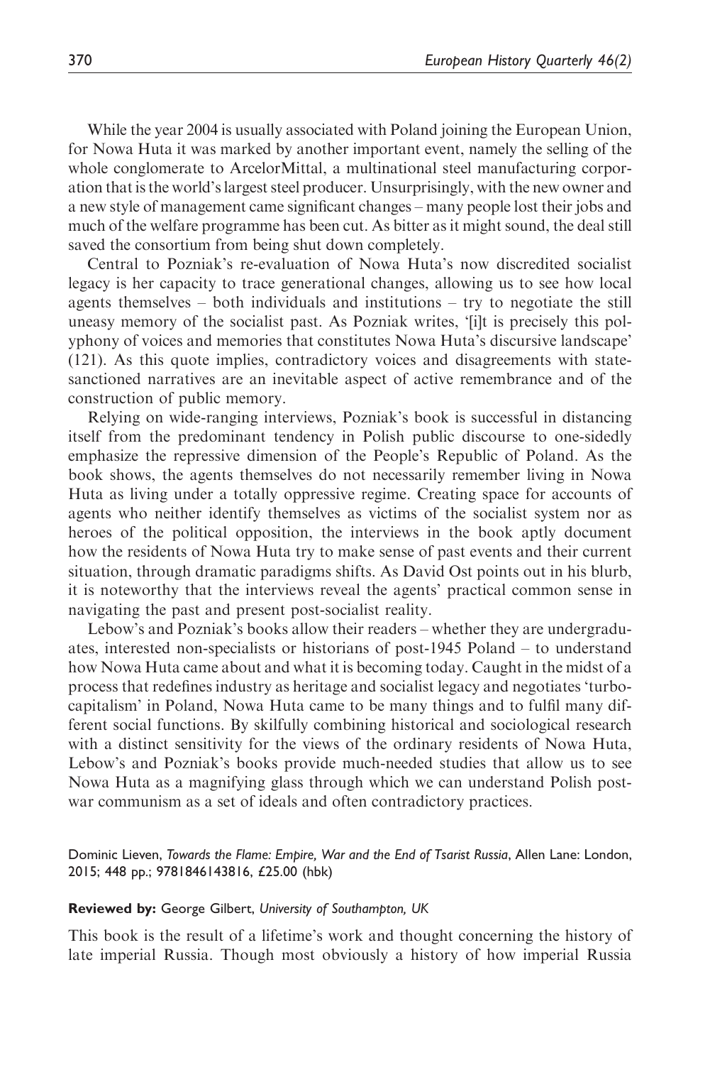While the year 2004 is usually associated with Poland joining the European Union, for Nowa Huta it was marked by another important event, namely the selling of the whole conglomerate to ArcelorMittal, a multinational steel manufacturing corporation that is the world's largest steel producer. Unsurprisingly, with the new owner and a new style of management came significant changes – many people lost their jobs and much of the welfare programme has been cut. As bitter as it might sound, the deal still saved the consortium from being shut down completely.

Central to Pozniak's re-evaluation of Nowa Huta's now discredited socialist legacy is her capacity to trace generational changes, allowing us to see how local agents themselves – both individuals and institutions – try to negotiate the still uneasy memory of the socialist past. As Pozniak writes, '[i]t is precisely this polyphony of voices and memories that constitutes Nowa Huta's discursive landscape' (121). As this quote implies, contradictory voices and disagreements with state-sanctioned narratives are an inevitable aspect of active remembrance and of the construction of public memory.

Relying on wide-ranging interviews, Pozniak's book is successful in distancing itself from the predominant tendency in Polish public discourse to one-sidedly emphasize the repressive dimension of the People's Republic of Poland. As the book shows, the agents themselves do not necessarily remember living in Nowa Huta as living under a totally oppressive regime. Creating space for accounts of agents who neither identify themselves as victims of the socialist system nor as heroes of the political opposition, the interviews in the book aptly document how the residents of Nowa Huta try to make sense of past events and their current situation, through dramatic paradigms shifts. As David Ost points out in his blurb, it is noteworthy that the interviews reveal the agents' practical common sense in navigating the past and present post-socialist reality.

Lebow's and Pozniak's books allow their readers – whether they are undergraduates, interested non-specialists or historians of post-1945 Poland – to understand how Nowa Huta came about and what it is becoming today. Caught in the midst of a process that redefines industry as heritage and socialist legacy and negotiates 'turbo-capitalism' in Poland, Nowa Huta came to be many things and to fulfil many different social functions. By skilfully combining historical and sociological research with a distinct sensitivity for the views of the ordinary residents of Nowa Huta, Lebow's and Pozniak's books provide much-needed studies that allow us to see Nowa Huta as a magnifying glass through which we can understand Polish post-war communism as a set of ideals and often contradictory practices.

Dominic Lieven, *Towards the Flame: Empire, War and the End of Tsarist Russia*, Allen Lane: London, 2015; 448 pp.; 9781846143816, £25.00 (hbk)

**Reviewed by:** George Gilbert, *University of Southampton, UK*

This book is the result of a lifetime's work and thought concerning the history of late imperial Russia. Though most obviously a history of how imperial Russia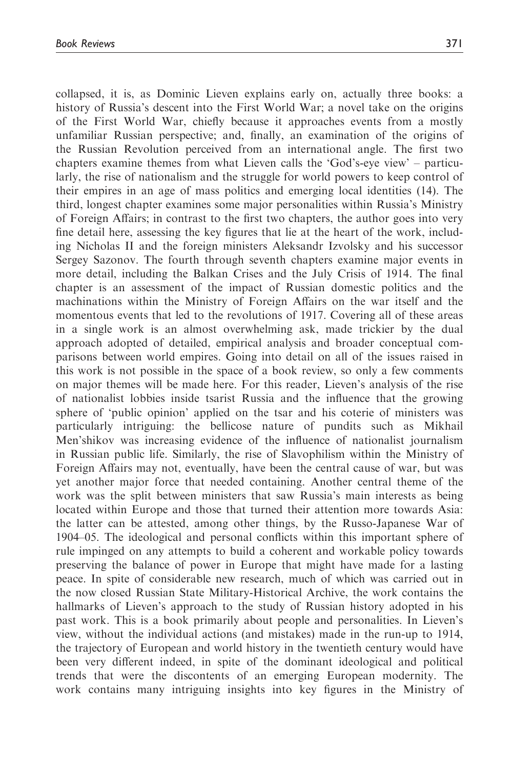collapsed, it is, as Dominic Lieven explains early on, actually three books: a history of Russia's descent into the First World War; a novel take on the origins of the First World War, chiefly because it approaches events from a mostly unfamiliar Russian perspective; and, finally, an examination of the origins of the Russian Revolution perceived from an international angle. The first two chapters examine themes from what Lieven calls the 'God's-eye view' – particularly, the rise of nationalism and the struggle for world powers to keep control of their empires in an age of mass politics and emerging local identities (14). The third, longest chapter examines some major personalities within Russia's Ministry of Foreign Affairs; in contrast to the first two chapters, the author goes into very fine detail here, assessing the key figures that lie at the heart of the work, including Nicholas II and the foreign ministers Aleksandr Izvolsky and his successor Sergey Sazonov. The fourth through seventh chapters examine major events in more detail, including the Balkan Crises and the July Crisis of 1914. The final chapter is an assessment of the impact of Russian domestic politics and the machinations within the Ministry of Foreign Affairs on the war itself and the momentous events that led to the revolutions of 1917. Covering all of these areas in a single work is an almost overwhelming ask, made trickier by the dual approach adopted of detailed, empirical analysis and broader conceptual comparisons between world empires. Going into detail on all of the issues raised in this work is not possible in the space of a book review, so only a few comments on major themes will be made here. For this reader, Lieven's analysis of the rise of nationalist lobbies inside tsarist Russia and the influence that the growing sphere of 'public opinion' applied on the tsar and his coterie of ministers was particularly intriguing: the bellicose nature of pundits such as Mikhail Men'shikov was increasing evidence of the influence of nationalist journalism in Russian public life. Similarly, the rise of Slavophilism within the Ministry of Foreign Affairs may not, eventually, have been the central cause of war, but was yet another major force that needed containing. Another central theme of the work was the split between ministers that saw Russia's main interests as being located within Europe and those that turned their attention more towards Asia: the latter can be attested, among other things, by the Russo-Japanese War of 1904–05. The ideological and personal conflicts within this important sphere of rule impinged on any attempts to build a coherent and workable policy towards preserving the balance of power in Europe that might have made for a lasting peace. In spite of considerable new research, much of which was carried out in the now closed Russian State Military-Historical Archive, the work contains the hallmarks of Lieven's approach to the study of Russian history adopted in his past work. This is a book primarily about people and personalities. In Lieven's view, without the individual actions (and mistakes) made in the run-up to 1914, the trajectory of European and world history in the twentieth century would have been very different indeed, in spite of the dominant ideological and political trends that were the discontents of an emerging European modernity. The work contains many intriguing insights into key figures in the Ministry of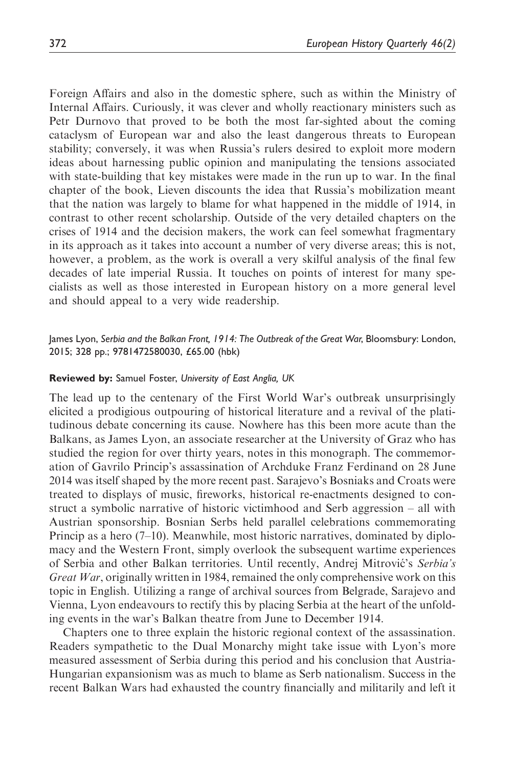Foreign Affairs and also in the domestic sphere, such as within the Ministry of Internal Affairs. Curiously, it was clever and wholly reactionary ministers such as Petr Durnovo that proved to be both the most far-sighted about the coming cataclysm of European war and also the least dangerous threats to European stability; conversely, it was when Russia's rulers desired to exploit more modern ideas about harnessing public opinion and manipulating the tensions associated with state-building that key mistakes were made in the run up to war. In the final chapter of the book, Lieven discounts the idea that Russia's mobilization meant that the nation was largely to blame for what happened in the middle of 1914, in contrast to other recent scholarship. Outside of the very detailed chapters on the crises of 1914 and the decision makers, the work can feel somewhat fragmentary in its approach as it takes into account a number of very diverse areas; this is not, however, a problem, as the work is overall a very skilful analysis of the final few decades of late imperial Russia. It touches on points of interest for many specialists as well as those interested in European history on a more general level and should appeal to a very wide readership.

James Lyon, *Serbia and the Balkan Front, 1914: The Outbreak of the Great War*, Bloomsbury: London, 2015; 328 pp.; 9781472580030, £65.00 (hbk)

**Reviewed by:** Samuel Foster, *University of East Anglia, UK*

The lead up to the centenary of the First World War's outbreak unsurprisingly elicited a prodigious outpouring of historical literature and a revival of the platitudinous debate concerning its cause. Nowhere has this been more acute than the Balkans, as James Lyon, an associate researcher at the University of Graz who has studied the region for over thirty years, notes in this monograph. The commemoration of Gavrilo Princip's assassination of Archduke Franz Ferdinand on 28 June 2014 was itself shaped by the more recent past. Sarajevo's Bosniaks and Croats were treated to displays of music, fireworks, historical re-enactments designed to construct a symbolic narrative of historic victimhood and Serb aggression – all with Austrian sponsorship. Bosnian Serbs held parallel celebrations commemorating Princip as a hero (7–10). Meanwhile, most historic narratives, dominated by diplomacy and the Western Front, simply overlook the subsequent wartime experiences of Serbia and other Balkan territories. Until recently, Andrej Mitrović's *Serbia's Great War*, originally written in 1984, remained the only comprehensive work on this topic in English. Utilizing a range of archival sources from Belgrade, Sarajevo and Vienna, Lyon endeavours to rectify this by placing Serbia at the heart of the unfolding events in the war's Balkan theatre from June to December 1914.

Chapters one to three explain the historic regional context of the assassination. Readers sympathetic to the Dual Monarchy might take issue with Lyon's more measured assessment of Serbia during this period and his conclusion that Austria-Hungarian expansionism was as much to blame as Serb nationalism. Success in the recent Balkan Wars had exhausted the country financially and militarily and left it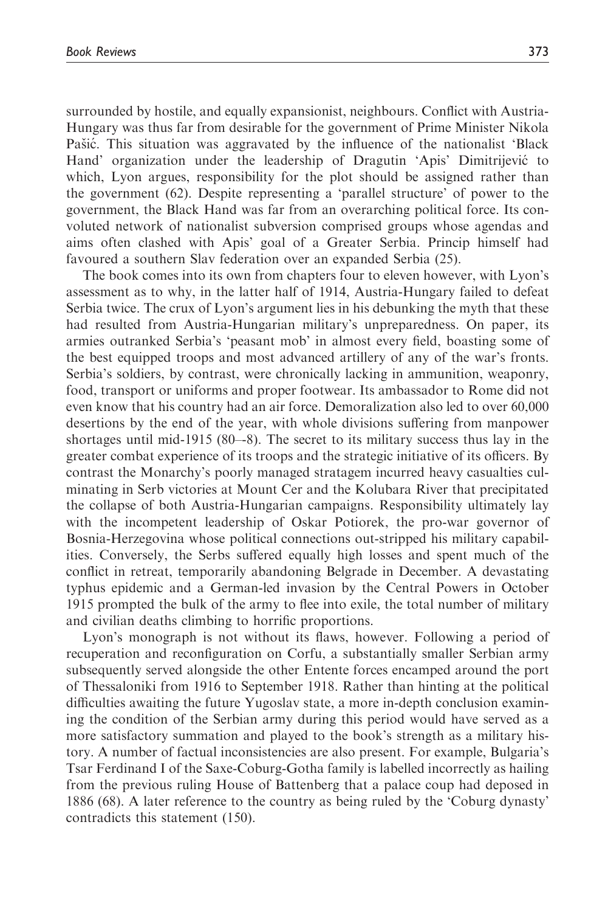surrounded by hostile, and equally expansionist, neighbours. Conflict with Austria-Hungary was thus far from desirable for the government of Prime Minister Nikola Pašić. This situation was aggravated by the influence of the nationalist 'Black Hand' organization under the leadership of Dragutin 'Apis' Dimitrijević to which, Lyon argues, responsibility for the plot should be assigned rather than the government (62). Despite representing a 'parallel structure' of power to the government, the Black Hand was far from an overarching political force. Its convoluted network of nationalist subversion comprised groups whose agendas and aims often clashed with Apis' goal of a Greater Serbia. Princip himself had favoured a southern Slav federation over an expanded Serbia (25).

The book comes into its own from chapters four to eleven however, with Lyon's assessment as to why, in the latter half of 1914, Austria-Hungary failed to defeat Serbia twice. The crux of Lyon's argument lies in his debunking the myth that these had resulted from Austria-Hungarian military's unpreparedness. On paper, its armies outranked Serbia's 'peasant mob' in almost every field, boasting some of the best equipped troops and most advanced artillery of any of the war's fronts. Serbia's soldiers, by contrast, were chronically lacking in ammunition, weaponry, food, transport or uniforms and proper footwear. Its ambassador to Rome did not even know that his country had an air force. Demoralization also led to over 60,000 desertions by the end of the year, with whole divisions suffering from manpower shortages until mid-1915 (80–-8). The secret to its military success thus lay in the greater combat experience of its troops and the strategic initiative of its officers. By contrast the Monarchy's poorly managed stratagem incurred heavy casualties culminating in Serb victories at Mount Cer and the Kolubara River that precipitated the collapse of both Austria-Hungarian campaigns. Responsibility ultimately lay with the incompetent leadership of Oskar Potiorek, the pro-war governor of Bosnia-Herzegovina whose political connections out-stripped his military capabilities. Conversely, the Serbs suffered equally high losses and spent much of the conflict in retreat, temporarily abandoning Belgrade in December. A devastating typhus epidemic and a German-led invasion by the Central Powers in October 1915 prompted the bulk of the army to flee into exile, the total number of military and civilian deaths climbing to horrific proportions.

Lyon's monograph is not without its flaws, however. Following a period of recuperation and reconfiguration on Corfu, a substantially smaller Serbian army subsequently served alongside the other Entente forces encamped around the port of Thessaloniki from 1916 to September 1918. Rather than hinting at the political difficulties awaiting the future Yugoslav state, a more in-depth conclusion examining the condition of the Serbian army during this period would have served as a more satisfactory summation and played to the book's strength as a military history. A number of factual inconsistencies are also present. For example, Bulgaria's Tsar Ferdinand I of the Saxe-Coburg-Gotha family is labelled incorrectly as hailing from the previous ruling House of Battenberg that a palace coup had deposed in 1886 (68). A later reference to the country as being ruled by the 'Coburg dynasty' contradicts this statement (150).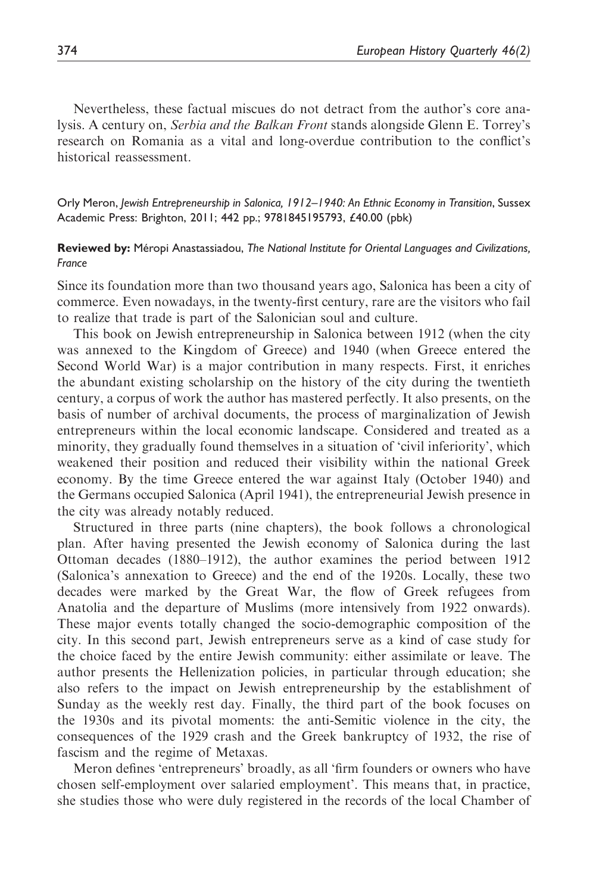Nevertheless, these factual miscues do not detract from the author's core analysis. A century on, *Serbia and the Balkan Front* stands alongside Glenn E. Torrey's research on Romania as a vital and long-overdue contribution to the conflict's historical reassessment.

Orly Meron, *Jewish Entrepreneurship in Salonica, 1912–1940: An Ethnic Economy in Transition*, Sussex Academic Press: Brighton, 2011; 442 pp.; 9781845195793, £40.00 (pbk)

**Reviewed by:** Méropi Anastassiadou, *The National Institute for Oriental Languages and Civilizations, France*

Since its foundation more than two thousand years ago, Salonica has been a city of commerce. Even nowadays, in the twenty-first century, rare are the visitors who fail to realize that trade is part of the Salonician soul and culture.

This book on Jewish entrepreneurship in Salonica between 1912 (when the city was annexed to the Kingdom of Greece) and 1940 (when Greece entered the Second World War) is a major contribution in many respects. First, it enriches the abundant existing scholarship on the history of the city during the twentieth century, a corpus of work the author has mastered perfectly. It also presents, on the basis of number of archival documents, the process of marginalization of Jewish entrepreneurs within the local economic landscape. Considered and treated as a minority, they gradually found themselves in a situation of 'civil inferiority', which weakened their position and reduced their visibility within the national Greek economy. By the time Greece entered the war against Italy (October 1940) and the Germans occupied Salonica (April 1941), the entrepreneurial Jewish presence in the city was already notably reduced.

Structured in three parts (nine chapters), the book follows a chronological plan. After having presented the Jewish economy of Salonica during the last Ottoman decades (1880–1912), the author examines the period between 1912 (Salonica's annexation to Greece) and the end of the 1920s. Locally, these two decades were marked by the Great War, the flow of Greek refugees from Anatolia and the departure of Muslims (more intensively from 1922 onwards). These major events totally changed the socio-demographic composition of the city. In this second part, Jewish entrepreneurs serve as a kind of case study for the choice faced by the entire Jewish community: either assimilate or leave. The author presents the Hellenization policies, in particular through education; she also refers to the impact on Jewish entrepreneurship by the establishment of Sunday as the weekly rest day. Finally, the third part of the book focuses on the 1930s and its pivotal moments: the anti-Semitic violence in the city, the consequences of the 1929 crash and the Greek bankruptcy of 1932, the rise of fascism and the regime of Metaxas.

Meron defines 'entrepreneurs' broadly, as all 'firm founders or owners who have chosen self-employment over salaried employment'. This means that, in practice, she studies those who were duly registered in the records of the local Chamber of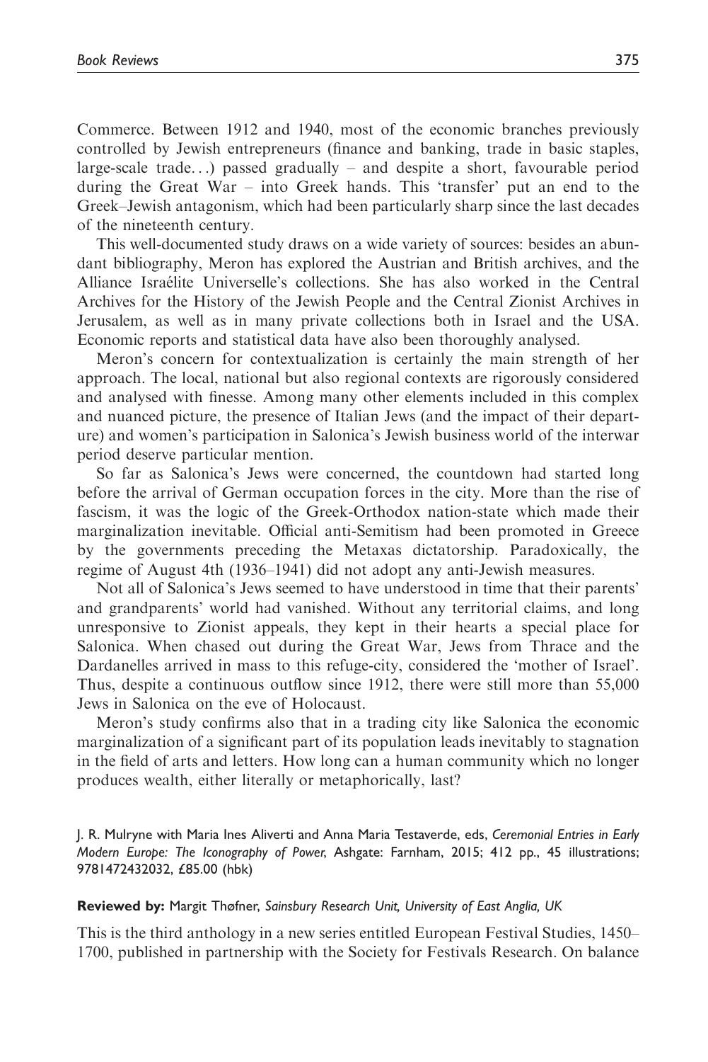Commerce. Between 1912 and 1940, most of the economic branches previously controlled by Jewish entrepreneurs (finance and banking, trade in basic staples, large-scale trade...) passed gradually – and despite a short, favourable period during the Great War – into Greek hands. This 'transfer' put an end to the Greek–Jewish antagonism, which had been particularly sharp since the last decades of the nineteenth century.

This well-documented study draws on a wide variety of sources: besides an abundant bibliography, Meron has explored the Austrian and British archives, and the Alliance Israélite Universelle's collections. She has also worked in the Central Archives for the History of the Jewish People and the Central Zionist Archives in Jerusalem, as well as in many private collections both in Israel and the USA. Economic reports and statistical data have also been thoroughly analysed.

Meron's concern for contextualization is certainly the main strength of her approach. The local, national but also regional contexts are rigorously considered and analysed with finesse. Among many other elements included in this complex and nuanced picture, the presence of Italian Jews (and the impact of their departure) and women's participation in Salonica's Jewish business world of the interwar period deserve particular mention.

So far as Salonica's Jews were concerned, the countdown had started long before the arrival of German occupation forces in the city. More than the rise of fascism, it was the logic of the Greek-Orthodox nation-state which made their marginalization inevitable. Official anti-Semitism had been promoted in Greece by the governments preceding the Metaxas dictatorship. Paradoxically, the regime of August 4th (1936–1941) did not adopt any anti-Jewish measures.

Not all of Salonica's Jews seemed to have understood in time that their parents' and grandparents' world had vanished. Without any territorial claims, and long unresponsive to Zionist appeals, they kept in their hearts a special place for Salonica. When chased out during the Great War, Jews from Thrace and the Dardanelles arrived in mass to this refuge-city, considered the 'mother of Israel'. Thus, despite a continuous outflow since 1912, there were still more than 55,000 Jews in Salonica on the eve of Holocaust.

Meron's study confirms also that in a trading city like Salonica the economic marginalization of a significant part of its population leads inevitably to stagnation in the field of arts and letters. How long can a human community which no longer produces wealth, either literally or metaphorically, last?

J. R. Mulryne with Maria Ines Aliverti and Anna Maria Testaverde, eds, *Ceremonial Entries in Early Modern Europe: The Iconography of Power*, Ashgate: Farnham, 2015; 412 pp., 45 illustrations; 9781472432032, £85.00 (hbk)

**Reviewed by:** Margit Thøfner, *Sainsbury Research Unit, University of East Anglia, UK*

This is the third anthology in a new series entitled European Festival Studies, 1450–1700, published in partnership with the Society for Festivals Research. On balance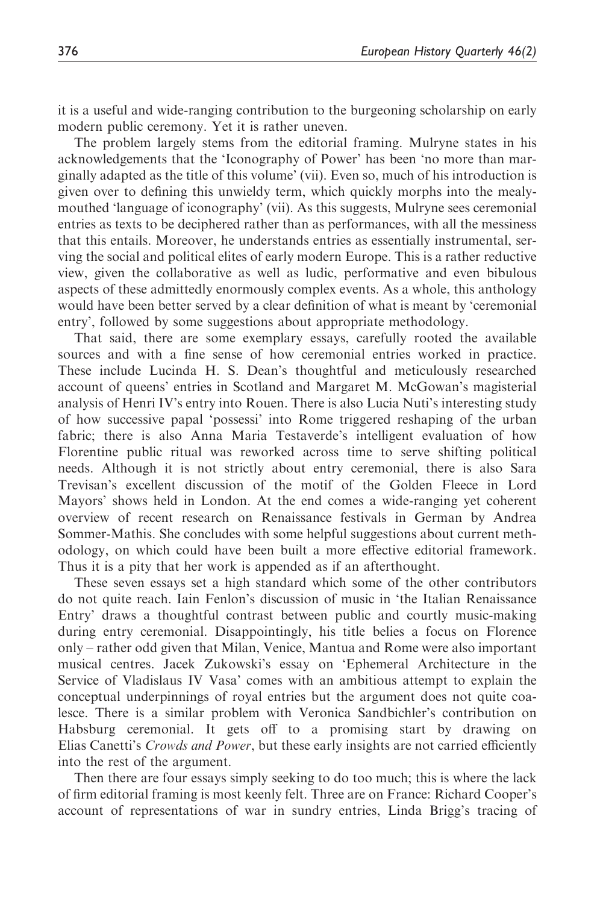it is a useful and wide-ranging contribution to the burgeoning scholarship on early modern public ceremony. Yet it is rather uneven.

The problem largely stems from the editorial framing. Mulryne states in his acknowledgements that the 'Iconography of Power' has been 'no more than marginally adapted as the title of this volume' (vii). Even so, much of his introduction is given over to defining this unwieldy term, which quickly morphs into the mealy-mouthed 'language of iconography' (vii). As this suggests, Mulryne sees ceremonial entries as texts to be deciphered rather than as performances, with all the messiness that this entails. Moreover, he understands entries as essentially instrumental, serving the social and political elites of early modern Europe. This is a rather reductive view, given the collaborative as well as ludic, performative and even bibulous aspects of these admittedly enormously complex events. As a whole, this anthology would have been better served by a clear definition of what is meant by 'ceremonial entry', followed by some suggestions about appropriate methodology.

That said, there are some exemplary essays, carefully rooted the available sources and with a fine sense of how ceremonial entries worked in practice. These include Lucinda H. S. Dean's thoughtful and meticulously researched account of queens' entries in Scotland and Margaret M. McGowan's magisterial analysis of Henri IV's entry into Rouen. There is also Lucia Nuti's interesting study of how successive papal 'possessi' into Rome triggered reshaping of the urban fabric; there is also Anna Maria Testaverde's intelligent evaluation of how Florentine public ritual was reworked across time to serve shifting political needs. Although it is not strictly about entry ceremonial, there is also Sara Trevisan's excellent discussion of the motif of the Golden Fleece in Lord Mayors' shows held in London. At the end comes a wide-ranging yet coherent overview of recent research on Renaissance festivals in German by Andrea Sommer-Mathis. She concludes with some helpful suggestions about current methodology, on which could have been built a more effective editorial framework. Thus it is a pity that her work is appended as if an afterthought.

These seven essays set a high standard which some of the other contributors do not quite reach. Iain Fenlon's discussion of music in 'the Italian Renaissance Entry' draws a thoughtful contrast between public and courtly music-making during entry ceremonial. Disappointingly, his title belies a focus on Florence only – rather odd given that Milan, Venice, Mantua and Rome were also important musical centres. Jacek Zukowski's essay on 'Ephemeral Architecture in the Service of Vladislaus IV Vasa' comes with an ambitious attempt to explain the conceptual underpinnings of royal entries but the argument does not quite coalesce. There is a similar problem with Veronica Sandbichler's contribution on Habsburg ceremonial. It gets off to a promising start by drawing on Elias Canetti's *Crowds and Power*, but these early insights are not carried efficiently into the rest of the argument.

Then there are four essays simply seeking to do too much; this is where the lack of firm editorial framing is most keenly felt. Three are on France: Richard Cooper's account of representations of war in sundry entries, Linda Brigg's tracing of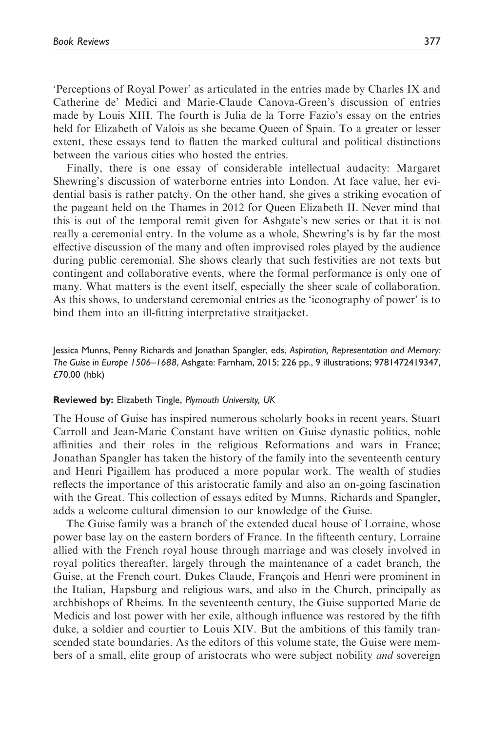'Perceptions of Royal Power' as articulated in the entries made by Charles IX and Catherine de' Medici and Marie-Claude Canova-Green's discussion of entries made by Louis XIII. The fourth is Julia de la Torre Fazio's essay on the entries held for Elizabeth of Valois as she became Queen of Spain. To a greater or lesser extent, these essays tend to flatten the marked cultural and political distinctions between the various cities who hosted the entries.

Finally, there is one essay of considerable intellectual audacity: Margaret Shewring's discussion of waterborne entries into London. At face value, her evidential basis is rather patchy. On the other hand, she gives a striking evocation of the pageant held on the Thames in 2012 for Queen Elizabeth II. Never mind that this is out of the temporal remit given for Ashgate's new series or that it is not really a ceremonial entry. In the volume as a whole, Shewring's is by far the most effective discussion of the many and often improvised roles played by the audience during public ceremonial. She shows clearly that such festivities are not texts but contingent and collaborative events, where the formal performance is only one of many. What matters is the event itself, especially the sheer scale of collaboration. As this shows, to understand ceremonial entries as the 'iconography of power' is to bind them into an ill-fitting interpretative straitjacket.

Jessica Munns, Penny Richards and Jonathan Spangler, eds, *Aspiration, Representation and Memory: The Guise in Europe 1506–1688*, Ashgate: Farnham, 2015; 226 pp., 9 illustrations; 9781472419347, £70.00 (hbk)

**Reviewed by:** Elizabeth Tingle, *Plymouth University, UK*

The House of Guise has inspired numerous scholarly books in recent years. Stuart Carroll and Jean-Marie Constant have written on Guise dynastic politics, noble affinities and their roles in the religious Reformations and wars in France; Jonathan Spangler has taken the history of the family into the seventeenth century and Henri Pigaillem has produced a more popular work. The wealth of studies reflects the importance of this aristocratic family and also an on-going fascination with the Great. This collection of essays edited by Munns, Richards and Spangler, adds a welcome cultural dimension to our knowledge of the Guise.

The Guise family was a branch of the extended ducal house of Lorraine, whose power base lay on the eastern borders of France. In the fifteenth century, Lorraine allied with the French royal house through marriage and was closely involved in royal politics thereafter, largely through the maintenance of a cadet branch, the Guise, at the French court. Dukes Claude, François and Henri were prominent in the Italian, Hapsburg and religious wars, and also in the Church, principally as archbishops of Rheims. In the seventeenth century, the Guise supported Marie de Medicis and lost power with her exile, although influence was restored by the fifth duke, a soldier and courtier to Louis XIV. But the ambitions of this family transcended state boundaries. As the editors of this volume state, the Guise were members of a small, elite group of aristocrats who were subject nobility *and* sovereign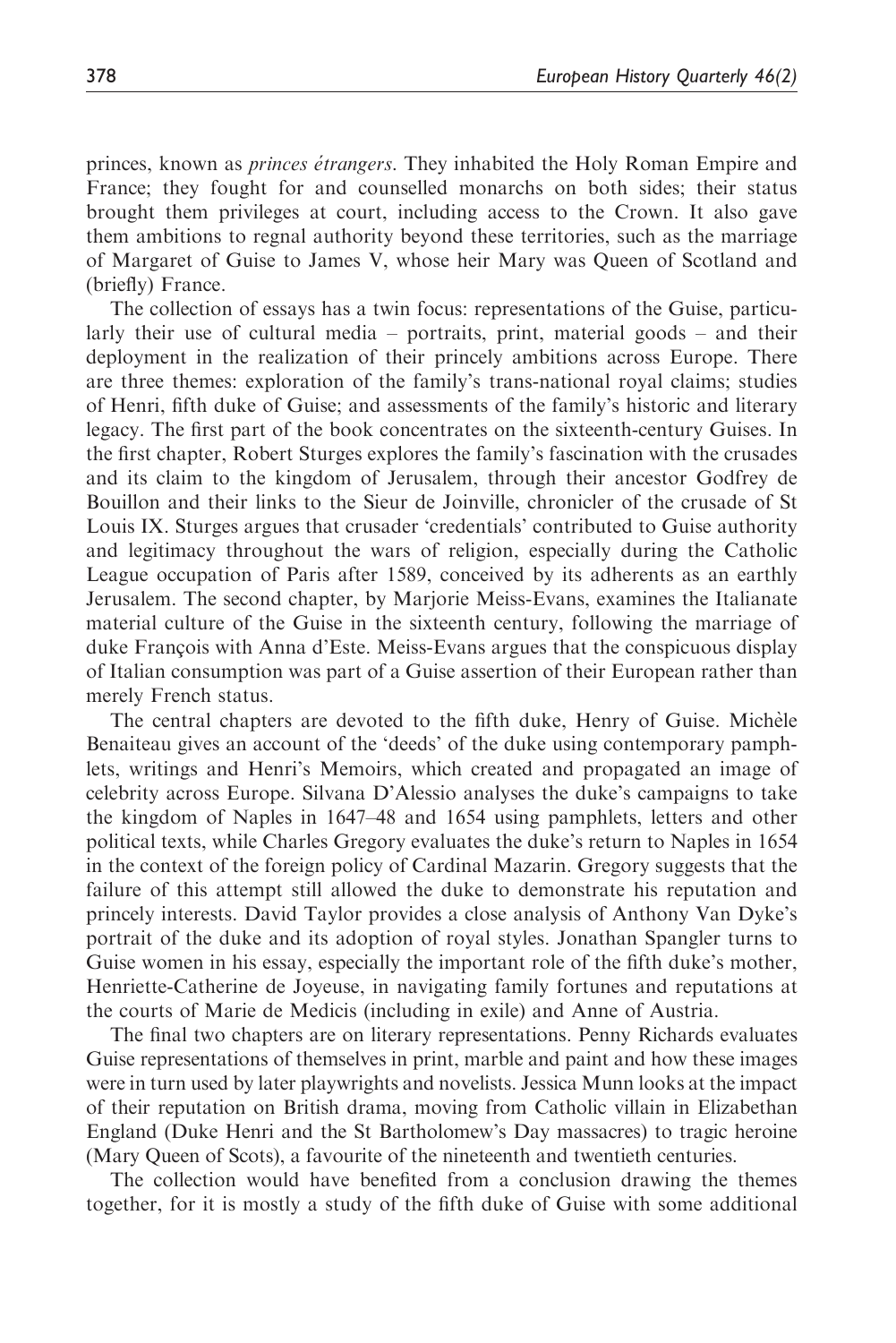princes, known as *princes étrangers*. They inhabited the Holy Roman Empire and France; they fought for and counselled monarchs on both sides; their status brought them privileges at court, including access to the Crown. It also gave them ambitions to regnal authority beyond these territories, such as the marriage of Margaret of Guise to James V, whose heir Mary was Queen of Scotland and (briefly) France.

The collection of essays has a twin focus: representations of the Guise, particularly their use of cultural media – portraits, print, material goods – and their deployment in the realization of their princely ambitions across Europe. There are three themes: exploration of the family's trans-national royal claims; studies of Henri, fifth duke of Guise; and assessments of the family's historic and literary legacy. The first part of the book concentrates on the sixteenth-century Guises. In the first chapter, Robert Sturges explores the family's fascination with the crusades and its claim to the kingdom of Jerusalem, through their ancestor Godfrey de Bouillon and their links to the Sieur de Joinville, chronicler of the crusade of St Louis IX. Sturges argues that crusader 'credentials' contributed to Guise authority and legitimacy throughout the wars of religion, especially during the Catholic League occupation of Paris after 1589, conceived by its adherents as an earthly Jerusalem. The second chapter, by Marjorie Meiss-Evans, examines the Italianate material culture of the Guise in the sixteenth century, following the marriage of duke François with Anna d'Este. Meiss-Evans argues that the conspicuous display of Italian consumption was part of a Guise assertion of their European rather than merely French status.

The central chapters are devoted to the fifth duke, Henry of Guise. Michèle Benaiteau gives an account of the 'deeds' of the duke using contemporary pamphlets, writings and Henri's Memoirs, which created and propagated an image of celebrity across Europe. Silvana D'Alessio analyses the duke's campaigns to take the kingdom of Naples in 1647–48 and 1654 using pamphlets, letters and other political texts, while Charles Gregory evaluates the duke's return to Naples in 1654 in the context of the foreign policy of Cardinal Mazarin. Gregory suggests that the failure of this attempt still allowed the duke to demonstrate his reputation and princely interests. David Taylor provides a close analysis of Anthony Van Dyke's portrait of the duke and its adoption of royal styles. Jonathan Spangler turns to Guise women in his essay, especially the important role of the fifth duke's mother, Henriette-Catherine de Joyeuse, in navigating family fortunes and reputations at the courts of Marie de Medicis (including in exile) and Anne of Austria.

The final two chapters are on literary representations. Penny Richards evaluates Guise representations of themselves in print, marble and paint and how these images were in turn used by later playwrights and novelists. Jessica Munn looks at the impact of their reputation on British drama, moving from Catholic villain in Elizabethan England (Duke Henri and the St Bartholomew's Day massacres) to tragic heroine (Mary Queen of Scots), a favourite of the nineteenth and twentieth centuries.

The collection would have benefited from a conclusion drawing the themes together, for it is mostly a study of the fifth duke of Guise with some additional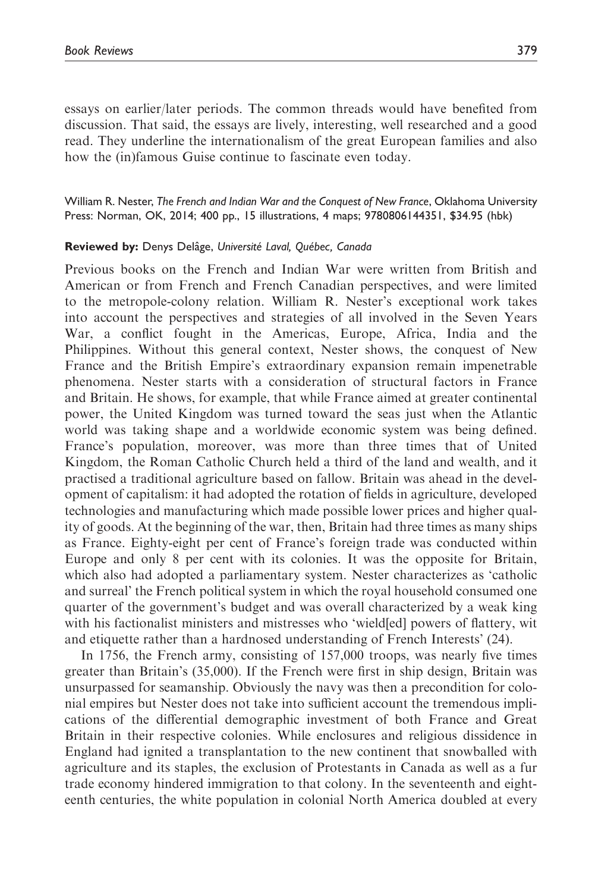essays on earlier/later periods. The common threads would have benefited from discussion. That said, the essays are lively, interesting, well researched and a good read. They underline the internationalism of the great European families and also how the (in)famous Guise continue to fascinate even today.

William R. Nester, *The French and Indian War and the Conquest of New France*, Oklahoma University Press: Norman, OK, 2014; 400 pp., 15 illustrations, 4 maps; 9780806144351, $34.95 (hbk)

**Reviewed by:** Denys Delâge, *Université Laval, Québec, Canada*

Previous books on the French and Indian War were written from British and American or from French and French Canadian perspectives, and were limited to the metropole-colony relation. William R. Nester's exceptional work takes into account the perspectives and strategies of all involved in the Seven Years War, a conflict fought in the Americas, Europe, Africa, India and the Philippines. Without this general context, Nester shows, the conquest of New France and the British Empire's extraordinary expansion remain impenetrable phenomena. Nester starts with a consideration of structural factors in France and Britain. He shows, for example, that while France aimed at greater continental power, the United Kingdom was turned toward the seas just when the Atlantic world was taking shape and a worldwide economic system was being defined. France's population, moreover, was more than three times that of United Kingdom, the Roman Catholic Church held a third of the land and wealth, and it practised a traditional agriculture based on fallow. Britain was ahead in the development of capitalism: it had adopted the rotation of fields in agriculture, developed technologies and manufacturing which made possible lower prices and higher quality of goods. At the beginning of the war, then, Britain had three times as many ships as France. Eighty-eight per cent of France's foreign trade was conducted within Europe and only 8 per cent with its colonies. It was the opposite for Britain, which also had adopted a parliamentary system. Nester characterizes as 'catholic and surreal' the French political system in which the royal household consumed one quarter of the government's budget and was overall characterized by a weak king with his factionalist ministers and mistresses who 'wield[ed] powers of flattery, wit and etiquette rather than a hardnosed understanding of French Interests' (24).

In 1756, the French army, consisting of 157,000 troops, was nearly five times greater than Britain's (35,000). If the French were first in ship design, Britain was unsurpassed for seamanship. Obviously the navy was then a precondition for colonial empires but Nester does not take into sufficient account the tremendous implications of the differential demographic investment of both France and Great Britain in their respective colonies. While enclosures and religious dissidence in England had ignited a transplantation to the new continent that snowballed with agriculture and its staples, the exclusion of Protestants in Canada as well as a fur trade economy hindered immigration to that colony. In the seventeenth and eighteenth centuries, the white population in colonial North America doubled at every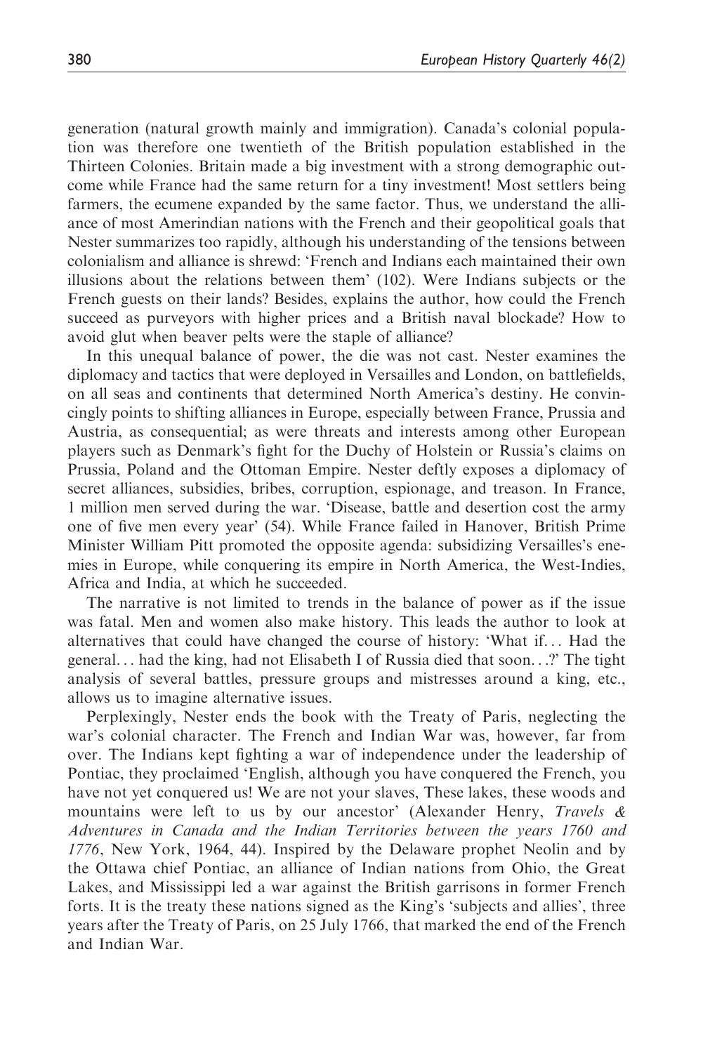generation (natural growth mainly and immigration). Canada's colonial population was therefore one twentieth of the British population established in the Thirteen Colonies. Britain made a big investment with a strong demographic outcome while France had the same return for a tiny investment! Most settlers being farmers, the ecumene expanded by the same factor. Thus, we understand the alliance of most Amerindian nations with the French and their geopolitical goals that Nester summarizes too rapidly, although his understanding of the tensions between colonialism and alliance is shrewd: 'French and Indians each maintained their own illusions about the relations between them' (102). Were Indians subjects or the French guests on their lands? Besides, explains the author, how could the French succeed as purveyors with higher prices and a British naval blockade? How to avoid glut when beaver pelts were the staple of alliance?

In this unequal balance of power, the die was not cast. Nester examines the diplomacy and tactics that were deployed in Versailles and London, on battlefields, on all seas and continents that determined North America's destiny. He convincingly points to shifting alliances in Europe, especially between France, Prussia and Austria, as consequential; as were threats and interests among other European players such as Denmark's fight for the Duchy of Holstein or Russia's claims on Prussia, Poland and the Ottoman Empire. Nester deftly exposes a diplomacy of secret alliances, subsidies, bribes, corruption, espionage, and treason. In France, 1 million men served during the war. 'Disease, battle and desertion cost the army one of five men every year' (54). While France failed in Hanover, British Prime Minister William Pitt promoted the opposite agenda: subsidizing Versailles's enemies in Europe, while conquering its empire in North America, the West-Indies, Africa and India, at which he succeeded.

The narrative is not limited to trends in the balance of power as if the issue was fatal. Men and women also make history. This leads the author to look at alternatives that could have changed the course of history: 'What if... Had the general... had the king, had not Elisabeth I of Russia died that soon...?' The tight analysis of several battles, pressure groups and mistresses around a king, etc., allows us to imagine alternative issues.

Perplexingly, Nester ends the book with the Treaty of Paris, neglecting the war's colonial character. The French and Indian War was, however, far from over. The Indians kept fighting a war of independence under the leadership of Pontiac, they proclaimed 'English, although you have conquered the French, you have not yet conquered us! We are not your slaves, These lakes, these woods and mountains were left to us by our ancestor' (Alexander Henry, *Travels & Adventures in Canada and the Indian Territories between the years 1760 and 1776*, New York, 1964, 44). Inspired by the Delaware prophet Neolin and by the Ottawa chief Pontiac, an alliance of Indian nations from Ohio, the Great Lakes, and Mississippi led a war against the British garrisons in former French forts. It is the treaty these nations signed as the King's 'subjects and allies', three years after the Treaty of Paris, on 25 July 1766, that marked the end of the French and Indian War.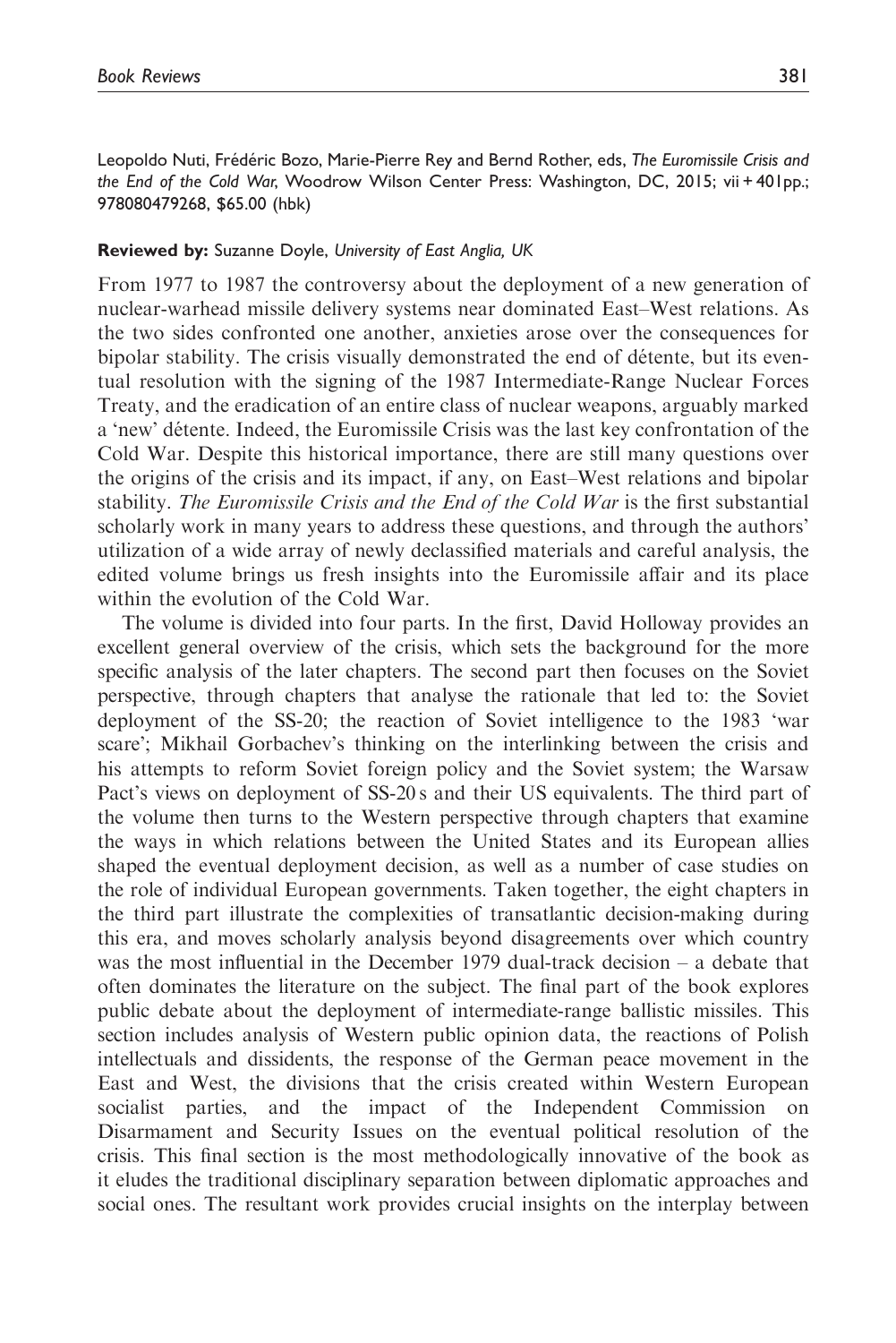Leopoldo Nuti, Frédéric Bozo, Marie-Pierre Rey and Bernd Rother, eds, *The Euromissile Crisis and the End of the Cold War*, Woodrow Wilson Center Press: Washington, DC, 2015; vii + 401pp.; 978080479268, $65.00 (hbk)

**Reviewed by:** Suzanne Doyle, *University of East Anglia, UK*

From 1977 to 1987 the controversy about the deployment of a new generation of nuclear-warhead missile delivery systems near dominated East–West relations. As the two sides confronted one another, anxieties arose over the consequences for bipolar stability. The crisis visually demonstrated the end of détente, but its eventual resolution with the signing of the 1987 Intermediate-Range Nuclear Forces Treaty, and the eradication of an entire class of nuclear weapons, arguably marked a 'new' détente. Indeed, the Euromissile Crisis was the last key confrontation of the Cold War. Despite this historical importance, there are still many questions over the origins of the crisis and its impact, if any, on East–West relations and bipolar stability. *The Euromissile Crisis and the End of the Cold War* is the first substantial scholarly work in many years to address these questions, and through the authors' utilization of a wide array of newly declassified materials and careful analysis, the edited volume brings us fresh insights into the Euromissile affair and its place within the evolution of the Cold War.

The volume is divided into four parts. In the first, David Holloway provides an excellent general overview of the crisis, which sets the background for the more specific analysis of the later chapters. The second part then focuses on the Soviet perspective, through chapters that analyse the rationale that led to: the Soviet deployment of the SS-20; the reaction of Soviet intelligence to the 1983 'war scare'; Mikhail Gorbachev's thinking on the interlinking between the crisis and his attempts to reform Soviet foreign policy and the Soviet system; the Warsaw Pact's views on deployment of SS-20 s and their US equivalents. The third part of the volume then turns to the Western perspective through chapters that examine the ways in which relations between the United States and its European allies shaped the eventual deployment decision, as well as a number of case studies on the role of individual European governments. Taken together, the eight chapters in the third part illustrate the complexities of transatlantic decision-making during this era, and moves scholarly analysis beyond disagreements over which country was the most influential in the December 1979 dual-track decision – a debate that often dominates the literature on the subject. The final part of the book explores public debate about the deployment of intermediate-range ballistic missiles. This section includes analysis of Western public opinion data, the reactions of Polish intellectuals and dissidents, the response of the German peace movement in the East and West, the divisions that the crisis created within Western European socialist parties, and the impact of the Independent Commission on Disarmament and Security Issues on the eventual political resolution of the crisis. This final section is the most methodologically innovative of the book as it eludes the traditional disciplinary separation between diplomatic approaches and social ones. The resultant work provides crucial insights on the interplay between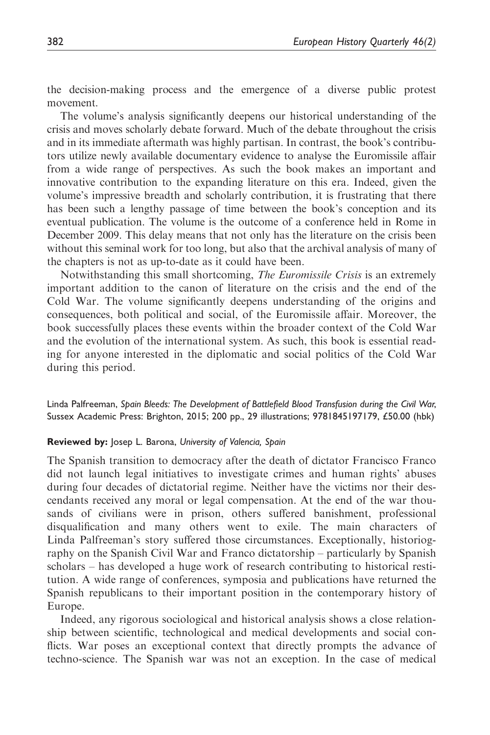the decision-making process and the emergence of a diverse public protest movement.

The volume's analysis significantly deepens our historical understanding of the crisis and moves scholarly debate forward. Much of the debate throughout the crisis and in its immediate aftermath was highly partisan. In contrast, the book's contributors utilize newly available documentary evidence to analyse the Euromissile affair from a wide range of perspectives. As such the book makes an important and innovative contribution to the expanding literature on this era. Indeed, given the volume's impressive breadth and scholarly contribution, it is frustrating that there has been such a lengthy passage of time between the book's conception and its eventual publication. The volume is the outcome of a conference held in Rome in December 2009. This delay means that not only has the literature on the crisis been without this seminal work for too long, but also that the archival analysis of many of the chapters is not as up-to-date as it could have been.

Notwithstanding this small shortcoming, *The Euromissile Crisis* is an extremely important addition to the canon of literature on the crisis and the end of the Cold War. The volume significantly deepens understanding of the origins and consequences, both political and social, of the Euromissile affair. Moreover, the book successfully places these events within the broader context of the Cold War and the evolution of the international system. As such, this book is essential reading for anyone interested in the diplomatic and social politics of the Cold War during this period.

Linda Palfreeman, *Spain Bleeds: The Development of Battlefield Blood Transfusion during the Civil War*, Sussex Academic Press: Brighton, 2015; 200 pp., 29 illustrations; 9781845197179, £50.00 (hbk)

**Reviewed by:** Josep L. Barona, *University of Valencia, Spain*

The Spanish transition to democracy after the death of dictator Francisco Franco did not launch legal initiatives to investigate crimes and human rights' abuses during four decades of dictatorial regime. Neither have the victims nor their descendants received any moral or legal compensation. At the end of the war thousands of civilians were in prison, others suffered banishment, professional disqualification and many others went to exile. The main characters of Linda Palfreeman's story suffered those circumstances. Exceptionally, historiography on the Spanish Civil War and Franco dictatorship – particularly by Spanish scholars – has developed a huge work of research contributing to historical restitution. A wide range of conferences, symposia and publications have returned the Spanish republicans to their important position in the contemporary history of Europe.

Indeed, any rigorous sociological and historical analysis shows a close relationship between scientific, technological and medical developments and social conflicts. War poses an exceptional context that directly prompts the advance of techno-science. The Spanish war was not an exception. In the case of medical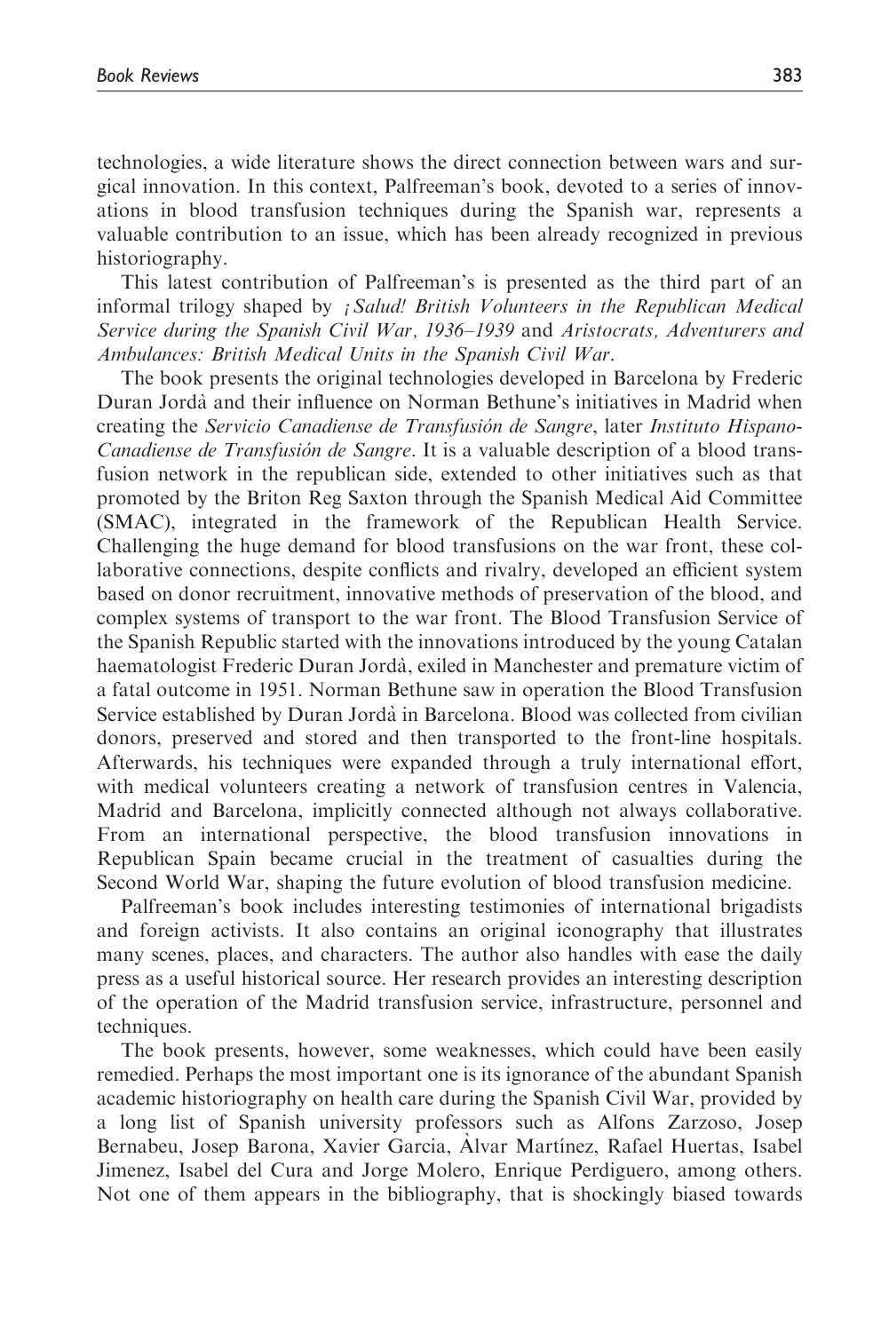technologies, a wide literature shows the direct connection between wars and surgical innovation. In this context, Palfreeman's book, devoted to a series of innovations in blood transfusion techniques during the Spanish war, represents a valuable contribution to an issue, which has been already recognized in previous historiography.

This latest contribution of Palfreeman's is presented as the third part of an informal trilogy shaped by *¡Salud! British Volunteers in the Republican Medical Service during the Spanish Civil War, 1936–1939* and *Aristocrats, Adventurers and Ambulances: British Medical Units in the Spanish Civil War*.

The book presents the original technologies developed in Barcelona by Frederic Duran Jordà and their influence on Norman Bethune's initiatives in Madrid when creating the *Servicio Canadiense de Transfusión de Sangre*, later *Instituto Hispano-Canadiense de Transfusión de Sangre*. It is a valuable description of a blood transfusion network in the republican side, extended to other initiatives such as that promoted by the Briton Reg Saxton through the Spanish Medical Aid Committee (SMAC), integrated in the framework of the Republican Health Service. Challenging the huge demand for blood transfusions on the war front, these collaborative connections, despite conflicts and rivalry, developed an efficient system based on donor recruitment, innovative methods of preservation of the blood, and complex systems of transport to the war front. The Blood Transfusion Service of the Spanish Republic started with the innovations introduced by the young Catalan haematologist Frederic Duran Jordà, exiled in Manchester and premature victim of a fatal outcome in 1951. Norman Bethune saw in operation the Blood Transfusion Service established by Duran Jordà in Barcelona. Blood was collected from civilian donors, preserved and stored and then transported to the front-line hospitals. Afterwards, his techniques were expanded through a truly international effort, with medical volunteers creating a network of transfusion centres in Valencia, Madrid and Barcelona, implicitly connected although not always collaborative. From an international perspective, the blood transfusion innovations in Republican Spain became crucial in the treatment of casualties during the Second World War, shaping the future evolution of blood transfusion medicine.

Palfreeman's book includes interesting testimonies of international brigadists and foreign activists. It also contains an original iconography that illustrates many scenes, places, and characters. The author also handles with ease the daily press as a useful historical source. Her research provides an interesting description of the operation of the Madrid transfusion service, infrastructure, personnel and techniques.

The book presents, however, some weaknesses, which could have been easily remedied. Perhaps the most important one is its ignorance of the abundant Spanish academic historiography on health care during the Spanish Civil War, provided by a long list of Spanish university professors such as Alfons Zarzoso, Josep Bernabeu, Josep Barona, Xavier Garcia, Àlvar Martínez, Rafael Huertas, Isabel Jimenez, Isabel del Cura and Jorge Molero, Enrique Perdiguero, among others. Not one of them appears in the bibliography, that is shockingly biased towards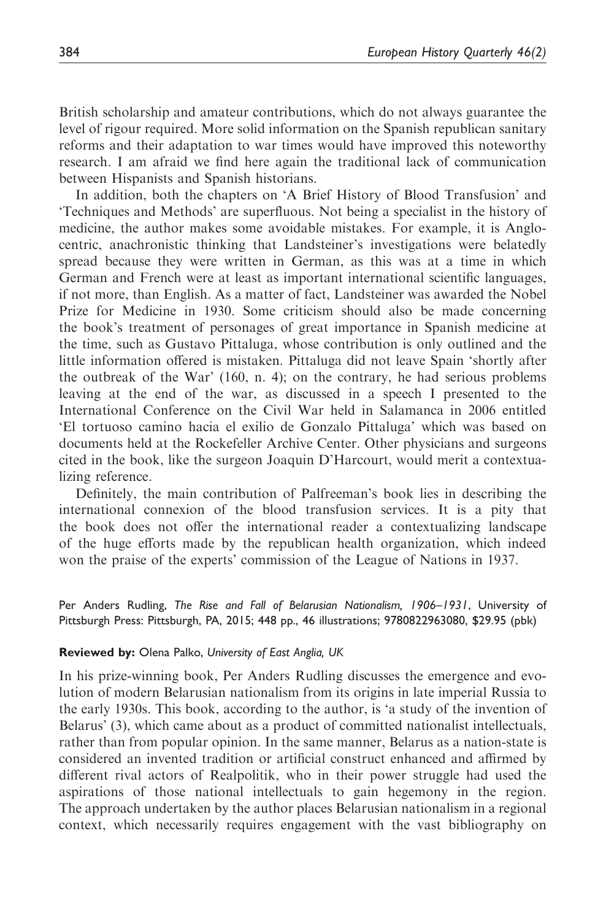British scholarship and amateur contributions, which do not always guarantee the level of rigour required. More solid information on the Spanish republican sanitary reforms and their adaptation to war times would have improved this noteworthy research. I am afraid we find here again the traditional lack of communication between Hispanists and Spanish historians.

In addition, both the chapters on 'A Brief History of Blood Transfusion' and 'Techniques and Methods' are superfluous. Not being a specialist in the history of medicine, the author makes some avoidable mistakes. For example, it is Anglocentric, anachronistic thinking that Landsteiner's investigations were belatedly spread because they were written in German, as this was at a time in which German and French were at least as important international scientific languages, if not more, than English. As a matter of fact, Landsteiner was awarded the Nobel Prize for Medicine in 1930. Some criticism should also be made concerning the book's treatment of personages of great importance in Spanish medicine at the time, such as Gustavo Pittaluga, whose contribution is only outlined and the little information offered is mistaken. Pittaluga did not leave Spain 'shortly after the outbreak of the War' (160, n. 4); on the contrary, he had serious problems leaving at the end of the war, as discussed in a speech I presented to the International Conference on the Civil War held in Salamanca in 2006 entitled 'El tortuoso camino hacia el exilio de Gonzalo Pittaluga' which was based on documents held at the Rockefeller Archive Center. Other physicians and surgeons cited in the book, like the surgeon Joaquin D'Harcourt, would merit a contextualizing reference.

Definitely, the main contribution of Palfreeman's book lies in describing the international connexion of the blood transfusion services. It is a pity that the book does not offer the international reader a contextualizing landscape of the huge efforts made by the republican health organization, which indeed won the praise of the experts' commission of the League of Nations in 1937.

Per Anders Rudling, *The Rise and Fall of Belarusian Nationalism, 1906–1931*, University of Pittsburgh Press: Pittsburgh, PA, 2015; 448 pp., 46 illustrations; 9780822963080, $29.95 (pbk)

**Reviewed by:** Olena Palko, *University of East Anglia, UK*

In his prize-winning book, Per Anders Rudling discusses the emergence and evolution of modern Belarusian nationalism from its origins in late imperial Russia to the early 1930s. This book, according to the author, is 'a study of the invention of Belarus' (3), which came about as a product of committed nationalist intellectuals, rather than from popular opinion. In the same manner, Belarus as a nation-state is considered an invented tradition or artificial construct enhanced and affirmed by different rival actors of Realpolitik, who in their power struggle had used the aspirations of those national intellectuals to gain hegemony in the region. The approach undertaken by the author places Belarusian nationalism in a regional context, which necessarily requires engagement with the vast bibliography on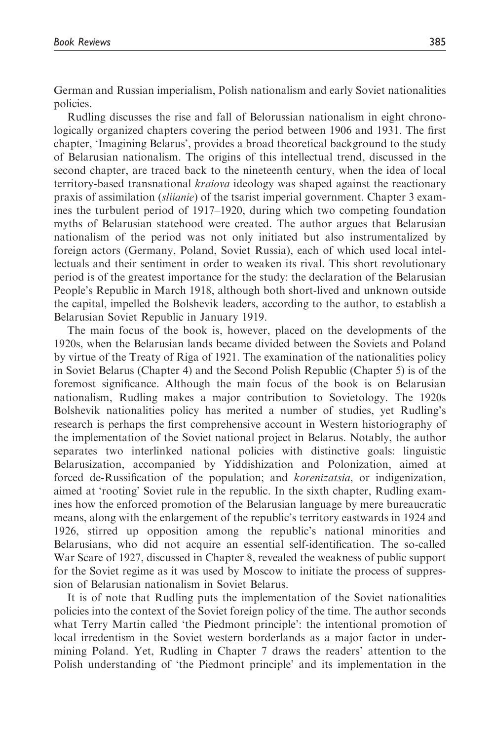German and Russian imperialism, Polish nationalism and early Soviet nationalities policies.

Rudling discusses the rise and fall of Belorussian nationalism in eight chronologically organized chapters covering the period between 1906 and 1931. The first chapter, 'Imagining Belarus', provides a broad theoretical background to the study of Belarusian nationalism. The origins of this intellectual trend, discussed in the second chapter, are traced back to the nineteenth century, when the idea of local territory-based transnational *kraiova* ideology was shaped against the reactionary praxis of assimilation (*sliianie*) of the tsarist imperial government. Chapter 3 examines the turbulent period of 1917–1920, during which two competing foundation myths of Belarusian statehood were created. The author argues that Belarusian nationalism of the period was not only initiated but also instrumentalized by foreign actors (Germany, Poland, Soviet Russia), each of which used local intellectuals and their sentiment in order to weaken its rival. This short revolutionary period is of the greatest importance for the study: the declaration of the Belarusian People's Republic in March 1918, although both short-lived and unknown outside the capital, impelled the Bolshevik leaders, according to the author, to establish a Belarusian Soviet Republic in January 1919.

The main focus of the book is, however, placed on the developments of the 1920s, when the Belarusian lands became divided between the Soviets and Poland by virtue of the Treaty of Riga of 1921. The examination of the nationalities policy in Soviet Belarus (Chapter 4) and the Second Polish Republic (Chapter 5) is of the foremost significance. Although the main focus of the book is on Belarusian nationalism, Rudling makes a major contribution to Sovietology. The 1920s Bolshevik nationalities policy has merited a number of studies, yet Rudling's research is perhaps the first comprehensive account in Western historiography of the implementation of the Soviet national project in Belarus. Notably, the author separates two interlinked national policies with distinctive goals: linguistic Belarusization, accompanied by Yiddishization and Polonization, aimed at forced de-Russification of the population; and *korenizatsia*, or indigenization, aimed at 'rooting' Soviet rule in the republic. In the sixth chapter, Rudling examines how the enforced promotion of the Belarusian language by mere bureaucratic means, along with the enlargement of the republic's territory eastwards in 1924 and 1926, stirred up opposition among the republic's national minorities and Belarusians, who did not acquire an essential self-identification. The so-called War Scare of 1927, discussed in Chapter 8, revealed the weakness of public support for the Soviet regime as it was used by Moscow to initiate the process of suppression of Belarusian nationalism in Soviet Belarus.

It is of note that Rudling puts the implementation of the Soviet nationalities policies into the context of the Soviet foreign policy of the time. The author seconds what Terry Martin called 'the Piedmont principle': the intentional promotion of local irredentism in the Soviet western borderlands as a major factor in undermining Poland. Yet, Rudling in Chapter 7 draws the readers' attention to the Polish understanding of 'the Piedmont principle' and its implementation in the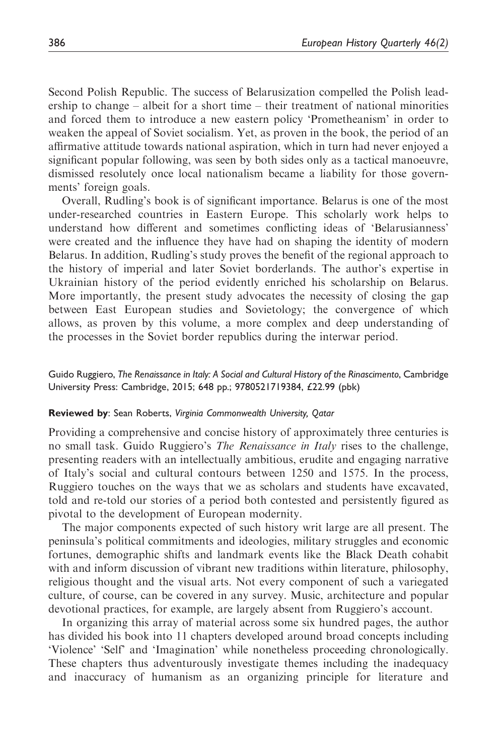Second Polish Republic. The success of Belarusization compelled the Polish leadership to change – albeit for a short time – their treatment of national minorities and forced them to introduce a new eastern policy 'Prometheanism' in order to weaken the appeal of Soviet socialism. Yet, as proven in the book, the period of an affirmative attitude towards national aspiration, which in turn had never enjoyed a significant popular following, was seen by both sides only as a tactical manoeuvre, dismissed resolutely once local nationalism became a liability for those governments' foreign goals.

Overall, Rudling's book is of significant importance. Belarus is one of the most under-researched countries in Eastern Europe. This scholarly work helps to understand how different and sometimes conflicting ideas of 'Belarusianness' were created and the influence they have had on shaping the identity of modern Belarus. In addition, Rudling's study proves the benefit of the regional approach to the history of imperial and later Soviet borderlands. The author's expertise in Ukrainian history of the period evidently enriched his scholarship on Belarus. More importantly, the present study advocates the necessity of closing the gap between East European studies and Sovietology; the convergence of which allows, as proven by this volume, a more complex and deep understanding of the processes in the Soviet border republics during the interwar period.

Guido Ruggiero, *The Renaissance in Italy: A Social and Cultural History of the Rinascimento*, Cambridge University Press: Cambridge, 2015; 648 pp.; 9780521719384, £22.99 (pbk)

**Reviewed by**: Sean Roberts, *Virginia Commonwealth University, Qatar*

Providing a comprehensive and concise history of approximately three centuries is no small task. Guido Ruggiero's *The Renaissance in Italy* rises to the challenge, presenting readers with an intellectually ambitious, erudite and engaging narrative of Italy's social and cultural contours between 1250 and 1575. In the process, Ruggiero touches on the ways that we as scholars and students have excavated, told and re-told our stories of a period both contested and persistently figured as pivotal to the development of European modernity.

The major components expected of such history writ large are all present. The peninsula's political commitments and ideologies, military struggles and economic fortunes, demographic shifts and landmark events like the Black Death cohabit with and inform discussion of vibrant new traditions within literature, philosophy, religious thought and the visual arts. Not every component of such a variegated culture, of course, can be covered in any survey. Music, architecture and popular devotional practices, for example, are largely absent from Ruggiero's account.

In organizing this array of material across some six hundred pages, the author has divided his book into 11 chapters developed around broad concepts including 'Violence' 'Self' and 'Imagination' while nonetheless proceeding chronologically. These chapters thus adventurously investigate themes including the inadequacy and inaccuracy of humanism as an organizing principle for literature and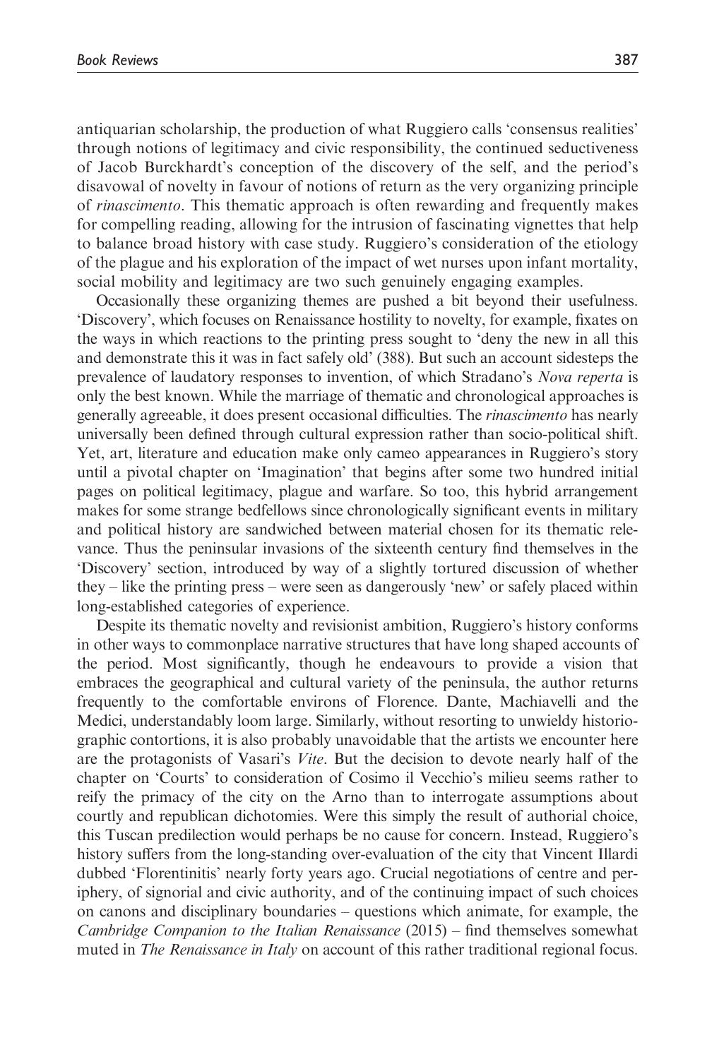antiquarian scholarship, the production of what Ruggiero calls 'consensus realities' through notions of legitimacy and civic responsibility, the continued seductiveness of Jacob Burckhardt's conception of the discovery of the self, and the period's disavowal of novelty in favour of notions of return as the very organizing principle of *rinascimento*. This thematic approach is often rewarding and frequently makes for compelling reading, allowing for the intrusion of fascinating vignettes that help to balance broad history with case study. Ruggiero's consideration of the etiology of the plague and his exploration of the impact of wet nurses upon infant mortality, social mobility and legitimacy are two such genuinely engaging examples.

Occasionally these organizing themes are pushed a bit beyond their usefulness. 'Discovery', which focuses on Renaissance hostility to novelty, for example, fixates on the ways in which reactions to the printing press sought to 'deny the new in all this and demonstrate this it was in fact safely old' (388). But such an account sidesteps the prevalence of laudatory responses to invention, of which Stradano's *Nova reperta* is only the best known. While the marriage of thematic and chronological approaches is generally agreeable, it does present occasional difficulties. The *rinascimento* has nearly universally been defined through cultural expression rather than socio-political shift. Yet, art, literature and education make only cameo appearances in Ruggiero's story until a pivotal chapter on 'Imagination' that begins after some two hundred initial pages on political legitimacy, plague and warfare. So too, this hybrid arrangement makes for some strange bedfellows since chronologically significant events in military and political history are sandwiched between material chosen for its thematic relevance. Thus the peninsular invasions of the sixteenth century find themselves in the 'Discovery' section, introduced by way of a slightly tortured discussion of whether they – like the printing press – were seen as dangerously 'new' or safely placed within long-established categories of experience.

Despite its thematic novelty and revisionist ambition, Ruggiero's history conforms in other ways to commonplace narrative structures that have long shaped accounts of the period. Most significantly, though he endeavours to provide a vision that embraces the geographical and cultural variety of the peninsula, the author returns frequently to the comfortable environs of Florence. Dante, Machiavelli and the Medici, understandably loom large. Similarly, without resorting to unwieldy historiographic contortions, it is also probably unavoidable that the artists we encounter here are the protagonists of Vasari's *Vite*. But the decision to devote nearly half of the chapter on 'Courts' to consideration of Cosimo il Vecchio's milieu seems rather to reify the primacy of the city on the Arno than to interrogate assumptions about courtly and republican dichotomies. Were this simply the result of authorial choice, this Tuscan predilection would perhaps be no cause for concern. Instead, Ruggiero's history suffers from the long-standing over-evaluation of the city that Vincent Illardi dubbed 'Florentinitis' nearly forty years ago. Crucial negotiations of centre and periphery, of signorial and civic authority, and of the continuing impact of such choices on canons and disciplinary boundaries – questions which animate, for example, the *Cambridge Companion to the Italian Renaissance* (2015) – find themselves somewhat muted in *The Renaissance in Italy* on account of this rather traditional regional focus.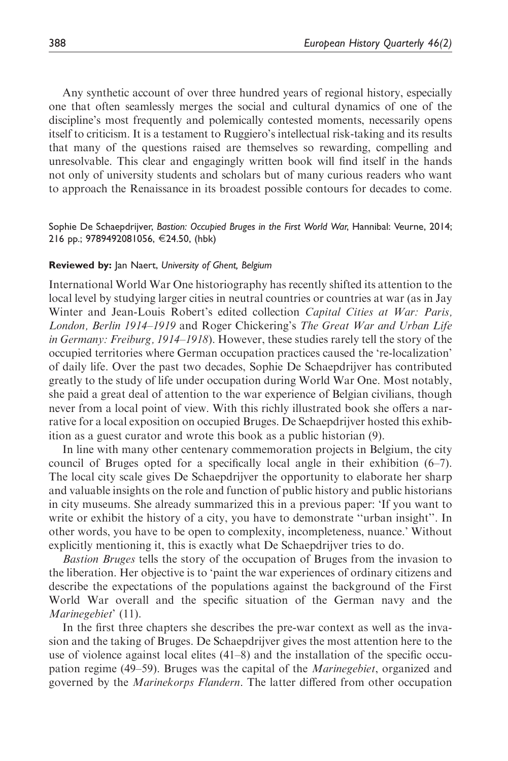Any synthetic account of over three hundred years of regional history, especially one that often seamlessly merges the social and cultural dynamics of one of the discipline's most frequently and polemically contested moments, necessarily opens itself to criticism. It is a testament to Ruggiero's intellectual risk-taking and its results that many of the questions raised are themselves so rewarding, compelling and unresolvable. This clear and engagingly written book will find itself in the hands not only of university students and scholars but of many curious readers who want to approach the Renaissance in its broadest possible contours for decades to come.

Sophie De Schaepdrijver, *Bastion: Occupied Bruges in the First World War*, Hannibal: Veurne, 2014; 216 pp.; 9789492081056, €24.50, (hbk)

**Reviewed by:** Jan Naert, *University of Ghent, Belgium*

International World War One historiography has recently shifted its attention to the local level by studying larger cities in neutral countries or countries at war (as in Jay Winter and Jean-Louis Robert's edited collection *Capital Cities at War: Paris, London, Berlin 1914–1919* and Roger Chickering's *The Great War and Urban Life in Germany: Freiburg, 1914–1918*). However, these studies rarely tell the story of the occupied territories where German occupation practices caused the 're-localization' of daily life. Over the past two decades, Sophie De Schaepdrijver has contributed greatly to the study of life under occupation during World War One. Most notably, she paid a great deal of attention to the war experience of Belgian civilians, though never from a local point of view. With this richly illustrated book she offers a narrative for a local exposition on occupied Bruges. De Schaepdrijver hosted this exhibition as a guest curator and wrote this book as a public historian (9).

In line with many other centenary commemoration projects in Belgium, the city council of Bruges opted for a specifically local angle in their exhibition (6–7). The local city scale gives De Schaepdrijver the opportunity to elaborate her sharp and valuable insights on the role and function of public history and public historians in city museums. She already summarized this in a previous paper: 'If you want to write or exhibit the history of a city, you have to demonstrate "urban insight". In other words, you have to be open to complexity, incompleteness, nuance.' Without explicitly mentioning it, this is exactly what De Schaepdrijver tries to do.

*Bastion Bruges* tells the story of the occupation of Bruges from the invasion to the liberation. Her objective is to 'paint the war experiences of ordinary citizens and describe the expectations of the populations against the background of the First World War overall and the specific situation of the German navy and the *Marinegebiet*' (11).

In the first three chapters she describes the pre-war context as well as the invasion and the taking of Bruges. De Schaepdrijver gives the most attention here to the use of violence against local elites (41–8) and the installation of the specific occupation regime (49–59). Bruges was the capital of the *Marinegebiet*, organized and governed by the *Marinekorps Flandern*. The latter differed from other occupation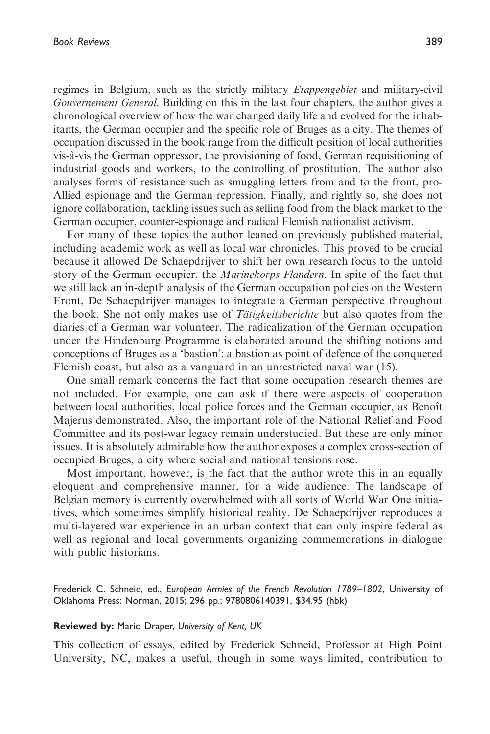regimes in Belgium, such as the strictly military *Etappengebiet* and military-civil *Gouvernement General*. Building on this in the last four chapters, the author gives a chronological overview of how the war changed daily life and evolved for the inhabitants, the German occupier and the specific role of Bruges as a city. The themes of occupation discussed in the book range from the difficult position of local authorities vis-à-vis the German oppressor, the provisioning of food, German requisitioning of industrial goods and workers, to the controlling of prostitution. The author also analyses forms of resistance such as smuggling letters from and to the front, pro-Allied espionage and the German repression. Finally, and rightly so, she does not ignore collaboration, tackling issues such as selling food from the black market to the German occupier, counter-espionage and radical Flemish nationalist activism.

For many of these topics the author leaned on previously published material, including academic work as well as local war chronicles. This proved to be crucial because it allowed De Schaepdrijver to shift her own research focus to the untold story of the German occupier, the *Marinekorps Flandern*. In spite of the fact that we still lack an in-depth analysis of the German occupation policies on the Western Front, De Schaepdrijver manages to integrate a German perspective throughout the book. She not only makes use of *Tätigkeitsberichte* but also quotes from the diaries of a German war volunteer. The radicalization of the German occupation under the Hindenburg Programme is elaborated around the shifting notions and conceptions of Bruges as a 'bastion': a bastion as point of defence of the conquered Flemish coast, but also as a vanguard in an unrestricted naval war (15).

One small remark concerns the fact that some occupation research themes are not included. For example, one can ask if there were aspects of cooperation between local authorities, local police forces and the German occupier, as Benoît Majerus demonstrated. Also, the important role of the National Relief and Food Committee and its post-war legacy remain understudied. But these are only minor issues. It is absolutely admirable how the author exposes a complex cross-section of occupied Bruges, a city where social and national tensions rose.

Most important, however, is the fact that the author wrote this in an equally eloquent and comprehensive manner, for a wide audience. The landscape of Belgian memory is currently overwhelmed with all sorts of World War One initiatives, which sometimes simplify historical reality. De Schaepdrijver reproduces a multi-layered war experience in an urban context that can only inspire federal as well as regional and local governments organizing commemorations in dialogue with public historians.

Frederick C. Schneid, ed., *European Armies of the French Revolution 1789–1802*, University of Oklahoma Press: Norman, 2015; 296 pp.; 9780806140391, $34.95 (hbk)

**Reviewed by:** Mario Draper, *University of Kent, UK*

This collection of essays, edited by Frederick Schneid, Professor at High Point University, NC, makes a useful, though in some ways limited, contribution to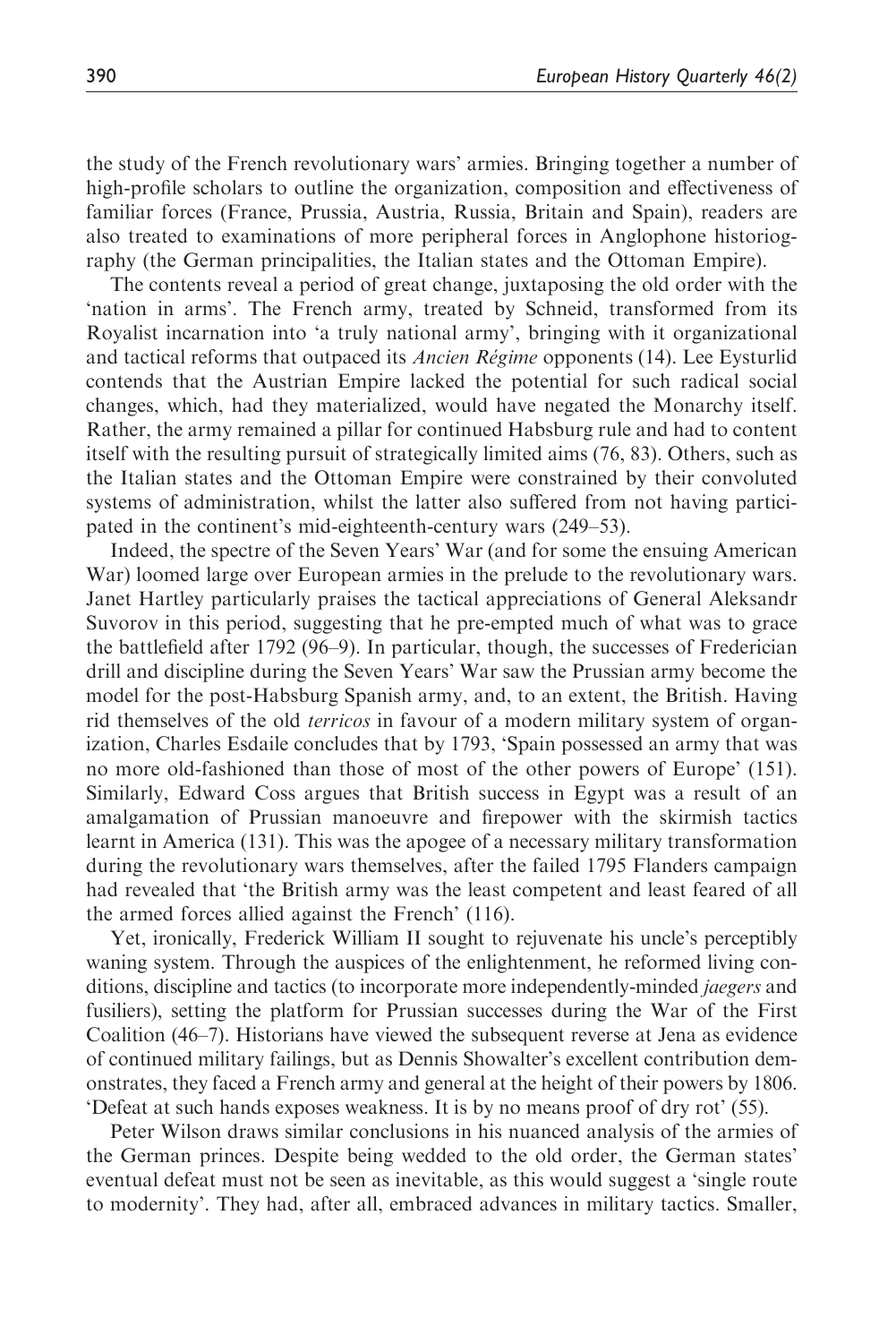the study of the French revolutionary wars' armies. Bringing together a number of high-profile scholars to outline the organization, composition and effectiveness of familiar forces (France, Prussia, Austria, Russia, Britain and Spain), readers are also treated to examinations of more peripheral forces in Anglophone historiography (the German principalities, the Italian states and the Ottoman Empire).

The contents reveal a period of great change, juxtaposing the old order with the 'nation in arms'. The French army, treated by Schneid, transformed from its Royalist incarnation into 'a truly national army', bringing with it organizational and tactical reforms that outpaced its *Ancien Régime* opponents (14). Lee Eysturlid contends that the Austrian Empire lacked the potential for such radical social changes, which, had they materialized, would have negated the Monarchy itself. Rather, the army remained a pillar for continued Habsburg rule and had to content itself with the resulting pursuit of strategically limited aims (76, 83). Others, such as the Italian states and the Ottoman Empire were constrained by their convoluted systems of administration, whilst the latter also suffered from not having participated in the continent's mid-eighteenth-century wars (249–53).

Indeed, the spectre of the Seven Years' War (and for some the ensuing American War) loomed large over European armies in the prelude to the revolutionary wars. Janet Hartley particularly praises the tactical appreciations of General Aleksandr Suvorov in this period, suggesting that he pre-empted much of what was to grace the battlefield after 1792 (96–9). In particular, though, the successes of Frederician drill and discipline during the Seven Years' War saw the Prussian army become the model for the post-Habsburg Spanish army, and, to an extent, the British. Having rid themselves of the old *terricos* in favour of a modern military system of organization, Charles Esdaile concludes that by 1793, 'Spain possessed an army that was no more old-fashioned than those of most of the other powers of Europe' (151). Similarly, Edward Coss argues that British success in Egypt was a result of an amalgamation of Prussian manoeuvre and firepower with the skirmish tactics learnt in America (131). This was the apogee of a necessary military transformation during the revolutionary wars themselves, after the failed 1795 Flanders campaign had revealed that 'the British army was the least competent and least feared of all the armed forces allied against the French' (116).

Yet, ironically, Frederick William II sought to rejuvenate his uncle's perceptibly waning system. Through the auspices of the enlightenment, he reformed living conditions, discipline and tactics (to incorporate more independently-minded *jaegers* and fusiliers), setting the platform for Prussian successes during the War of the First Coalition (46–7). Historians have viewed the subsequent reverse at Jena as evidence of continued military failings, but as Dennis Showalter's excellent contribution demonstrates, they faced a French army and general at the height of their powers by 1806. 'Defeat at such hands exposes weakness. It is by no means proof of dry rot' (55).

Peter Wilson draws similar conclusions in his nuanced analysis of the armies of the German princes. Despite being wedded to the old order, the German states' eventual defeat must not be seen as inevitable, as this would suggest a 'single route to modernity'. They had, after all, embraced advances in military tactics. Smaller,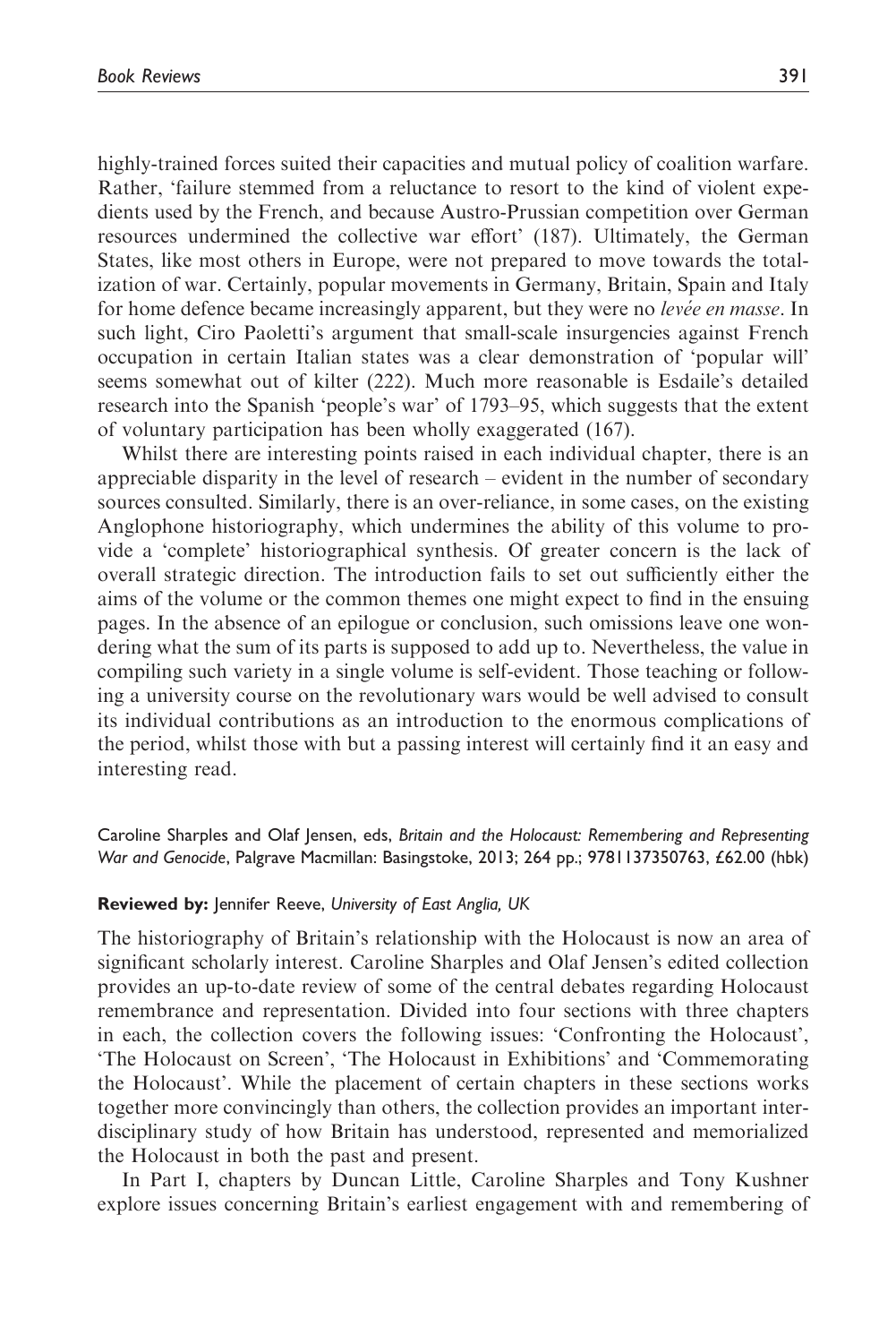highly-trained forces suited their capacities and mutual policy of coalition warfare. Rather, 'failure stemmed from a reluctance to resort to the kind of violent expedients used by the French, and because Austro-Prussian competition over German resources undermined the collective war effort' (187). Ultimately, the German States, like most others in Europe, were not prepared to move towards the totalization of war. Certainly, popular movements in Germany, Britain, Spain and Italy for home defence became increasingly apparent, but they were no *levée en masse*. In such light, Ciro Paoletti's argument that small-scale insurgencies against French occupation in certain Italian states was a clear demonstration of 'popular will' seems somewhat out of kilter (222). Much more reasonable is Esdaile's detailed research into the Spanish 'people's war' of 1793–95, which suggests that the extent of voluntary participation has been wholly exaggerated (167).

Whilst there are interesting points raised in each individual chapter, there is an appreciable disparity in the level of research – evident in the number of secondary sources consulted. Similarly, there is an over-reliance, in some cases, on the existing Anglophone historiography, which undermines the ability of this volume to provide a 'complete' historiographical synthesis. Of greater concern is the lack of overall strategic direction. The introduction fails to set out sufficiently either the aims of the volume or the common themes one might expect to find in the ensuing pages. In the absence of an epilogue or conclusion, such omissions leave one wondering what the sum of its parts is supposed to add up to. Nevertheless, the value in compiling such variety in a single volume is self-evident. Those teaching or following a university course on the revolutionary wars would be well advised to consult its individual contributions as an introduction to the enormous complications of the period, whilst those with but a passing interest will certainly find it an easy and interesting read.

Caroline Sharples and Olaf Jensen, eds, *Britain and the Holocaust: Remembering and Representing War and Genocide*, Palgrave Macmillan: Basingstoke, 2013; 264 pp.; 9781137350763, £62.00 (hbk)

**Reviewed by:** Jennifer Reeve, *University of East Anglia, UK*

The historiography of Britain's relationship with the Holocaust is now an area of significant scholarly interest. Caroline Sharples and Olaf Jensen's edited collection provides an up-to-date review of some of the central debates regarding Holocaust remembrance and representation. Divided into four sections with three chapters in each, the collection covers the following issues: 'Confronting the Holocaust', 'The Holocaust on Screen', 'The Holocaust in Exhibitions' and 'Commemorating the Holocaust'. While the placement of certain chapters in these sections works together more convincingly than others, the collection provides an important interdisciplinary study of how Britain has understood, represented and memorialized the Holocaust in both the past and present.

In Part I, chapters by Duncan Little, Caroline Sharples and Tony Kushner explore issues concerning Britain's earliest engagement with and remembering of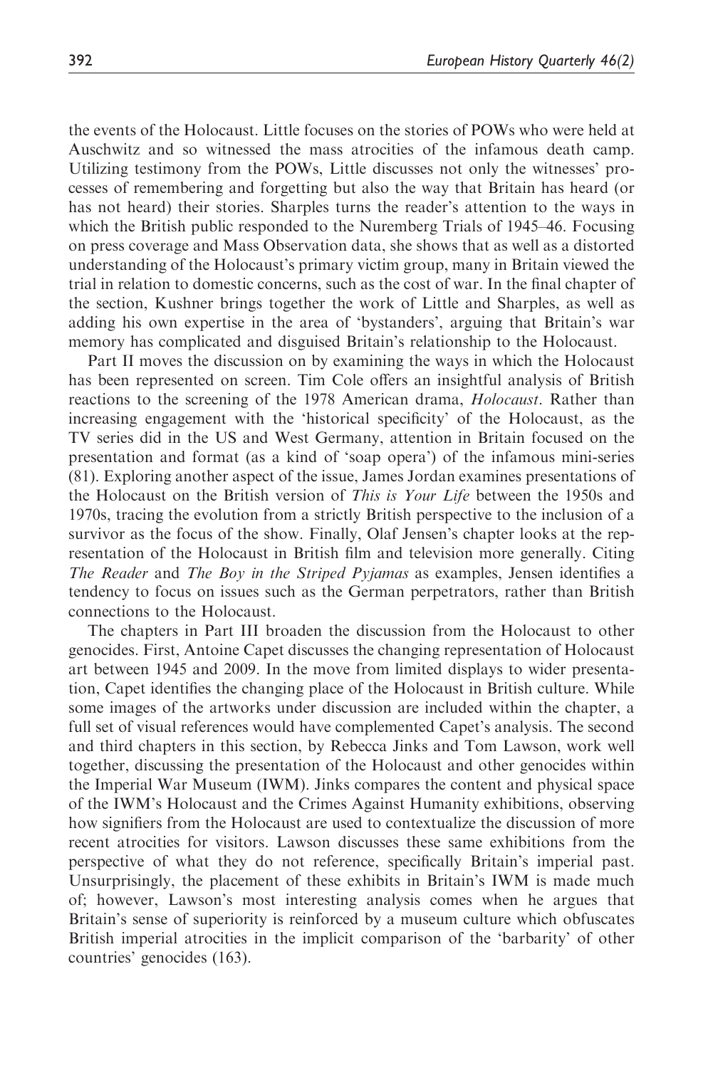the events of the Holocaust. Little focuses on the stories of POWs who were held at Auschwitz and so witnessed the mass atrocities of the infamous death camp. Utilizing testimony from the POWs, Little discusses not only the witnesses' processes of remembering and forgetting but also the way that Britain has heard (or has not heard) their stories. Sharples turns the reader's attention to the ways in which the British public responded to the Nuremberg Trials of 1945–46. Focusing on press coverage and Mass Observation data, she shows that as well as a distorted understanding of the Holocaust's primary victim group, many in Britain viewed the trial in relation to domestic concerns, such as the cost of war. In the final chapter of the section, Kushner brings together the work of Little and Sharples, as well as adding his own expertise in the area of 'bystanders', arguing that Britain's war memory has complicated and disguised Britain's relationship to the Holocaust.

Part II moves the discussion on by examining the ways in which the Holocaust has been represented on screen. Tim Cole offers an insightful analysis of British reactions to the screening of the 1978 American drama, *Holocaust*. Rather than increasing engagement with the 'historical specificity' of the Holocaust, as the TV series did in the US and West Germany, attention in Britain focused on the presentation and format (as a kind of 'soap opera') of the infamous mini-series (81). Exploring another aspect of the issue, James Jordan examines presentations of the Holocaust on the British version of *This is Your Life* between the 1950s and 1970s, tracing the evolution from a strictly British perspective to the inclusion of a survivor as the focus of the show. Finally, Olaf Jensen's chapter looks at the representation of the Holocaust in British film and television more generally. Citing *The Reader* and *The Boy in the Striped Pyjamas* as examples, Jensen identifies a tendency to focus on issues such as the German perpetrators, rather than British connections to the Holocaust.

The chapters in Part III broaden the discussion from the Holocaust to other genocides. First, Antoine Capet discusses the changing representation of Holocaust art between 1945 and 2009. In the move from limited displays to wider presentation, Capet identifies the changing place of the Holocaust in British culture. While some images of the artworks under discussion are included within the chapter, a full set of visual references would have complemented Capet's analysis. The second and third chapters in this section, by Rebecca Jinks and Tom Lawson, work well together, discussing the presentation of the Holocaust and other genocides within the Imperial War Museum (IWM). Jinks compares the content and physical space of the IWM's Holocaust and the Crimes Against Humanity exhibitions, observing how signifiers from the Holocaust are used to contextualize the discussion of more recent atrocities for visitors. Lawson discusses these same exhibitions from the perspective of what they do not reference, specifically Britain's imperial past. Unsurprisingly, the placement of these exhibits in Britain's IWM is made much of; however, Lawson's most interesting analysis comes when he argues that Britain's sense of superiority is reinforced by a museum culture which obfuscates British imperial atrocities in the implicit comparison of the 'barbarity' of other countries' genocides (163).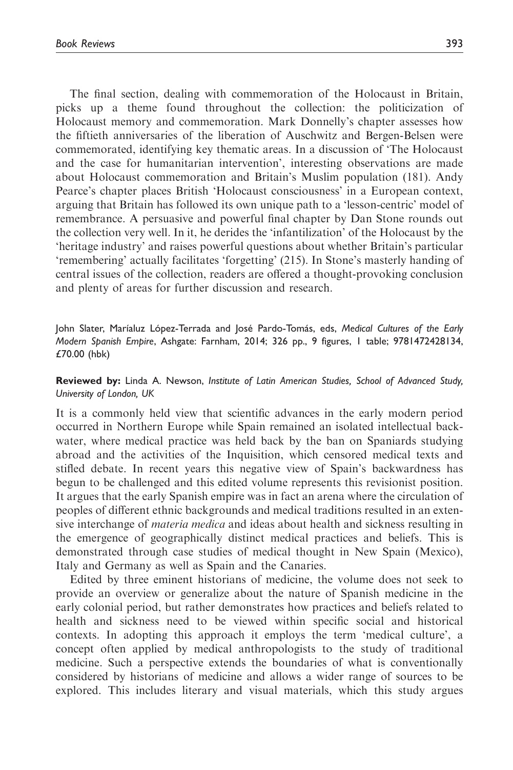The final section, dealing with commemoration of the Holocaust in Britain, picks up a theme found throughout the collection: the politicization of Holocaust memory and commemoration. Mark Donnelly's chapter assesses how the fiftieth anniversaries of the liberation of Auschwitz and Bergen-Belsen were commemorated, identifying key thematic areas. In a discussion of 'The Holocaust and the case for humanitarian intervention', interesting observations are made about Holocaust commemoration and Britain's Muslim population (181). Andy Pearce's chapter places British 'Holocaust consciousness' in a European context, arguing that Britain has followed its own unique path to a 'lesson-centric' model of remembrance. A persuasive and powerful final chapter by Dan Stone rounds out the collection very well. In it, he derides the 'infantilization' of the Holocaust by the 'heritage industry' and raises powerful questions about whether Britain's particular 'remembering' actually facilitates 'forgetting' (215). In Stone's masterly handing of central issues of the collection, readers are offered a thought-provoking conclusion and plenty of areas for further discussion and research.

John Slater, Maríaluz López-Terrada and José Pardo-Tomás, eds, *Medical Cultures of the Early Modern Spanish Empire*, Ashgate: Farnham, 2014; 326 pp., 9 figures, 1 table; 9781472428134, £70.00 (hbk)

**Reviewed by:** Linda A. Newson, *Institute of Latin American Studies, School of Advanced Study, University of London, UK*

It is a commonly held view that scientific advances in the early modern period occurred in Northern Europe while Spain remained an isolated intellectual backwater, where medical practice was held back by the ban on Spaniards studying abroad and the activities of the Inquisition, which censored medical texts and stifled debate. In recent years this negative view of Spain's backwardness has begun to be challenged and this edited volume represents this revisionist position. It argues that the early Spanish empire was in fact an arena where the circulation of peoples of different ethnic backgrounds and medical traditions resulted in an extensive interchange of *materia medica* and ideas about health and sickness resulting in the emergence of geographically distinct medical practices and beliefs. This is demonstrated through case studies of medical thought in New Spain (Mexico), Italy and Germany as well as Spain and the Canaries.

Edited by three eminent historians of medicine, the volume does not seek to provide an overview or generalize about the nature of Spanish medicine in the early colonial period, but rather demonstrates how practices and beliefs related to health and sickness need to be viewed within specific social and historical contexts. In adopting this approach it employs the term 'medical culture', a concept often applied by medical anthropologists to the study of traditional medicine. Such a perspective extends the boundaries of what is conventionally considered by historians of medicine and allows a wider range of sources to be explored. This includes literary and visual materials, which this study argues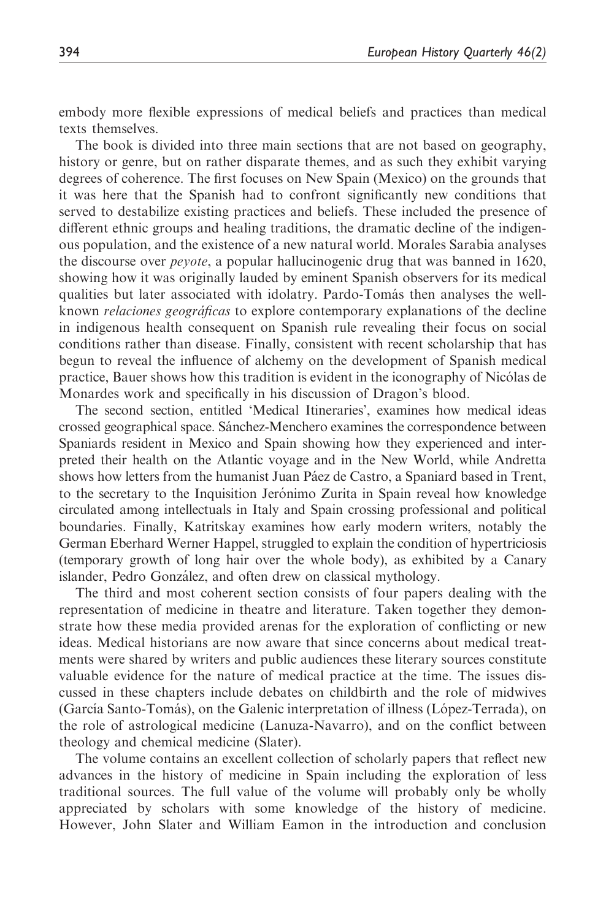embody more flexible expressions of medical beliefs and practices than medical texts themselves.

The book is divided into three main sections that are not based on geography, history or genre, but on rather disparate themes, and as such they exhibit varying degrees of coherence. The first focuses on New Spain (Mexico) on the grounds that it was here that the Spanish had to confront significantly new conditions that served to destabilize existing practices and beliefs. These included the presence of different ethnic groups and healing traditions, the dramatic decline of the indigenous population, and the existence of a new natural world. Morales Sarabia analyses the discourse over *peyote*, a popular hallucinogenic drug that was banned in 1620, showing how it was originally lauded by eminent Spanish observers for its medical qualities but later associated with idolatry. Pardo-Tomás then analyses the well-known *relaciones geográficas* to explore contemporary explanations of the decline in indigenous health consequent on Spanish rule revealing their focus on social conditions rather than disease. Finally, consistent with recent scholarship that has begun to reveal the influence of alchemy on the development of Spanish medical practice, Bauer shows how this tradition is evident in the iconography of Nicólas de Monardes work and specifically in his discussion of Dragon's blood.

The second section, entitled 'Medical Itineraries', examines how medical ideas crossed geographical space. Sánchez-Menchero examines the correspondence between Spaniards resident in Mexico and Spain showing how they experienced and interpreted their health on the Atlantic voyage and in the New World, while Andretta shows how letters from the humanist Juan Páez de Castro, a Spaniard based in Trent, to the secretary to the Inquisition Jerónimo Zurita in Spain reveal how knowledge circulated among intellectuals in Italy and Spain crossing professional and political boundaries. Finally, Katritskay examines how early modern writers, notably the German Eberhard Werner Happel, struggled to explain the condition of hypertriciosis (temporary growth of long hair over the whole body), as exhibited by a Canary islander, Pedro González, and often drew on classical mythology.

The third and most coherent section consists of four papers dealing with the representation of medicine in theatre and literature. Taken together they demonstrate how these media provided arenas for the exploration of conflicting or new ideas. Medical historians are now aware that since concerns about medical treatments were shared by writers and public audiences these literary sources constitute valuable evidence for the nature of medical practice at the time. The issues discussed in these chapters include debates on childbirth and the role of midwives (García Santo-Tomás), on the Galenic interpretation of illness (López-Terrada), on the role of astrological medicine (Lanuza-Navarro), and on the conflict between theology and chemical medicine (Slater).

The volume contains an excellent collection of scholarly papers that reflect new advances in the history of medicine in Spain including the exploration of less traditional sources. The full value of the volume will probably only be wholly appreciated by scholars with some knowledge of the history of medicine. However, John Slater and William Eamon in the introduction and conclusion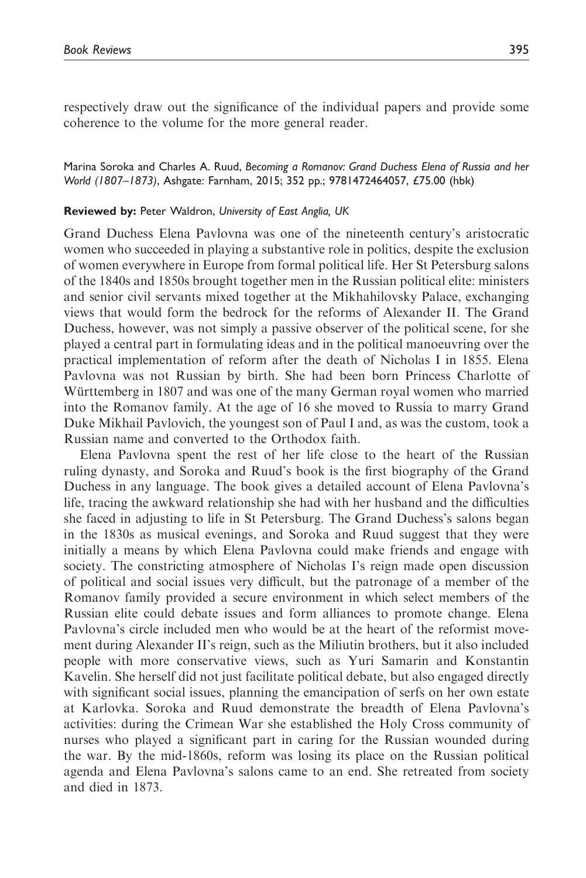respectively draw out the significance of the individual papers and provide some coherence to the volume for the more general reader.

Marina Soroka and Charles A. Ruud, *Becoming a Romanov: Grand Duchess Elena of Russia and her World (1807–1873)*, Ashgate: Farnham, 2015; 352 pp.; 9781472464057, £75.00 (hbk)

**Reviewed by:** Peter Waldron, *University of East Anglia, UK*

Grand Duchess Elena Pavlovna was one of the nineteenth century's aristocratic women who succeeded in playing a substantive role in politics, despite the exclusion of women everywhere in Europe from formal political life. Her St Petersburg salons of the 1840s and 1850s brought together men in the Russian political elite: ministers and senior civil servants mixed together at the Mikhahilovsky Palace, exchanging views that would form the bedrock for the reforms of Alexander II. The Grand Duchess, however, was not simply a passive observer of the political scene, for she played a central part in formulating ideas and in the political manoeuvring over the practical implementation of reform after the death of Nicholas I in 1855. Elena Pavlovna was not Russian by birth. She had been born Princess Charlotte of Württemberg in 1807 and was one of the many German royal women who married into the Romanov family. At the age of 16 she moved to Russia to marry Grand Duke Mikhail Pavlovich, the youngest son of Paul I and, as was the custom, took a Russian name and converted to the Orthodox faith.

Elena Pavlovna spent the rest of her life close to the heart of the Russian ruling dynasty, and Soroka and Ruud's book is the first biography of the Grand Duchess in any language. The book gives a detailed account of Elena Pavlovna's life, tracing the awkward relationship she had with her husband and the difficulties she faced in adjusting to life in St Petersburg. The Grand Duchess's salons began in the 1830s as musical evenings, and Soroka and Ruud suggest that they were initially a means by which Elena Pavlovna could make friends and engage with society. The constricting atmosphere of Nicholas I's reign made open discussion of political and social issues very difficult, but the patronage of a member of the Romanov family provided a secure environment in which select members of the Russian elite could debate issues and form alliances to promote change. Elena Pavlovna's circle included men who would be at the heart of the reformist movement during Alexander II's reign, such as the Miliutin brothers, but it also included people with more conservative views, such as Yuri Samarin and Konstantin Kavelin. She herself did not just facilitate political debate, but also engaged directly with significant social issues, planning the emancipation of serfs on her own estate at Karlovka. Soroka and Ruud demonstrate the breadth of Elena Pavlovna's activities: during the Crimean War she established the Holy Cross community of nurses who played a significant part in caring for the Russian wounded during the war. By the mid-1860s, reform was losing its place on the Russian political agenda and Elena Pavlovna's salons came to an end. She retreated from society and died in 1873.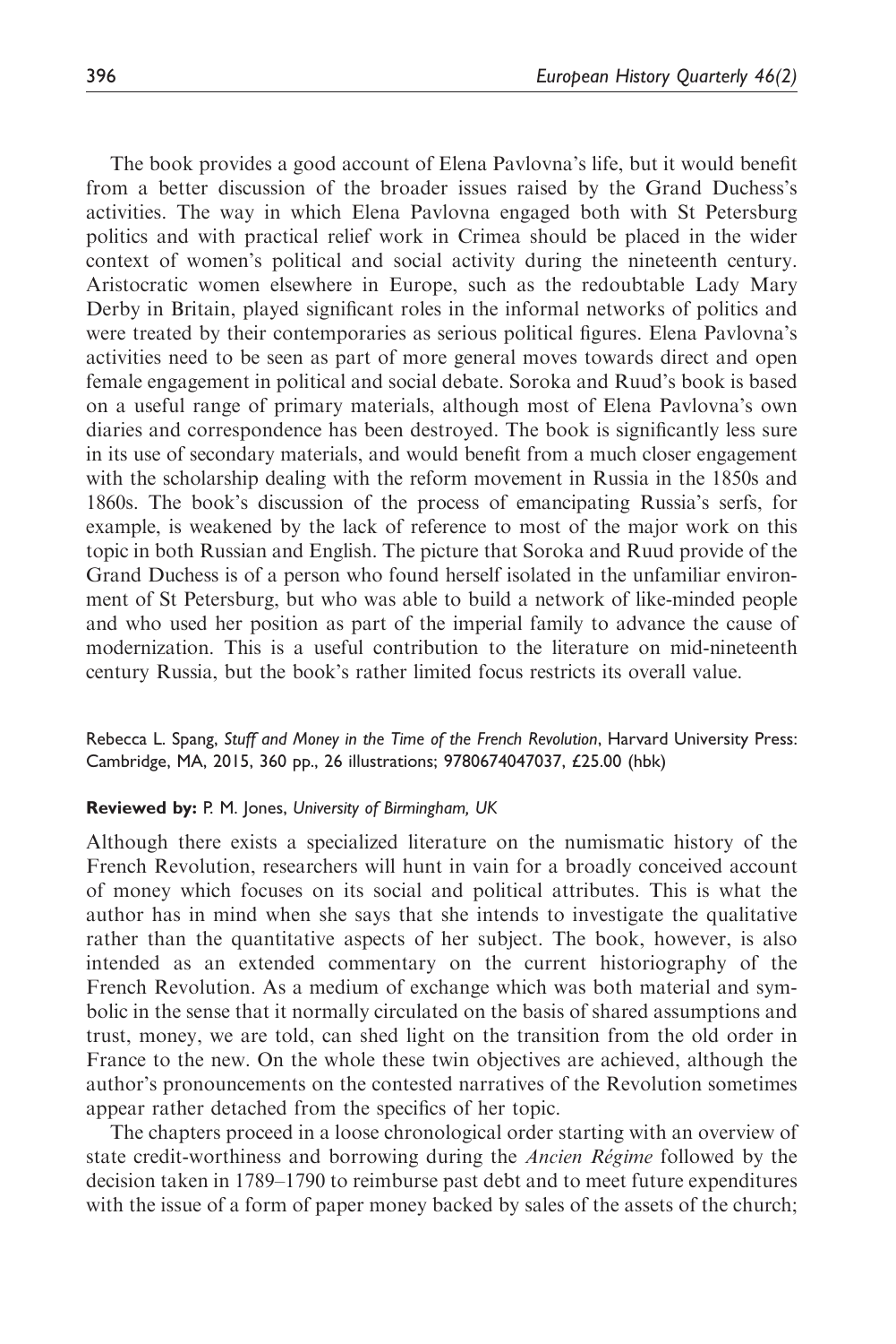The book provides a good account of Elena Pavlovna's life, but it would benefit from a better discussion of the broader issues raised by the Grand Duchess's activities. The way in which Elena Pavlovna engaged both with St Petersburg politics and with practical relief work in Crimea should be placed in the wider context of women's political and social activity during the nineteenth century. Aristocratic women elsewhere in Europe, such as the redoubtable Lady Mary Derby in Britain, played significant roles in the informal networks of politics and were treated by their contemporaries as serious political figures. Elena Pavlovna's activities need to be seen as part of more general moves towards direct and open female engagement in political and social debate. Soroka and Ruud's book is based on a useful range of primary materials, although most of Elena Pavlovna's own diaries and correspondence has been destroyed. The book is significantly less sure in its use of secondary materials, and would benefit from a much closer engagement with the scholarship dealing with the reform movement in Russia in the 1850s and 1860s. The book's discussion of the process of emancipating Russia's serfs, for example, is weakened by the lack of reference to most of the major work on this topic in both Russian and English. The picture that Soroka and Ruud provide of the Grand Duchess is of a person who found herself isolated in the unfamiliar environment of St Petersburg, but who was able to build a network of like-minded people and who used her position as part of the imperial family to advance the cause of modernization. This is a useful contribution to the literature on mid-nineteenth century Russia, but the book's rather limited focus restricts its overall value.

Rebecca L. Spang, *Stuff and Money in the Time of the French Revolution*, Harvard University Press: Cambridge, MA, 2015, 360 pp., 26 illustrations; 9780674047037, £25.00 (hbk)

**Reviewed by:** P. M. Jones, *University of Birmingham, UK*

Although there exists a specialized literature on the numismatic history of the French Revolution, researchers will hunt in vain for a broadly conceived account of money which focuses on its social and political attributes. This is what the author has in mind when she says that she intends to investigate the qualitative rather than the quantitative aspects of her subject. The book, however, is also intended as an extended commentary on the current historiography of the French Revolution. As a medium of exchange which was both material and symbolic in the sense that it normally circulated on the basis of shared assumptions and trust, money, we are told, can shed light on the transition from the old order in France to the new. On the whole these twin objectives are achieved, although the author's pronouncements on the contested narratives of the Revolution sometimes appear rather detached from the specifics of her topic.

The chapters proceed in a loose chronological order starting with an overview of state credit-worthiness and borrowing during the *Ancien Régime* followed by the decision taken in 1789–1790 to reimburse past debt and to meet future expenditures with the issue of a form of paper money backed by sales of the assets of the church;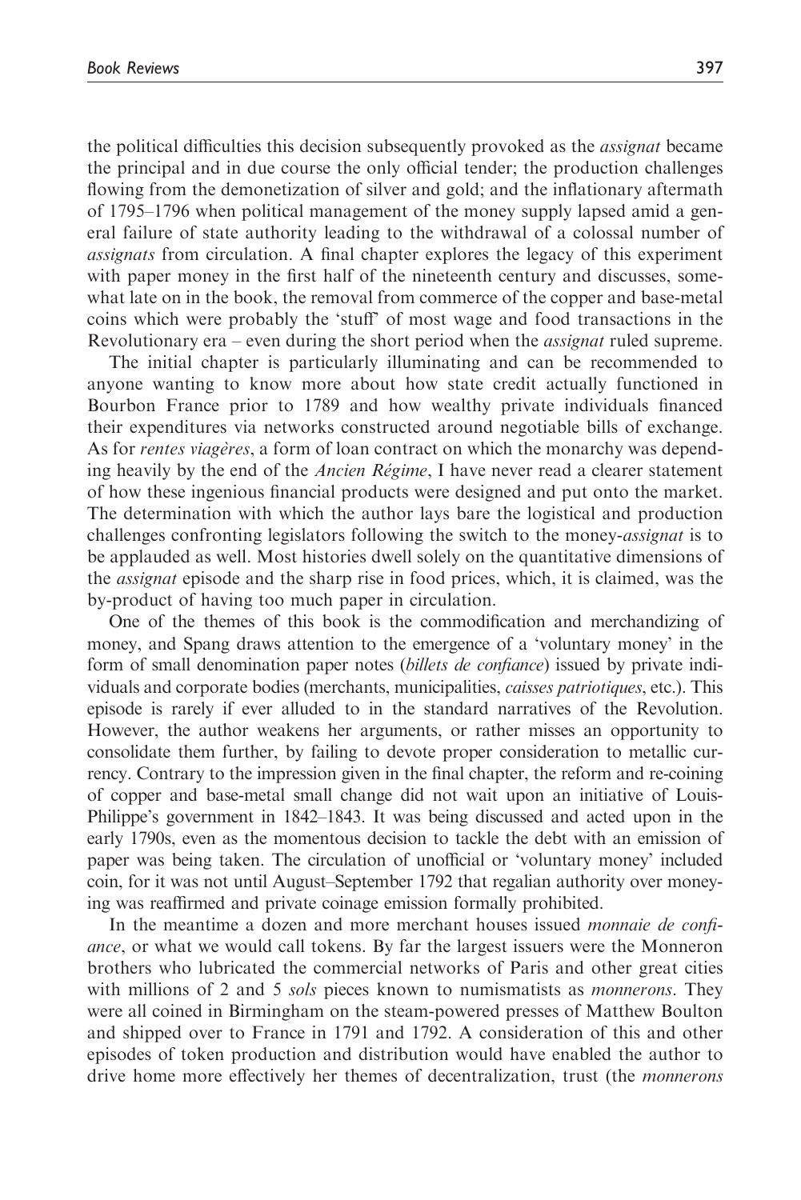the political difficulties this decision subsequently provoked as the *assignat* became the principal and in due course the only official tender; the production challenges flowing from the demonetization of silver and gold; and the inflationary aftermath of 1795–1796 when political management of the money supply lapsed amid a general failure of state authority leading to the withdrawal of a colossal number of *assignats* from circulation. A final chapter explores the legacy of this experiment with paper money in the first half of the nineteenth century and discusses, somewhat late on in the book, the removal from commerce of the copper and base-metal coins which were probably the 'stuff' of most wage and food transactions in the Revolutionary era – even during the short period when the *assignat* ruled supreme.

The initial chapter is particularly illuminating and can be recommended to anyone wanting to know more about how state credit actually functioned in Bourbon France prior to 1789 and how wealthy private individuals financed their expenditures via networks constructed around negotiable bills of exchange. As for *rentes viagères*, a form of loan contract on which the monarchy was depending heavily by the end of the *Ancien Régime*, I have never read a clearer statement of how these ingenious financial products were designed and put onto the market. The determination with which the author lays bare the logistical and production challenges confronting legislators following the switch to the money-*assignat* is to be applauded as well. Most histories dwell solely on the quantitative dimensions of the *assignat* episode and the sharp rise in food prices, which, it is claimed, was the by-product of having too much paper in circulation.

One of the themes of this book is the commodification and merchandizing of money, and Spang draws attention to the emergence of a 'voluntary money' in the form of small denomination paper notes (*billets de confiance*) issued by private individuals and corporate bodies (merchants, municipalities, *caisses patriotiques*, etc.). This episode is rarely if ever alluded to in the standard narratives of the Revolution. However, the author weakens her arguments, or rather misses an opportunity to consolidate them further, by failing to devote proper consideration to metallic currency. Contrary to the impression given in the final chapter, the reform and re-coining of copper and base-metal small change did not wait upon an initiative of Louis-Philippe's government in 1842–1843. It was being discussed and acted upon in the early 1790s, even as the momentous decision to tackle the debt with an emission of paper was being taken. The circulation of unofficial or 'voluntary money' included coin, for it was not until August–September 1792 that regalian authority over moneying was reaffirmed and private coinage emission formally prohibited.

In the meantime a dozen and more merchant houses issued *monnaie de confiance*, or what we would call tokens. By far the largest issuers were the Monneron brothers who lubricated the commercial networks of Paris and other great cities with millions of 2 and 5 *sols* pieces known to numismatists as *monnerons*. They were all coined in Birmingham on the steam-powered presses of Matthew Boulton and shipped over to France in 1791 and 1792. A consideration of this and other episodes of token production and distribution would have enabled the author to drive home more effectively her themes of decentralization, trust (the *monnerons*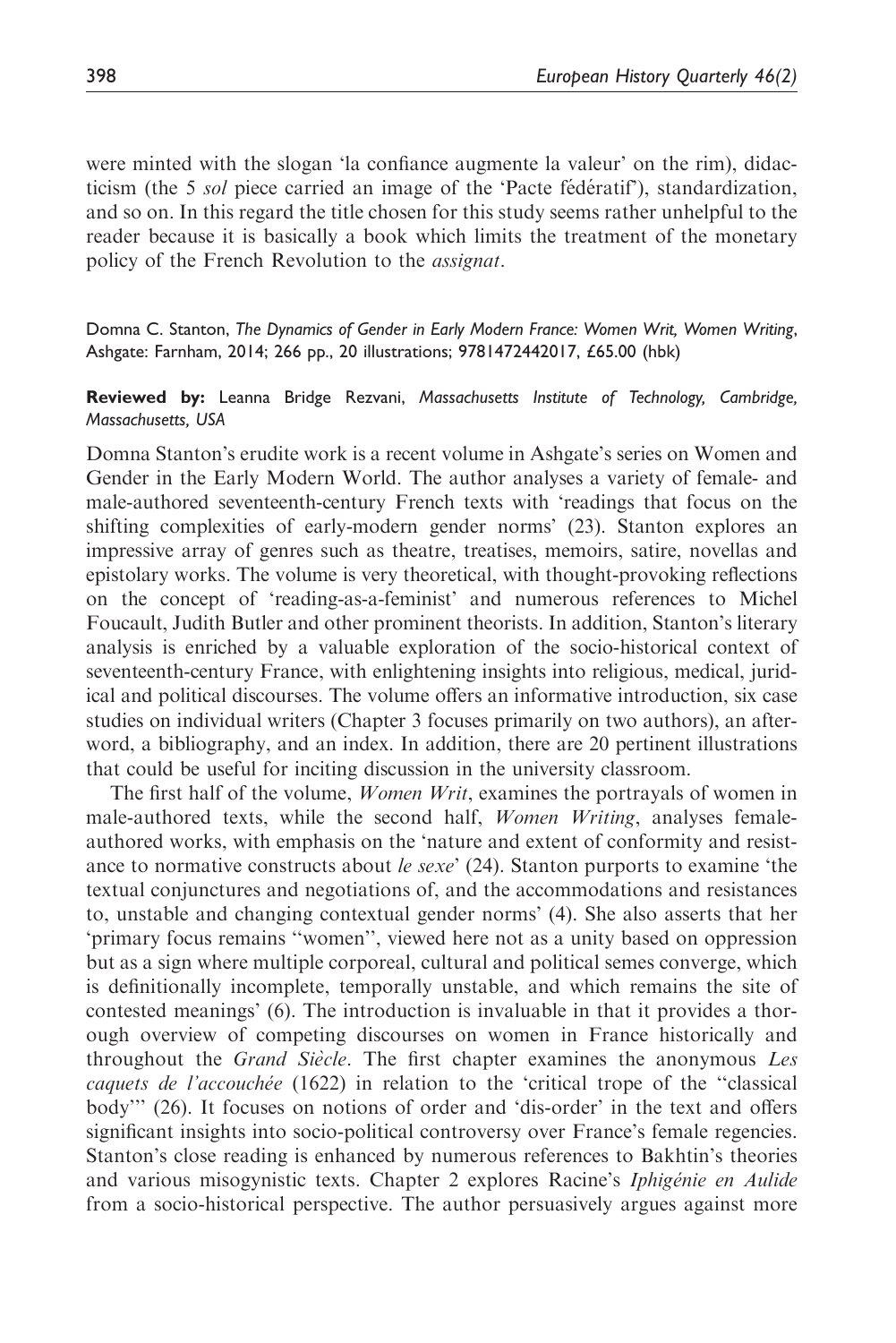were minted with the slogan 'la confiance augmente la valeur' on the rim), didacticism (the 5 *sol* piece carried an image of the 'Pacte fédératif'), standardization, and so on. In this regard the title chosen for this study seems rather unhelpful to the reader because it is basically a book which limits the treatment of the monetary policy of the French Revolution to the *assignat*.

Domna C. Stanton, *The Dynamics of Gender in Early Modern France: Women Writ, Women Writing*, Ashgate: Farnham, 2014; 266 pp., 20 illustrations; 9781472442017, £65.00 (hbk)

**Reviewed by:** Leanna Bridge Rezvani, *Massachusetts Institute of Technology, Cambridge, Massachusetts, USA*

Domna Stanton's erudite work is a recent volume in Ashgate's series on Women and Gender in the Early Modern World. The author analyses a variety of female- and male-authored seventeenth-century French texts with 'readings that focus on the shifting complexities of early-modern gender norms' (23). Stanton explores an impressive array of genres such as theatre, treatises, memoirs, satire, novellas and epistolary works. The volume is very theoretical, with thought-provoking reflections on the concept of 'reading-as-a-feminist' and numerous references to Michel Foucault, Judith Butler and other prominent theorists. In addition, Stanton's literary analysis is enriched by a valuable exploration of the socio-historical context of seventeenth-century France, with enlightening insights into religious, medical, juridical and political discourses. The volume offers an informative introduction, six case studies on individual writers (Chapter 3 focuses primarily on two authors), an afterword, a bibliography, and an index. In addition, there are 20 pertinent illustrations that could be useful for inciting discussion in the university classroom.

The first half of the volume, *Women Writ*, examines the portrayals of women in male-authored texts, while the second half, *Women Writing*, analyses female-authored works, with emphasis on the 'nature and extent of conformity and resistance to normative constructs about *le sexe*' (24). Stanton purports to examine 'the textual conjunctures and negotiations of, and the accommodations and resistances to, unstable and changing contextual gender norms' (4). She also asserts that her 'primary focus remains "women", viewed here not as a unity based on oppression but as a sign where multiple corporeal, cultural and political semes converge, which is definitionally incomplete, temporally unstable, and which remains the site of contested meanings' (6). The introduction is invaluable in that it provides a thorough overview of competing discourses on women in France historically and throughout the *Grand Siècle*. The first chapter examines the anonymous *Les caquets de l'accouchée* (1622) in relation to the 'critical trope of the "classical body"' (26). It focuses on notions of order and 'dis-order' in the text and offers significant insights into socio-political controversy over France's female regencies. Stanton's close reading is enhanced by numerous references to Bakhtin's theories and various misogynistic texts. Chapter 2 explores Racine's *Iphigénie en Aulide* from a socio-historical perspective. The author persuasively argues against more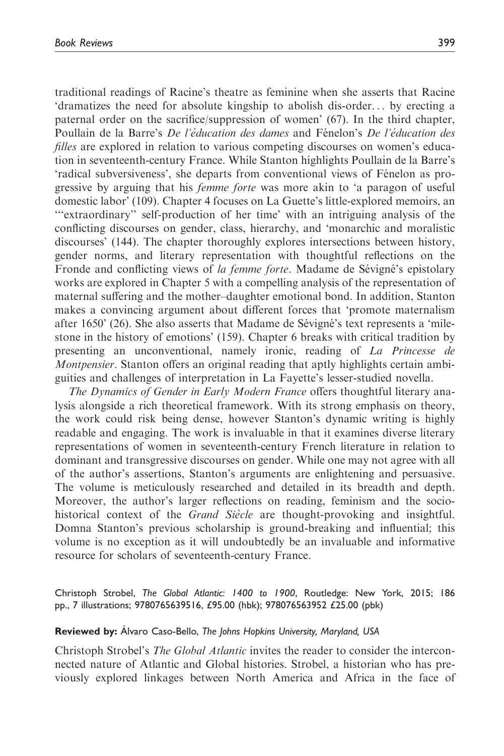traditional readings of Racine's theatre as feminine when she asserts that Racine 'dramatizes the need for absolute kingship to abolish dis-order… by erecting a paternal order on the sacrifice/suppression of women' (67). In the third chapter, Poullain de la Barre's *De l'éducation des dames* and Fénelon's *De l'éducation des filles* are explored in relation to various competing discourses on women's education in seventeenth-century France. While Stanton highlights Poullain de la Barre's 'radical subversiveness', she departs from conventional views of Fénelon as progressive by arguing that his *femme forte* was more akin to 'a paragon of useful domestic labor' (109). Chapter 4 focuses on La Guette's little-explored memoirs, an '"extraordinary" self-production of her time' with an intriguing analysis of the conflicting discourses on gender, class, hierarchy, and 'monarchic and moralistic discourses' (144). The chapter thoroughly explores intersections between history, gender norms, and literary representation with thoughtful reflections on the Fronde and conflicting views of *la femme forte*. Madame de Sévigné's epistolary works are explored in Chapter 5 with a compelling analysis of the representation of maternal suffering and the mother–daughter emotional bond. In addition, Stanton makes a convincing argument about different forces that 'promote maternalism after 1650' (26). She also asserts that Madame de Sévigné's text represents a 'milestone in the history of emotions' (159). Chapter 6 breaks with critical tradition by presenting an unconventional, namely ironic, reading of *La Princesse de Montpensier*. Stanton offers an original reading that aptly highlights certain ambiguities and challenges of interpretation in La Fayette's lesser-studied novella.

*The Dynamics of Gender in Early Modern France* offers thoughtful literary analysis alongside a rich theoretical framework. With its strong emphasis on theory, the work could risk being dense, however Stanton's dynamic writing is highly readable and engaging. The work is invaluable in that it examines diverse literary representations of women in seventeenth-century French literature in relation to dominant and transgressive discourses on gender. While one may not agree with all of the author's assertions, Stanton's arguments are enlightening and persuasive. The volume is meticulously researched and detailed in its breadth and depth. Moreover, the author's larger reflections on reading, feminism and the socio-historical context of the *Grand Siècle* are thought-provoking and insightful. Domna Stanton's previous scholarship is ground-breaking and influential; this volume is no exception as it will undoubtedly be an invaluable and informative resource for scholars of seventeenth-century France.

Christoph Strobel, *The Global Atlantic: 1400 to 1900*, Routledge: New York, 2015; 186 pp., 7 illustrations; 9780765639516, £95.00 (hbk); 978076563952 £25.00 (pbk)

**Reviewed by:** Álvaro Caso-Bello, *The Johns Hopkins University, Maryland, USA*

Christoph Strobel's *The Global Atlantic* invites the reader to consider the interconnected nature of Atlantic and Global histories. Strobel, a historian who has previously explored linkages between North America and Africa in the face of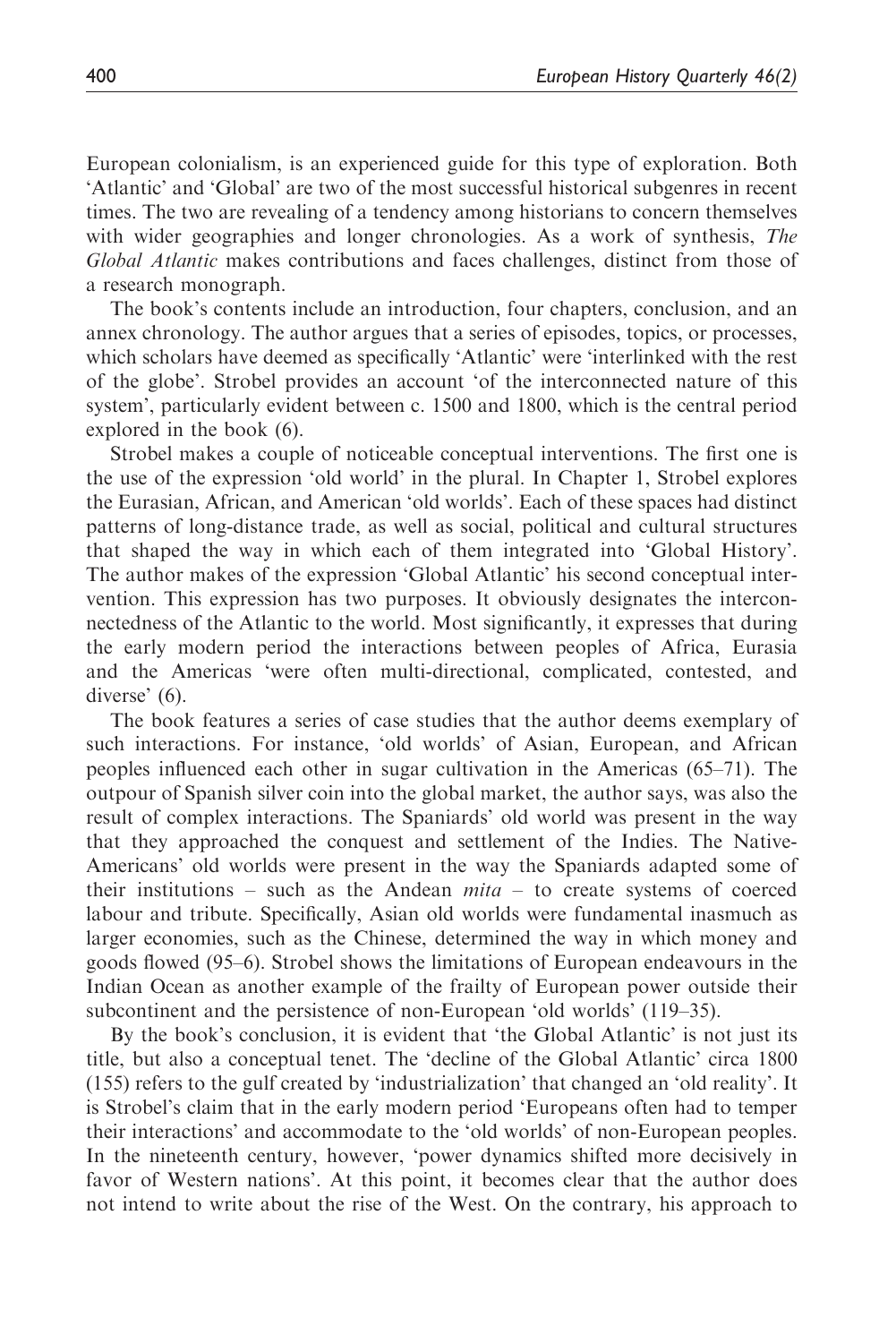European colonialism, is an experienced guide for this type of exploration. Both 'Atlantic' and 'Global' are two of the most successful historical subgenres in recent times. The two are revealing of a tendency among historians to concern themselves with wider geographies and longer chronologies. As a work of synthesis, *The Global Atlantic* makes contributions and faces challenges, distinct from those of a research monograph.

The book's contents include an introduction, four chapters, conclusion, and an annex chronology. The author argues that a series of episodes, topics, or processes, which scholars have deemed as specifically 'Atlantic' were 'interlinked with the rest of the globe'. Strobel provides an account 'of the interconnected nature of this system', particularly evident between c. 1500 and 1800, which is the central period explored in the book (6).

Strobel makes a couple of noticeable conceptual interventions. The first one is the use of the expression 'old world' in the plural. In Chapter 1, Strobel explores the Eurasian, African, and American 'old worlds'. Each of these spaces had distinct patterns of long-distance trade, as well as social, political and cultural structures that shaped the way in which each of them integrated into 'Global History'. The author makes of the expression 'Global Atlantic' his second conceptual intervention. This expression has two purposes. It obviously designates the interconnectedness of the Atlantic to the world. Most significantly, it expresses that during the early modern period the interactions between peoples of Africa, Eurasia and the Americas 'were often multi-directional, complicated, contested, and diverse' (6).

The book features a series of case studies that the author deems exemplary of such interactions. For instance, 'old worlds' of Asian, European, and African peoples influenced each other in sugar cultivation in the Americas (65–71). The outpour of Spanish silver coin into the global market, the author says, was also the result of complex interactions. The Spaniards' old world was present in the way that they approached the conquest and settlement of the Indies. The Native-Americans' old worlds were present in the way the Spaniards adapted some of their institutions – such as the Andean *mita* – to create systems of coerced labour and tribute. Specifically, Asian old worlds were fundamental inasmuch as larger economies, such as the Chinese, determined the way in which money and goods flowed (95–6). Strobel shows the limitations of European endeavours in the Indian Ocean as another example of the frailty of European power outside their subcontinent and the persistence of non-European 'old worlds' (119–35).

By the book's conclusion, it is evident that 'the Global Atlantic' is not just its title, but also a conceptual tenet. The 'decline of the Global Atlantic' circa 1800 (155) refers to the gulf created by 'industrialization' that changed an 'old reality'. It is Strobel's claim that in the early modern period 'Europeans often had to temper their interactions' and accommodate to the 'old worlds' of non-European peoples. In the nineteenth century, however, 'power dynamics shifted more decisively in favor of Western nations'. At this point, it becomes clear that the author does not intend to write about the rise of the West. On the contrary, his approach to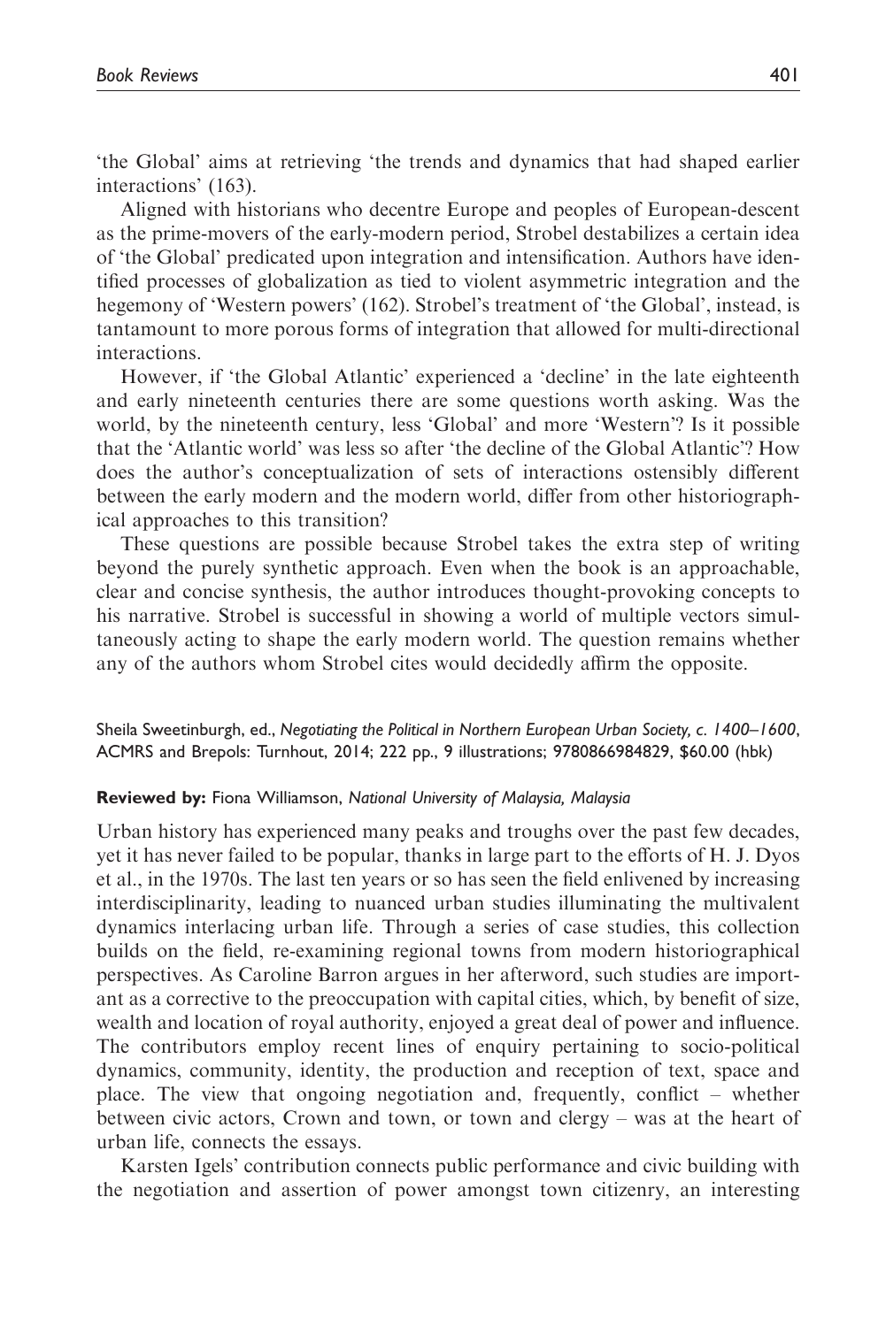'the Global' aims at retrieving 'the trends and dynamics that had shaped earlier interactions' (163).

Aligned with historians who decentre Europe and peoples of European-descent as the prime-movers of the early-modern period, Strobel destabilizes a certain idea of 'the Global' predicated upon integration and intensification. Authors have identified processes of globalization as tied to violent asymmetric integration and the hegemony of 'Western powers' (162). Strobel's treatment of 'the Global', instead, is tantamount to more porous forms of integration that allowed for multi-directional interactions.

However, if 'the Global Atlantic' experienced a 'decline' in the late eighteenth and early nineteenth centuries there are some questions worth asking. Was the world, by the nineteenth century, less 'Global' and more 'Western'? Is it possible that the 'Atlantic world' was less so after 'the decline of the Global Atlantic'? How does the author's conceptualization of sets of interactions ostensibly different between the early modern and the modern world, differ from other historiographical approaches to this transition?

These questions are possible because Strobel takes the extra step of writing beyond the purely synthetic approach. Even when the book is an approachable, clear and concise synthesis, the author introduces thought-provoking concepts to his narrative. Strobel is successful in showing a world of multiple vectors simultaneously acting to shape the early modern world. The question remains whether any of the authors whom Strobel cites would decidedly affirm the opposite.

Sheila Sweetinburgh, ed., *Negotiating the Political in Northern European Urban Society, c. 1400–1600*, ACMRS and Brepols: Turnhout, 2014; 222 pp., 9 illustrations; 9780866984829, $60.00 (hbk)

**Reviewed by:** Fiona Williamson, *National University of Malaysia, Malaysia*

Urban history has experienced many peaks and troughs over the past few decades, yet it has never failed to be popular, thanks in large part to the efforts of H. J. Dyos et al., in the 1970s. The last ten years or so has seen the field enlivened by increasing interdisciplinarity, leading to nuanced urban studies illuminating the multivalent dynamics interlacing urban life. Through a series of case studies, this collection builds on the field, re-examining regional towns from modern historiographical perspectives. As Caroline Barron argues in her afterword, such studies are important as a corrective to the preoccupation with capital cities, which, by benefit of size, wealth and location of royal authority, enjoyed a great deal of power and influence. The contributors employ recent lines of enquiry pertaining to socio-political dynamics, community, identity, the production and reception of text, space and place. The view that ongoing negotiation and, frequently, conflict – whether between civic actors, Crown and town, or town and clergy – was at the heart of urban life, connects the essays.

Karsten Igels' contribution connects public performance and civic building with the negotiation and assertion of power amongst town citizenry, an interesting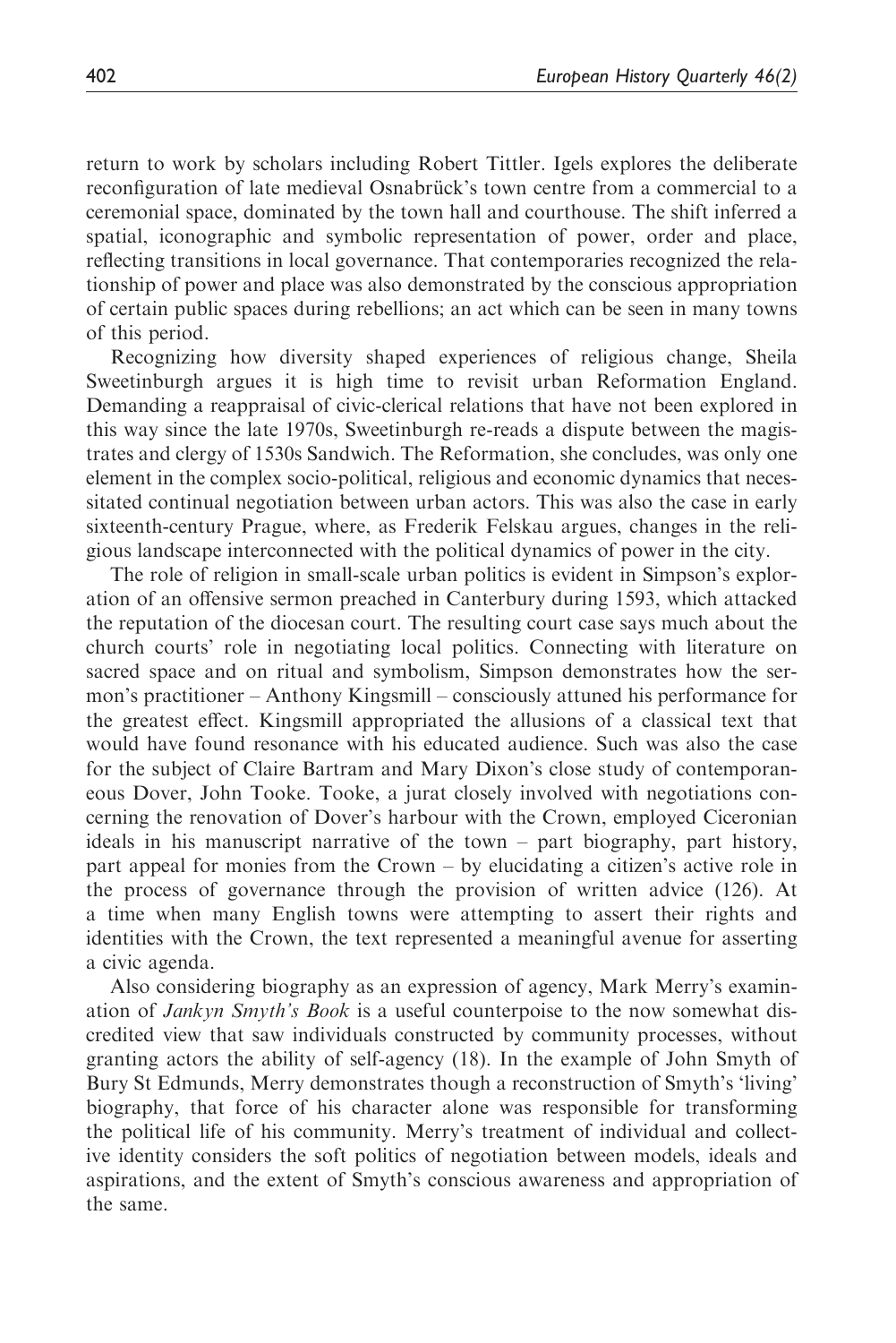return to work by scholars including Robert Tittler. Igels explores the deliberate reconfiguration of late medieval Osnabrück's town centre from a commercial to a ceremonial space, dominated by the town hall and courthouse. The shift inferred a spatial, iconographic and symbolic representation of power, order and place, reflecting transitions in local governance. That contemporaries recognized the relationship of power and place was also demonstrated by the conscious appropriation of certain public spaces during rebellions; an act which can be seen in many towns of this period.

Recognizing how diversity shaped experiences of religious change, Sheila Sweetinburgh argues it is high time to revisit urban Reformation England. Demanding a reappraisal of civic-clerical relations that have not been explored in this way since the late 1970s, Sweetinburgh re-reads a dispute between the magistrates and clergy of 1530s Sandwich. The Reformation, she concludes, was only one element in the complex socio-political, religious and economic dynamics that necessitated continual negotiation between urban actors. This was also the case in early sixteenth-century Prague, where, as Frederik Felskau argues, changes in the religious landscape interconnected with the political dynamics of power in the city.

The role of religion in small-scale urban politics is evident in Simpson's exploration of an offensive sermon preached in Canterbury during 1593, which attacked the reputation of the diocesan court. The resulting court case says much about the church courts' role in negotiating local politics. Connecting with literature on sacred space and on ritual and symbolism, Simpson demonstrates how the sermon's practitioner – Anthony Kingsmill – consciously attuned his performance for the greatest effect. Kingsmill appropriated the allusions of a classical text that would have found resonance with his educated audience. Such was also the case for the subject of Claire Bartram and Mary Dixon's close study of contemporaneous Dover, John Tooke. Tooke, a jurat closely involved with negotiations concerning the renovation of Dover's harbour with the Crown, employed Ciceronian ideals in his manuscript narrative of the town – part biography, part history, part appeal for monies from the Crown – by elucidating a citizen's active role in the process of governance through the provision of written advice (126). At a time when many English towns were attempting to assert their rights and identities with the Crown, the text represented a meaningful avenue for asserting a civic agenda.

Also considering biography as an expression of agency, Mark Merry's examination of *Jankyn Smyth's Book* is a useful counterpoise to the now somewhat discredited view that saw individuals constructed by community processes, without granting actors the ability of self-agency (18). In the example of John Smyth of Bury St Edmunds, Merry demonstrates though a reconstruction of Smyth's 'living' biography, that force of his character alone was responsible for transforming the political life of his community. Merry's treatment of individual and collective identity considers the soft politics of negotiation between models, ideals and aspirations, and the extent of Smyth's conscious awareness and appropriation of the same.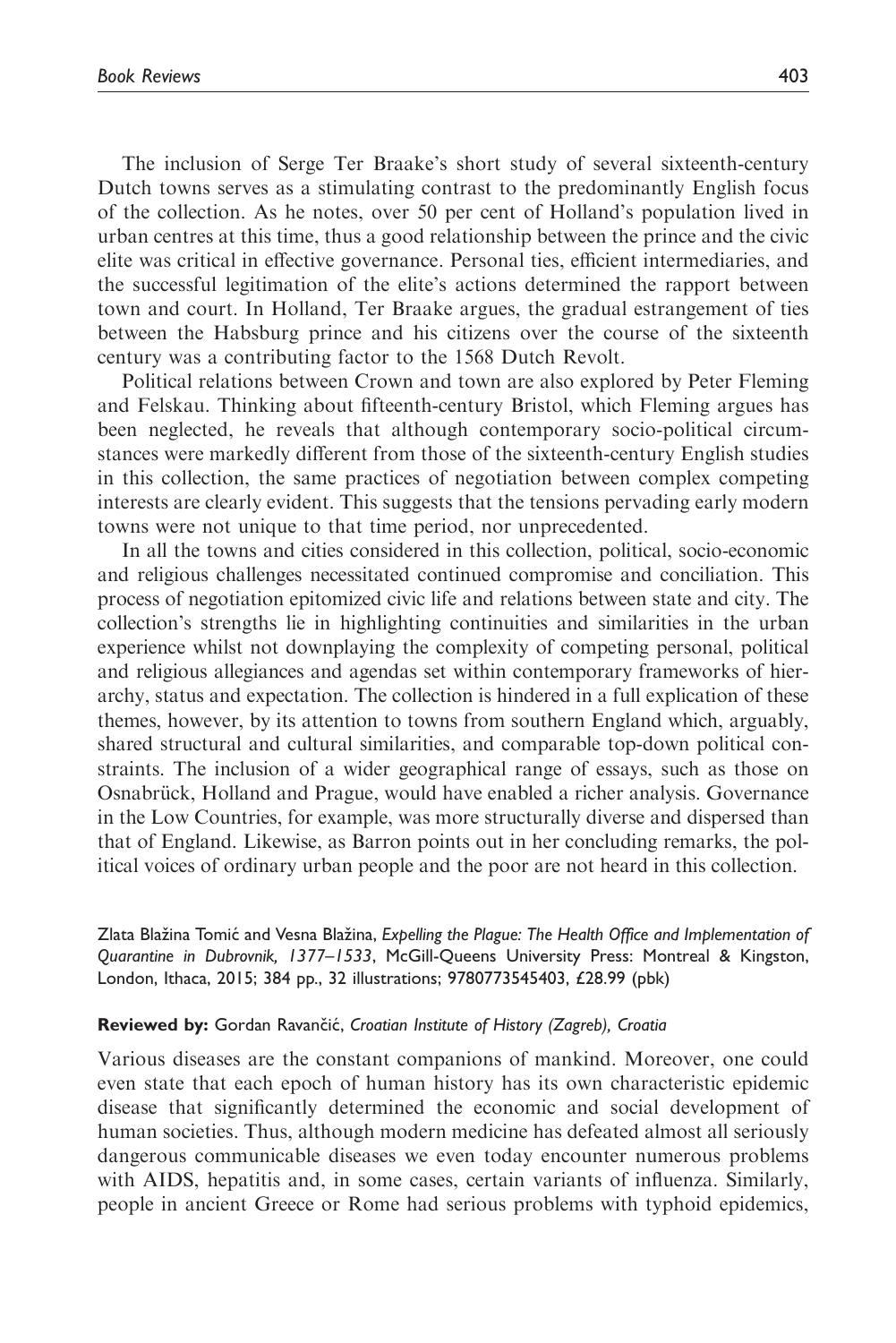The inclusion of Serge Ter Braake's short study of several sixteenth-century Dutch towns serves as a stimulating contrast to the predominantly English focus of the collection. As he notes, over 50 per cent of Holland's population lived in urban centres at this time, thus a good relationship between the prince and the civic elite was critical in effective governance. Personal ties, efficient intermediaries, and the successful legitimation of the elite's actions determined the rapport between town and court. In Holland, Ter Braake argues, the gradual estrangement of ties between the Habsburg prince and his citizens over the course of the sixteenth century was a contributing factor to the 1568 Dutch Revolt.

Political relations between Crown and town are also explored by Peter Fleming and Felskau. Thinking about fifteenth-century Bristol, which Fleming argues has been neglected, he reveals that although contemporary socio-political circumstances were markedly different from those of the sixteenth-century English studies in this collection, the same practices of negotiation between complex competing interests are clearly evident. This suggests that the tensions pervading early modern towns were not unique to that time period, nor unprecedented.

In all the towns and cities considered in this collection, political, socio-economic and religious challenges necessitated continued compromise and conciliation. This process of negotiation epitomized civic life and relations between state and city. The collection's strengths lie in highlighting continuities and similarities in the urban experience whilst not downplaying the complexity of competing personal, political and religious allegiances and agendas set within contemporary frameworks of hierarchy, status and expectation. The collection is hindered in a full explication of these themes, however, by its attention to towns from southern England which, arguably, shared structural and cultural similarities, and comparable top-down political constraints. The inclusion of a wider geographical range of essays, such as those on Osnabrück, Holland and Prague, would have enabled a richer analysis. Governance in the Low Countries, for example, was more structurally diverse and dispersed than that of England. Likewise, as Barron points out in her concluding remarks, the political voices of ordinary urban people and the poor are not heard in this collection.

Zlata Blažina Tomić and Vesna Blažina, *Expelling the Plague: The Health Office and Implementation of Quarantine in Dubrovnik, 1377–1533*, McGill-Queens University Press: Montreal & Kingston, London, Ithaca, 2015; 384 pp., 32 illustrations; 9780773545403, £28.99 (pbk)

**Reviewed by:** Gordan Ravančić, *Croatian Institute of History (Zagreb), Croatia*

Various diseases are the constant companions of mankind. Moreover, one could even state that each epoch of human history has its own characteristic epidemic disease that significantly determined the economic and social development of human societies. Thus, although modern medicine has defeated almost all seriously dangerous communicable diseases we even today encounter numerous problems with AIDS, hepatitis and, in some cases, certain variants of influenza. Similarly, people in ancient Greece or Rome had serious problems with typhoid epidemics,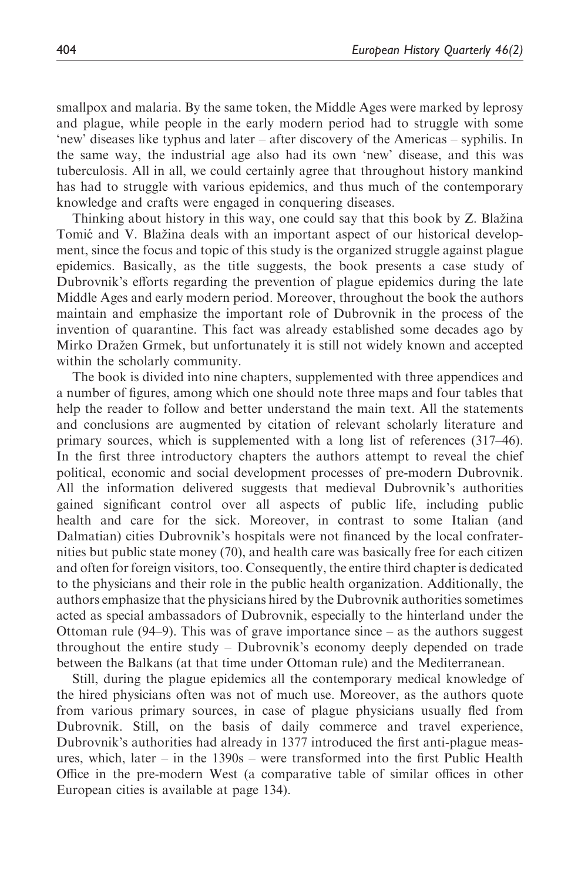smallpox and malaria. By the same token, the Middle Ages were marked by leprosy and plague, while people in the early modern period had to struggle with some 'new' diseases like typhus and later – after discovery of the Americas – syphilis. In the same way, the industrial age also had its own 'new' disease, and this was tuberculosis. All in all, we could certainly agree that throughout history mankind has had to struggle with various epidemics, and thus much of the contemporary knowledge and crafts were engaged in conquering diseases.

Thinking about history in this way, one could say that this book by Z. Blažina Tomić and V. Blažina deals with an important aspect of our historical development, since the focus and topic of this study is the organized struggle against plague epidemics. Basically, as the title suggests, the book presents a case study of Dubrovnik's efforts regarding the prevention of plague epidemics during the late Middle Ages and early modern period. Moreover, throughout the book the authors maintain and emphasize the important role of Dubrovnik in the process of the invention of quarantine. This fact was already established some decades ago by Mirko Dražen Grmek, but unfortunately it is still not widely known and accepted within the scholarly community.

The book is divided into nine chapters, supplemented with three appendices and a number of figures, among which one should note three maps and four tables that help the reader to follow and better understand the main text. All the statements and conclusions are augmented by citation of relevant scholarly literature and primary sources, which is supplemented with a long list of references (317–46). In the first three introductory chapters the authors attempt to reveal the chief political, economic and social development processes of pre-modern Dubrovnik. All the information delivered suggests that medieval Dubrovnik's authorities gained significant control over all aspects of public life, including public health and care for the sick. Moreover, in contrast to some Italian (and Dalmatian) cities Dubrovnik's hospitals were not financed by the local confraternities but public state money (70), and health care was basically free for each citizen and often for foreign visitors, too. Consequently, the entire third chapter is dedicated to the physicians and their role in the public health organization. Additionally, the authors emphasize that the physicians hired by the Dubrovnik authorities sometimes acted as special ambassadors of Dubrovnik, especially to the hinterland under the Ottoman rule (94–9). This was of grave importance since – as the authors suggest throughout the entire study – Dubrovnik's economy deeply depended on trade between the Balkans (at that time under Ottoman rule) and the Mediterranean.

Still, during the plague epidemics all the contemporary medical knowledge of the hired physicians often was not of much use. Moreover, as the authors quote from various primary sources, in case of plague physicians usually fled from Dubrovnik. Still, on the basis of daily commerce and travel experience, Dubrovnik's authorities had already in 1377 introduced the first anti-plague measures, which, later – in the 1390s – were transformed into the first Public Health Office in the pre-modern West (a comparative table of similar offices in other European cities is available at page 134).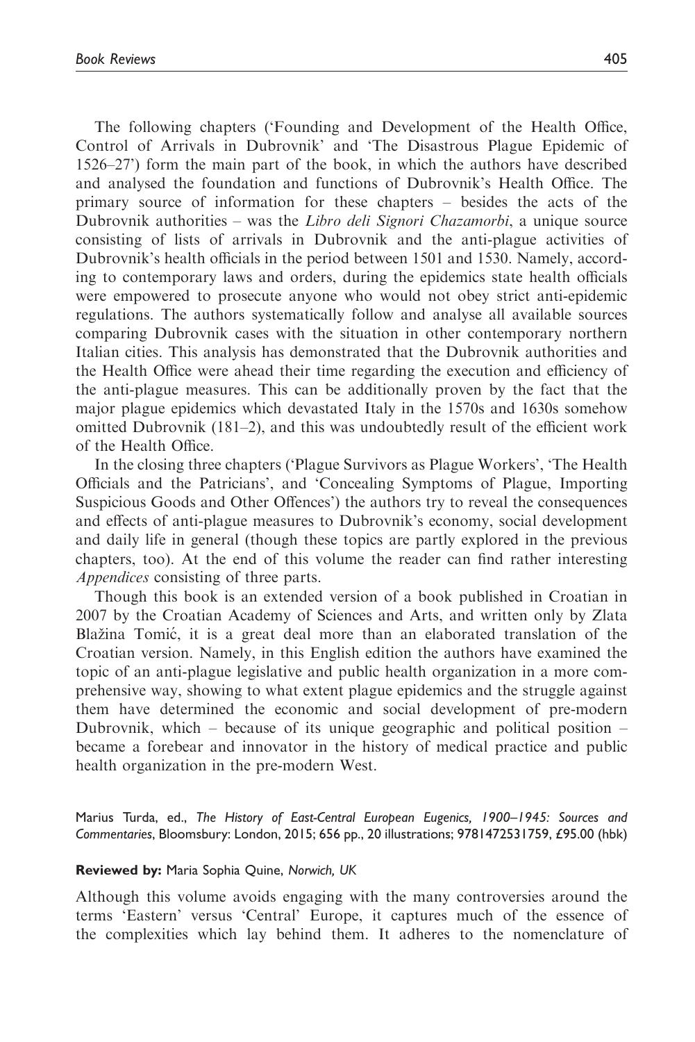The following chapters ('Founding and Development of the Health Office, Control of Arrivals in Dubrovnik' and 'The Disastrous Plague Epidemic of 1526–27') form the main part of the book, in which the authors have described and analysed the foundation and functions of Dubrovnik's Health Office. The primary source of information for these chapters – besides the acts of the Dubrovnik authorities – was the *Libro deli Signori Chazamorbi*, a unique source consisting of lists of arrivals in Dubrovnik and the anti-plague activities of Dubrovnik's health officials in the period between 1501 and 1530. Namely, according to contemporary laws and orders, during the epidemics state health officials were empowered to prosecute anyone who would not obey strict anti-epidemic regulations. The authors systematically follow and analyse all available sources comparing Dubrovnik cases with the situation in other contemporary northern Italian cities. This analysis has demonstrated that the Dubrovnik authorities and the Health Office were ahead their time regarding the execution and efficiency of the anti-plague measures. This can be additionally proven by the fact that the major plague epidemics which devastated Italy in the 1570s and 1630s somehow omitted Dubrovnik (181–2), and this was undoubtedly result of the efficient work of the Health Office.

In the closing three chapters ('Plague Survivors as Plague Workers', 'The Health Officials and the Patricians', and 'Concealing Symptoms of Plague, Importing Suspicious Goods and Other Offences') the authors try to reveal the consequences and effects of anti-plague measures to Dubrovnik's economy, social development and daily life in general (though these topics are partly explored in the previous chapters, too). At the end of this volume the reader can find rather interesting *Appendices* consisting of three parts.

Though this book is an extended version of a book published in Croatian in 2007 by the Croatian Academy of Sciences and Arts, and written only by Zlata Blažina Tomić, it is a great deal more than an elaborated translation of the Croatian version. Namely, in this English edition the authors have examined the topic of an anti-plague legislative and public health organization in a more comprehensive way, showing to what extent plague epidemics and the struggle against them have determined the economic and social development of pre-modern Dubrovnik, which – because of its unique geographic and political position – became a forebear and innovator in the history of medical practice and public health organization in the pre-modern West.

Marius Turda, ed., *The History of East-Central European Eugenics, 1900–1945: Sources and Commentaries*, Bloomsbury: London, 2015; 656 pp., 20 illustrations; 9781472531759, £95.00 (hbk)

**Reviewed by:** Maria Sophia Quine, *Norwich, UK*

Although this volume avoids engaging with the many controversies around the terms 'Eastern' versus 'Central' Europe, it captures much of the essence of the complexities which lay behind them. It adheres to the nomenclature of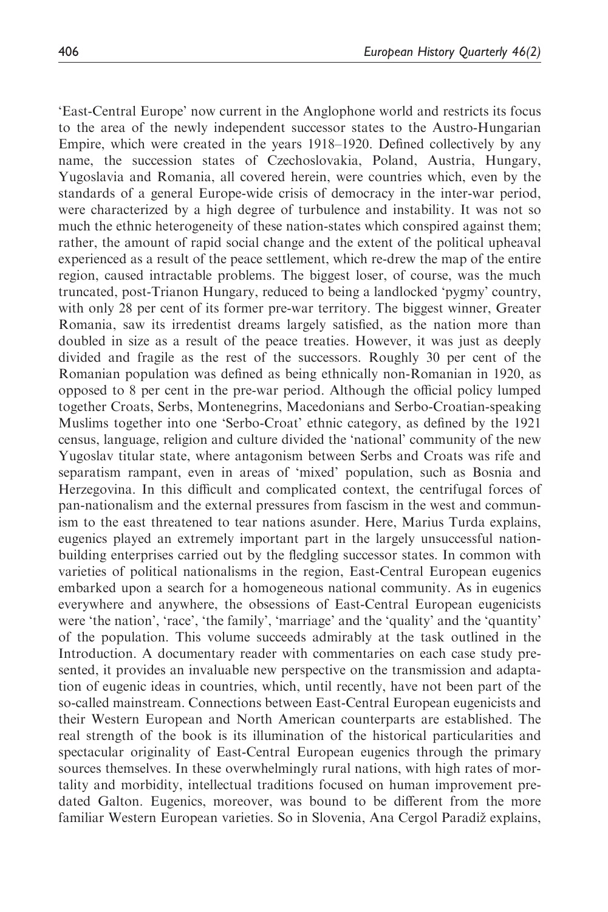'East-Central Europe' now current in the Anglophone world and restricts its focus to the area of the newly independent successor states to the Austro-Hungarian Empire, which were created in the years 1918–1920. Defined collectively by any name, the succession states of Czechoslovakia, Poland, Austria, Hungary, Yugoslavia and Romania, all covered herein, were countries which, even by the standards of a general Europe-wide crisis of democracy in the inter-war period, were characterized by a high degree of turbulence and instability. It was not so much the ethnic heterogeneity of these nation-states which conspired against them; rather, the amount of rapid social change and the extent of the political upheaval experienced as a result of the peace settlement, which re-drew the map of the entire region, caused intractable problems. The biggest loser, of course, was the much truncated, post-Trianon Hungary, reduced to being a landlocked 'pygmy' country, with only 28 per cent of its former pre-war territory. The biggest winner, Greater Romania, saw its irredentist dreams largely satisfied, as the nation more than doubled in size as a result of the peace treaties. However, it was just as deeply divided and fragile as the rest of the successors. Roughly 30 per cent of the Romanian population was defined as being ethnically non-Romanian in 1920, as opposed to 8 per cent in the pre-war period. Although the official policy lumped together Croats, Serbs, Montenegrins, Macedonians and Serbo-Croatian-speaking Muslims together into one 'Serbo-Croat' ethnic category, as defined by the 1921 census, language, religion and culture divided the 'national' community of the new Yugoslav titular state, where antagonism between Serbs and Croats was rife and separatism rampant, even in areas of 'mixed' population, such as Bosnia and Herzegovina. In this difficult and complicated context, the centrifugal forces of pan-nationalism and the external pressures from fascism in the west and communism to the east threatened to tear nations asunder. Here, Marius Turda explains, eugenics played an extremely important part in the largely unsuccessful nation-building enterprises carried out by the fledgling successor states. In common with varieties of political nationalisms in the region, East-Central European eugenics embarked upon a search for a homogeneous national community. As in eugenics everywhere and anywhere, the obsessions of East-Central European eugenicists were 'the nation', 'race', 'the family', 'marriage' and the 'quality' and the 'quantity' of the population. This volume succeeds admirably at the task outlined in the Introduction. A documentary reader with commentaries on each case study presented, it provides an invaluable new perspective on the transmission and adaptation of eugenic ideas in countries, which, until recently, have not been part of the so-called mainstream. Connections between East-Central European eugenicists and their Western European and North American counterparts are established. The real strength of the book is its illumination of the historical particularities and spectacular originality of East-Central European eugenics through the primary sources themselves. In these overwhelmingly rural nations, with high rates of mortality and morbidity, intellectual traditions focused on human improvement predated Galton. Eugenics, moreover, was bound to be different from the more familiar Western European varieties. So in Slovenia, Ana Cergol Paradiž explains,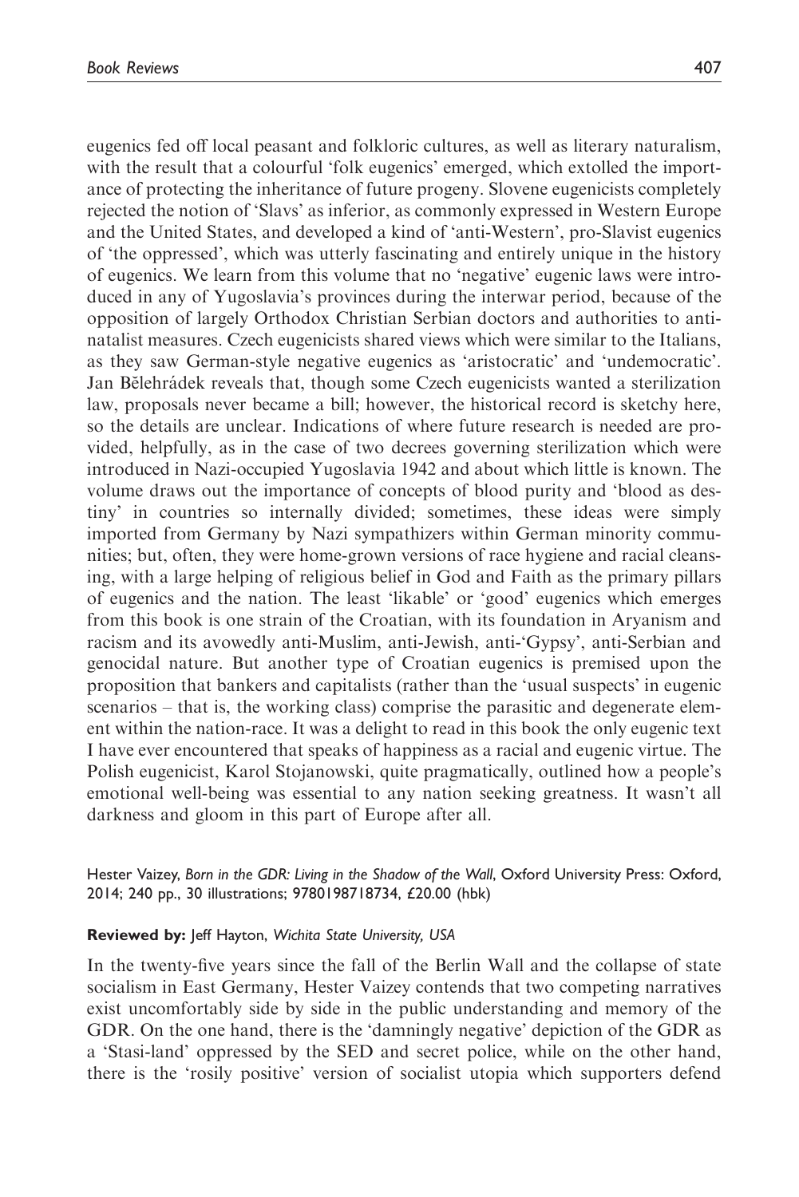eugenics fed off local peasant and folkloric cultures, as well as literary naturalism, with the result that a colourful 'folk eugenics' emerged, which extolled the importance of protecting the inheritance of future progeny. Slovene eugenicists completely rejected the notion of 'Slavs' as inferior, as commonly expressed in Western Europe and the United States, and developed a kind of 'anti-Western', pro-Slavist eugenics of 'the oppressed', which was utterly fascinating and entirely unique in the history of eugenics. We learn from this volume that no 'negative' eugenic laws were introduced in any of Yugoslavia's provinces during the interwar period, because of the opposition of largely Orthodox Christian Serbian doctors and authorities to antinatalist measures. Czech eugenicists shared views which were similar to the Italians, as they saw German-style negative eugenics as 'aristocratic' and 'undemocratic'. Jan Bělehrádek reveals that, though some Czech eugenicists wanted a sterilization law, proposals never became a bill; however, the historical record is sketchy here, so the details are unclear. Indications of where future research is needed are provided, helpfully, as in the case of two decrees governing sterilization which were introduced in Nazi-occupied Yugoslavia 1942 and about which little is known. The volume draws out the importance of concepts of blood purity and 'blood as destiny' in countries so internally divided; sometimes, these ideas were simply imported from Germany by Nazi sympathizers within German minority communities; but, often, they were home-grown versions of race hygiene and racial cleansing, with a large helping of religious belief in God and Faith as the primary pillars of eugenics and the nation. The least 'likable' or 'good' eugenics which emerges from this book is one strain of the Croatian, with its foundation in Aryanism and racism and its avowedly anti-Muslim, anti-Jewish, anti-'Gypsy', anti-Serbian and genocidal nature. But another type of Croatian eugenics is premised upon the proposition that bankers and capitalists (rather than the 'usual suspects' in eugenic scenarios – that is, the working class) comprise the parasitic and degenerate element within the nation-race. It was a delight to read in this book the only eugenic text I have ever encountered that speaks of happiness as a racial and eugenic virtue. The Polish eugenicist, Karol Stojanowski, quite pragmatically, outlined how a people's emotional well-being was essential to any nation seeking greatness. It wasn't all darkness and gloom in this part of Europe after all.

Hester Vaizey, *Born in the GDR: Living in the Shadow of the Wall*, Oxford University Press: Oxford, 2014; 240 pp., 30 illustrations; 9780198718734, £20.00 (hbk)

**Reviewed by:** Jeff Hayton, *Wichita State University, USA*

In the twenty-five years since the fall of the Berlin Wall and the collapse of state socialism in East Germany, Hester Vaizey contends that two competing narratives exist uncomfortably side by side in the public understanding and memory of the GDR. On the one hand, there is the 'damningly negative' depiction of the GDR as a 'Stasi-land' oppressed by the SED and secret police, while on the other hand, there is the 'rosily positive' version of socialist utopia which supporters defend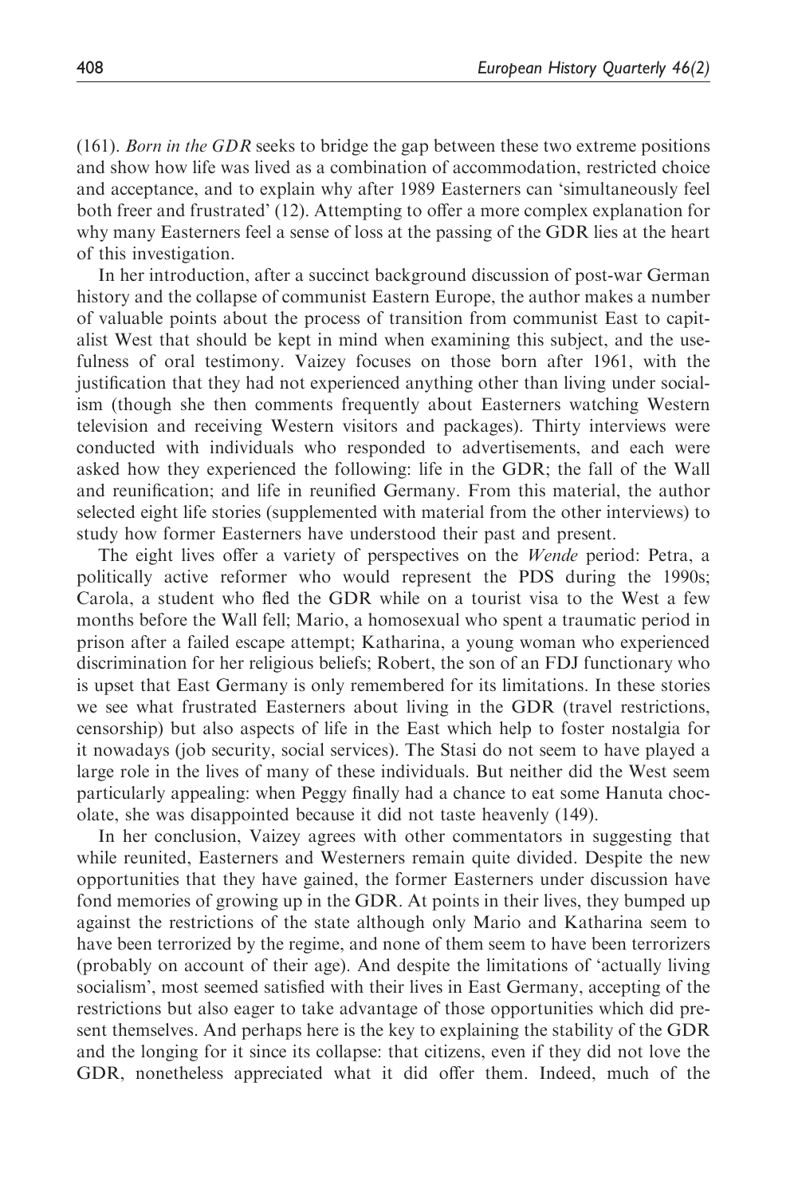(161). *Born in the GDR* seeks to bridge the gap between these two extreme positions and show how life was lived as a combination of accommodation, restricted choice and acceptance, and to explain why after 1989 Easterners can 'simultaneously feel both freer and frustrated' (12). Attempting to offer a more complex explanation for why many Easterners feel a sense of loss at the passing of the GDR lies at the heart of this investigation.

In her introduction, after a succinct background discussion of post-war German history and the collapse of communist Eastern Europe, the author makes a number of valuable points about the process of transition from communist East to capitalist West that should be kept in mind when examining this subject, and the usefulness of oral testimony. Vaizey focuses on those born after 1961, with the justification that they had not experienced anything other than living under socialism (though she then comments frequently about Easterners watching Western television and receiving Western visitors and packages). Thirty interviews were conducted with individuals who responded to advertisements, and each were asked how they experienced the following: life in the GDR; the fall of the Wall and reunification; and life in reunified Germany. From this material, the author selected eight life stories (supplemented with material from the other interviews) to study how former Easterners have understood their past and present.

The eight lives offer a variety of perspectives on the *Wende* period: Petra, a politically active reformer who would represent the PDS during the 1990s; Carola, a student who fled the GDR while on a tourist visa to the West a few months before the Wall fell; Mario, a homosexual who spent a traumatic period in prison after a failed escape attempt; Katharina, a young woman who experienced discrimination for her religious beliefs; Robert, the son of an FDJ functionary who is upset that East Germany is only remembered for its limitations. In these stories we see what frustrated Easterners about living in the GDR (travel restrictions, censorship) but also aspects of life in the East which help to foster nostalgia for it nowadays (job security, social services). The Stasi do not seem to have played a large role in the lives of many of these individuals. But neither did the West seem particularly appealing: when Peggy finally had a chance to eat some Hanuta chocolate, she was disappointed because it did not taste heavenly (149).

In her conclusion, Vaizey agrees with other commentators in suggesting that while reunited, Easterners and Westerners remain quite divided. Despite the new opportunities that they have gained, the former Easterners under discussion have fond memories of growing up in the GDR. At points in their lives, they bumped up against the restrictions of the state although only Mario and Katharina seem to have been terrorized by the regime, and none of them seem to have been terrorizers (probably on account of their age). And despite the limitations of 'actually living socialism', most seemed satisfied with their lives in East Germany, accepting of the restrictions but also eager to take advantage of those opportunities which did present themselves. And perhaps here is the key to explaining the stability of the GDR and the longing for it since its collapse: that citizens, even if they did not love the GDR, nonetheless appreciated what it did offer them. Indeed, much of the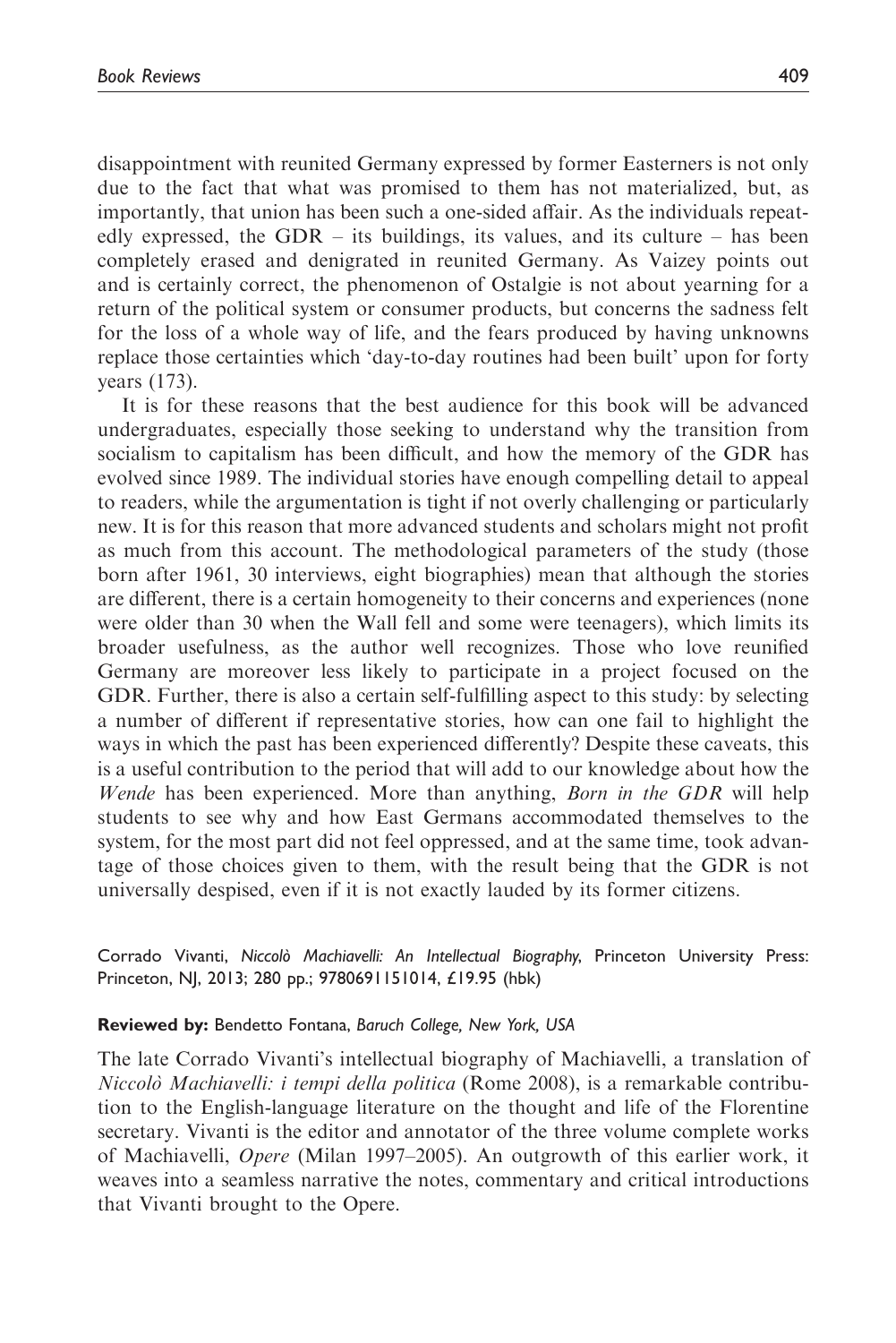disappointment with reunited Germany expressed by former Easterners is not only due to the fact that what was promised to them has not materialized, but, as importantly, that union has been such a one-sided affair. As the individuals repeatedly expressed, the GDR – its buildings, its values, and its culture – has been completely erased and denigrated in reunited Germany. As Vaizey points out and is certainly correct, the phenomenon of Ostalgie is not about yearning for a return of the political system or consumer products, but concerns the sadness felt for the loss of a whole way of life, and the fears produced by having unknowns replace those certainties which 'day-to-day routines had been built' upon for forty years (173).

It is for these reasons that the best audience for this book will be advanced undergraduates, especially those seeking to understand why the transition from socialism to capitalism has been difficult, and how the memory of the GDR has evolved since 1989. The individual stories have enough compelling detail to appeal to readers, while the argumentation is tight if not overly challenging or particularly new. It is for this reason that more advanced students and scholars might not profit as much from this account. The methodological parameters of the study (those born after 1961, 30 interviews, eight biographies) mean that although the stories are different, there is a certain homogeneity to their concerns and experiences (none were older than 30 when the Wall fell and some were teenagers), which limits its broader usefulness, as the author well recognizes. Those who love reunified Germany are moreover less likely to participate in a project focused on the GDR. Further, there is also a certain self-fulfilling aspect to this study: by selecting a number of different if representative stories, how can one fail to highlight the ways in which the past has been experienced differently? Despite these caveats, this is a useful contribution to the period that will add to our knowledge about how the *Wende* has been experienced. More than anything, *Born in the GDR* will help students to see why and how East Germans accommodated themselves to the system, for the most part did not feel oppressed, and at the same time, took advantage of those choices given to them, with the result being that the GDR is not universally despised, even if it is not exactly lauded by its former citizens.

Corrado Vivanti, *Niccolò Machiavelli: An Intellectual Biography*, Princeton University Press: Princeton, NJ, 2013; 280 pp.; 9780691151014, £19.95 (hbk)

**Reviewed by:** Bendetto Fontana, Baruch College, New York, USA

The late Corrado Vivanti's intellectual biography of Machiavelli, a translation of *Niccolò Machiavelli: i tempi della politica* (Rome 2008), is a remarkable contribution to the English-language literature on the thought and life of the Florentine secretary. Vivanti is the editor and annotator of the three volume complete works of Machiavelli, *Opere* (Milan 1997–2005). An outgrowth of this earlier work, it weaves into a seamless narrative the notes, commentary and critical introductions that Vivanti brought to the Opere.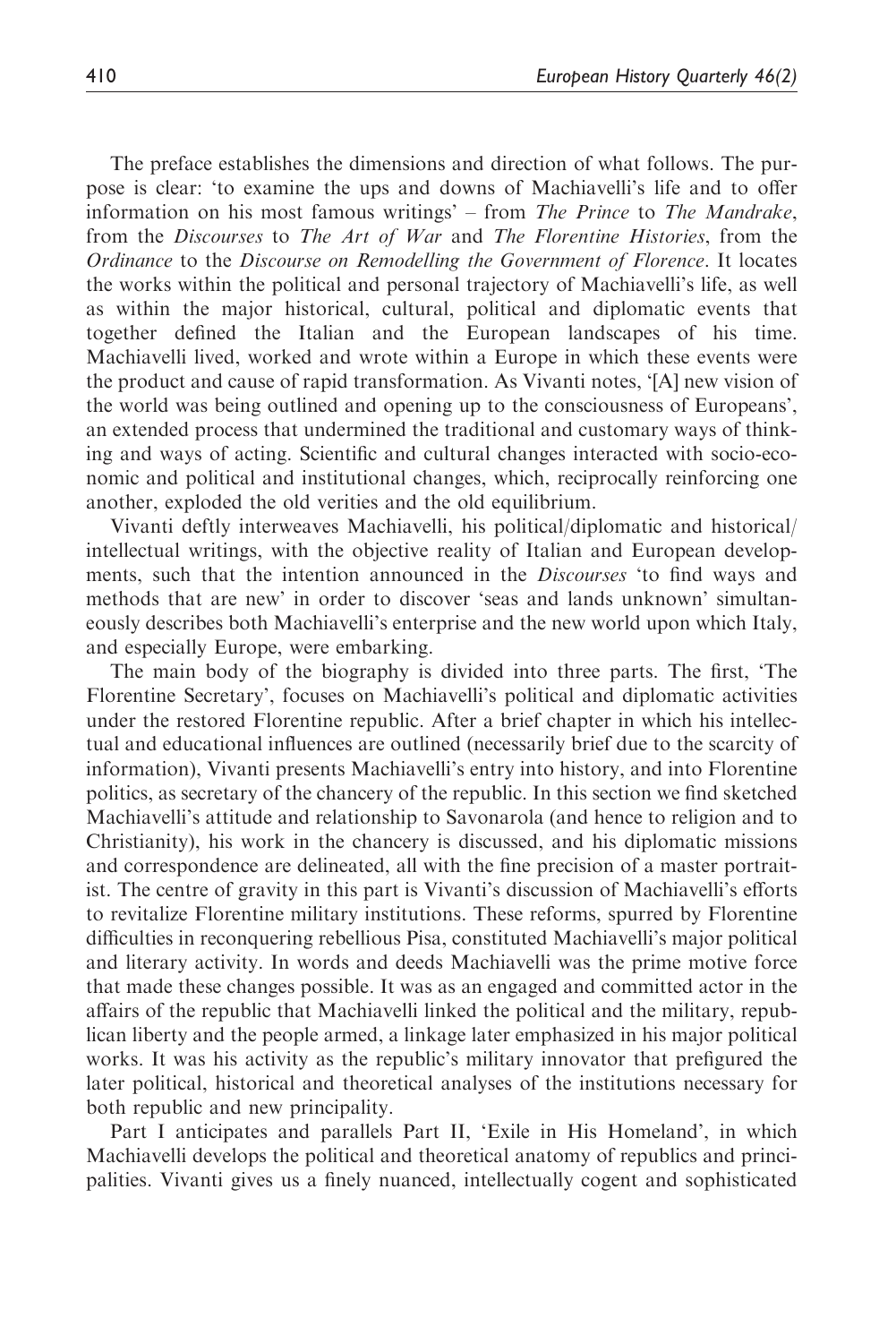The preface establishes the dimensions and direction of what follows. The purpose is clear: 'to examine the ups and downs of Machiavelli's life and to offer information on his most famous writings' – from *The Prince* to *The Mandrake*, from the *Discourses* to *The Art of War* and *The Florentine Histories*, from the *Ordinance* to the *Discourse on Remodelling the Government of Florence*. It locates the works within the political and personal trajectory of Machiavelli's life, as well as within the major historical, cultural, political and diplomatic events that together defined the Italian and the European landscapes of his time. Machiavelli lived, worked and wrote within a Europe in which these events were the product and cause of rapid transformation. As Vivanti notes, '[A] new vision of the world was being outlined and opening up to the consciousness of Europeans', an extended process that undermined the traditional and customary ways of thinking and ways of acting. Scientific and cultural changes interacted with socio-economic and political and institutional changes, which, reciprocally reinforcing one another, exploded the old verities and the old equilibrium.

Vivanti deftly interweaves Machiavelli, his political/diplomatic and historical/intellectual writings, with the objective reality of Italian and European developments, such that the intention announced in the *Discourses* 'to find ways and methods that are new' in order to discover 'seas and lands unknown' simultaneously describes both Machiavelli's enterprise and the new world upon which Italy, and especially Europe, were embarking.

The main body of the biography is divided into three parts. The first, 'The Florentine Secretary', focuses on Machiavelli's political and diplomatic activities under the restored Florentine republic. After a brief chapter in which his intellectual and educational influences are outlined (necessarily brief due to the scarcity of information), Vivanti presents Machiavelli's entry into history, and into Florentine politics, as secretary of the chancery of the republic. In this section we find sketched Machiavelli's attitude and relationship to Savonarola (and hence to religion and to Christianity), his work in the chancery is discussed, and his diplomatic missions and correspondence are delineated, all with the fine precision of a master portraitist. The centre of gravity in this part is Vivanti's discussion of Machiavelli's efforts to revitalize Florentine military institutions. These reforms, spurred by Florentine difficulties in reconquering rebellious Pisa, constituted Machiavelli's major political and literary activity. In words and deeds Machiavelli was the prime motive force that made these changes possible. It was as an engaged and committed actor in the affairs of the republic that Machiavelli linked the political and the military, republican liberty and the people armed, a linkage later emphasized in his major political works. It was his activity as the republic's military innovator that prefigured the later political, historical and theoretical analyses of the institutions necessary for both republic and new principality.

Part I anticipates and parallels Part II, 'Exile in His Homeland', in which Machiavelli develops the political and theoretical anatomy of republics and principalities. Vivanti gives us a finely nuanced, intellectually cogent and sophisticated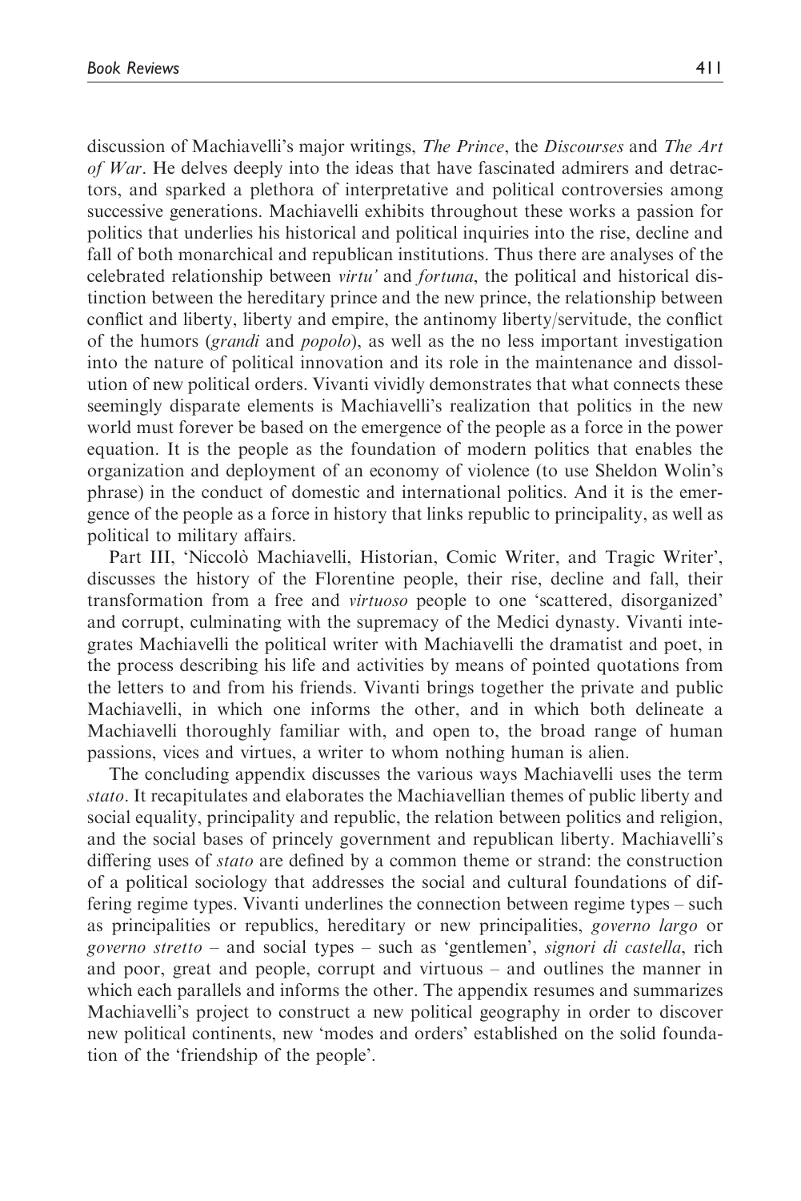discussion of Machiavelli's major writings, *The Prince*, the *Discourses* and *The Art of War*. He delves deeply into the ideas that have fascinated admirers and detractors, and sparked a plethora of interpretative and political controversies among successive generations. Machiavelli exhibits throughout these works a passion for politics that underlies his historical and political inquiries into the rise, decline and fall of both monarchical and republican institutions. Thus there are analyses of the celebrated relationship between *virtu'* and *fortuna*, the political and historical distinction between the hereditary prince and the new prince, the relationship between conflict and liberty, liberty and empire, the antinomy liberty/servitude, the conflict of the humors (*grandi* and *popolo*), as well as the no less important investigation into the nature of political innovation and its role in the maintenance and dissolution of new political orders. Vivanti vividly demonstrates that what connects these seemingly disparate elements is Machiavelli's realization that politics in the new world must forever be based on the emergence of the people as a force in the power equation. It is the people as the foundation of modern politics that enables the organization and deployment of an economy of violence (to use Sheldon Wolin's phrase) in the conduct of domestic and international politics. And it is the emergence of the people as a force in history that links republic to principality, as well as political to military affairs.

Part III, 'Niccolò Machiavelli, Historian, Comic Writer, and Tragic Writer', discusses the history of the Florentine people, their rise, decline and fall, their transformation from a free and *virtuoso* people to one 'scattered, disorganized' and corrupt, culminating with the supremacy of the Medici dynasty. Vivanti integrates Machiavelli the political writer with Machiavelli the dramatist and poet, in the process describing his life and activities by means of pointed quotations from the letters to and from his friends. Vivanti brings together the private and public Machiavelli, in which one informs the other, and in which both delineate a Machiavelli thoroughly familiar with, and open to, the broad range of human passions, vices and virtues, a writer to whom nothing human is alien.

The concluding appendix discusses the various ways Machiavelli uses the term *stato*. It recapitulates and elaborates the Machiavellian themes of public liberty and social equality, principality and republic, the relation between politics and religion, and the social bases of princely government and republican liberty. Machiavelli's differing uses of *stato* are defined by a common theme or strand: the construction of a political sociology that addresses the social and cultural foundations of differing regime types. Vivanti underlines the connection between regime types – such as principalities or republics, hereditary or new principalities, *governo largo* or *governo stretto* – and social types – such as 'gentlemen', *signori di castella*, rich and poor, great and people, corrupt and virtuous – and outlines the manner in which each parallels and informs the other. The appendix resumes and summarizes Machiavelli's project to construct a new political geography in order to discover new political continents, new 'modes and orders' established on the solid foundation of the 'friendship of the people'.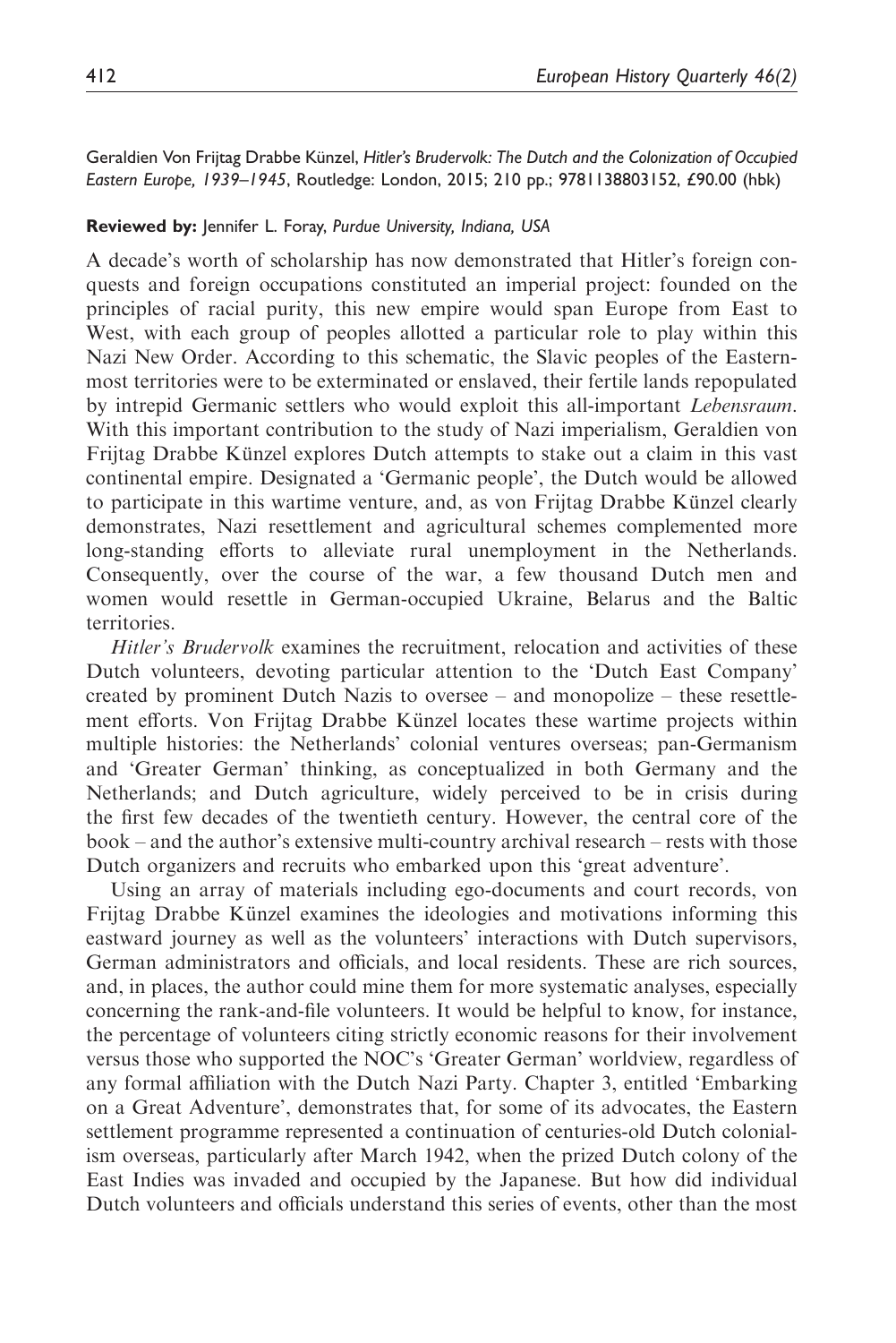Geraldien Von Frijtag Drabbe Künzel, *Hitler's Brudervolk: The Dutch and the Colonization of Occupied Eastern Europe, 1939–1945*, Routledge: London, 2015; 210 pp.; 9781138803152, £90.00 (hbk)

**Reviewed by:** Jennifer L. Foray, *Purdue University, Indiana, USA*

A decade's worth of scholarship has now demonstrated that Hitler's foreign conquests and foreign occupations constituted an imperial project: founded on the principles of racial purity, this new empire would span Europe from East to West, with each group of peoples allotted a particular role to play within this Nazi New Order. According to this schematic, the Slavic peoples of the Easternmost territories were to be exterminated or enslaved, their fertile lands repopulated by intrepid Germanic settlers who would exploit this all-important *Lebensraum*. With this important contribution to the study of Nazi imperialism, Geraldien von Frijtag Drabbe Künzel explores Dutch attempts to stake out a claim in this vast continental empire. Designated a 'Germanic people', the Dutch would be allowed to participate in this wartime venture, and, as von Frijtag Drabbe Künzel clearly demonstrates, Nazi resettlement and agricultural schemes complemented more long-standing efforts to alleviate rural unemployment in the Netherlands. Consequently, over the course of the war, a few thousand Dutch men and women would resettle in German-occupied Ukraine, Belarus and the Baltic territories.

*Hitler's Brudervolk* examines the recruitment, relocation and activities of these Dutch volunteers, devoting particular attention to the 'Dutch East Company' created by prominent Dutch Nazis to oversee – and monopolize – these resettlement efforts. Von Frijtag Drabbe Künzel locates these wartime projects within multiple histories: the Netherlands' colonial ventures overseas; pan-Germanism and 'Greater German' thinking, as conceptualized in both Germany and the Netherlands; and Dutch agriculture, widely perceived to be in crisis during the first few decades of the twentieth century. However, the central core of the book – and the author's extensive multi-country archival research – rests with those Dutch organizers and recruits who embarked upon this 'great adventure'.

Using an array of materials including ego-documents and court records, von Frijtag Drabbe Künzel examines the ideologies and motivations informing this eastward journey as well as the volunteers' interactions with Dutch supervisors, German administrators and officials, and local residents. These are rich sources, and, in places, the author could mine them for more systematic analyses, especially concerning the rank-and-file volunteers. It would be helpful to know, for instance, the percentage of volunteers citing strictly economic reasons for their involvement versus those who supported the NOC's 'Greater German' worldview, regardless of any formal affiliation with the Dutch Nazi Party. Chapter 3, entitled 'Embarking on a Great Adventure', demonstrates that, for some of its advocates, the Eastern settlement programme represented a continuation of centuries-old Dutch colonialism overseas, particularly after March 1942, when the prized Dutch colony of the East Indies was invaded and occupied by the Japanese. But how did individual Dutch volunteers and officials understand this series of events, other than the most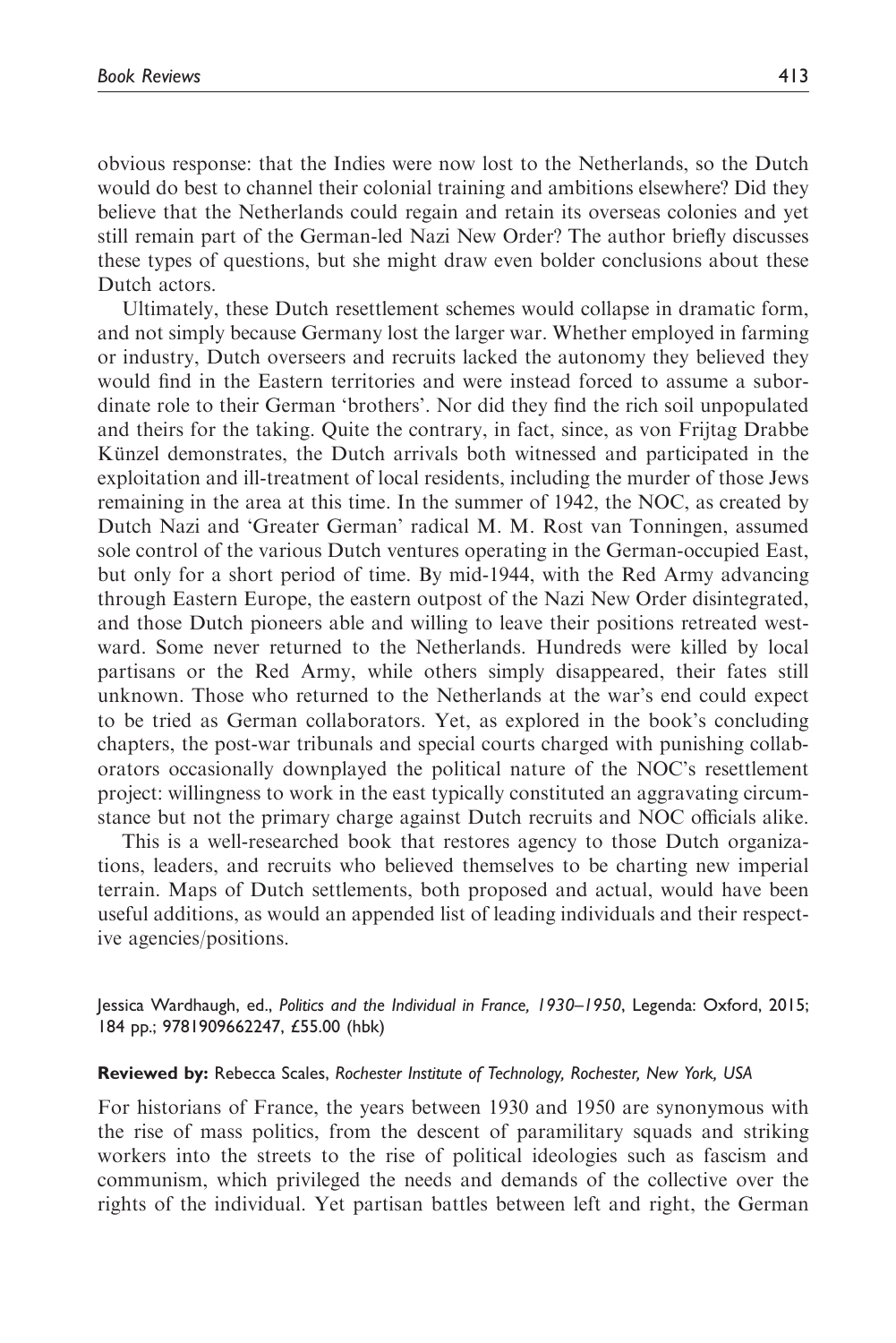obvious response: that the Indies were now lost to the Netherlands, so the Dutch would do best to channel their colonial training and ambitions elsewhere? Did they believe that the Netherlands could regain and retain its overseas colonies and yet still remain part of the German-led Nazi New Order? The author briefly discusses these types of questions, but she might draw even bolder conclusions about these Dutch actors.

Ultimately, these Dutch resettlement schemes would collapse in dramatic form, and not simply because Germany lost the larger war. Whether employed in farming or industry, Dutch overseers and recruits lacked the autonomy they believed they would find in the Eastern territories and were instead forced to assume a subordinate role to their German 'brothers'. Nor did they find the rich soil unpopulated and theirs for the taking. Quite the contrary, in fact, since, as von Frijtag Drabbe Künzel demonstrates, the Dutch arrivals both witnessed and participated in the exploitation and ill-treatment of local residents, including the murder of those Jews remaining in the area at this time. In the summer of 1942, the NOC, as created by Dutch Nazi and 'Greater German' radical M. M. Rost van Tonningen, assumed sole control of the various Dutch ventures operating in the German-occupied East, but only for a short period of time. By mid-1944, with the Red Army advancing through Eastern Europe, the eastern outpost of the Nazi New Order disintegrated, and those Dutch pioneers able and willing to leave their positions retreated westward. Some never returned to the Netherlands. Hundreds were killed by local partisans or the Red Army, while others simply disappeared, their fates still unknown. Those who returned to the Netherlands at the war's end could expect to be tried as German collaborators. Yet, as explored in the book's concluding chapters, the post-war tribunals and special courts charged with punishing collaborators occasionally downplayed the political nature of the NOC's resettlement project: willingness to work in the east typically constituted an aggravating circumstance but not the primary charge against Dutch recruits and NOC officials alike.

This is a well-researched book that restores agency to those Dutch organizations, leaders, and recruits who believed themselves to be charting new imperial terrain. Maps of Dutch settlements, both proposed and actual, would have been useful additions, as would an appended list of leading individuals and their respective agencies/positions.

Jessica Wardhaugh, ed., *Politics and the Individual in France, 1930–1950*, Legenda: Oxford, 2015; 184 pp.; 9781909662247, £55.00 (hbk)

**Reviewed by:** Rebecca Scales, *Rochester Institute of Technology, Rochester, New York, USA*

For historians of France, the years between 1930 and 1950 are synonymous with the rise of mass politics, from the descent of paramilitary squads and striking workers into the streets to the rise of political ideologies such as fascism and communism, which privileged the needs and demands of the collective over the rights of the individual. Yet partisan battles between left and right, the German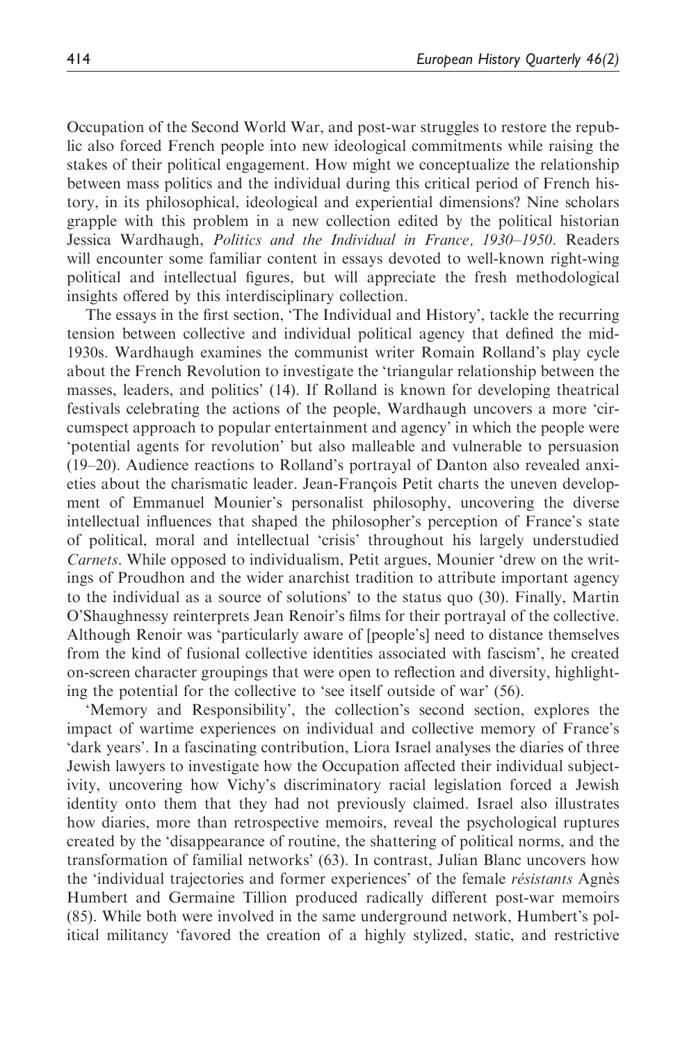Occupation of the Second World War, and post-war struggles to restore the republic also forced French people into new ideological commitments while raising the stakes of their political engagement. How might we conceptualize the relationship between mass politics and the individual during this critical period of French history, in its philosophical, ideological and experiential dimensions? Nine scholars grapple with this problem in a new collection edited by the political historian Jessica Wardhaugh, *Politics and the Individual in France, 1930–1950*. Readers will encounter some familiar content in essays devoted to well-known right-wing political and intellectual figures, but will appreciate the fresh methodological insights offered by this interdisciplinary collection.

The essays in the first section, 'The Individual and History', tackle the recurring tension between collective and individual political agency that defined the mid-1930s. Wardhaugh examines the communist writer Romain Rolland's play cycle about the French Revolution to investigate the 'triangular relationship between the masses, leaders, and politics' (14). If Rolland is known for developing theatrical festivals celebrating the actions of the people, Wardhaugh uncovers a more 'circumspect approach to popular entertainment and agency' in which the people were 'potential agents for revolution' but also malleable and vulnerable to persuasion (19–20). Audience reactions to Rolland's portrayal of Danton also revealed anxieties about the charismatic leader. Jean-François Petit charts the uneven development of Emmanuel Mounier's personalist philosophy, uncovering the diverse intellectual influences that shaped the philosopher's perception of France's state of political, moral and intellectual 'crisis' throughout his largely understudied *Carnets*. While opposed to individualism, Petit argues, Mounier 'drew on the writings of Proudhon and the wider anarchist tradition to attribute important agency to the individual as a source of solutions' to the status quo (30). Finally, Martin O'Shaughnessy reinterprets Jean Renoir's films for their portrayal of the collective. Although Renoir was 'particularly aware of [people's] need to distance themselves from the kind of fusional collective identities associated with fascism', he created on-screen character groupings that were open to reflection and diversity, highlighting the potential for the collective to 'see itself outside of war' (56).

'Memory and Responsibility', the collection's second section, explores the impact of wartime experiences on individual and collective memory of France's 'dark years'. In a fascinating contribution, Liora Israel analyses the diaries of three Jewish lawyers to investigate how the Occupation affected their individual subjectivity, uncovering how Vichy's discriminatory racial legislation forced a Jewish identity onto them that they had not previously claimed. Israel also illustrates how diaries, more than retrospective memoirs, reveal the psychological ruptures created by the 'disappearance of routine, the shattering of political norms, and the transformation of familial networks' (63). In contrast, Julian Blanc uncovers how the 'individual trajectories and former experiences' of the female *résistants* Agnès Humbert and Germaine Tillion produced radically different post-war memoirs (85). While both were involved in the same underground network, Humbert's political militancy 'favored the creation of a highly stylized, static, and restrictive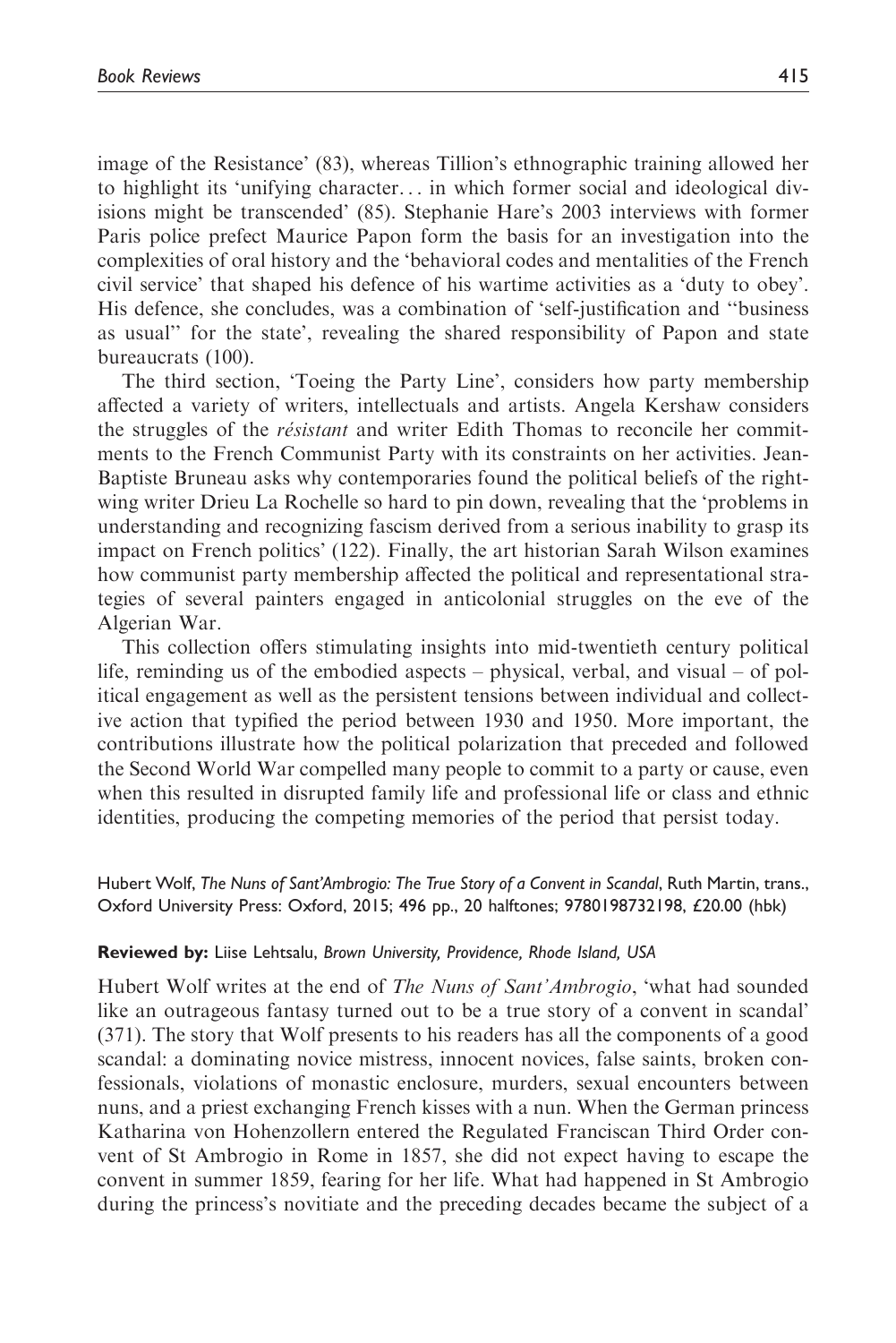image of the Resistance' (83), whereas Tillion's ethnographic training allowed her to highlight its 'unifying character… in which former social and ideological divisions might be transcended' (85). Stephanie Hare's 2003 interviews with former Paris police prefect Maurice Papon form the basis for an investigation into the complexities of oral history and the 'behavioral codes and mentalities of the French civil service' that shaped his defence of his wartime activities as a 'duty to obey'. His defence, she concludes, was a combination of 'self-justification and "business as usual" for the state', revealing the shared responsibility of Papon and state bureaucrats (100).

The third section, 'Toeing the Party Line', considers how party membership affected a variety of writers, intellectuals and artists. Angela Kershaw considers the struggles of the *résistant* and writer Edith Thomas to reconcile her commitments to the French Communist Party with its constraints on her activities. Jean-Baptiste Bruneau asks why contemporaries found the political beliefs of the right-wing writer Drieu La Rochelle so hard to pin down, revealing that the 'problems in understanding and recognizing fascism derived from a serious inability to grasp its impact on French politics' (122). Finally, the art historian Sarah Wilson examines how communist party membership affected the political and representational strategies of several painters engaged in anticolonial struggles on the eve of the Algerian War.

This collection offers stimulating insights into mid-twentieth century political life, reminding us of the embodied aspects – physical, verbal, and visual – of political engagement as well as the persistent tensions between individual and collective action that typified the period between 1930 and 1950. More important, the contributions illustrate how the political polarization that preceded and followed the Second World War compelled many people to commit to a party or cause, even when this resulted in disrupted family life and professional life or class and ethnic identities, producing the competing memories of the period that persist today.

Hubert Wolf, *The Nuns of Sant'Ambrogio: The True Story of a Convent in Scandal*, Ruth Martin, trans., Oxford University Press: Oxford, 2015; 496 pp., 20 halftones; 9780198732198, £20.00 (hbk)

**Reviewed by:** Liise Lehtsalu, *Brown University, Providence, Rhode Island, USA*

Hubert Wolf writes at the end of *The Nuns of Sant'Ambrogio*, 'what had sounded like an outrageous fantasy turned out to be a true story of a convent in scandal' (371). The story that Wolf presents to his readers has all the components of a good scandal: a dominating novice mistress, innocent novices, false saints, broken confessionals, violations of monastic enclosure, murders, sexual encounters between nuns, and a priest exchanging French kisses with a nun. When the German princess Katharina von Hohenzollern entered the Regulated Franciscan Third Order convent of St Ambrogio in Rome in 1857, she did not expect having to escape the convent in summer 1859, fearing for her life. What had happened in St Ambrogio during the princess's novitiate and the preceding decades became the subject of a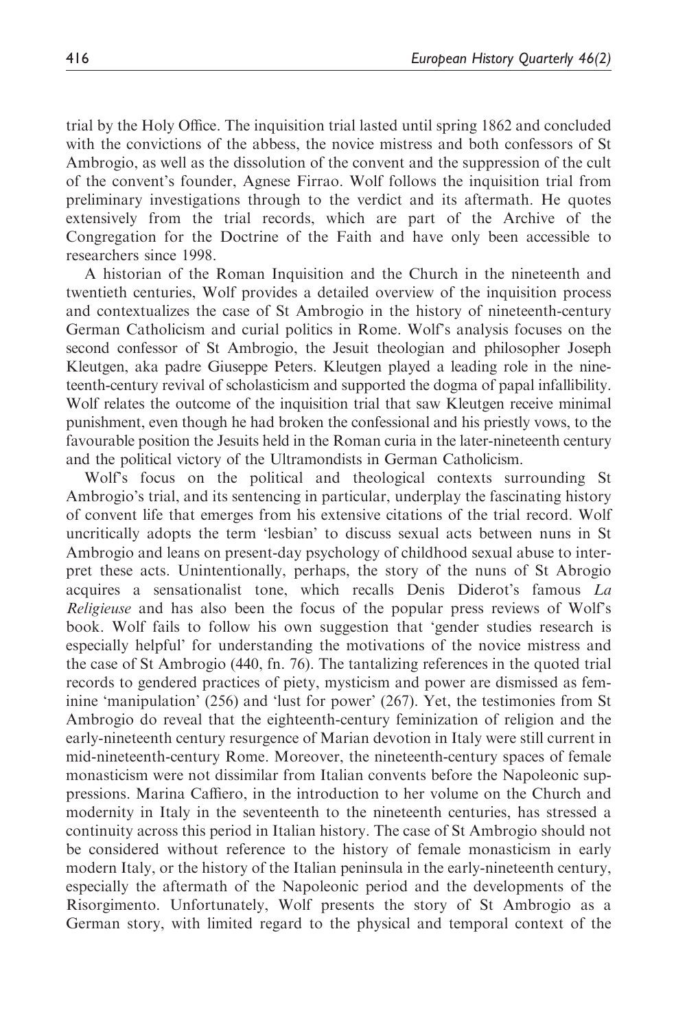trial by the Holy Office. The inquisition trial lasted until spring 1862 and concluded with the convictions of the abbess, the novice mistress and both confessors of St Ambrogio, as well as the dissolution of the convent and the suppression of the cult of the convent's founder, Agnese Firrao. Wolf follows the inquisition trial from preliminary investigations through to the verdict and its aftermath. He quotes extensively from the trial records, which are part of the Archive of the Congregation for the Doctrine of the Faith and have only been accessible to researchers since 1998.

A historian of the Roman Inquisition and the Church in the nineteenth and twentieth centuries, Wolf provides a detailed overview of the inquisition process and contextualizes the case of St Ambrogio in the history of nineteenth-century German Catholicism and curial politics in Rome. Wolf's analysis focuses on the second confessor of St Ambrogio, the Jesuit theologian and philosopher Joseph Kleutgen, aka padre Giuseppe Peters. Kleutgen played a leading role in the nineteenth-century revival of scholasticism and supported the dogma of papal infallibility. Wolf relates the outcome of the inquisition trial that saw Kleutgen receive minimal punishment, even though he had broken the confessional and his priestly vows, to the favourable position the Jesuits held in the Roman curia in the later-nineteenth century and the political victory of the Ultramondists in German Catholicism.

Wolf's focus on the political and theological contexts surrounding St Ambrogio's trial, and its sentencing in particular, underplay the fascinating history of convent life that emerges from his extensive citations of the trial record. Wolf uncritically adopts the term 'lesbian' to discuss sexual acts between nuns in St Ambrogio and leans on present-day psychology of childhood sexual abuse to interpret these acts. Unintentionally, perhaps, the story of the nuns of St Abrogio acquires a sensationalist tone, which recalls Denis Diderot's famous *La Religieuse* and has also been the focus of the popular press reviews of Wolf's book. Wolf fails to follow his own suggestion that 'gender studies research is especially helpful' for understanding the motivations of the novice mistress and the case of St Ambrogio (440, fn. 76). The tantalizing references in the quoted trial records to gendered practices of piety, mysticism and power are dismissed as feminine 'manipulation' (256) and 'lust for power' (267). Yet, the testimonies from St Ambrogio do reveal that the eighteenth-century feminization of religion and the early-nineteenth century resurgence of Marian devotion in Italy were still current in mid-nineteenth-century Rome. Moreover, the nineteenth-century spaces of female monasticism were not dissimilar from Italian convents before the Napoleonic suppressions. Marina Caffiero, in the introduction to her volume on the Church and modernity in Italy in the seventeenth to the nineteenth centuries, has stressed a continuity across this period in Italian history. The case of St Ambrogio should not be considered without reference to the history of female monasticism in early modern Italy, or the history of the Italian peninsula in the early-nineteenth century, especially the aftermath of the Napoleonic period and the developments of the Risorgimento. Unfortunately, Wolf presents the story of St Ambrogio as a German story, with limited regard to the physical and temporal context of the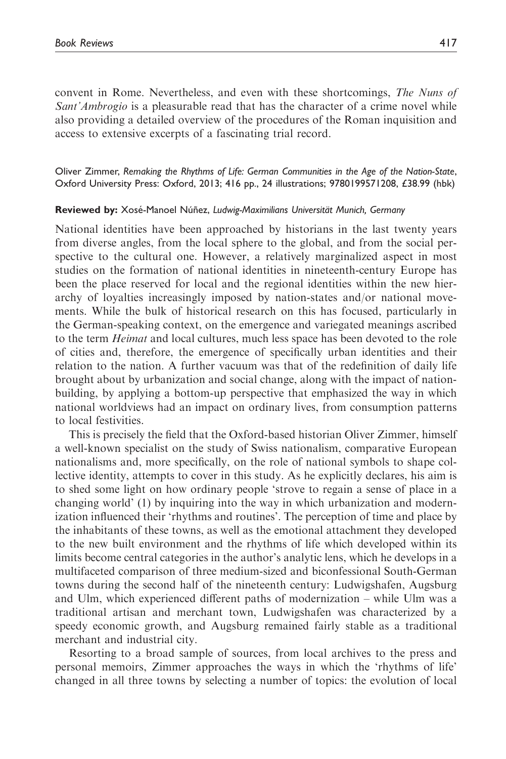convent in Rome. Nevertheless, and even with these shortcomings, *The Nuns of Sant'Ambrogio* is a pleasurable read that has the character of a crime novel while also providing a detailed overview of the procedures of the Roman inquisition and access to extensive excerpts of a fascinating trial record.

Oliver Zimmer, *Remaking the Rhythms of Life: German Communities in the Age of the Nation-State*, Oxford University Press: Oxford, 2013; 416 pp., 24 illustrations; 9780199571208, £38.99 (hbk)

**Reviewed by:** Xosé-Manoel Núñez, *Ludwig-Maximilians Universität Munich, Germany*

National identities have been approached by historians in the last twenty years from diverse angles, from the local sphere to the global, and from the social perspective to the cultural one. However, a relatively marginalized aspect in most studies on the formation of national identities in nineteenth-century Europe has been the place reserved for local and the regional identities within the new hierarchy of loyalties increasingly imposed by nation-states and/or national movements. While the bulk of historical research on this has focused, particularly in the German-speaking context, on the emergence and variegated meanings ascribed to the term *Heimat* and local cultures, much less space has been devoted to the role of cities and, therefore, the emergence of specifically urban identities and their relation to the nation. A further vacuum was that of the redefinition of daily life brought about by urbanization and social change, along with the impact of nation-building, by applying a bottom-up perspective that emphasized the way in which national worldviews had an impact on ordinary lives, from consumption patterns to local festivities.

This is precisely the field that the Oxford-based historian Oliver Zimmer, himself a well-known specialist on the study of Swiss nationalism, comparative European nationalisms and, more specifically, on the role of national symbols to shape collective identity, attempts to cover in this study. As he explicitly declares, his aim is to shed some light on how ordinary people 'strove to regain a sense of place in a changing world' (1) by inquiring into the way in which urbanization and modernization influenced their 'rhythms and routines'. The perception of time and place by the inhabitants of these towns, as well as the emotional attachment they developed to the new built environment and the rhythms of life which developed within its limits become central categories in the author's analytic lens, which he develops in a multifaceted comparison of three medium-sized and biconfessional South-German towns during the second half of the nineteenth century: Ludwigshafen, Augsburg and Ulm, which experienced different paths of modernization – while Ulm was a traditional artisan and merchant town, Ludwigshafen was characterized by a speedy economic growth, and Augsburg remained fairly stable as a traditional merchant and industrial city.

Resorting to a broad sample of sources, from local archives to the press and personal memoirs, Zimmer approaches the ways in which the 'rhythms of life' changed in all three towns by selecting a number of topics: the evolution of local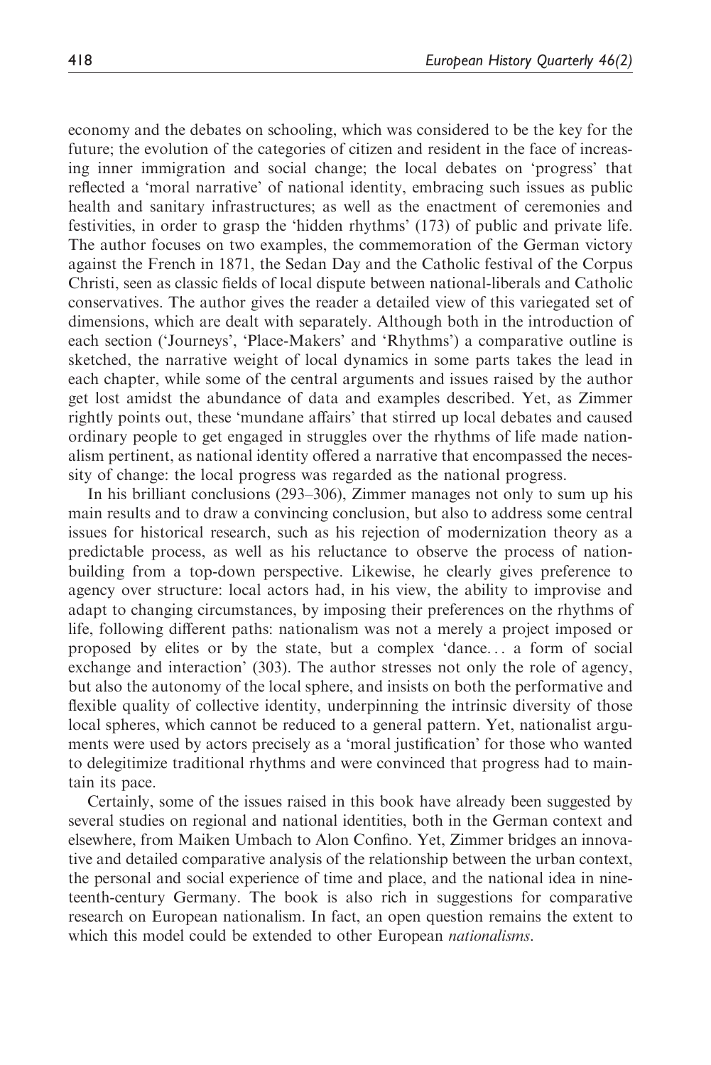economy and the debates on schooling, which was considered to be the key for the future; the evolution of the categories of citizen and resident in the face of increasing inner immigration and social change; the local debates on 'progress' that reflected a 'moral narrative' of national identity, embracing such issues as public health and sanitary infrastructures; as well as the enactment of ceremonies and festivities, in order to grasp the 'hidden rhythms' (173) of public and private life. The author focuses on two examples, the commemoration of the German victory against the French in 1871, the Sedan Day and the Catholic festival of the Corpus Christi, seen as classic fields of local dispute between national-liberals and Catholic conservatives. The author gives the reader a detailed view of this variegated set of dimensions, which are dealt with separately. Although both in the introduction of each section ('Journeys', 'Place-Makers' and 'Rhythms') a comparative outline is sketched, the narrative weight of local dynamics in some parts takes the lead in each chapter, while some of the central arguments and issues raised by the author get lost amidst the abundance of data and examples described. Yet, as Zimmer rightly points out, these 'mundane affairs' that stirred up local debates and caused ordinary people to get engaged in struggles over the rhythms of life made nationalism pertinent, as national identity offered a narrative that encompassed the necessity of change: the local progress was regarded as the national progress.

In his brilliant conclusions (293–306), Zimmer manages not only to sum up his main results and to draw a convincing conclusion, but also to address some central issues for historical research, such as his rejection of modernization theory as a predictable process, as well as his reluctance to observe the process of nation-building from a top-down perspective. Likewise, he clearly gives preference to agency over structure: local actors had, in his view, the ability to improvise and adapt to changing circumstances, by imposing their preferences on the rhythms of life, following different paths: nationalism was not a merely a project imposed or proposed by elites or by the state, but a complex 'dance… a form of social exchange and interaction' (303). The author stresses not only the role of agency, but also the autonomy of the local sphere, and insists on both the performative and flexible quality of collective identity, underpinning the intrinsic diversity of those local spheres, which cannot be reduced to a general pattern. Yet, nationalist arguments were used by actors precisely as a 'moral justification' for those who wanted to delegitimize traditional rhythms and were convinced that progress had to maintain its pace.

Certainly, some of the issues raised in this book have already been suggested by several studies on regional and national identities, both in the German context and elsewhere, from Maiken Umbach to Alon Confino. Yet, Zimmer bridges an innovative and detailed comparative analysis of the relationship between the urban context, the personal and social experience of time and place, and the national idea in nineteenth-century Germany. The book is also rich in suggestions for comparative research on European nationalism. In fact, an open question remains the extent to which this model could be extended to other European *nationalisms*.